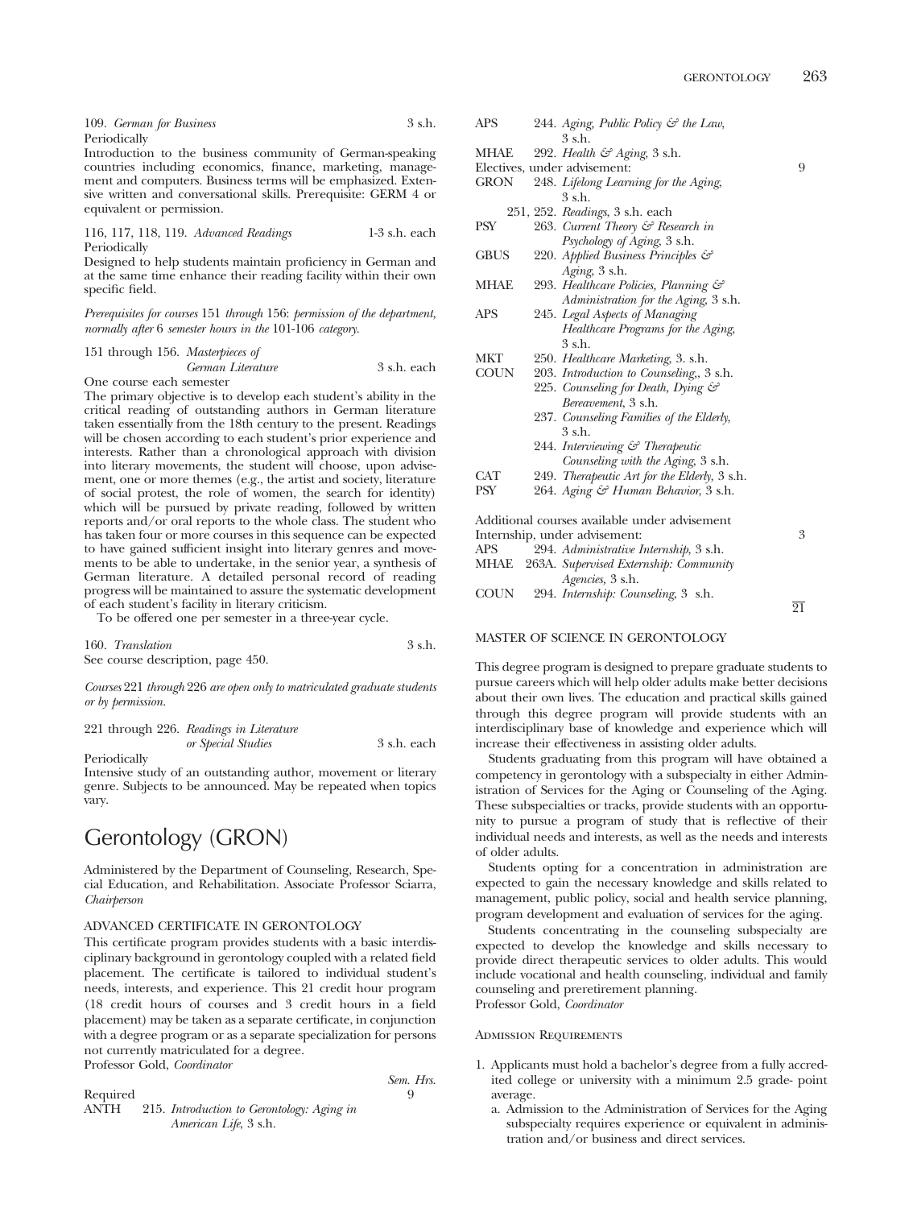109. *German for Business* 3 s.h.
Periodically
Introduction to the business community of German-speaking countries including economics, finance, marketing, management and computers. Business terms will be emphasized. Extensive written and conversational skills. Prerequisite: GERM 4 or equivalent or permission.

116, 117, 118, 119. *Advanced Readings* 1-3 s.h. each
Periodically
Designed to help students maintain proficiency in German and at the same time enhance their reading facility within their own specific field.

*Prerequisites for courses* 151 *through* 156: *permission of the department, normally after* 6 *semester hours in the* 101-106 *category.*

151 through 156. *Masterpieces of German Literature* 3 s.h. each
One course each semester
The primary objective is to develop each student's ability in the critical reading of outstanding authors in German literature taken essentially from the 18th century to the present. Readings will be chosen according to each student's prior experience and interests. Rather than a chronological approach with division into literary movements, the student will choose, upon advisement, one or more themes (e.g., the artist and society, literature of social protest, the role of women, the search for identity) which will be pursued by private reading, followed by written reports and/or oral reports to the whole class. The student who has taken four or more courses in this sequence can be expected to have gained sufficient insight into literary genres and movements to be able to undertake, in the senior year, a synthesis of German literature. A detailed personal record of reading progress will be maintained to assure the systematic development of each student's facility in literary criticism.

To be offered one per semester in a three-year cycle.

160. *Translation* 3 s.h.
See course description, page 450.

*Courses* 221 *through* 226 *are open only to matriculated graduate students or by permission.*

221 through 226. *Readings in Literature or Special Studies* 3 s.h. each
Periodically
Intensive study of an outstanding author, movement or literary genre. Subjects to be announced. May be repeated when topics vary.

# Gerontology (GRON)

Administered by the Department of Counseling, Research, Special Education, and Rehabilitation. Associate Professor Sciarra, *Chairperson*

## ADVANCED CERTIFICATE IN GERONTOLOGY

This certificate program provides students with a basic interdisciplinary background in gerontology coupled with a related field placement. The certificate is tailored to individual student's needs, interests, and experience. This 21 credit hour program (18 credit hours of courses and 3 credit hours in a field placement) may be taken as a separate certificate, in conjunction with a degree program or as a separate specialization for persons not currently matriculated for a degree.
Professor Gold, *Coordinator*

| | | *Sem. Hrs.* |
|---|---|---|
| Required | | 9 |
| ANTH | 215. *Introduction to Gerontology: Aging in American Life*, 3 s.h. | |
| APS | 244. *Aging, Public Policy & the Law*, 3 s.h. | |
| MHAE | 292. *Health & Aging*, 3 s.h. | |
| Electives, under advisement: | | 9 |
| GRON | 248. *Lifelong Learning for the Aging*, 3 s.h. | |
| | 251, 252. *Readings*, 3 s.h. each | |
| PSY | 263. *Current Theory & Research in Psychology of Aging*, 3 s.h. | |
| GBUS | 220. *Applied Business Principles & Aging*, 3 s.h. | |
| MHAE | 293. *Healthcare Policies, Planning & Administration for the Aging*, 3 s.h. | |
| APS | 245. *Legal Aspects of Managing Healthcare Programs for the Aging*, 3 s.h. | |
| MKT | 250. *Healthcare Marketing*, 3. s.h. | |
| COUN | 203. *Introduction to Counseling,*, 3 s.h. | |
| | 225. *Counseling for Death, Dying & Bereavement*, 3 s.h. | |
| | 237. *Counseling Families of the Elderly*, 3 s.h. | |
| | 244. *Interviewing & Therapeutic Counseling with the Aging*, 3 s.h. | |
| CAT | 249. *Therapeutic Art for the Elderly*, 3 s.h. | |
| PSY | 264. *Aging & Human Behavior*, 3 s.h. | |
| Additional courses available under advisement | | |
| Internship, under advisement: | | 3 |
| APS | 294. *Administrative Internship*, 3 s.h. | |
| MHAE | 263A. *Supervised Externship: Community Agencies*, 3 s.h. | |
| COUN | 294. *Internship: Counseling*, 3 s.h. | |
| | | 21 |

## MASTER OF SCIENCE IN GERONTOLOGY

This degree program is designed to prepare graduate students to pursue careers which will help older adults make better decisions about their own lives. The education and practical skills gained through this degree program will provide students with an interdisciplinary base of knowledge and experience which will increase their effectiveness in assisting older adults.

Students graduating from this program will have obtained a competency in gerontology with a subspecialty in either Administration of Services for the Aging or Counseling of the Aging. These subspecialties or tracks, provide students with an opportunity to pursue a program of study that is reflective of their individual needs and interests, as well as the needs and interests of older adults.

Students opting for a concentration in administration are expected to gain the necessary knowledge and skills related to management, public policy, social and health service planning, program development and evaluation of services for the aging.

Students concentrating in the counseling subspecialty are expected to develop the knowledge and skills necessary to provide direct therapeutic services to older adults. This would include vocational and health counseling, individual and family counseling and preretirement planning.
Professor Gold, *Coordinator*

### Admission Requirements

1. Applicants must hold a bachelor's degree from a fully accredited college or university with a minimum 2.5 grade- point average.
   a. Admission to the Administration of Services for the Aging subspecialty requires experience or equivalent in administration and/or business and direct services.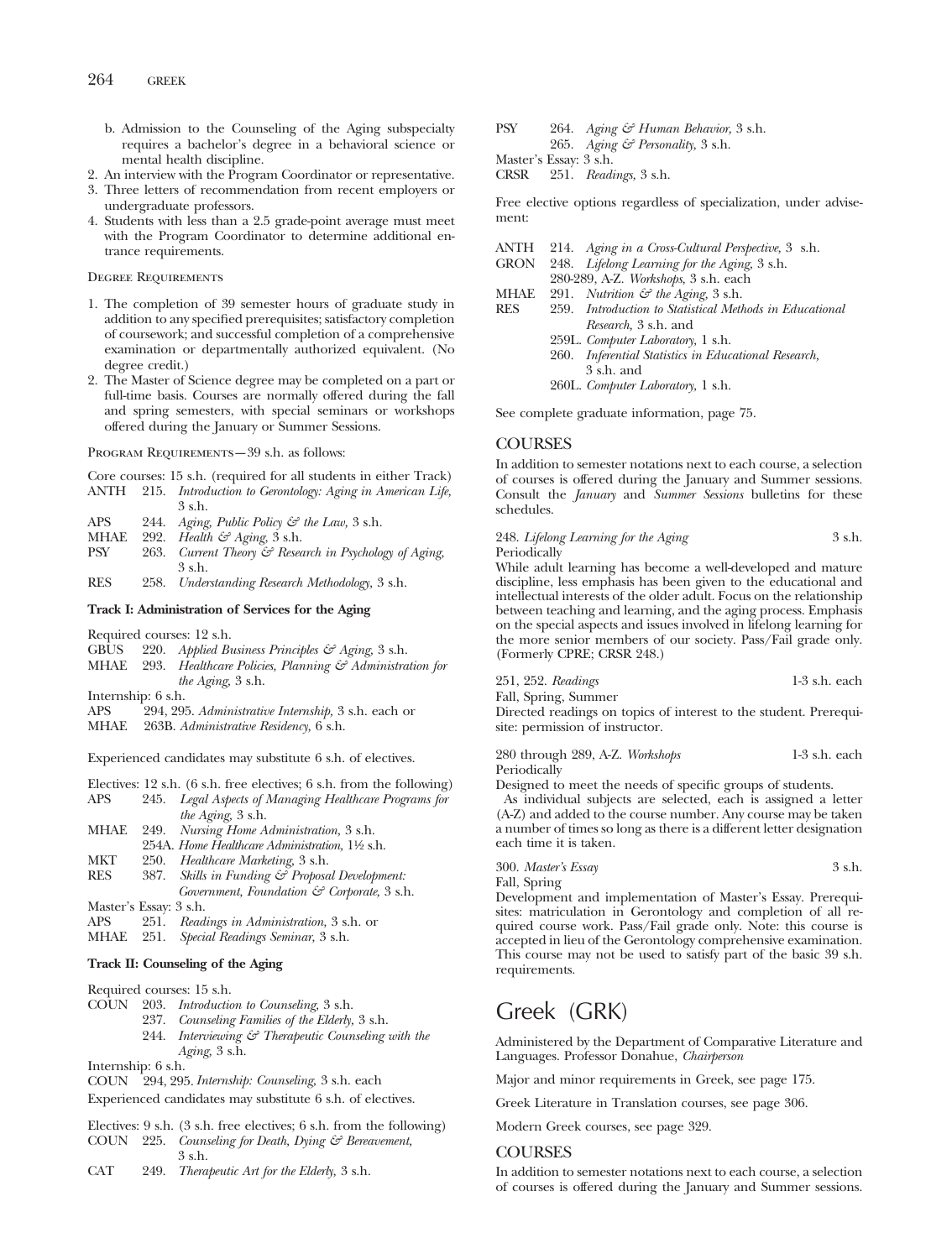b. Admission to the Counseling of the Aging subspecialty requires a bachelor's degree in a behavioral science or mental health discipline.
2. An interview with the Program Coordinator or representative.
3. Three letters of recommendation from recent employers or undergraduate professors.
4. Students with less than a 2.5 grade-point average must meet with the Program Coordinator to determine additional entrance requirements.

Degree Requirements

1. The completion of 39 semester hours of graduate study in addition to any specified prerequisites; satisfactory completion of coursework; and successful completion of a comprehensive examination or departmentally authorized equivalent. (No degree credit.)
2. The Master of Science degree may be completed on a part or full-time basis. Courses are normally offered during the fall and spring semesters, with special seminars or workshops offered during the January or Summer Sessions.

Program Requirements—39 s.h. as follows:

Core courses: 15 s.h. (required for all students in either Track)

ANTH 215. *Introduction to Gerontology: Aging in American Life,* 3 s.h.
APS 244. *Aging, Public Policy & the Law,* 3 s.h.
MHAE 292. *Health & Aging,* 3 s.h.
PSY 263. *Current Theory & Research in Psychology of Aging,* 3 s.h.
RES 258. *Understanding Research Methodology,* 3 s.h.

**Track I: Administration of Services for the Aging**

Required courses: 12 s.h.
GBUS 220. *Applied Business Principles & Aging,* 3 s.h.
MHAE 293. *Healthcare Policies, Planning & Administration for the Aging,* 3 s.h.

Internship: 6 s.h.
APS 294, 295. *Administrative Internship,* 3 s.h. each or
MHAE 263B. *Administrative Residency,* 6 s.h.

Experienced candidates may substitute 6 s.h. of electives.

Electives: 12 s.h. (6 s.h. free electives; 6 s.h. from the following)
APS 245. *Legal Aspects of Managing Healthcare Programs for the Aging,* 3 s.h.
MHAE 249. *Nursing Home Administration,* 3 s.h.
254A. *Home Healthcare Administration,* 1½ s.h.
MKT 250. *Healthcare Marketing,* 3 s.h.
RES 387. *Skills in Funding & Proposal Development: Government, Foundation & Corporate,* 3 s.h.

Master's Essay: 3 s.h.
APS 251. *Readings in Administration,* 3 s.h. or
MHAE 251. *Special Readings Seminar,* 3 s.h.

**Track II: Counseling of the Aging**

Required courses: 15 s.h.
COUN 203. *Introduction to Counseling,* 3 s.h.
237. *Counseling Families of the Elderly,* 3 s.h.
244. *Interviewing & Therapeutic Counseling with the Aging,* 3 s.h.

Internship: 6 s.h.
COUN 294, 295. *Internship: Counseling,* 3 s.h. each

Experienced candidates may substitute 6 s.h. of electives.

Electives: 9 s.h. (3 s.h. free electives; 6 s.h. from the following)
COUN 225. *Counseling for Death, Dying & Bereavement,* 3 s.h.
CAT 249. *Therapeutic Art for the Elderly,* 3 s.h.
PSY 264. *Aging & Human Behavior,* 3 s.h.
265. *Aging & Personality,* 3 s.h.

Master's Essay: 3 s.h.
CRSR 251. *Readings,* 3 s.h.

Free elective options regardless of specialization, under advisement:

ANTH 214. *Aging in a Cross-Cultural Perspective,* 3 s.h.
GRON 248. *Lifelong Learning for the Aging,* 3 s.h.
280-289, A-Z. *Workshops,* 3 s.h. each
MHAE 291. *Nutrition & the Aging,* 3 s.h.
RES 259. *Introduction to Statistical Methods in Educational Research,* 3 s.h. and
259L. *Computer Laboratory,* 1 s.h.
260. *Inferential Statistics in Educational Research,* 3 s.h. and
260L. *Computer Laboratory,* 1 s.h.

See complete graduate information, page 75.

## COURSES

In addition to semester notations next to each course, a selection of courses is offered during the January and Summer sessions. Consult the *January* and *Summer Sessions* bulletins for these schedules.

248. *Lifelong Learning for the Aging* 3 s.h.
Periodically
While adult learning has become a well-developed and mature discipline, less emphasis has been given to the educational and intellectual interests of the older adult. Focus on the relationship between teaching and learning, and the aging process. Emphasis on the special aspects and issues involved in lifelong learning for the more senior members of our society. Pass/Fail grade only. (Formerly CPRE; CRSR 248.)

251, 252. *Readings* 1-3 s.h. each
Fall, Spring, Summer
Directed readings on topics of interest to the student. Prerequisite: permission of instructor.

280 through 289, A-Z. *Workshops* 1-3 s.h. each
Periodically
Designed to meet the needs of specific groups of students.
As individual subjects are selected, each is assigned a letter (A-Z) and added to the course number. Any course may be taken a number of times so long as there is a different letter designation each time it is taken.

300. *Master's Essay* 3 s.h.
Fall, Spring
Development and implementation of Master's Essay. Prerequisites: matriculation in Gerontology and completion of all required course work. Pass/Fail grade only. Note: this course is accepted in lieu of the Gerontology comprehensive examination. This course may not be used to satisfy part of the basic 39 s.h. requirements.

# Greek (GRK)

Administered by the Department of Comparative Literature and Languages. Professor Donahue, *Chairperson*

Major and minor requirements in Greek, see page 175.

Greek Literature in Translation courses, see page 306.

Modern Greek courses, see page 329.

## COURSES

In addition to semester notations next to each course, a selection of courses is offered during the January and Summer sessions.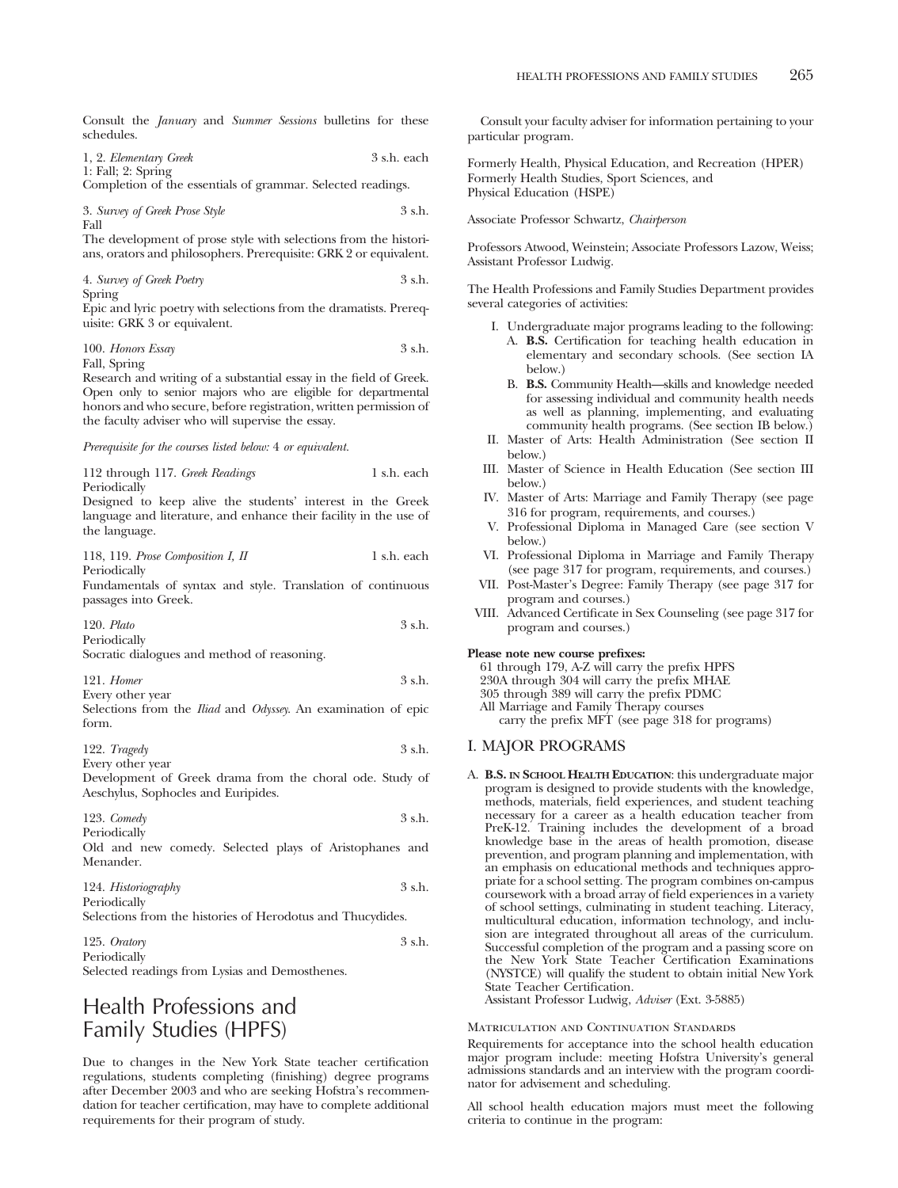Consult the *January* and *Summer Sessions* bulletins for these schedules.

1, 2. *Elementary Greek* 3 s.h. each
1: Fall; 2: Spring
Completion of the essentials of grammar. Selected readings.

3. *Survey of Greek Prose Style* 3 s.h.
Fall
The development of prose style with selections from the historians, orators and philosophers. Prerequisite: GRK 2 or equivalent.

4. *Survey of Greek Poetry* 3 s.h.
Spring
Epic and lyric poetry with selections from the dramatists. Prerequisite: GRK 3 or equivalent.

100. *Honors Essay* 3 s.h.
Fall, Spring
Research and writing of a substantial essay in the field of Greek. Open only to senior majors who are eligible for departmental honors and who secure, before registration, written permission of the faculty adviser who will supervise the essay.

*Prerequisite for the courses listed below:* 4 *or equivalent.*

112 through 117. *Greek Readings* 1 s.h. each
Periodically
Designed to keep alive the students' interest in the Greek language and literature, and enhance their facility in the use of the language.

118, 119. *Prose Composition I, II* 1 s.h. each
Periodically
Fundamentals of syntax and style. Translation of continuous passages into Greek.

120. *Plato* 3 s.h.
Periodically
Socratic dialogues and method of reasoning.

121. *Homer* 3 s.h.
Every other year
Selections from the *Iliad* and *Odyssey*. An examination of epic form.

122. *Tragedy* 3 s.h.
Every other year
Development of Greek drama from the choral ode. Study of Aeschylus, Sophocles and Euripides.

123. *Comedy* 3 s.h.
Periodically
Old and new comedy. Selected plays of Aristophanes and Menander.

124. *Historiography* 3 s.h.
Periodically
Selections from the histories of Herodotus and Thucydides.

125. *Oratory* 3 s.h.
Periodically
Selected readings from Lysias and Demosthenes.

# Health Professions and Family Studies (HPFS)

Due to changes in the New York State teacher certification regulations, students completing (finishing) degree programs after December 2003 and who are seeking Hofstra's recommendation for teacher certification, may have to complete additional requirements for their program of study.

Consult your faculty adviser for information pertaining to your particular program.

Formerly Health, Physical Education, and Recreation (HPER)
Formerly Health Studies, Sport Sciences, and Physical Education (HSPE)

Associate Professor Schwartz, *Chairperson*

Professors Atwood, Weinstein; Associate Professors Lazow, Weiss; Assistant Professor Ludwig.

The Health Professions and Family Studies Department provides several categories of activities:

- I. Undergraduate major programs leading to the following:
  - A. **B.S.** Certification for teaching health education in elementary and secondary schools. (See section IA below.)
  - B. **B.S.** Community Health—skills and knowledge needed for assessing individual and community health needs as well as planning, implementing, and evaluating community health programs. (See section IB below.)
- II. Master of Arts: Health Administration (See section II below.)
- III. Master of Science in Health Education (See section III below.)
- IV. Master of Arts: Marriage and Family Therapy (see page 316 for program, requirements, and courses.)
- V. Professional Diploma in Managed Care (see section V below.)
- VI. Professional Diploma in Marriage and Family Therapy (see page 317 for program, requirements, and courses.)
- VII. Post-Master's Degree: Family Therapy (see page 317 for program and courses.)
- VIII. Advanced Certificate in Sex Counseling (see page 317 for program and courses.)

**Please note new course prefixes:**
61 through 179, A-Z will carry the prefix HPFS
230A through 304 will carry the prefix MHAE
305 through 389 will carry the prefix PDMC
All Marriage and Family Therapy courses carry the prefix MFT (see page 318 for programs)

## I. MAJOR PROGRAMS

A. **B.S. IN SCHOOL HEALTH EDUCATION**: this undergraduate major program is designed to provide students with the knowledge, methods, materials, field experiences, and student teaching necessary for a career as a health education teacher from PreK-12. Training includes the development of a broad knowledge base in the areas of health promotion, disease prevention, and program planning and implementation, with an emphasis on educational methods and techniques appropriate for a school setting. The program combines on-campus coursework with a broad array of field experiences in a variety of school settings, culminating in student teaching. Literacy, multicultural education, information technology, and inclusion are integrated throughout all areas of the curriculum. Successful completion of the program and a passing score on the New York State Teacher Certification Examinations (NYSTCE) will qualify the student to obtain initial New York State Teacher Certification.
Assistant Professor Ludwig, *Adviser* (Ext. 3-5885)

MATRICULATION AND CONTINUATION STANDARDS

Requirements for acceptance into the school health education major program include: meeting Hofstra University's general admissions standards and an interview with the program coordinator for advisement and scheduling.

All school health education majors must meet the following criteria to continue in the program: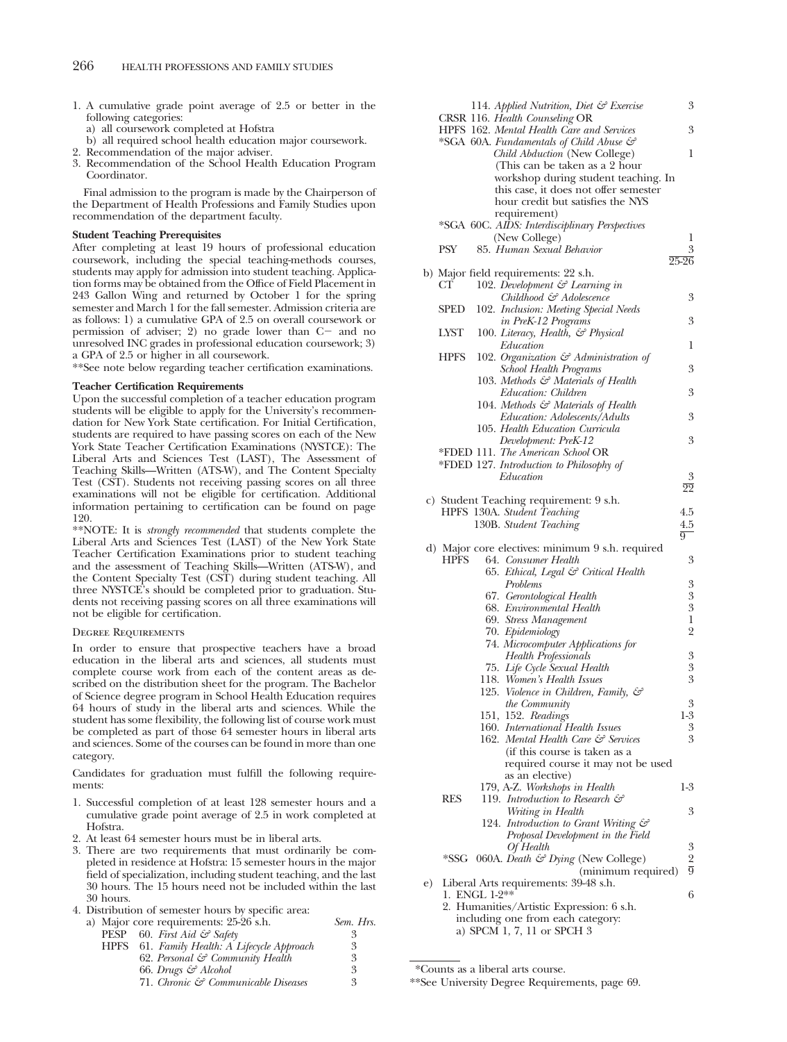1. A cumulative grade point average of 2.5 or better in the following categories:
   a) all coursework completed at Hofstra
   b) all required school health education major coursework.
2. Recommendation of the major adviser.
3. Recommendation of the School Health Education Program Coordinator.

Final admission to the program is made by the Chairperson of the Department of Health Professions and Family Studies upon recommendation of the department faculty.

**Student Teaching Prerequisites**

After completing at least 19 hours of professional education coursework, including the special teaching-methods courses, students may apply for admission into student teaching. Application forms may be obtained from the Office of Field Placement in 243 Gallon Wing and returned by October 1 for the spring semester and March 1 for the fall semester. Admission criteria are as follows: 1) a cumulative GPA of 2.5 on overall coursework or permission of adviser; 2) no grade lower than C− and no unresolved INC grades in professional education coursework; 3) a GPA of 2.5 or higher in all coursework.

**See note below regarding teacher certification examinations.

**Teacher Certification Requirements**

Upon the successful completion of a teacher education program students will be eligible to apply for the University's recommendation for New York State certification. For Initial Certification, students are required to have passing scores on each of the New York State Teacher Certification Examinations (NYSTCE): The Liberal Arts and Sciences Test (LAST), The Assessment of Teaching Skills—Written (ATS-W), and The Content Specialty Test (CST). Students not receiving passing scores on all three examinations will not be eligible for certification. Additional information pertaining to certification can be found on page 120.

**NOTE: It is *strongly recommended* that students complete the Liberal Arts and Sciences Test (LAST) of the New York State Teacher Certification Examinations prior to student teaching and the assessment of Teaching Skills—Written (ATS-W), and the Content Specialty Test (CST) during student teaching. All three NYSTCE's should be completed prior to graduation. Students not receiving passing scores on all three examinations will not be eligible for certification.

Degree Requirements

In order to ensure that prospective teachers have a broad education in the liberal arts and sciences, all students must complete course work from each of the content areas as described on the distribution sheet for the program. The Bachelor of Science degree program in School Health Education requires 64 hours of study in the liberal arts and sciences. While the student has some flexibility, the following list of course work must be completed as part of those 64 semester hours in liberal arts and sciences. Some of the courses can be found in more than one category.

Candidates for graduation must fulfill the following requirements:

1. Successful completion of at least 128 semester hours and a cumulative grade point average of 2.5 in work completed at Hofstra.
2. At least 64 semester hours must be in liberal arts.
3. There are two requirements that must ordinarily be completed in residence at Hofstra: 15 semester hours in the major field of specialization, including student teaching, and the last 30 hours. The 15 hours need not be included within the last 30 hours.
4. Distribution of semester hours by specific area:

a) Major core requirements: 25-26 s.h. — *Sem. Hrs.*

| | | |
|---|---|---|
| PESP | 60. *First Aid & Safety* | 3 |
| HPFS | 61. *Family Health: A Lifecycle Approach* | 3 |
| | 62. *Personal & Community Health* | 3 |
| | 66. *Drugs & Alcohol* | 3 |
| | 71. *Chronic & Communicable Diseases* | 3 |
| | 114. *Applied Nutrition, Diet & Exercise* | 3 |
| CRSR | 116. *Health Counseling* OR | |
| HPFS | 162. *Mental Health Care and Services* | 3 |
| *SGA | 60A. *Fundamentals of Child Abuse & Child Abduction* (New College) (This can be taken as a 2 hour workshop during student teaching. In this case, it does not offer semester hour credit but satisfies the NYS requirement) | 1 |
| *SGA | 60C. *AIDS: Interdisciplinary Perspectives* (New College) | 1 |
| PSY | 85. *Human Sexual Behavior* | 3 |
| | | 25-26 |

b) Major field requirements: 22 s.h.

| | | |
|---|---|---|
| CT | 102. *Development & Learning in Childhood & Adolescence* | 3 |
| SPED | 102. *Inclusion: Meeting Special Needs in PreK-12 Programs* | 3 |
| LYST | 100. *Literacy, Health, & Physical Education* | 1 |
| HPFS | 102. *Organization & Administration of School Health Programs* | 3 |
| | 103. *Methods & Materials of Health Education: Children* | 3 |
| | 104. *Methods & Materials of Health Education: Adolescents/Adults* | 3 |
| | 105. *Health Education Curricula Development: PreK-12* | 3 |
| *FDED | 111. *The American School* OR | |
| *FDED | 127. *Introduction to Philosophy of Education* | 3 |
| | | 22 |

c) Student Teaching requirement: 9 s.h.

| | | |
|---|---|---|
| HPFS | 130A. *Student Teaching* | 4.5 |
| | 130B. *Student Teaching* | 4.5 |
| | | 9 |

d) Major core electives: minimum 9 s.h. required

| | | |
|---|---|---|
| HPFS | 64. *Consumer Health* | 3 |
| | 65. *Ethical, Legal & Critical Health Problems* | 3 |
| | 67. *Gerontological Health* | 3 |
| | 68. *Environmental Health* | 3 |
| | 69. *Stress Management* | 1 |
| | 70. *Epidemiology* | 2 |
| | 74. *Microcomputer Applications for Health Professionals* | 3 |
| | 75. *Life Cycle Sexual Health* | 3 |
| | 118. *Women's Health Issues* | 3 |
| | 125. *Violence in Children, Family, & the Community* | 3 |
| | 151, 152. *Readings* | 1-3 |
| | 160. *International Health Issues* | 3 |
| | 162. *Mental Health Care & Services* (if this course is taken as a required course it may not be used as an elective) | 3 |
| | 179, A-Z. *Workshops in Health* | 1-3 |
| RES | 119. *Introduction to Research & Writing in Health* | 3 |
| | 124. *Introduction to Grant Writing & Proposal Development in the Field Of Health* | 3 |
| *SSG | 060A. *Death & Dying* (New College) | 2 |
| | (minimum required) | 9 |

e) Liberal Arts requirements: 39-48 s.h.

1. ENGL 1-2** — 6
2. Humanities/Artistic Expression: 6 s.h. including one from each category:
   a) SPCM 1, 7, 11 or SPCH 3

*Counts as a liberal arts course.

**See University Degree Requirements, page 69.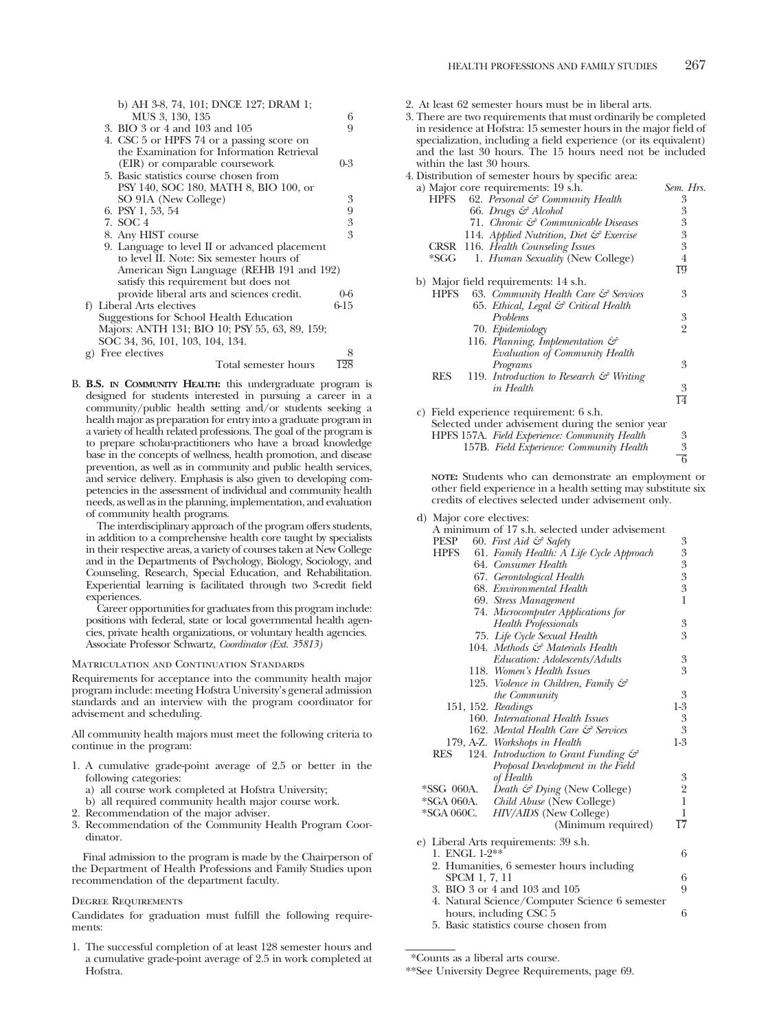b) AH 3-8, 74, 101; DNCE 127; DRAM 1; MUS 3, 130, 135 — 6

3. BIO 3 or 4 and 103 and 105 — 9
4. CSC 5 or HPFS 74 or a passing score on the Examination for Information Retrieval (EIR) or comparable coursework — 0-3
5. Basic statistics course chosen from PSY 140, SOC 180, MATH 8, BIO 100, or SO 91A (New College) — 3
6. PSY 1, 53, 54 — 9
7. SOC 4 — 3
8. Any HIST course — 3
9. Language to level II or advanced placement to level II. Note: Six semester hours of American Sign Language (REHB 191 and 192) satisfy this requirement but does not provide liberal arts and sciences credit. — 0-6

f) Liberal Arts electives — 6-15

Suggestions for School Health Education Majors: ANTH 131; BIO 10; PSY 55, 63, 89, 159; SOC 34, 36, 101, 103, 104, 134.

g) Free electives — 8

Total semester hours — 128

B. **B.S. in Community Health:** this undergraduate program is designed for students interested in pursuing a career in a community/public health setting and/or students seeking a health major as preparation for entry into a graduate program in a variety of health related professions. The goal of the program is to prepare scholar-practitioners who have a broad knowledge base in the concepts of wellness, health promotion, and disease prevention, as well as in community and public health services, and service delivery. Emphasis is also given to developing competencies in the assessment of individual and community health needs, as well as in the planning, implementation, and evaluation of community health programs.

The interdisciplinary approach of the program offers students, in addition to a comprehensive health core taught by specialists in their respective areas, a variety of courses taken at New College and in the Departments of Psychology, Biology, Sociology, and Counseling, Research, Special Education, and Rehabilitation. Experiential learning is facilitated through two 3-credit field experiences.

Career opportunities for graduates from this program include: positions with federal, state or local governmental health agencies, private health organizations, or voluntary health agencies. Associate Professor Schwartz, *Coordinator (Ext. 35813)*

### Matriculation and Continuation Standards

Requirements for acceptance into the community health major program include: meeting Hofstra University's general admission standards and an interview with the program coordinator for advisement and scheduling.

All community health majors must meet the following criteria to continue in the program:

1. A cumulative grade-point average of 2.5 or better in the following categories:
   a) all course work completed at Hofstra University;
   b) all required community health major course work.
2. Recommendation of the major adviser.
3. Recommendation of the Community Health Program Coordinator.

Final admission to the program is made by the Chairperson of the Department of Health Professions and Family Studies upon recommendation of the department faculty.

### Degree Requirements

Candidates for graduation must fulfill the following requirements:

1. The successful completion of at least 128 semester hours and a cumulative grade-point average of 2.5 in work completed at Hofstra.
2. At least 62 semester hours must be in liberal arts.
3. There are two requirements that must ordinarily be completed in residence at Hofstra: 15 semester hours in the major field of specialization, including a field experience (or its equivalent) and the last 30 hours. The 15 hours need not be included within the last 30 hours.
4. Distribution of semester hours by specific area:

a) Major core requirements: 19 s.h.

| | | Sem. Hrs. |
|---|---|---|
| HPFS | 62. *Personal & Community Health* | 3 |
| | 66. *Drugs & Alcohol* | 3 |
| | 71. *Chronic & Communicable Diseases* | 3 |
| | 114. *Applied Nutrition, Diet & Exercise* | 3 |
| CRSR | 116. *Health Counseling Issues* | 3 |
| *SGG | 1. *Human Sexuality* (New College) | 4 |
| | | 19 |

b) Major field requirements: 14 s.h.

| | | |
|---|---|---|
| HPFS | 63. *Community Health Care & Services* | 3 |
| | 65. *Ethical, Legal & Critical Health Problems* | 3 |
| | 70. *Epidemiology* | 2 |
| | 116. *Planning, Implementation & Evaluation of Community Health Programs* | 3 |
| RES | 119. *Introduction to Research & Writing in Health* | 3 |
| | | 14 |

c) Field experience requirement: 6 s.h.
Selected under advisement during the senior year

| | | |
|---|---|---|
| HPFS | 157A. *Field Experience: Community Health* | 3 |
| | 157B. *Field Experience: Community Health* | 3 |
| | | 6 |

**Note:** Students who can demonstrate an employment or other field experience in a health setting may substitute six credits of electives selected under advisement only.

d) Major core electives:
A minimum of 17 s.h. selected under advisement

| | | |
|---|---|---|
| PESP | 60. *First Aid & Safety* | 3 |
| HPFS | 61. *Family Health: A Life Cycle Approach* | 3 |
| | 64. *Consumer Health* | 3 |
| | 67. *Gerontological Health* | 3 |
| | 68. *Environmental Health* | 3 |
| | 69. *Stress Management* | 1 |
| | 74. *Microcomputer Applications for Health Professionals* | 3 |
| | 75. *Life Cycle Sexual Health* | 3 |
| | 104. *Methods & Materials Health Education: Adolescents/Adults* | 3 |
| | 118. *Women's Health Issues* | 3 |
| | 125. *Violence in Children, Family & the Community* | 3 |
| | 151, 152. *Readings* | 1-3 |
| | 160. *International Health Issues* | 3 |
| | 162. *Mental Health Care & Services* | 3 |
| | 179, A-Z. *Workshops in Health* | 1-3 |
| RES | 124. *Introduction to Grant Funding & Proposal Development in the Field of Health* | 3 |
| *SSG 060A. | *Death & Dying* (New College) | 2 |
| *SGA 060A. | *Child Abuse* (New College) | 1 |
| *SGA 060C. | *HIV/AIDS* (New College) | 1 |
| | (Minimum required) | 17 |

e) Liberal Arts requirements: 39 s.h.

1. ENGL 1-2** — 6
2. Humanities, 6 semester hours including SPCM 1, 7, 11 — 6
3. BIO 3 or 4 and 103 and 105 — 9
4. Natural Science/Computer Science 6 semester hours, including CSC 5 — 6
5. Basic statistics course chosen from

*Counts as a liberal arts course.

**See University Degree Requirements, page 69.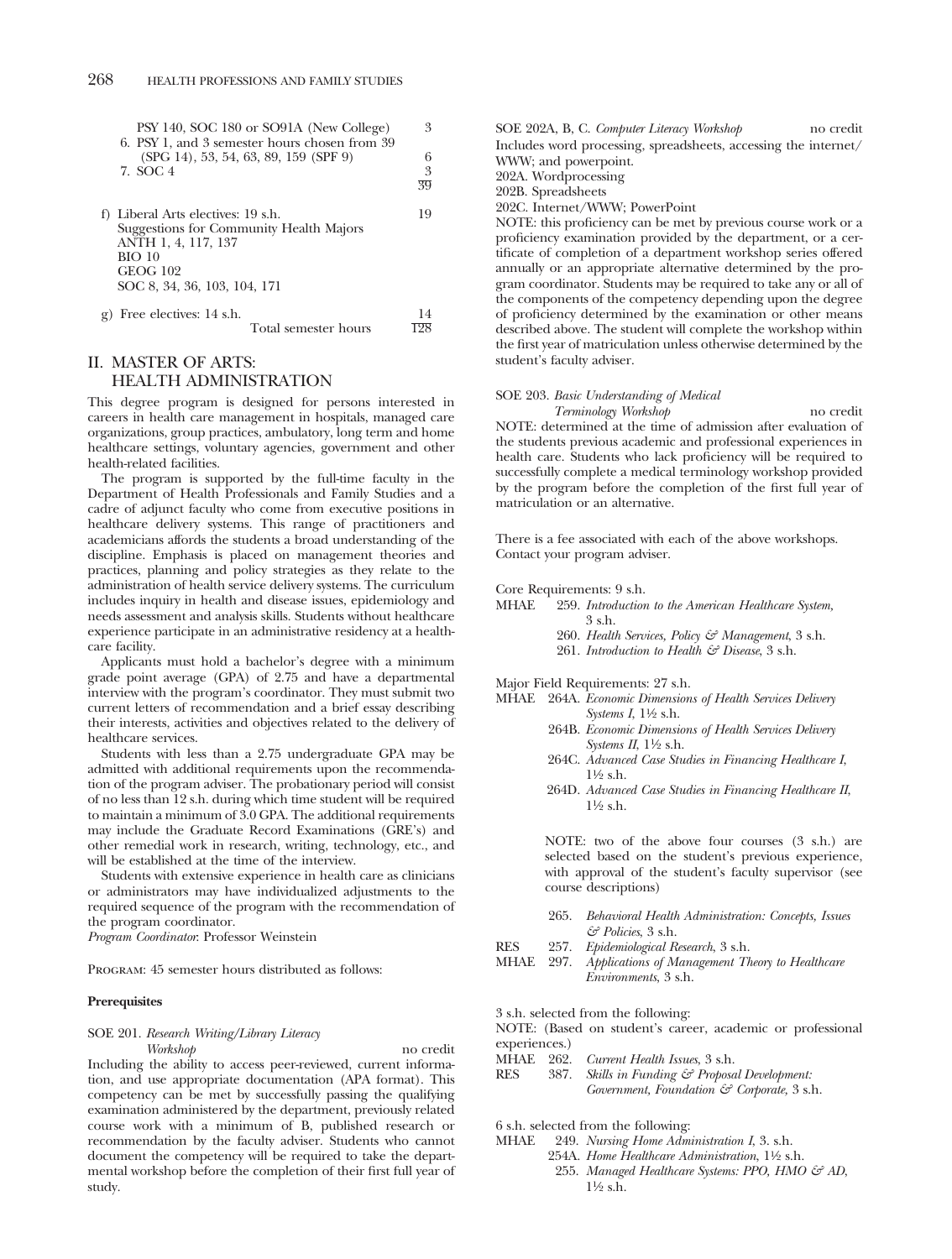PSY 140, SOC 180 or SO91A (New College) 3

6. PSY 1, and 3 semester hours chosen from 39 (SPG 14), 53, 54, 63, 89, 159 (SPF 9) 6
7. SOC 4 3

39

f) Liberal Arts electives: 19 s.h. 19

Suggestions for Community Health Majors
ANTH 1, 4, 117, 137
BIO 10
GEOG 102
SOC 8, 34, 36, 103, 104, 171

g) Free electives: 14 s.h. 14

Total semester hours 128

## II. MASTER OF ARTS: HEALTH ADMINISTRATION

This degree program is designed for persons interested in careers in health care management in hospitals, managed care organizations, group practices, ambulatory, long term and home healthcare settings, voluntary agencies, government and other health-related facilities.

The program is supported by the full-time faculty in the Department of Health Professionals and Family Studies and a cadre of adjunct faculty who come from executive positions in healthcare delivery systems. This range of practitioners and academicians affords the students a broad understanding of the discipline. Emphasis is placed on management theories and practices, planning and policy strategies as they relate to the administration of health service delivery systems. The curriculum includes inquiry in health and disease issues, epidemiology and needs assessment and analysis skills. Students without healthcare experience participate in an administrative residency at a healthcare facility.

Applicants must hold a bachelor's degree with a minimum grade point average (GPA) of 2.75 and have a departmental interview with the program's coordinator. They must submit two current letters of recommendation and a brief essay describing their interests, activities and objectives related to the delivery of healthcare services.

Students with less than a 2.75 undergraduate GPA may be admitted with additional requirements upon the recommendation of the program adviser. The probationary period will consist of no less than 12 s.h. during which time student will be required to maintain a minimum of 3.0 GPA. The additional requirements may include the Graduate Record Examinations (GRE's) and other remedial work in research, writing, technology, etc., and will be established at the time of the interview.

Students with extensive experience in health care as clinicians or administrators may have individualized adjustments to the required sequence of the program with the recommendation of the program coordinator.

*Program Coordinator*: Professor Weinstein

PROGRAM: 45 semester hours distributed as follows:

**Prerequisites**

SOE 201. *Research Writing/Library Literacy Workshop* no credit

Including the ability to access peer-reviewed, current information, and use appropriate documentation (APA format). This competency can be met by successfully passing the qualifying examination administered by the department, previously related course work with a minimum of B, published research or recommendation by the faculty adviser. Students who cannot document the competency will be required to take the departmental workshop before the completion of their first full year of study.

SOE 202A, B, C. *Computer Literacy Workshop* no credit

Includes word processing, spreadsheets, accessing the internet/WWW; and powerpoint.

202A. Wordprocessing

202B. Spreadsheets

202C. Internet/WWW; PowerPoint

NOTE: this proficiency can be met by previous course work or a proficiency examination provided by the department, or a certificate of completion of a department workshop series offered annually or an appropriate alternative determined by the program coordinator. Students may be required to take any or all of the components of the competency depending upon the degree of proficiency determined by the examination or other means described above. The student will complete the workshop within the first year of matriculation unless otherwise determined by the student's faculty adviser.

SOE 203. *Basic Understanding of Medical Terminology Workshop* no credit

NOTE: determined at the time of admission after evaluation of the students previous academic and professional experiences in health care. Students who lack proficiency will be required to successfully complete a medical terminology workshop provided by the program before the completion of the first full year of matriculation or an alternative.

There is a fee associated with each of the above workshops. Contact your program adviser.

Core Requirements: 9 s.h.

MHAE 259. *Introduction to the American Healthcare System*, 3 s.h.
260. *Health Services, Policy & Management*, 3 s.h.
261. *Introduction to Health & Disease*, 3 s.h.

Major Field Requirements: 27 s.h.

MHAE 264A. *Economic Dimensions of Health Services Delivery Systems I*, 1½ s.h.
264B. *Economic Dimensions of Health Services Delivery Systems II*, 1½ s.h.
264C. *Advanced Case Studies in Financing Healthcare I*, 1½ s.h.
264D. *Advanced Case Studies in Financing Healthcare II*, 1½ s.h.

NOTE: two of the above four courses (3 s.h.) are selected based on the student's previous experience, with approval of the student's faculty supervisor (see course descriptions)

265. *Behavioral Health Administration: Concepts, Issues & Policies*, 3 s.h.

RES 257. *Epidemiological Research*, 3 s.h.

MHAE 297. *Applications of Management Theory to Healthcare Environments*, 3 s.h.

3 s.h. selected from the following:

NOTE: (Based on student's career, academic or professional experiences.)

MHAE 262. *Current Health Issues*, 3 s.h.

RES 387. *Skills in Funding & Proposal Development: Government, Foundation & Corporate*, 3 s.h.

6 s.h. selected from the following:

MHAE 249. *Nursing Home Administration I*, 3. s.h.
254A. *Home Healthcare Administration*, 1½ s.h.
255. *Managed Healthcare Systems: PPO, HMO & AD*, 1½ s.h.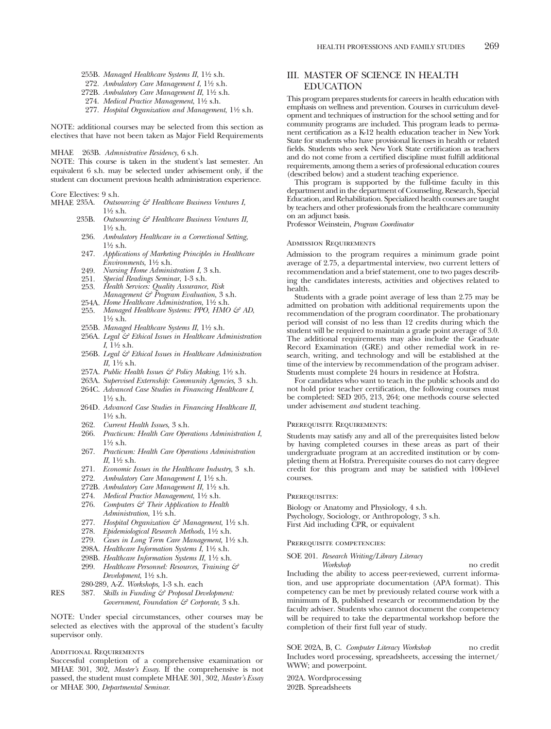255B. *Managed Healthcare Systems II*, 1½ s.h.
272. *Ambulatory Care Management I*, 1½ s.h.
272B. *Ambulatory Care Management II*, 1½ s.h.
274. *Medical Practice Management*, 1½ s.h.
277. *Hospital Organization and Management*, 1½ s.h.

NOTE: additional courses may be selected from this section as electives that have not been taken as Major Field Requirements

MHAE 263B. *Admnistrative Residency*, 6 s.h.
NOTE: This course is taken in the student's last semester. An equivalent 6 s.h. may be selected under advisement only, if the student can document previous health administration experience.

Core Electives: 9 s.h.

MHAE 235A. *Outsourcing & Healthcare Business Ventures I,* 1½ s.h.
235B. *Outsourcing & Healthcare Business Ventures II,* 1½ s.h.
236. *Ambulatory Healthcare in a Correctional Setting,* 1½ s.h.
247. *Applications of Marketing Principles in Healthcare Environments,* 1½ s.h.
249. *Nursing Home Administration I*, 3 s.h.
251. *Special Readings Seminar,* 1-3 s.h.
253. *Health Services: Quality Assurance, Risk Management & Program Evaluation*, 3 s.h.
254A. *Home Healthcare Administration*, 1½ s.h.
255. *Managed Healthcare Systems: PPO, HMO & AD,* 1½ s.h.
255B. *Managed Healthcare Systems II*, 1½ s.h.
256A. *Legal & Ethical Issues in Healthcare Administration I*, 1½ s.h.
256B. *Legal & Ethical Issues in Healthcare Administration II*, 1½ s.h.
257A. *Public Health Issues & Policy Making,* 1½ s.h.
263A. *Supervised Externship: Community Agencies*, 3 s.h.
264C. *Advanced Case Studies in Financing Healthcare I,* 1½ s.h.
264D. *Advanced Case Studies in Financing Healthcare II*, 1½ s.h.
262. *Current Health Issues*, 3 s.h.
266. *Practicum: Health Care Operations Administration I*, 1½ s.h.
267. *Practicum: Health Care Operations Administration II*, 1½ s.h.
271. *Economic Issues in the Healthcare Industry,* 3 s.h.
272. *Ambulatory Care Management I*, 1½ s.h.
272B. *Ambulatory Care Management II*, 1½ s.h.
274. *Medical Practice Management*, 1½ s.h.
276. *Computers & Their Application to Health Administration*, 1½ s.h.
277. *Hospital Organization & Management*, 1½ s.h.
278. *Epidemiological Research Methods*, 1½ s.h.
279. *Cases in Long Term Care Management*, 1½ s.h.
298A. *Healthcare Information Systems I*, 1½ s.h.
298B. *Healthcare Information Systems II*, 1½ s.h.
299. *Healthcare Personnel: Resources, Training & Development*, 1½ s.h.
280-289, A-Z. *Workshops*, 1-3 s.h. each

RES 387. *Skills in Funding & Proposal Development: Government, Foundation & Corporate,* 3 s.h.

NOTE: Under special circumstances, other courses may be selected as electives with the approval of the student's faculty supervisor only.

Additional Requirements

Successful completion of a comprehensive examination or MHAE 301, 302, *Master's Essay*. If the comprehensive is not passed, the student must complete MHAE 301, 302, *Master's Essay* or MHAE 300, *Departmental Seminar.*

## III. MASTER OF SCIENCE IN HEALTH EDUCATION

This program prepares students for careers in health education with emphasis on wellness and prevention. Courses in curriculum development and techniques of instruction for the school setting and for community programs are included. This program leads to permanent certification as a K-12 health education teacher in New York State for students who have provisional licenses in health or related fields. Students who seek New York State certification as teachers and do not come from a certified discipline must fulfill additional requirements, among them a series of professional education coures (described below) and a student teaching experience.

This program is supported by the full-time faculty in this department and in the department of Counseling, Research, Special Education, and Rehabilitation. Specialized health courses are taught by teachers and other professionals from the healthcare community on an adjunct basis.

Professor Weinstein, *Program Coordinator*

Admission Requirements

Admission to the program requires a minimum grade point average of 2.75, a departmental interview, two current letters of recommendation and a brief statement, one to two pages describing the candidates interests, activities and objectives related to health.

Students with a grade point average of less than 2.75 may be admitted on probation with additional requirements upon the recommendation of the program coordinator. The probationary period will consist of no less than 12 credits during which the student will be required to maintain a grade point average of 3.0. The additional requirements may also include the Graduate Record Examination (GRE) and other remedial work in research, writing, and technology and will be established at the time of the interview by recommendation of the program adviser. Students must complete 24 hours in residence at Hofstra.

For candidates who want to teach in the public schools and do not hold prior teacher certification, the following courses must be completed: SED 205, 213, 264; one methods course selected under advisement *and* student teaching.

Prerequisite Requirements:

Students may satisfy any and all of the prerequisites listed below by having completed courses in these areas as part of their undergraduate program at an accredited institution or by completing them at Hofstra. Prerequisite courses do not carry degree credit for this program and may be satisfied with 100-level courses.

Prerequisites:

Biology or Anatomy and Physiology, 4 s.h.
Psychology, Sociology, or Anthropology, 3 s.h.
First Aid including CPR, or equivalent

Prerequisite competencies:

SOE 201. *Research Writing/Library Literacy Workshop* no credit
Including the ability to access peer-reviewed, current information, and use appropriate documentation (APA format). This competency can be met by previously related course work with a minimum of B, published research or recommendation by the faculty adviser. Students who cannot document the competency will be required to take the departmental workshop before the completion of their first full year of study.

SOE 202A, B, C. *Computer Literacy Workshop* no credit
Includes word processing, spreadsheets, accessing the internet/WWW; and powerpoint.

202A. Wordprocessing
202B. Spreadsheets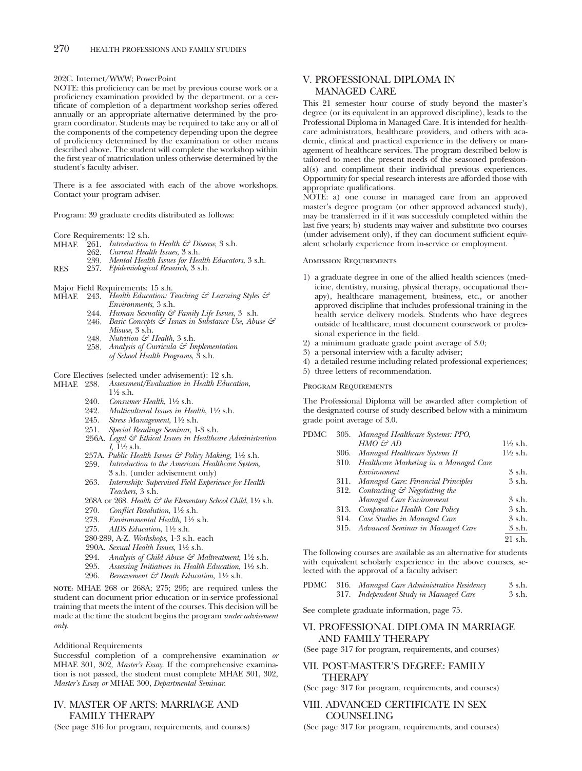202C. Internet/WWW; PowerPoint

NOTE: this proficiency can be met by previous course work or a proficiency examination provided by the department, or a certificate of completion of a department workshop series offered annually or an appropriate alternative determined by the program coordinator. Students may be required to take any or all of the components of the competency depending upon the degree of proficiency determined by the examination or other means described above. The student will complete the workshop within the first year of matriculation unless otherwise determined by the student's faculty adviser.

There is a fee associated with each of the above workshops. Contact your program adviser.

Program: 39 graduate credits distributed as follows:

Core Requirements: 12 s.h.

MHAE 261. *Introduction to Health & Disease*, 3 s.h.
262. *Current Health Issues*, 3 s.h.
239. *Mental Health Issues for Health Educators*, 3 s.h.
RES 257. *Epidemiological Research*, 3 s.h.

Major Field Requirements: 15 s.h.

MHAE 243. *Health Education: Teaching & Learning Styles & Environments*, 3 s.h.
244. *Human Sexuality & Family Life Issues*, 3 s.h.
246. *Basic Concepts & Issues in Substance Use, Abuse & Misuse*, 3 s.h.
248. *Nutrition & Health*, 3 s.h.
258. *Analysis of Curricula & Implementation of School Health Programs*, 3 s.h.

Core Electives (selected under advisement): 12 s.h.

MHAE 238. *Assessment/Evaluation in Health Education*, 1½ s.h.
240. *Consumer Health*, 1½ s.h.
242. *Multicultural Issues in Health*, 1½ s.h.
245. *Stress Management*, 1½ s.h.
251. *Special Readings Seminar*, 1-3 s.h.
256A. *Legal & Ethical Issues in Healthcare Administration I*, 1½ s.h.
257A. *Public Health Issues & Policy Making*, 1½ s.h.
259. *Introduction to the American Healthcare System*, 3 s.h. (under advisement only)
263. *Internship: Supervised Field Experience for Health Teachers*, 3 s.h.
268A or 268. *Health & the Elementary School Child*, 1½ s.h.
270. *Conflict Resolution*, 1½ s.h.
273. *Environmental Health*, 1½ s.h.
275. *AIDS Education*, 1½ s.h.
280-289, A-Z. *Workshops*, 1-3 s.h. each
290A. *Sexual Health Issues*, 1½ s.h.
294. *Analysis of Child Abuse & Maltreatment*, 1½ s.h.
295. *Assessing Initiatives in Health Education*, 1½ s.h.
296. *Bereavement & Death Education*, 1½ s.h.

**NOTE:** MHAE 268 or 268A; 275; 295; are required unless the student can document prior education or in-service professional training that meets the intent of the courses. This decision will be made at the time the student begins the program *under advisement only*.

Additional Requirements

Successful completion of a comprehensive examination *or* MHAE 301, 302, *Master's Essay*. If the comprehensive examination is not passed, the student must complete MHAE 301, 302, *Master's Essay or* MHAE 300, *Departmental Seminar*.

## IV. MASTER OF ARTS: MARRIAGE AND FAMILY THERAPY

(See page 316 for program, requirements, and courses)

## V. PROFESSIONAL DIPLOMA IN MANAGED CARE

This 21 semester hour course of study beyond the master's degree (or its equivalent in an approved discipline), leads to the Professional Diploma in Managed Care. It is intended for healthcare administrators, healthcare providers, and others with academic, clinical and practical experience in the delivery or management of healthcare services. The program described below is tailored to meet the present needs of the seasoned professional(s) and compliment their individual previous experiences. Opportunity for special research interests are afforded those with appropriate qualifications.

NOTE: a) one course in managed care from an approved master's degree program (or other approved advanced study), may be transferred in if it was successfuly completed within the last five years; b) students may waiver and substitute two courses (under advisement only), if they can document sufficient equivalent scholarly experience from in-service or employment.

### Admission Requirements

1) a graduate degree in one of the allied health sciences (medicine, dentistry, nursing, physical therapy, occupational therapy), healthcare management, business, etc., or another approved discipline that includes professional training in the health service delivery models. Students who have degrees outside of healthcare, must document coursework or professional experience in the field.
2) a minimum graduate grade point average of 3.0;
3) a personal interview with a faculty adviser;
4) a detailed resume including related professional experiences;
5) three letters of recommendation.

### Program Requirements

The Professional Diploma will be awarded after completion of the designated course of study described below with a minimum grade point average of 3.0.

| | | | |
|---|---|---|---|
| PDMC | 305. | *Managed Healthcare Systems: PPO, HMO & AD* | 1½ s.h. |
| | 306. | *Managed Healthcare Systems II* | 1½ s.h. |
| | 310. | *Healthcare Marketing in a Managed Care Environment* | 3 s.h. |
| | 311. | *Managed Care: Financial Principles* | 3 s.h. |
| | 312. | *Contracting & Negotiating the Managed Care Environment* | 3 s.h. |
| | 313. | *Comparative Health Care Policy* | 3 s.h. |
| | 314. | *Case Studies in Managed Care* | 3 s.h. |
| | 315. | *Advanced Seminar in Managed Care* | 3 s.h. |
| | | | 21 s.h. |

The following courses are available as an alternative for students with equivalent scholarly experience in the above courses, selected with the approval of a faculty adviser:

| | | | |
|---|---|---|---|
| PDMC | 316. | *Managed Care Administrative Residency* | 3 s.h. |
| | 317. | *Independent Study in Managed Care* | 3 s.h. |

See complete graduate information, page 75.

## VI. PROFESSIONAL DIPLOMA IN MARRIAGE AND FAMILY THERAPY

(See page 317 for program, requirements, and courses)

## VII. POST-MASTER'S DEGREE: FAMILY THERAPY

(See page 317 for program, requirements, and courses)

## VIII. ADVANCED CERTIFICATE IN SEX COUNSELING

(See page 317 for program, requirements, and courses)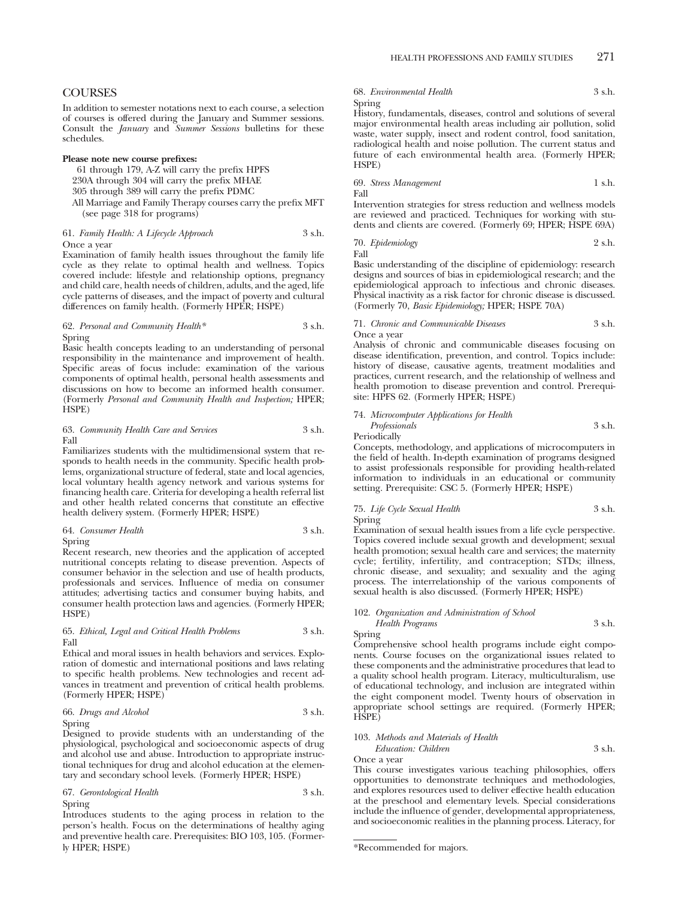## COURSES

In addition to semester notations next to each course, a selection of courses is offered during the January and Summer sessions. Consult the *January* and *Summer Sessions* bulletins for these schedules.

**Please note new course prefixes:**

61 through 179, A-Z will carry the prefix HPFS
230A through 304 will carry the prefix MHAE
305 through 389 will carry the prefix PDMC
All Marriage and Family Therapy courses carry the prefix MFT (see page 318 for programs)

61. *Family Health: A Lifecycle Approach* 3 s.h.
Once a year
Examination of family health issues throughout the family life cycle as they relate to optimal health and wellness. Topics covered include: lifestyle and relationship options, pregnancy and child care, health needs of children, adults, and the aged, life cycle patterns of diseases, and the impact of poverty and cultural differences on family health. (Formerly HPER; HSPE)

62. *Personal and Community Health** 3 s.h.
Spring
Basic health concepts leading to an understanding of personal responsibility in the maintenance and improvement of health. Specific areas of focus include: examination of the various components of optimal health, personal health assessments and discussions on how to become an informed health consumer. (Formerly *Personal and Community Health and Inspection;* HPER; HSPE)

63. *Community Health Care and Services* 3 s.h.
Fall
Familiarizes students with the multidimensional system that responds to health needs in the community. Specific health problems, organizational structure of federal, state and local agencies, local voluntary health agency network and various systems for financing health care. Criteria for developing a health referral list and other health related concerns that constitute an effective health delivery system. (Formerly HPER; HSPE)

64. *Consumer Health* 3 s.h.
Spring
Recent research, new theories and the application of accepted nutritional concepts relating to disease prevention. Aspects of consumer behavior in the selection and use of health products, professionals and services. Influence of media on consumer attitudes; advertising tactics and consumer buying habits, and consumer health protection laws and agencies. (Formerly HPER; HSPE)

65. *Ethical, Legal and Critical Health Problems* 3 s.h.
Fall
Ethical and moral issues in health behaviors and services. Exploration of domestic and international positions and laws relating to specific health problems. New technologies and recent advances in treatment and prevention of critical health problems. (Formerly HPER; HSPE)

66. *Drugs and Alcohol* 3 s.h.
Spring
Designed to provide students with an understanding of the physiological, psychological and socioeconomic aspects of drug and alcohol use and abuse. Introduction to appropriate instructional techniques for drug and alcohol education at the elementary and secondary school levels. (Formerly HPER; HSPE)

67. *Gerontological Health* 3 s.h.
Spring
Introduces students to the aging process in relation to the person's health. Focus on the determinations of healthy aging and preventive health care. Prerequisites: BIO 103, 105. (Formerly HPER; HSPE)

68. *Environmental Health* 3 s.h.
Spring
History, fundamentals, diseases, control and solutions of several major environmental health areas including air pollution, solid waste, water supply, insect and rodent control, food sanitation, radiological health and noise pollution. The current status and future of each environmental health area. (Formerly HPER; HSPE)

69. *Stress Management* 1 s.h.
Fall
Intervention strategies for stress reduction and wellness models are reviewed and practiced. Techniques for working with students and clients are covered. (Formerly 69; HPER; HSPE 69A)

70. *Epidemiology* 2 s.h.
Fall
Basic understanding of the discipline of epidemiology: research designs and sources of bias in epidemiological research; and the epidemiological approach to infectious and chronic diseases. Physical inactivity as a risk factor for chronic disease is discussed. (Formerly 70, *Basic Epidemiology;* HPER; HSPE 70A)

71. *Chronic and Communicable Diseases* 3 s.h.
Once a year
Analysis of chronic and communicable diseases focusing on disease identification, prevention, and control. Topics include: history of disease, causative agents, treatment modalities and practices, current research, and the relationship of wellness and health promotion to disease prevention and control. Prerequisite: HPFS 62. (Formerly HPER; HSPE)

74. *Microcomputer Applications for Health Professionals* 3 s.h.
Periodically
Concepts, methodology, and applications of microcomputers in the field of health. In-depth examination of programs designed to assist professionals responsible for providing health-related information to individuals in an educational or community setting. Prerequisite: CSC 5. (Formerly HPER; HSPE)

75. *Life Cycle Sexual Health* 3 s.h.
Spring
Examination of sexual health issues from a life cycle perspective. Topics covered include sexual growth and development; sexual health promotion; sexual health care and services; the maternity cycle; fertility, infertility, and contraception; STDs; illness, chronic disease, and sexuality; and sexuality and the aging process. The interrelationship of the various components of sexual health is also discussed. (Formerly HPER; HSPE)

102. *Organization and Administration of School Health Programs* 3 s.h.
Spring
Comprehensive school health programs include eight components. Course focuses on the organizational issues related to these components and the administrative procedures that lead to a quality school health program. Literacy, multiculturalism, use of educational technology, and inclusion are integrated within the eight component model. Twenty hours of observation in appropriate school settings are required. (Formerly HPER; HSPE)

103. *Methods and Materials of Health Education: Children* 3 s.h.
Once a year
This course investigates various teaching philosophies, offers opportunities to demonstrate techniques and methodologies, and explores resources used to deliver effective health education at the preschool and elementary levels. Special considerations include the influence of gender, developmental appropriateness, and socioeconomic realities in the planning process. Literacy, for

---

*Recommended for majors.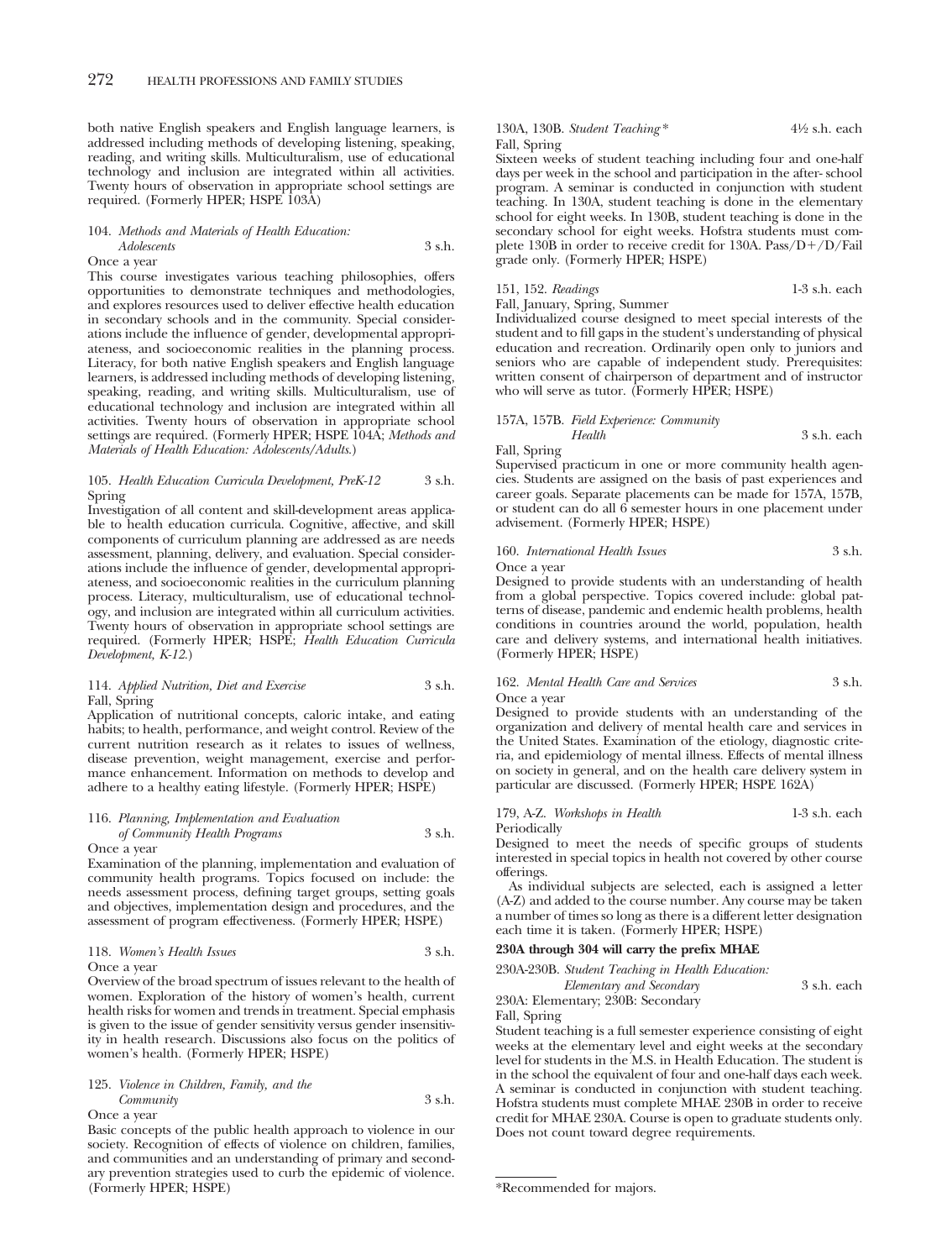both native English speakers and English language learners, is addressed including methods of developing listening, speaking, reading, and writing skills. Multiculturalism, use of educational technology and inclusion are integrated within all activities. Twenty hours of observation in appropriate school settings are required. (Formerly HPER; HSPE 103A)

104. *Methods and Materials of Health Education: Adolescents* 3 s.h.
Once a year
This course investigates various teaching philosophies, offers opportunities to demonstrate techniques and methodologies, and explores resources used to deliver effective health education in secondary schools and in the community. Special considerations include the influence of gender, developmental appropriateness, and socioeconomic realities in the planning process. Literacy, for both native English speakers and English language learners, is addressed including methods of developing listening, speaking, reading, and writing skills. Multiculturalism, use of educational technology and inclusion are integrated within all activities. Twenty hours of observation in appropriate school settings are required. (Formerly HPER; HSPE 104A; *Methods and Materials of Health Education: Adolescents/Adults.*)

105. *Health Education Curricula Development, PreK-12* 3 s.h.
Spring
Investigation of all content and skill-development areas applicable to health education curricula. Cognitive, affective, and skill components of curriculum planning are addressed as are needs assessment, planning, delivery, and evaluation. Special considerations include the influence of gender, developmental appropriateness, and socioeconomic realities in the curriculum planning process. Literacy, multiculturalism, use of educational technology, and inclusion are integrated within all curriculum activities. Twenty hours of observation in appropriate school settings are required. (Formerly HPER; HSPE; *Health Education Curricula Development, K-12.*)

114. *Applied Nutrition, Diet and Exercise* 3 s.h.
Fall, Spring
Application of nutritional concepts, caloric intake, and eating habits; to health, performance, and weight control. Review of the current nutrition research as it relates to issues of wellness, disease prevention, weight management, exercise and performance enhancement. Information on methods to develop and adhere to a healthy eating lifestyle. (Formerly HPER; HSPE)

116. *Planning, Implementation and Evaluation of Community Health Programs* 3 s.h.
Once a year
Examination of the planning, implementation and evaluation of community health programs. Topics focused on include: the needs assessment process, defining target groups, setting goals and objectives, implementation design and procedures, and the assessment of program effectiveness. (Formerly HPER; HSPE)

118. *Women's Health Issues* 3 s.h.
Once a year
Overview of the broad spectrum of issues relevant to the health of women. Exploration of the history of women's health, current health risks for women and trends in treatment. Special emphasis is given to the issue of gender sensitivity versus gender insensitivity in health research. Discussions also focus on the politics of women's health. (Formerly HPER; HSPE)

125. *Violence in Children, Family, and the Community* 3 s.h.
Once a year
Basic concepts of the public health approach to violence in our society. Recognition of effects of violence on children, families, and communities and an understanding of primary and secondary prevention strategies used to curb the epidemic of violence. (Formerly HPER; HSPE)

130A, 130B. *Student Teaching** 4½ s.h. each
Fall, Spring
Sixteen weeks of student teaching including four and one-half days per week in the school and participation in the after- school program. A seminar is conducted in conjunction with student teaching. In 130A, student teaching is done in the elementary school for eight weeks. In 130B, student teaching is done in the secondary school for eight weeks. Hofstra students must complete 130B in order to receive credit for 130A. Pass/D+/D/Fail grade only. (Formerly HPER; HSPE)

151, 152. *Readings* 1-3 s.h. each
Fall, January, Spring, Summer
Individualized course designed to meet special interests of the student and to fill gaps in the student's understanding of physical education and recreation. Ordinarily open only to juniors and seniors who are capable of independent study. Prerequisites: written consent of chairperson of department and of instructor who will serve as tutor. (Formerly HPER; HSPE)

157A, 157B. *Field Experience: Community Health* 3 s.h. each
Fall, Spring
Supervised practicum in one or more community health agencies. Students are assigned on the basis of past experiences and career goals. Separate placements can be made for 157A, 157B, or student can do all 6 semester hours in one placement under advisement. (Formerly HPER; HSPE)

160. *International Health Issues* 3 s.h.
Once a year
Designed to provide students with an understanding of health from a global perspective. Topics covered include: global patterns of disease, pandemic and endemic health problems, health conditions in countries around the world, population, health care and delivery systems, and international health initiatives. (Formerly HPER; HSPE)

162. *Mental Health Care and Services* 3 s.h.
Once a year
Designed to provide students with an understanding of the organization and delivery of mental health care and services in the United States. Examination of the etiology, diagnostic criteria, and epidemiology of mental illness. Effects of mental illness on society in general, and on the health care delivery system in particular are discussed. (Formerly HPER; HSPE 162A)

179, A-Z. *Workshops in Health* 1-3 s.h. each
Periodically
Designed to meet the needs of specific groups of students interested in special topics in health not covered by other course offerings.

As individual subjects are selected, each is assigned a letter (A-Z) and added to the course number. Any course may be taken a number of times so long as there is a different letter designation each time it is taken. (Formerly HPER; HSPE)

**230A through 304 will carry the prefix MHAE**

230A-230B. *Student Teaching in Health Education: Elementary and Secondary* 3 s.h. each
230A: Elementary; 230B: Secondary
Fall, Spring
Student teaching is a full semester experience consisting of eight weeks at the elementary level and eight weeks at the secondary level for students in the M.S. in Health Education. The student is in the school the equivalent of four and one-half days each week. A seminar is conducted in conjunction with student teaching. Hofstra students must complete MHAE 230B in order to receive credit for MHAE 230A. Course is open to graduate students only. Does not count toward degree requirements.

*Recommended for majors.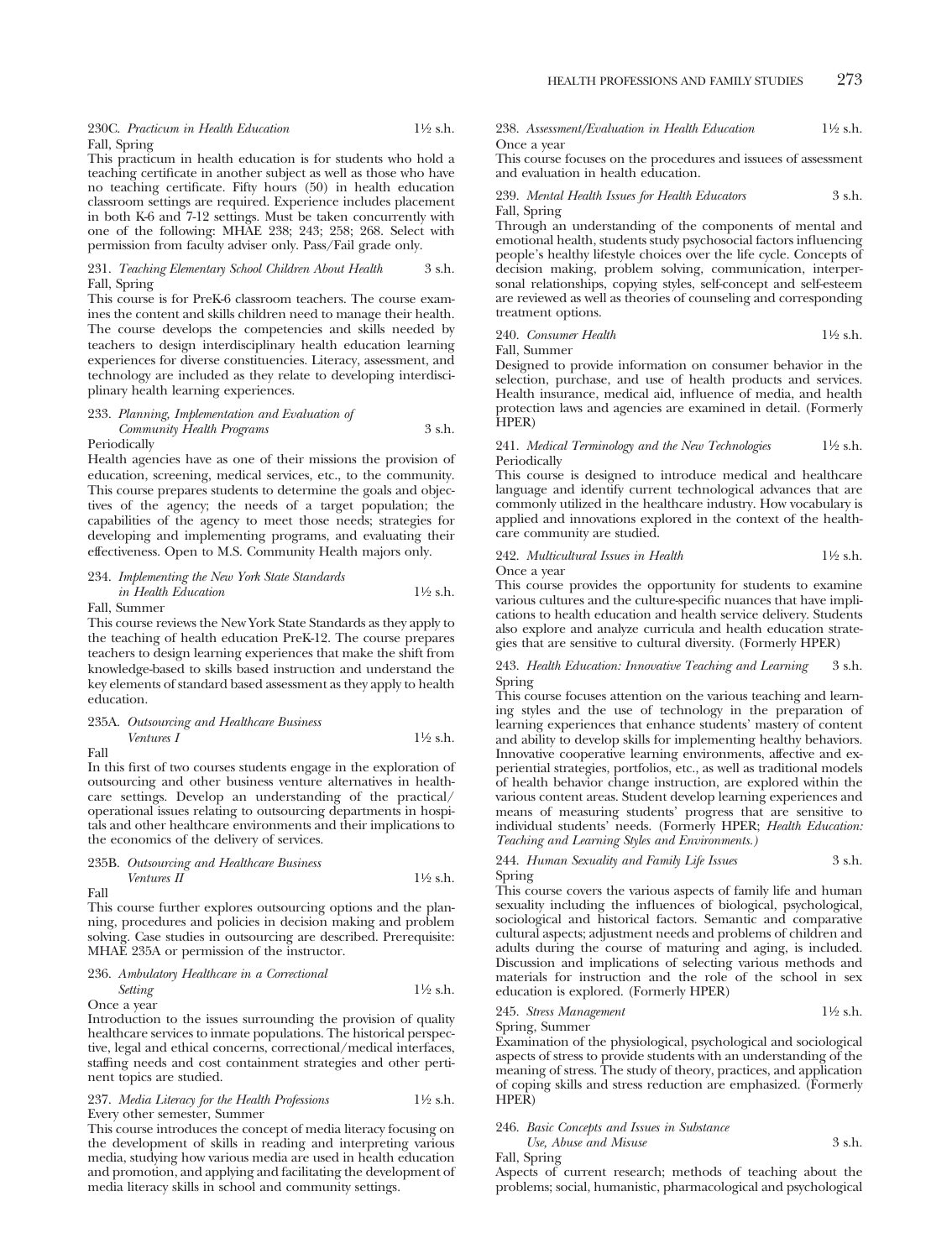230C. *Practicum in Health Education* 1½ s.h.
Fall, Spring

This practicum in health education is for students who hold a teaching certificate in another subject as well as those who have no teaching certificate. Fifty hours (50) in health education classroom settings are required. Experience includes placement in both K-6 and 7-12 settings. Must be taken concurrently with one of the following: MHAE 238; 243; 258; 268. Select with permission from faculty adviser only. Pass/Fail grade only.

231. *Teaching Elementary School Children About Health* 3 s.h.
Fall, Spring

This course is for PreK-6 classroom teachers. The course examines the content and skills children need to manage their health. The course develops the competencies and skills needed by teachers to design interdisciplinary health education learning experiences for diverse constituencies. Literacy, assessment, and technology are included as they relate to developing interdisciplinary health learning experiences.

233. *Planning, Implementation and Evaluation of Community Health Programs* 3 s.h.
Periodically

Health agencies have as one of their missions the provision of education, screening, medical services, etc., to the community. This course prepares students to determine the goals and objectives of the agency; the needs of a target population; the capabilities of the agency to meet those needs; strategies for developing and implementing programs, and evaluating their effectiveness. Open to M.S. Community Health majors only.

234. *Implementing the New York State Standards in Health Education* 1½ s.h.
Fall, Summer

This course reviews the New York State Standards as they apply to the teaching of health education PreK-12. The course prepares teachers to design learning experiences that make the shift from knowledge-based to skills based instruction and understand the key elements of standard based assessment as they apply to health education.

235A. *Outsourcing and Healthcare Business Ventures I* 1½ s.h.
Fall

In this first of two courses students engage in the exploration of outsourcing and other business venture alternatives in healthcare settings. Develop an understanding of the practical/operational issues relating to outsourcing departments in hospitals and other healthcare environments and their implications to the economics of the delivery of services.

235B. *Outsourcing and Healthcare Business Ventures II* 1½ s.h.
Fall

This course further explores outsourcing options and the planning, procedures and policies in decision making and problem solving. Case studies in outsourcing are described. Prerequisite: MHAE 235A or permission of the instructor.

236. *Ambulatory Healthcare in a Correctional Setting* 1½ s.h.
Once a year

Introduction to the issues surrounding the provision of quality healthcare services to inmate populations. The historical perspective, legal and ethical concerns, correctional/medical interfaces, staffing needs and cost containment strategies and other pertinent topics are studied.

237. *Media Literacy for the Health Professions* 1½ s.h.
Every other semester, Summer

This course introduces the concept of media literacy focusing on the development of skills in reading and interpreting various media, studying how various media are used in health education and promotion, and applying and facilitating the development of media literacy skills in school and community settings.

238. *Assessment/Evaluation in Health Education* 1½ s.h.
Once a year

This course focuses on the procedures and issuees of assessment and evaluation in health education.

239. *Mental Health Issues for Health Educators* 3 s.h.
Fall, Spring

Through an understanding of the components of mental and emotional health, students study psychosocial factors influencing people's healthy lifestyle choices over the life cycle. Concepts of decision making, problem solving, communication, interpersonal relationships, copying styles, self-concept and self-esteem are reviewed as well as theories of counseling and corresponding treatment options.

240. *Consumer Health* 1½ s.h.
Fall, Summer

Designed to provide information on consumer behavior in the selection, purchase, and use of health products and services. Health insurance, medical aid, influence of media, and health protection laws and agencies are examined in detail. (Formerly HPER)

241. *Medical Terminology and the New Technologies* 1½ s.h.
Periodically

This course is designed to introduce medical and healthcare language and identify current technological advances that are commonly utilized in the healthcare industry. How vocabulary is applied and innovations explored in the context of the healthcare community are studied.

242. *Multicultural Issues in Health* 1½ s.h.
Once a year

This course provides the opportunity for students to examine various cultures and the culture-specific nuances that have implications to health education and health service delivery. Students also explore and analyze curricula and health education strategies that are sensitive to cultural diversity. (Formerly HPER)

243. *Health Education: Innovative Teaching and Learning* 3 s.h.
Spring

This course focuses attention on the various teaching and learning styles and the use of technology in the preparation of learning experiences that enhance students' mastery of content and ability to develop skills for implementing healthy behaviors. Innovative cooperative learning environments, affective and experiential strategies, portfolios, etc., as well as traditional models of health behavior change instruction, are explored within the various content areas. Student develop learning experiences and means of measuring students' progress that are sensitive to individual students' needs. (Formerly HPER; *Health Education: Teaching and Learning Styles and Environments.*)

244. *Human Sexuality and Family Life Issues* 3 s.h.
Spring

This course covers the various aspects of family life and human sexuality including the influences of biological, psychological, sociological and historical factors. Semantic and comparative cultural aspects; adjustment needs and problems of children and adults during the course of maturing and aging, is included. Discussion and implications of selecting various methods and materials for instruction and the role of the school in sex education is explored. (Formerly HPER)

245. *Stress Management* 1½ s.h.
Spring, Summer

Examination of the physiological, psychological and sociological aspects of stress to provide students with an understanding of the meaning of stress. The study of theory, practices, and application of coping skills and stress reduction are emphasized. (Formerly HPER)

246. *Basic Concepts and Issues in Substance Use, Abuse and Misuse* 3 s.h.
Fall, Spring

Aspects of current research; methods of teaching about the problems; social, humanistic, pharmacological and psychological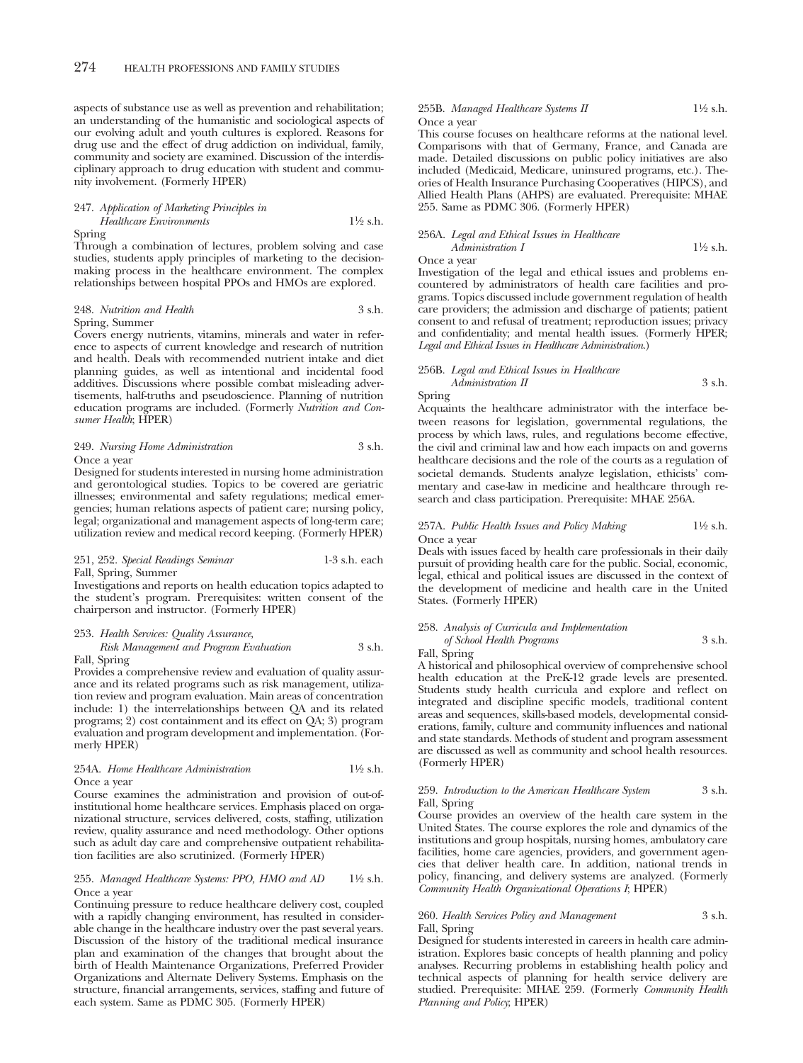aspects of substance use as well as prevention and rehabilitation; an understanding of the humanistic and sociological aspects of our evolving adult and youth cultures is explored. Reasons for drug use and the effect of drug addiction on individual, family, community and society are examined. Discussion of the interdisciplinary approach to drug education with student and community involvement. (Formerly HPER)

247. *Application of Marketing Principles in Healthcare Environments* 1½ s.h.
Spring
Through a combination of lectures, problem solving and case studies, students apply principles of marketing to the decision-making process in the healthcare environment. The complex relationships between hospital PPOs and HMOs are explored.

248. *Nutrition and Health* 3 s.h.
Spring, Summer
Covers energy nutrients, vitamins, minerals and water in reference to aspects of current knowledge and research of nutrition and health. Deals with recommended nutrient intake and diet planning guides, as well as intentional and incidental food additives. Discussions where possible combat misleading advertisements, half-truths and pseudoscience. Planning of nutrition education programs are included. (Formerly *Nutrition and Consumer Health*; HPER)

249. *Nursing Home Administration* 3 s.h.
Once a year
Designed for students interested in nursing home administration and gerontological studies. Topics to be covered are geriatric illnesses; environmental and safety regulations; medical emergencies; human relations aspects of patient care; nursing policy, legal; organizational and management aspects of long-term care; utilization review and medical record keeping. (Formerly HPER)

251, 252. *Special Readings Seminar* 1-3 s.h. each
Fall, Spring, Summer
Investigations and reports on health education topics adapted to the student's program. Prerequisites: written consent of the chairperson and instructor. (Formerly HPER)

253. *Health Services: Quality Assurance, Risk Management and Program Evaluation* 3 s.h.
Fall, Spring
Provides a comprehensive review and evaluation of quality assurance and its related programs such as risk management, utilization review and program evaluation. Main areas of concentration include: 1) the interrelationships between QA and its related programs; 2) cost containment and its effect on QA; 3) program evaluation and program development and implementation. (Formerly HPER)

254A. *Home Healthcare Administration* 1½ s.h.
Once a year
Course examines the administration and provision of out-of-institutional home healthcare services. Emphasis placed on organizational structure, services delivered, costs, staffing, utilization review, quality assurance and need methodology. Other options such as adult day care and comprehensive outpatient rehabilitation facilities are also scrutinized. (Formerly HPER)

255. *Managed Healthcare Systems: PPO, HMO and AD* 1½ s.h.
Once a year
Continuing pressure to reduce healthcare delivery cost, coupled with a rapidly changing environment, has resulted in considerable change in the healthcare industry over the past several years. Discussion of the history of the traditional medical insurance plan and examination of the changes that brought about the birth of Health Maintenance Organizations, Preferred Provider Organizations and Alternate Delivery Systems. Emphasis on the structure, financial arrangements, services, staffing and future of each system. Same as PDMC 305. (Formerly HPER)

255B. *Managed Healthcare Systems II* 1½ s.h.
Once a year
This course focuses on healthcare reforms at the national level. Comparisons with that of Germany, France, and Canada are made. Detailed discussions on public policy initiatives are also included (Medicaid, Medicare, uninsured programs, etc.). Theories of Health Insurance Purchasing Cooperatives (HIPCS), and Allied Health Plans (AHPS) are evaluated. Prerequisite: MHAE 255. Same as PDMC 306. (Formerly HPER)

256A. *Legal and Ethical Issues in Healthcare Administration I* 1½ s.h.
Once a year
Investigation of the legal and ethical issues and problems encountered by administrators of health care facilities and programs. Topics discussed include government regulation of health care providers; the admission and discharge of patients; patient consent to and refusal of treatment; reproduction issues; privacy and confidentiality; and mental health issues. (Formerly HPER; *Legal and Ethical Issues in Healthcare Administration*.)

256B. *Legal and Ethical Issues in Healthcare Administration II* 3 s.h.
Spring
Acquaints the healthcare administrator with the interface between reasons for legislation, governmental regulations, the process by which laws, rules, and regulations become effective, the civil and criminal law and how each impacts on and governs healthcare decisions and the role of the courts as a regulation of societal demands. Students analyze legislation, ethicists' commentary and case-law in medicine and healthcare through research and class participation. Prerequisite: MHAE 256A.

257A. *Public Health Issues and Policy Making* 1½ s.h.
Once a year
Deals with issues faced by health care professionals in their daily pursuit of providing health care for the public. Social, economic, legal, ethical and political issues are discussed in the context of the development of medicine and health care in the United States. (Formerly HPER)

258. *Analysis of Curricula and Implementation of School Health Programs* 3 s.h.
Fall, Spring
A historical and philosophical overview of comprehensive school health education at the PreK-12 grade levels are presented. Students study health curricula and explore and reflect on integrated and discipline specific models, traditional content areas and sequences, skills-based models, developmental considerations, family, culture and community influences and national and state standards. Methods of student and program assessment are discussed as well as community and school health resources. (Formerly HPER)

259. *Introduction to the American Healthcare System* 3 s.h.
Fall, Spring
Course provides an overview of the health care system in the United States. The course explores the role and dynamics of the institutions and group hospitals, nursing homes, ambulatory care facilities, home care agencies, providers, and government agencies that deliver health care. In addition, national trends in policy, financing, and delivery systems are analyzed. (Formerly *Community Health Organizational Operations I*; HPER)

260. *Health Services Policy and Management* 3 s.h.
Fall, Spring
Designed for students interested in careers in health care administration. Explores basic concepts of health planning and policy analyses. Recurring problems in establishing health policy and technical aspects of planning for health service delivery are studied. Prerequisite: MHAE 259. (Formerly *Community Health Planning and Policy*; HPER)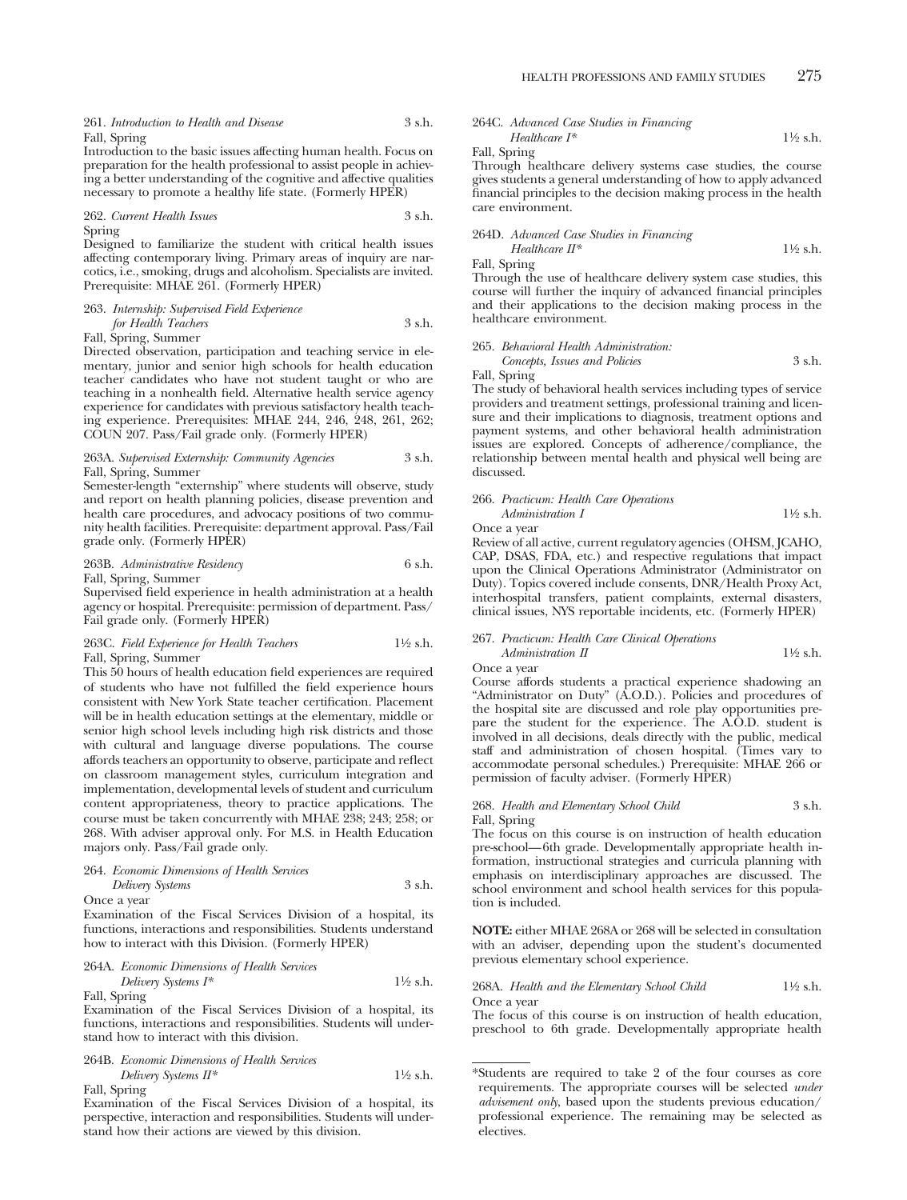261. *Introduction to Health and Disease* 3 s.h.
Fall, Spring

Introduction to the basic issues affecting human health. Focus on preparation for the health professional to assist people in achieving a better understanding of the cognitive and affective qualities necessary to promote a healthy life state. (Formerly HPER)

262. *Current Health Issues* 3 s.h.
Spring

Designed to familiarize the student with critical health issues affecting contemporary living. Primary areas of inquiry are narcotics, i.e., smoking, drugs and alcoholism. Specialists are invited. Prerequisite: MHAE 261. (Formerly HPER)

263. *Internship: Supervised Field Experience for Health Teachers* 3 s.h.
Fall, Spring, Summer

Directed observation, participation and teaching service in elementary, junior and senior high schools for health education teacher candidates who have not student taught or who are teaching in a nonhealth field. Alternative health service agency experience for candidates with previous satisfactory health teaching experience. Prerequisites: MHAE 244, 246, 248, 261, 262; COUN 207. Pass/Fail grade only. (Formerly HPER)

263A. *Supervised Externship: Community Agencies* 3 s.h.
Fall, Spring, Summer

Semester-length "externship" where students will observe, study and report on health planning policies, disease prevention and health care procedures, and advocacy positions of two community health facilities. Prerequisite: department approval. Pass/Fail grade only. (Formerly HPER)

263B. *Administrative Residency* 6 s.h.
Fall, Spring, Summer

Supervised field experience in health administration at a health agency or hospital. Prerequisite: permission of department. Pass/Fail grade only. (Formerly HPER)

263C. *Field Experience for Health Teachers* 1½ s.h.
Fall, Spring, Summer

This 50 hours of health education field experiences are required of students who have not fulfilled the field experience hours consistent with New York State teacher certification. Placement will be in health education settings at the elementary, middle or senior high school levels including high risk districts and those with cultural and language diverse populations. The course affords teachers an opportunity to observe, participate and reflect on classroom management styles, curriculum integration and implementation, developmental levels of student and curriculum content appropriateness, theory to practice applications. The course must be taken concurrently with MHAE 238; 243; 258; or 268. With adviser approval only. For M.S. in Health Education majors only. Pass/Fail grade only.

264. *Economic Dimensions of Health Services Delivery Systems* 3 s.h.
Once a year

Examination of the Fiscal Services Division of a hospital, its functions, interactions and responsibilities. Students understand how to interact with this Division. (Formerly HPER)

264A. *Economic Dimensions of Health Services Delivery Systems I** 1½ s.h.
Fall, Spring

Examination of the Fiscal Services Division of a hospital, its functions, interactions and responsibilities. Students will understand how to interact with this division.

264B. *Economic Dimensions of Health Services Delivery Systems II** 1½ s.h.
Fall, Spring

Examination of the Fiscal Services Division of a hospital, its perspective, interaction and responsibilities. Students will understand how their actions are viewed by this division.

264C. *Advanced Case Studies in Financing Healthcare I** 1½ s.h.
Fall, Spring

Through healthcare delivery systems case studies, the course gives students a general understanding of how to apply advanced financial principles to the decision making process in the health care environment.

264D. *Advanced Case Studies in Financing Healthcare II** 1½ s.h.
Fall, Spring

Through the use of healthcare delivery system case studies, this course will further the inquiry of advanced financial principles and their applications to the decision making process in the healthcare environment.

265. *Behavioral Health Administration: Concepts, Issues and Policies* 3 s.h.
Fall, Spring

The study of behavioral health services including types of service providers and treatment settings, professional training and licensure and their implications to diagnosis, treatment options and payment systems, and other behavioral health administration issues are explored. Concepts of adherence/compliance, the relationship between mental health and physical well being are discussed.

266. *Practicum: Health Care Operations Administration I* 1½ s.h.
Once a year

Review of all active, current regulatory agencies (OHSM, JCAHO, CAP, DSAS, FDA, etc.) and respective regulations that impact upon the Clinical Operations Administrator (Administrator on Duty). Topics covered include consents, DNR/Health Proxy Act, interhospital transfers, patient complaints, external disasters, clinical issues, NYS reportable incidents, etc. (Formerly HPER)

267. *Practicum: Health Care Clinical Operations Administration II* 1½ s.h.
Once a year

Course affords students a practical experience shadowing an "Administrator on Duty" (A.O.D.). Policies and procedures of the hospital site are discussed and role play opportunities prepare the student for the experience. The A.O.D. student is involved in all decisions, deals directly with the public, medical staff and administration of chosen hospital. (Times vary to accommodate personal schedules.) Prerequisite: MHAE 266 or permission of faculty adviser. (Formerly HPER)

268. *Health and Elementary School Child* 3 s.h.
Fall, Spring

The focus on this course is on instruction of health education pre-school—6th grade. Developmentally appropriate health information, instructional strategies and curricula planning with emphasis on interdisciplinary approaches are discussed. The school environment and school health services for this population is included.

**NOTE:** either MHAE 268A or 268 will be selected in consultation with an adviser, depending upon the student's documented previous elementary school experience.

268A. *Health and the Elementary School Child* 1½ s.h.
Once a year

The focus of this course is on instruction of health education, preschool to 6th grade. Developmentally appropriate health

---

*Students are required to take 2 of the four courses as core requirements. The appropriate courses will be selected *under advisement only*, based upon the students previous education/professional experience. The remaining may be selected as electives.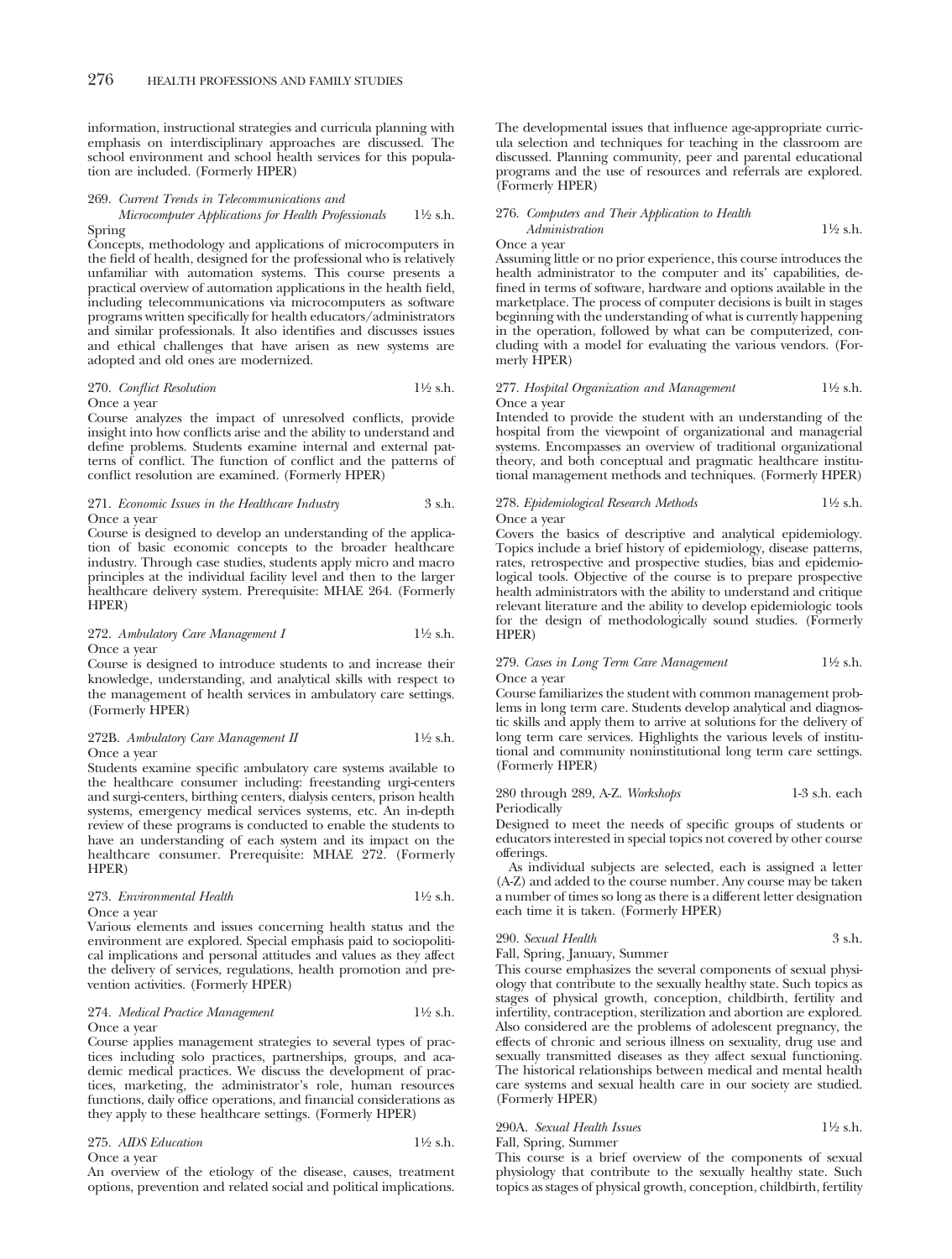information, instructional strategies and curricula planning with emphasis on interdisciplinary approaches are discussed. The school environment and school health services for this population are included. (Formerly HPER)

269. *Current Trends in Telecommunications and Microcomputer Applications for Health Professionals* 1½ s.h.
Spring
Concepts, methodology and applications of microcomputers in the field of health, designed for the professional who is relatively unfamiliar with automation systems. This course presents a practical overview of automation applications in the health field, including telecommunications via microcomputers as software programs written specifically for health educators/administrators and similar professionals. It also identifies and discusses issues and ethical challenges that have arisen as new systems are adopted and old ones are modernized.

270. *Conflict Resolution* 1½ s.h.
Once a year
Course analyzes the impact of unresolved conflicts, provide insight into how conflicts arise and the ability to understand and define problems. Students examine internal and external patterns of conflict. The function of conflict and the patterns of conflict resolution are examined. (Formerly HPER)

271. *Economic Issues in the Healthcare Industry* 3 s.h.
Once a year
Course is designed to develop an understanding of the application of basic economic concepts to the broader healthcare industry. Through case studies, students apply micro and macro principles at the individual facility level and then to the larger healthcare delivery system. Prerequisite: MHAE 264. (Formerly HPER)

272. *Ambulatory Care Management I* 1½ s.h.
Once a year
Course is designed to introduce students to and increase their knowledge, understanding, and analytical skills with respect to the management of health services in ambulatory care settings. (Formerly HPER)

272B. *Ambulatory Care Management II* 1½ s.h.
Once a year
Students examine specific ambulatory care systems available to the healthcare consumer including: freestanding urgi-centers and surgi-centers, birthing centers, dialysis centers, prison health systems, emergency medical services systems, etc. An in-depth review of these programs is conducted to enable the students to have an understanding of each system and its impact on the healthcare consumer. Prerequisite: MHAE 272. (Formerly HPER)

273. *Environmental Health* 1½ s.h.
Once a year
Various elements and issues concerning health status and the environment are explored. Special emphasis paid to sociopolitical implications and personal attitudes and values as they affect the delivery of services, regulations, health promotion and prevention activities. (Formerly HPER)

274. *Medical Practice Management* 1½ s.h.
Once a year
Course applies management strategies to several types of practices including solo practices, partnerships, groups, and academic medical practices. We discuss the development of practices, marketing, the administrator's role, human resources functions, daily office operations, and financial considerations as they apply to these healthcare settings. (Formerly HPER)

275. *AIDS Education* 1½ s.h.
Once a year
An overview of the etiology of the disease, causes, treatment options, prevention and related social and political implications. The developmental issues that influence age-appropriate curricula selection and techniques for teaching in the classroom are discussed. Planning community, peer and parental educational programs and the use of resources and referrals are explored. (Formerly HPER)

276. *Computers and Their Application to Health Administration* 1½ s.h.
Once a year
Assuming little or no prior experience, this course introduces the health administrator to the computer and its' capabilities, defined in terms of software, hardware and options available in the marketplace. The process of computer decisions is built in stages beginning with the understanding of what is currently happening in the operation, followed by what can be computerized, concluding with a model for evaluating the various vendors. (Formerly HPER)

277. *Hospital Organization and Management* 1½ s.h.
Once a year
Intended to provide the student with an understanding of the hospital from the viewpoint of organizational and managerial systems. Encompasses an overview of traditional organizational theory, and both conceptual and pragmatic healthcare institutional management methods and techniques. (Formerly HPER)

278. *Epidemiological Research Methods* 1½ s.h.
Once a year
Covers the basics of descriptive and analytical epidemiology. Topics include a brief history of epidemiology, disease patterns, rates, retrospective and prospective studies, bias and epidemiological tools. Objective of the course is to prepare prospective health administrators with the ability to understand and critique relevant literature and the ability to develop epidemiologic tools for the design of methodologically sound studies. (Formerly HPER)

279. *Cases in Long Term Care Management* 1½ s.h.
Once a year
Course familiarizes the student with common management problems in long term care. Students develop analytical and diagnostic skills and apply them to arrive at solutions for the delivery of long term care services. Highlights the various levels of institutional and community noninstitutional long term care settings. (Formerly HPER)

280 through 289, A-Z. *Workshops* 1-3 s.h. each
Periodically
Designed to meet the needs of specific groups of students or educators interested in special topics not covered by other course offerings.

As individual subjects are selected, each is assigned a letter (A-Z) and added to the course number. Any course may be taken a number of times so long as there is a different letter designation each time it is taken. (Formerly HPER)

290. *Sexual Health* 3 s.h.
Fall, Spring, January, Summer
This course emphasizes the several components of sexual physiology that contribute to the sexually healthy state. Such topics as stages of physical growth, conception, childbirth, fertility and infertility, contraception, sterilization and abortion are explored. Also considered are the problems of adolescent pregnancy, the effects of chronic and serious illness on sexuality, drug use and sexually transmitted diseases as they affect sexual functioning. The historical relationships between medical and mental health care systems and sexual health care in our society are studied. (Formerly HPER)

290A. *Sexual Health Issues* 1½ s.h.
Fall, Spring, Summer
This course is a brief overview of the components of sexual physiology that contribute to the sexually healthy state. Such topics as stages of physical growth, conception, childbirth, fertility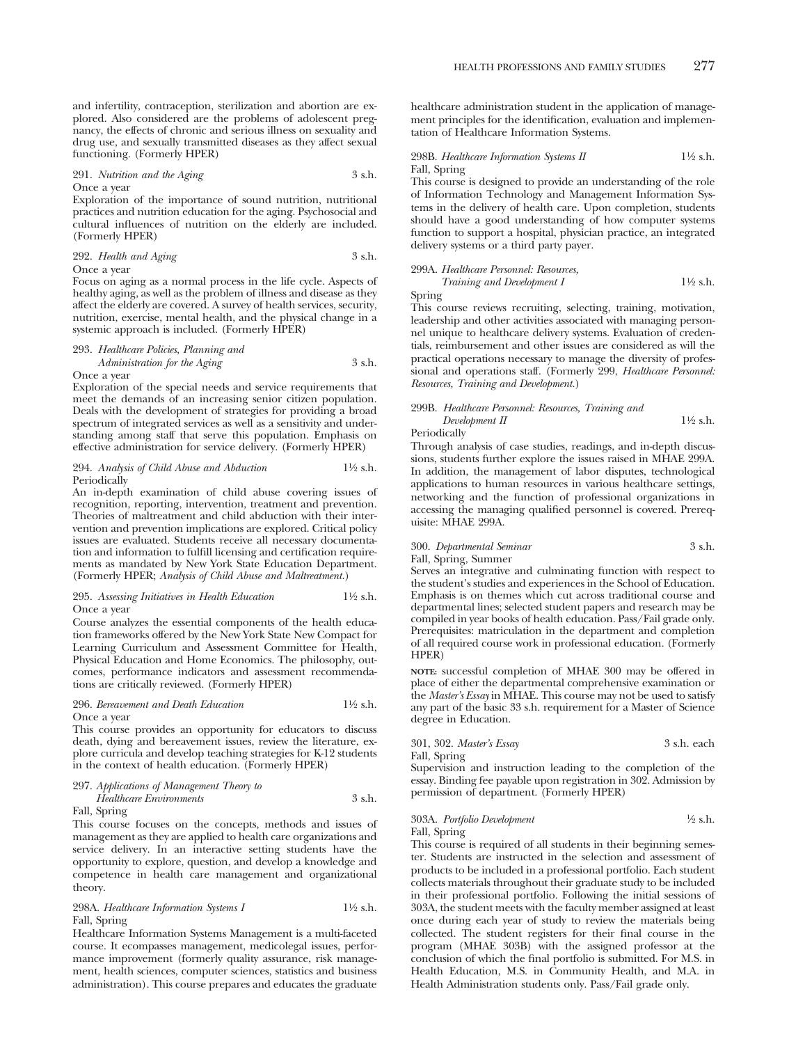and infertility, contraception, sterilization and abortion are explored. Also considered are the problems of adolescent pregnancy, the effects of chronic and serious illness on sexuality and drug use, and sexually transmitted diseases as they affect sexual functioning. (Formerly HPER)

291. *Nutrition and the Aging* 3 s.h.
Once a year
Exploration of the importance of sound nutrition, nutritional practices and nutrition education for the aging. Psychosocial and cultural influences of nutrition on the elderly are included. (Formerly HPER)

292. *Health and Aging* 3 s.h.
Once a year
Focus on aging as a normal process in the life cycle. Aspects of healthy aging, as well as the problem of illness and disease as they affect the elderly are covered. A survey of health services, security, nutrition, exercise, mental health, and the physical change in a systemic approach is included. (Formerly HPER)

293. *Healthcare Policies, Planning and Administration for the Aging* 3 s.h.
Once a year
Exploration of the special needs and service requirements that meet the demands of an increasing senior citizen population. Deals with the development of strategies for providing a broad spectrum of integrated services as well as a sensitivity and understanding among staff that serve this population. Emphasis on effective administration for service delivery. (Formerly HPER)

294. *Analysis of Child Abuse and Abduction* 1½ s.h.
Periodically
An in-depth examination of child abuse covering issues of recognition, reporting, intervention, treatment and prevention. Theories of maltreatment and child abduction with their intervention and prevention implications are explored. Critical policy issues are evaluated. Students receive all necessary documentation and information to fulfill licensing and certification requirements as mandated by New York State Education Department. (Formerly HPER; *Analysis of Child Abuse and Maltreatment.*)

295. *Assessing Initiatives in Health Education* 1½ s.h.
Once a year
Course analyzes the essential components of the health education frameworks offered by the New York State New Compact for Learning Curriculum and Assessment Committee for Health, Physical Education and Home Economics. The philosophy, outcomes, performance indicators and assessment recommendations are critically reviewed. (Formerly HPER)

296. *Bereavement and Death Education* 1½ s.h.
Once a year
This course provides an opportunity for educators to discuss death, dying and bereavement issues, review the literature, explore curricula and develop teaching strategies for K-12 students in the context of health education. (Formerly HPER)

297. *Applications of Management Theory to Healthcare Environments* 3 s.h.
Fall, Spring
This course focuses on the concepts, methods and issues of management as they are applied to health care organizations and service delivery. In an interactive setting students have the opportunity to explore, question, and develop a knowledge and competence in health care management and organizational theory.

298A. *Healthcare Information Systems I* 1½ s.h.
Fall, Spring
Healthcare Information Systems Management is a multi-faceted course. It ecompasses management, medicolegal issues, performance improvement (formerly quality assurance, risk management, health sciences, computer sciences, statistics and business administration). This course prepares and educates the graduate healthcare administration student in the application of management principles for the identification, evaluation and implementation of Healthcare Information Systems.

298B. *Healthcare Information Systems II* 1½ s.h.
Fall, Spring
This course is designed to provide an understanding of the role of Information Technology and Management Information Systems in the delivery of health care. Upon completion, students should have a good understanding of how computer systems function to support a hospital, physician practice, an integrated delivery systems or a third party payer.

299A. *Healthcare Personnel: Resources, Training and Development I* 1½ s.h.
Spring
This course reviews recruiting, selecting, training, motivation, leadership and other activities associated with managing personnel unique to healthcare delivery systems. Evaluation of credentials, reimbursement and other issues are considered as will the practical operations necessary to manage the diversity of professional and operations staff. (Formerly 299, *Healthcare Personnel: Resources, Training and Development.*)

299B. *Healthcare Personnel: Resources, Training and Development II* 1½ s.h.
Periodically
Through analysis of case studies, readings, and in-depth discussions, students further explore the issues raised in MHAE 299A. In addition, the management of labor disputes, technological applications to human resources in various healthcare settings, networking and the function of professional organizations in accessing the managing qualified personnel is covered. Prerequisite: MHAE 299A.

300. *Departmental Seminar* 3 s.h.
Fall, Spring, Summer
Serves an integrative and culminating function with respect to the student's studies and experiences in the School of Education. Emphasis is on themes which cut across traditional course and departmental lines; selected student papers and research may be compiled in year books of health education. Pass/Fail grade only. Prerequisites: matriculation in the department and completion of all required course work in professional education. (Formerly HPER)

**NOTE:** successful completion of MHAE 300 may be offered in place of either the departmental comprehensive examination or the *Master's Essay* in MHAE. This course may not be used to satisfy any part of the basic 33 s.h. requirement for a Master of Science degree in Education.

301, 302. *Master's Essay* 3 s.h. each
Fall, Spring
Supervision and instruction leading to the completion of the essay. Binding fee payable upon registration in 302. Admission by permission of department. (Formerly HPER)

303A. *Portfolio Development* ½ s.h.
Fall, Spring
This course is required of all students in their beginning semester. Students are instructed in the selection and assessment of products to be included in a professional portfolio. Each student collects materials throughout their graduate study to be included in their professional portfolio. Following the initial sessions of 303A, the student meets with the faculty member assigned at least once during each year of study to review the materials being collected. The student registers for their final course in the program (MHAE 303B) with the assigned professor at the conclusion of which the final portfolio is submitted. For M.S. in Health Education, M.S. in Community Health, and M.A. in Health Administration students only. Pass/Fail grade only.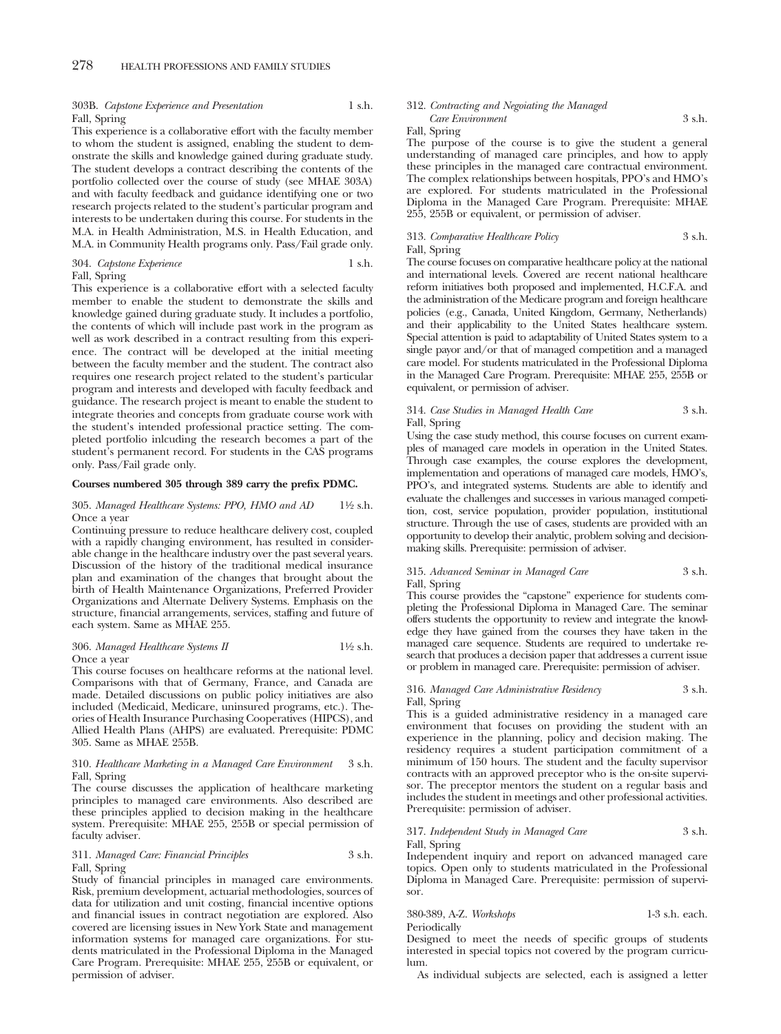303B. *Capstone Experience and Presentation* 1 s.h.
Fall, Spring

This experience is a collaborative effort with the faculty member to whom the student is assigned, enabling the student to demonstrate the skills and knowledge gained during graduate study. The student develops a contract describing the contents of the portfolio collected over the course of study (see MHAE 303A) and with faculty feedback and guidance identifying one or two research projects related to the student's particular program and interests to be undertaken during this course. For students in the M.A. in Health Administration, M.S. in Health Education, and M.A. in Community Health programs only. Pass/Fail grade only.

304. *Capstone Experience* 1 s.h.
Fall, Spring

This experience is a collaborative effort with a selected faculty member to enable the student to demonstrate the skills and knowledge gained during graduate study. It includes a portfolio, the contents of which will include past work in the program as well as work described in a contract resulting from this experience. The contract will be developed at the initial meeting between the faculty member and the student. The contract also requires one research project related to the student's particular program and interests and developed with faculty feedback and guidance. The research project is meant to enable the student to integrate theories and concepts from graduate course work with the student's intended professional practice setting. The completed portfolio inlcuding the research becomes a part of the student's permanent record. For students in the CAS programs only. Pass/Fail grade only.

**Courses numbered 305 through 389 carry the prefix PDMC.**

305. *Managed Healthcare Systems: PPO, HMO and AD* 1½ s.h.
Once a year

Continuing pressure to reduce healthcare delivery cost, coupled with a rapidly changing environment, has resulted in considerable change in the healthcare industry over the past several years. Discussion of the history of the traditional medical insurance plan and examination of the changes that brought about the birth of Health Maintenance Organizations, Preferred Provider Organizations and Alternate Delivery Systems. Emphasis on the structure, financial arrangements, services, staffing and future of each system. Same as MHAE 255.

306. *Managed Healthcare Systems II* 1½ s.h.
Once a year

This course focuses on healthcare reforms at the national level. Comparisons with that of Germany, France, and Canada are made. Detailed discussions on public policy initiatives are also included (Medicaid, Medicare, uninsured programs, etc.). Theories of Health Insurance Purchasing Cooperatives (HIPCS), and Allied Health Plans (AHPS) are evaluated. Prerequisite: PDMC 305. Same as MHAE 255B.

310. *Healthcare Marketing in a Managed Care Environment* 3 s.h.
Fall, Spring

The course discusses the application of healthcare marketing principles to managed care environments. Also described are these principles applied to decision making in the healthcare system. Prerequisite: MHAE 255, 255B or special permission of faculty adviser.

311. *Managed Care: Financial Principles* 3 s.h.
Fall, Spring

Study of financial principles in managed care environments. Risk, premium development, actuarial methodologies, sources of data for utilization and unit costing, financial incentive options and financial issues in contract negotiation are explored. Also covered are licensing issues in New York State and management information systems for managed care organizations. For students matriculated in the Professional Diploma in the Managed Care Program. Prerequisite: MHAE 255, 255B or equivalent, or permission of adviser.

312. *Contracting and Negoiating the Managed Care Environment* 3 s.h.
Fall, Spring

The purpose of the course is to give the student a general understanding of managed care principles, and how to apply these principles in the managed care contractual environment. The complex relationships between hospitals, PPO's and HMO's are explored. For students matriculated in the Professional Diploma in the Managed Care Program. Prerequisite: MHAE 255, 255B or equivalent, or permission of adviser.

313. *Comparative Healthcare Policy* 3 s.h.
Fall, Spring

The course focuses on comparative healthcare policy at the national and international levels. Covered are recent national healthcare reform initiatives both proposed and implemented, H.C.F.A. and the administration of the Medicare program and foreign healthcare policies (e.g., Canada, United Kingdom, Germany, Netherlands) and their applicability to the United States healthcare system. Special attention is paid to adaptability of United States system to a single payor and/or that of managed competition and a managed care model. For students matriculated in the Professional Diploma in the Managed Care Program. Prerequisite: MHAE 255, 255B or equivalent, or permission of adviser.

314. *Case Studies in Managed Health Care* 3 s.h.
Fall, Spring

Using the case study method, this course focuses on current examples of managed care models in operation in the United States. Through case examples, the course explores the development, implementation and operations of managed care models, HMO's, PPO's, and integrated systems. Students are able to identify and evaluate the challenges and successes in various managed competition, cost, service population, provider population, institutional structure. Through the use of cases, students are provided with an opportunity to develop their analytic, problem solving and decision-making skills. Prerequisite: permission of adviser.

315. *Advanced Seminar in Managed Care* 3 s.h.
Fall, Spring

This course provides the "capstone" experience for students completing the Professional Diploma in Managed Care. The seminar offers students the opportunity to review and integrate the knowledge they have gained from the courses they have taken in the managed care sequence. Students are required to undertake research that produces a decision paper that addresses a current issue or problem in managed care. Prerequisite: permission of adviser.

316. *Managed Care Administrative Residency* 3 s.h.
Fall, Spring

This is a guided administrative residency in a managed care environment that focuses on providing the student with an experience in the planning, policy and decision making. The residency requires a student participation commitment of a minimum of 150 hours. The student and the faculty supervisor contracts with an approved preceptor who is the on-site supervisor. The preceptor mentors the student on a regular basis and includes the student in meetings and other professional activities. Prerequisite: permission of adviser.

317. *Independent Study in Managed Care* 3 s.h.
Fall, Spring

Independent inquiry and report on advanced managed care topics. Open only to students matriculated in the Professional Diploma in Managed Care. Prerequisite: permission of supervisor.

380-389, A-Z. *Workshops* 1-3 s.h. each.
Periodically

Designed to meet the needs of specific groups of students interested in special topics not covered by the program curriculum.

As individual subjects are selected, each is assigned a letter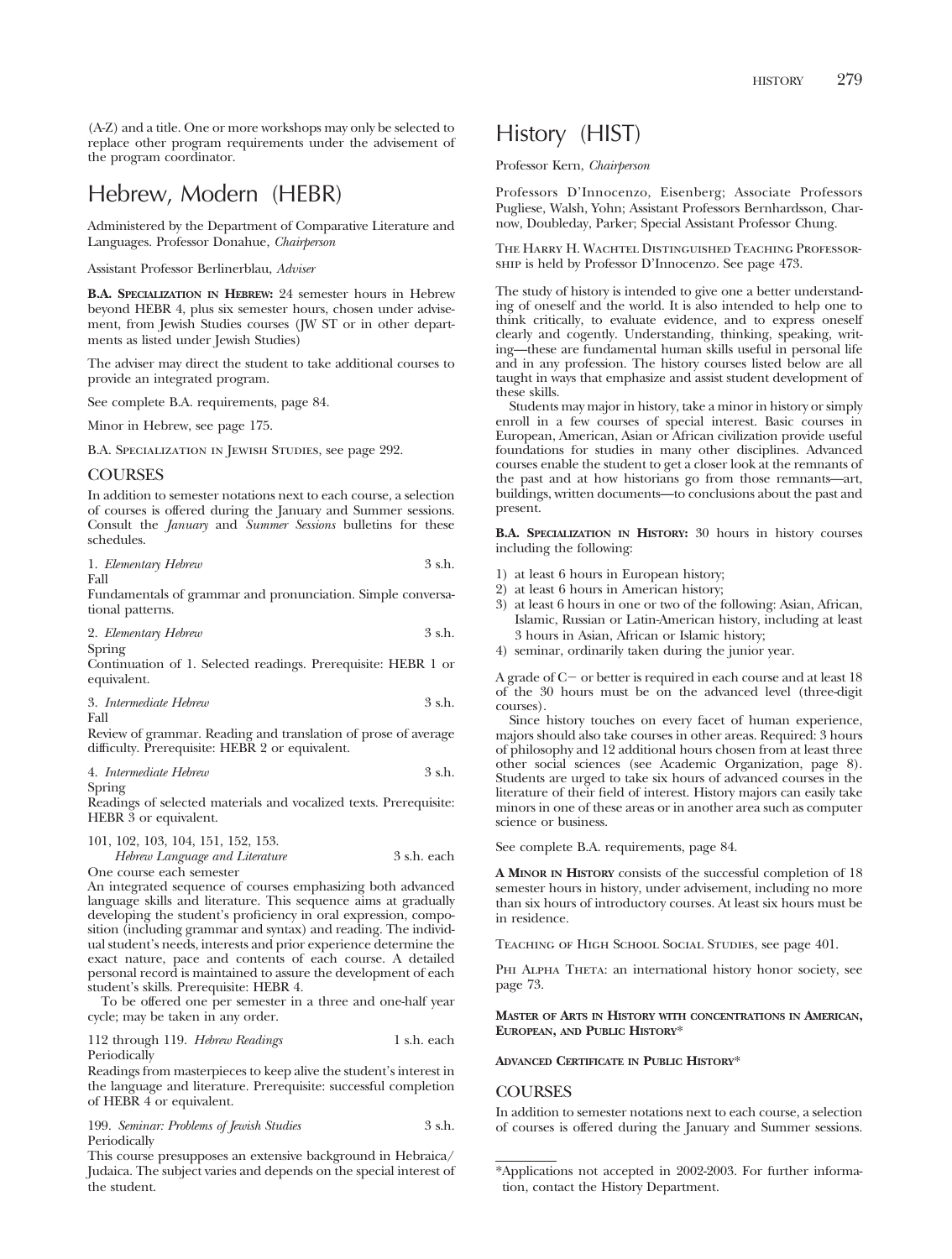(A-Z) and a title. One or more workshops may only be selected to replace other program requirements under the advisement of the program coordinator.

# Hebrew, Modern (HEBR)

Administered by the Department of Comparative Literature and Languages. Professor Donahue, *Chairperson*

Assistant Professor Berlinerblau, *Adviser*

**B.A. Specialization in Hebrew:** 24 semester hours in Hebrew beyond HEBR 4, plus six semester hours, chosen under advisement, from Jewish Studies courses (JW ST or in other departments as listed under Jewish Studies)

The adviser may direct the student to take additional courses to provide an integrated program.

See complete B.A. requirements, page 84.

Minor in Hebrew, see page 175.

B.A. Specialization in Jewish Studies, see page 292.

## COURSES

In addition to semester notations next to each course, a selection of courses is offered during the January and Summer sessions. Consult the *January* and *Summer Sessions* bulletins for these schedules.

1. *Elementary Hebrew* — 3 s.h.
Fall
Fundamentals of grammar and pronunciation. Simple conversational patterns.

2. *Elementary Hebrew* — 3 s.h.
Spring
Continuation of 1. Selected readings. Prerequisite: HEBR 1 or equivalent.

3. *Intermediate Hebrew* — 3 s.h.
Fall
Review of grammar. Reading and translation of prose of average difficulty. Prerequisite: HEBR 2 or equivalent.

4. *Intermediate Hebrew* — 3 s.h.
Spring
Readings of selected materials and vocalized texts. Prerequisite: HEBR 3 or equivalent.

101, 102, 103, 104, 151, 152, 153.
*Hebrew Language and Literature* — 3 s.h. each
One course each semester
An integrated sequence of courses emphasizing both advanced language skills and literature. This sequence aims at gradually developing the student's proficiency in oral expression, composition (including grammar and syntax) and reading. The individual student's needs, interests and prior experience determine the exact nature, pace and contents of each course. A detailed personal record is maintained to assure the development of each student's skills. Prerequisite: HEBR 4.

To be offered one per semester in a three and one-half year cycle; may be taken in any order.

112 through 119. *Hebrew Readings* — 1 s.h. each
Periodically
Readings from masterpieces to keep alive the student's interest in the language and literature. Prerequisite: successful completion of HEBR 4 or equivalent.

199. *Seminar: Problems of Jewish Studies* — 3 s.h.
Periodically
This course presupposes an extensive background in Hebraica/Judaica. The subject varies and depends on the special interest of the student.

# History (HIST)

Professor Kern, *Chairperson*

Professors D'Innocenzo, Eisenberg; Associate Professors Pugliese, Walsh, Yohn; Assistant Professors Bernhardsson, Charnow, Doubleday, Parker; Special Assistant Professor Chung.

The Harry H. Wachtel Distinguished Teaching Professorship is held by Professor D'Innocenzo. See page 473.

The study of history is intended to give one a better understanding of oneself and the world. It is also intended to help one to think critically, to evaluate evidence, and to express oneself clearly and cogently. Understanding, thinking, speaking, writing—these are fundamental human skills useful in personal life and in any profession. The history courses listed below are all taught in ways that emphasize and assist student development of these skills.

Students may major in history, take a minor in history or simply enroll in a few courses of special interest. Basic courses in European, American, Asian or African civilization provide useful foundations for studies in many other disciplines. Advanced courses enable the student to get a closer look at the remnants of the past and at how historians go from those remnants—art, buildings, written documents—to conclusions about the past and present.

**B.A. Specialization in History:** 30 hours in history courses including the following:

1) at least 6 hours in European history;
2) at least 6 hours in American history;
3) at least 6 hours in one or two of the following: Asian, African, Islamic, Russian or Latin-American history, including at least 3 hours in Asian, African or Islamic history;
4) seminar, ordinarily taken during the junior year.

A grade of C− or better is required in each course and at least 18 of the 30 hours must be on the advanced level (three-digit courses).

Since history touches on every facet of human experience, majors should also take courses in other areas. Required: 3 hours of philosophy and 12 additional hours chosen from at least three other social sciences (see Academic Organization, page 8). Students are urged to take six hours of advanced courses in the literature of their field of interest. History majors can easily take minors in one of these areas or in another area such as computer science or business.

See complete B.A. requirements, page 84.

**A Minor in History** consists of the successful completion of 18 semester hours in history, under advisement, including no more than six hours of introductory courses. At least six hours must be in residence.

Teaching of High School Social Studies, see page 401.

Phi Alpha Theta: an international history honor society, see page 73.

**Master of Arts in History with concentrations in American, European, and Public History***

**Advanced Certificate in Public History***

## COURSES

In addition to semester notations next to each course, a selection of courses is offered during the January and Summer sessions.

*Applications not accepted in 2002-2003. For further information, contact the History Department.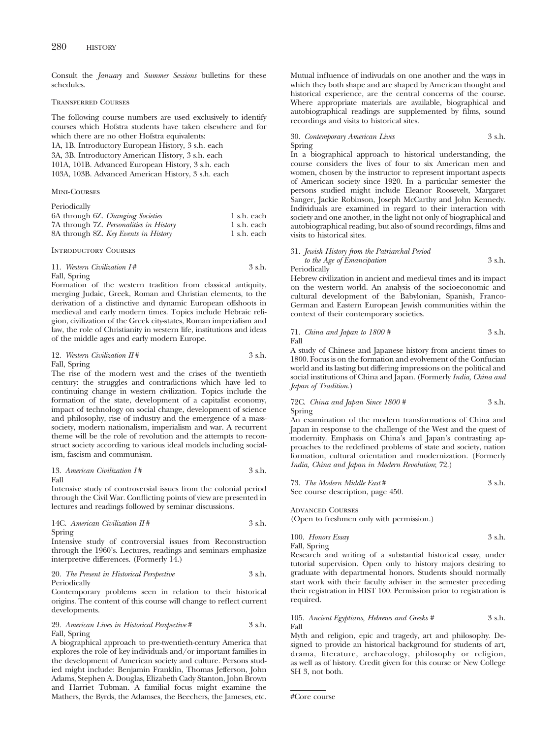Consult the *January* and *Summer Sessions* bulletins for these schedules.

### Transferred Courses

The following course numbers are used exclusively to identify courses which Hofstra students have taken elsewhere and for which there are no other Hofstra equivalents:

1A, 1B. Introductory European History, 3 s.h. each
3A, 3B. Introductory American History, 3 s.h. each
101A, 101B. Advanced European History, 3 s.h. each
103A, 103B. Advanced American History, 3 s.h. each

### Mini-Courses

Periodically

6A through 6Z. *Changing Societies* 1 s.h. each
7A through 7Z. *Personalities in History* 1 s.h. each
8A through 8Z. *Key Events in History* 1 s.h. each

### Introductory Courses

11. *Western Civilization I #* 3 s.h.
Fall, Spring
Formation of the western tradition from classical antiquity, merging Judaic, Greek, Roman and Christian elements, to the derivation of a distinctive and dynamic European offshoots in medieval and early modern times. Topics include Hebraic religion, civilization of the Greek city-states, Roman imperialism and law, the role of Christianity in western life, institutions and ideas of the middle ages and early modern Europe.

12. *Western Civilization II #* 3 s.h.
Fall, Spring
The rise of the modern west and the crises of the twentieth century: the struggles and contradictions which have led to continuing change in western civilization. Topics include the formation of the state, development of a capitalist economy, impact of technology on social change, development of science and philosophy, rise of industry and the emergence of a mass-society, modern nationalism, imperialism and war. A recurrent theme will be the role of revolution and the attempts to reconstruct society according to various ideal models including socialism, fascism and communism.

13. *American Civilization I #* 3 s.h.
Fall
Intensive study of controversial issues from the colonial period through the Civil War. Conflicting points of view are presented in lectures and readings followed by seminar discussions.

14C. *American Civilization II #* 3 s.h.
Spring
Intensive study of controversial issues from Reconstruction through the 1960's. Lectures, readings and seminars emphasize interpretive differences. (Formerly 14.)

20. *The Present in Historical Perspective* 3 s.h.
Periodically
Contemporary problems seen in relation to their historical origins. The content of this course will change to reflect current developments.

29. *American Lives in Historical Perspective #* 3 s.h.
Fall, Spring
A biographical approach to pre-twentieth-century America that explores the role of key individuals and/or important families in the development of American society and culture. Persons studied might include: Benjamin Franklin, Thomas Jefferson, John Adams, Stephen A. Douglas, Elizabeth Cady Stanton, John Brown and Harriet Tubman. A familial focus might examine the Mathers, the Byrds, the Adamses, the Beechers, the Jameses, etc. Mutual influence of indivudals on one another and the ways in which they both shape and are shaped by American thought and historical experience, are the central concerns of the course. Where appropriate materials are available, biographical and autobiographical readings are supplemented by films, sound recordings and visits to historical sites.

30. *Contemporary American Lives* 3 s.h.
Spring
In a biographical approach to historical understanding, the course considers the lives of four to six American men and women, chosen by the instructor to represent important aspects of American society since 1920. In a particular semester the persons studied might include Eleanor Roosevelt, Margaret Sanger, Jackie Robinson, Joseph McCarthy and John Kennedy. Individuals are examined in regard to their interaction with society and one another, in the light not only of biographical and autobiographical reading, but also of sound recordings, films and visits to historical sites.

31. *Jewish History from the Patriarchal Period to the Age of Emancipation* 3 s.h.
Periodically
Hebrew civilization in ancient and medieval times and its impact on the western world. An analysis of the socioeconomic and cultural development of the Babylonian, Spanish, Franco-German and Eastern European Jewish communities within the context of their contemporary societies.

71. *China and Japan to 1800 #* 3 s.h.
Fall
A study of Chinese and Japanese history from ancient times to 1800. Focus is on the formation and evolvement of the Confucian world and its lasting but differing impressions on the political and social institutions of China and Japan. (Formerly *India, China and Japan of Tradition.*)

72C. *China and Japan Since 1800 #* 3 s.h.
Spring
An examination of the modern transformations of China and Japan in response to the challenge of the West and the quest of modernity. Emphasis on China's and Japan's contrasting approaches to the redefined problems of state and society, nation formation, cultural orientation and modernization. (Formerly *India, China and Japan in Modern Revolution*; 72.)

73. *The Modern Middle East #* 3 s.h.
See course description, page 450.

### Advanced Courses

(Open to freshmen only with permission.)

100. *Honors Essay* 3 s.h.
Fall, Spring
Research and writing of a substantial historical essay, under tutorial supervision. Open only to history majors desiring to graduate with departmental honors. Students should normally start work with their faculty adviser in the semester preceding their registration in HIST 100. Permission prior to registration is required.

105. *Ancient Egyptians, Hebrews and Greeks #* 3 s.h.
Fall
Myth and religion, epic and tragedy, art and philosophy. Designed to provide an historical background for students of art, drama, literature, archaeology, philosophy or religion, as well as of history. Credit given for this course or New College SH 3, not both.

---

#Core course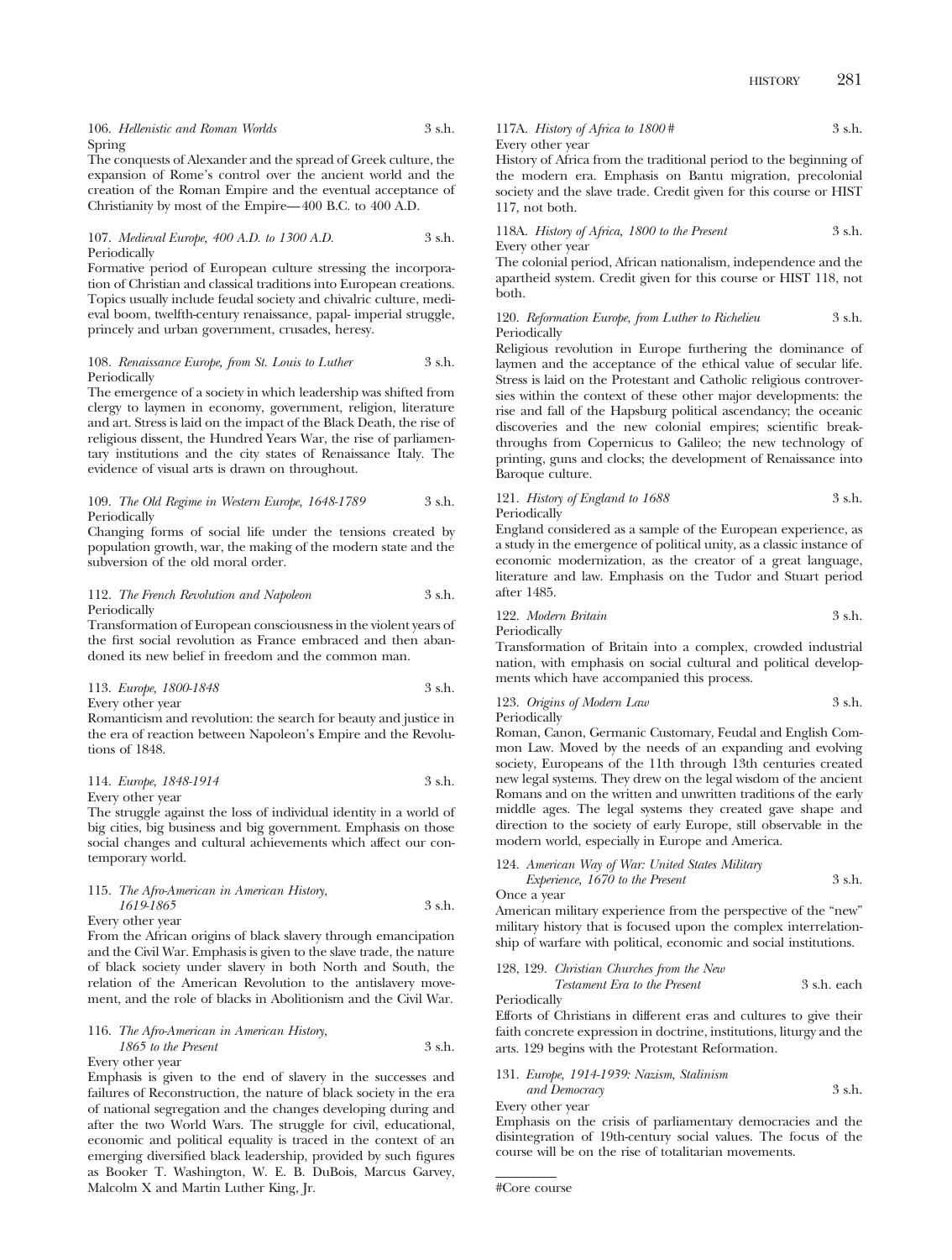106. *Hellenistic and Roman Worlds* 3 s.h.
Spring
The conquests of Alexander and the spread of Greek culture, the expansion of Rome's control over the ancient world and the creation of the Roman Empire and the eventual acceptance of Christianity by most of the Empire—400 B.C. to 400 A.D.

107. *Medieval Europe, 400 A.D. to 1300 A.D.* 3 s.h.
Periodically
Formative period of European culture stressing the incorporation of Christian and classical traditions into European creations. Topics usually include feudal society and chivalric culture, medieval boom, twelfth-century renaissance, papal- imperial struggle, princely and urban government, crusades, heresy.

108. *Renaissance Europe, from St. Louis to Luther* 3 s.h.
Periodically
The emergence of a society in which leadership was shifted from clergy to laymen in economy, government, religion, literature and art. Stress is laid on the impact of the Black Death, the rise of religious dissent, the Hundred Years War, the rise of parliamentary institutions and the city states of Renaissance Italy. The evidence of visual arts is drawn on throughout.

109. *The Old Regime in Western Europe, 1648-1789* 3 s.h.
Periodically
Changing forms of social life under the tensions created by population growth, war, the making of the modern state and the subversion of the old moral order.

112. *The French Revolution and Napoleon* 3 s.h.
Periodically
Transformation of European consciousness in the violent years of the first social revolution as France embraced and then abandoned its new belief in freedom and the common man.

113. *Europe, 1800-1848* 3 s.h.
Every other year
Romanticism and revolution: the search for beauty and justice in the era of reaction between Napoleon's Empire and the Revolutions of 1848.

114. *Europe, 1848-1914* 3 s.h.
Every other year
The struggle against the loss of individual identity in a world of big cities, big business and big government. Emphasis on those social changes and cultural achievements which affect our contemporary world.

115. *The Afro-American in American History, 1619-1865* 3 s.h.
Every other year
From the African origins of black slavery through emancipation and the Civil War. Emphasis is given to the slave trade, the nature of black society under slavery in both North and South, the relation of the American Revolution to the antislavery movement, and the role of blacks in Abolitionism and the Civil War.

116. *The Afro-American in American History, 1865 to the Present* 3 s.h.
Every other year
Emphasis is given to the end of slavery in the successes and failures of Reconstruction, the nature of black society in the era of national segregation and the changes developing during and after the two World Wars. The struggle for civil, educational, economic and political equality is traced in the context of an emerging diversified black leadership, provided by such figures as Booker T. Washington, W. E. B. DuBois, Marcus Garvey, Malcolm X and Martin Luther King, Jr.

117A. *History of Africa to 1800* # 3 s.h.
Every other year
History of Africa from the traditional period to the beginning of the modern era. Emphasis on Bantu migration, precolonial society and the slave trade. Credit given for this course or HIST 117, not both.

118A. *History of Africa, 1800 to the Present* 3 s.h.
Every other year
The colonial period, African nationalism, independence and the apartheid system. Credit given for this course or HIST 118, not both.

120. *Reformation Europe, from Luther to Richelieu* 3 s.h.
Periodically
Religious revolution in Europe furthering the dominance of laymen and the acceptance of the ethical value of secular life. Stress is laid on the Protestant and Catholic religious controversies within the context of these other major developments: the rise and fall of the Hapsburg political ascendancy; the oceanic discoveries and the new colonial empires; scientific breakthroughs from Copernicus to Galileo; the new technology of printing, guns and clocks; the development of Renaissance into Baroque culture.

121. *History of England to 1688* 3 s.h.
Periodically
England considered as a sample of the European experience, as a study in the emergence of political unity, as a classic instance of economic modernization, as the creator of a great language, literature and law. Emphasis on the Tudor and Stuart period after 1485.

122. *Modern Britain* 3 s.h.
Periodically
Transformation of Britain into a complex, crowded industrial nation, with emphasis on social cultural and political developments which have accompanied this process.

123. *Origins of Modern Law* 3 s.h.
Periodically
Roman, Canon, Germanic Customary, Feudal and English Common Law. Moved by the needs of an expanding and evolving society, Europeans of the 11th through 13th centuries created new legal systems. They drew on the legal wisdom of the ancient Romans and on the written and unwritten traditions of the early middle ages. The legal systems they created gave shape and direction to the society of early Europe, still observable in the modern world, especially in Europe and America.

124. *American Way of War: United States Military Experience, 1670 to the Present* 3 s.h.
Once a year
American military experience from the perspective of the "new" military history that is focused upon the complex interrelationship of warfare with political, economic and social institutions.

128, 129. *Christian Churches from the New Testament Era to the Present* 3 s.h. each
Periodically
Efforts of Christians in different eras and cultures to give their faith concrete expression in doctrine, institutions, liturgy and the arts. 129 begins with the Protestant Reformation.

131. *Europe, 1914-1939: Nazism, Stalinism and Democracy* 3 s.h.
Every other year
Emphasis on the crisis of parliamentary democracies and the disintegration of 19th-century social values. The focus of the course will be on the rise of totalitarian movements.

---

#Core course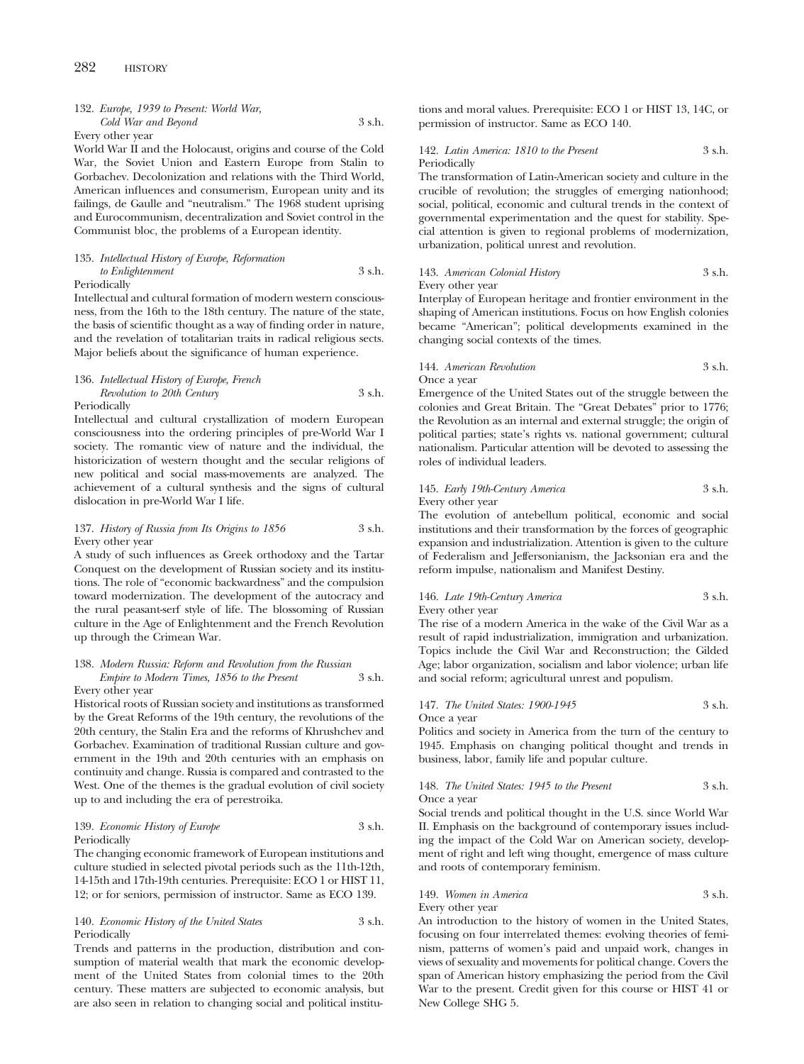132. *Europe, 1939 to Present: World War, Cold War and Beyond* 3 s.h.
Every other year
World War II and the Holocaust, origins and course of the Cold War, the Soviet Union and Eastern Europe from Stalin to Gorbachev. Decolonization and relations with the Third World, American influences and consumerism, European unity and its failings, de Gaulle and "neutralism." The 1968 student uprising and Eurocommunism, decentralization and Soviet control in the Communist bloc, the problems of a European identity.

135. *Intellectual History of Europe, Reformation to Enlightenment* 3 s.h.
Periodically
Intellectual and cultural formation of modern western consciousness, from the 16th to the 18th century. The nature of the state, the basis of scientific thought as a way of finding order in nature, and the revelation of totalitarian traits in radical religious sects. Major beliefs about the significance of human experience.

136. *Intellectual History of Europe, French Revolution to 20th Century* 3 s.h.
Periodically
Intellectual and cultural crystallization of modern European consciousness into the ordering principles of pre-World War I society. The romantic view of nature and the individual, the historicization of western thought and the secular religions of new political and social mass-movements are analyzed. The achievement of a cultural synthesis and the signs of cultural dislocation in pre-World War I life.

137. *History of Russia from Its Origins to 1856* 3 s.h.
Every other year
A study of such influences as Greek orthodoxy and the Tartar Conquest on the development of Russian society and its institutions. The role of "economic backwardness" and the compulsion toward modernization. The development of the autocracy and the rural peasant-serf style of life. The blossoming of Russian culture in the Age of Enlightenment and the French Revolution up through the Crimean War.

138. *Modern Russia: Reform and Revolution from the Russian Empire to Modern Times, 1856 to the Present* 3 s.h.
Every other year
Historical roots of Russian society and institutions as transformed by the Great Reforms of the 19th century, the revolutions of the 20th century, the Stalin Era and the reforms of Khrushchev and Gorbachev. Examination of traditional Russian culture and government in the 19th and 20th centuries with an emphasis on continuity and change. Russia is compared and contrasted to the West. One of the themes is the gradual evolution of civil society up to and including the era of perestroika.

139. *Economic History of Europe* 3 s.h.
Periodically
The changing economic framework of European institutions and culture studied in selected pivotal periods such as the 11th-12th, 14-15th and 17th-19th centuries. Prerequisite: ECO 1 or HIST 11, 12; or for seniors, permission of instructor. Same as ECO 139.

140. *Economic History of the United States* 3 s.h.
Periodically
Trends and patterns in the production, distribution and consumption of material wealth that mark the economic development of the United States from colonial times to the 20th century. These matters are subjected to economic analysis, but are also seen in relation to changing social and political institutions and moral values. Prerequisite: ECO 1 or HIST 13, 14C, or permission of instructor. Same as ECO 140.

142. *Latin America: 1810 to the Present* 3 s.h.
Periodically
The transformation of Latin-American society and culture in the crucible of revolution; the struggles of emerging nationhood; social, political, economic and cultural trends in the context of governmental experimentation and the quest for stability. Special attention is given to regional problems of modernization, urbanization, political unrest and revolution.

143. *American Colonial History* 3 s.h.
Every other year
Interplay of European heritage and frontier environment in the shaping of American institutions. Focus on how English colonies became "American"; political developments examined in the changing social contexts of the times.

144. *American Revolution* 3 s.h.
Once a year
Emergence of the United States out of the struggle between the colonies and Great Britain. The "Great Debates" prior to 1776; the Revolution as an internal and external struggle; the origin of political parties; state's rights vs. national government; cultural nationalism. Particular attention will be devoted to assessing the roles of individual leaders.

145. *Early 19th-Century America* 3 s.h.
Every other year
The evolution of antebellum political, economic and social institutions and their transformation by the forces of geographic expansion and industrialization. Attention is given to the culture of Federalism and Jeffersonianism, the Jacksonian era and the reform impulse, nationalism and Manifest Destiny.

146. *Late 19th-Century America* 3 s.h.
Every other year
The rise of a modern America in the wake of the Civil War as a result of rapid industrialization, immigration and urbanization. Topics include the Civil War and Reconstruction; the Gilded Age; labor organization, socialism and labor violence; urban life and social reform; agricultural unrest and populism.

147. *The United States: 1900-1945* 3 s.h.
Once a year
Politics and society in America from the turn of the century to 1945. Emphasis on changing political thought and trends in business, labor, family life and popular culture.

148. *The United States: 1945 to the Present* 3 s.h.
Once a year
Social trends and political thought in the U.S. since World War II. Emphasis on the background of contemporary issues including the impact of the Cold War on American society, development of right and left wing thought, emergence of mass culture and roots of contemporary feminism.

149. *Women in America* 3 s.h.
Every other year
An introduction to the history of women in the United States, focusing on four interrelated themes: evolving theories of feminism, patterns of women's paid and unpaid work, changes in views of sexuality and movements for political change. Covers the span of American history emphasizing the period from the Civil War to the present. Credit given for this course or HIST 41 or New College SHG 5.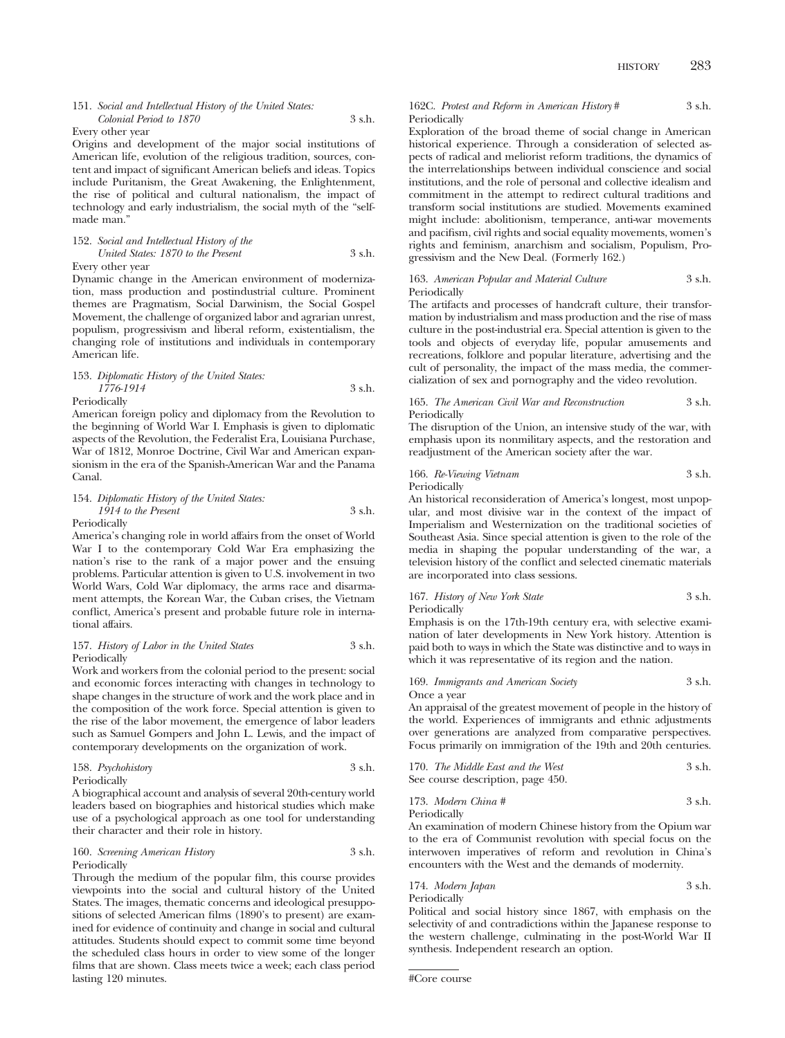**151.** *Social and Intellectual History of the United States: Colonial Period to 1870* 3 s.h.
Every other year
Origins and development of the major social institutions of American life, evolution of the religious tradition, sources, content and impact of significant American beliefs and ideas. Topics include Puritanism, the Great Awakening, the Enlightenment, the rise of political and cultural nationalism, the impact of technology and early industrialism, the social myth of the "self-made man."

**152.** *Social and Intellectual History of the United States: 1870 to the Present* 3 s.h.
Every other year
Dynamic change in the American environment of modernization, mass production and postindustrial culture. Prominent themes are Pragmatism, Social Darwinism, the Social Gospel Movement, the challenge of organized labor and agrarian unrest, populism, progressivism and liberal reform, existentialism, the changing role of institutions and individuals in contemporary American life.

**153.** *Diplomatic History of the United States: 1776-1914* 3 s.h.
Periodically
American foreign policy and diplomacy from the Revolution to the beginning of World War I. Emphasis is given to diplomatic aspects of the Revolution, the Federalist Era, Louisiana Purchase, War of 1812, Monroe Doctrine, Civil War and American expansionism in the era of the Spanish-American War and the Panama Canal.

**154.** *Diplomatic History of the United States: 1914 to the Present* 3 s.h.
Periodically
America's changing role in world affairs from the onset of World War I to the contemporary Cold War Era emphasizing the nation's rise to the rank of a major power and the ensuing problems. Particular attention is given to U.S. involvement in two World Wars, Cold War diplomacy, the arms race and disarmament attempts, the Korean War, the Cuban crises, the Vietnam conflict, America's present and probable future role in international affairs.

**157.** *History of Labor in the United States* 3 s.h.
Periodically
Work and workers from the colonial period to the present: social and economic forces interacting with changes in technology to shape changes in the structure of work and the work place and in the composition of the work force. Special attention is given to the rise of the labor movement, the emergence of labor leaders such as Samuel Gompers and John L. Lewis, and the impact of contemporary developments on the organization of work.

**158.** *Psychohistory* 3 s.h.
Periodically
A biographical account and analysis of several 20th-century world leaders based on biographies and historical studies which make use of a psychological approach as one tool for understanding their character and their role in history.

**160.** *Screening American History* 3 s.h.
Periodically
Through the medium of the popular film, this course provides viewpoints into the social and cultural history of the United States. The images, thematic concerns and ideological presuppositions of selected American films (1890's to present) are examined for evidence of continuity and change in social and cultural attitudes. Students should expect to commit some time beyond the scheduled class hours in order to view some of the longer films that are shown. Class meets twice a week; each class period lasting 120 minutes.

**162C.** *Protest and Reform in American History* # 3 s.h.
Periodically
Exploration of the broad theme of social change in American historical experience. Through a consideration of selected aspects of radical and meliorist reform traditions, the dynamics of the interrelationships between individual conscience and social institutions, and the role of personal and collective idealism and commitment in the attempt to redirect cultural traditions and transform social institutions are studied. Movements examined might include: abolitionism, temperance, anti-war movements and pacifism, civil rights and social equality movements, women's rights and feminism, anarchism and socialism, Populism, Progressivism and the New Deal. (Formerly 162.)

**163.** *American Popular and Material Culture* 3 s.h.
Periodically
The artifacts and processes of handcraft culture, their transformation by industrialism and mass production and the rise of mass culture in the post-industrial era. Special attention is given to the tools and objects of everyday life, popular amusements and recreations, folklore and popular literature, advertising and the cult of personality, the impact of the mass media, the commercialization of sex and pornography and the video revolution.

**165.** *The American Civil War and Reconstruction* 3 s.h.
Periodically
The disruption of the Union, an intensive study of the war, with emphasis upon its nonmilitary aspects, and the restoration and readjustment of the American society after the war.

**166.** *Re-Viewing Vietnam* 3 s.h.
Periodically
An historical reconsideration of America's longest, most unpopular, and most divisive war in the context of the impact of Imperialism and Westernization on the traditional societies of Southeast Asia. Since special attention is given to the role of the media in shaping the popular understanding of the war, a television history of the conflict and selected cinematic materials are incorporated into class sessions.

**167.** *History of New York State* 3 s.h.
Periodically
Emphasis is on the 17th-19th century era, with selective examination of later developments in New York history. Attention is paid both to ways in which the State was distinctive and to ways in which it was representative of its region and the nation.

**169.** *Immigrants and American Society* 3 s.h.
Once a year
An appraisal of the greatest movement of people in the history of the world. Experiences of immigrants and ethnic adjustments over generations are analyzed from comparative perspectives. Focus primarily on immigration of the 19th and 20th centuries.

**170.** *The Middle East and the West* 3 s.h.
See course description, page 450.

**173.** *Modern China* # 3 s.h.
Periodically
An examination of modern Chinese history from the Opium war to the era of Communist revolution with special focus on the interwoven imperatives of reform and revolution in China's encounters with the West and the demands of modernity.

**174.** *Modern Japan* 3 s.h.
Periodically
Political and social history since 1867, with emphasis on the selectivity of and contradictions within the Japanese response to the western challenge, culminating in the post-World War II synthesis. Independent research an option.

---

#Core course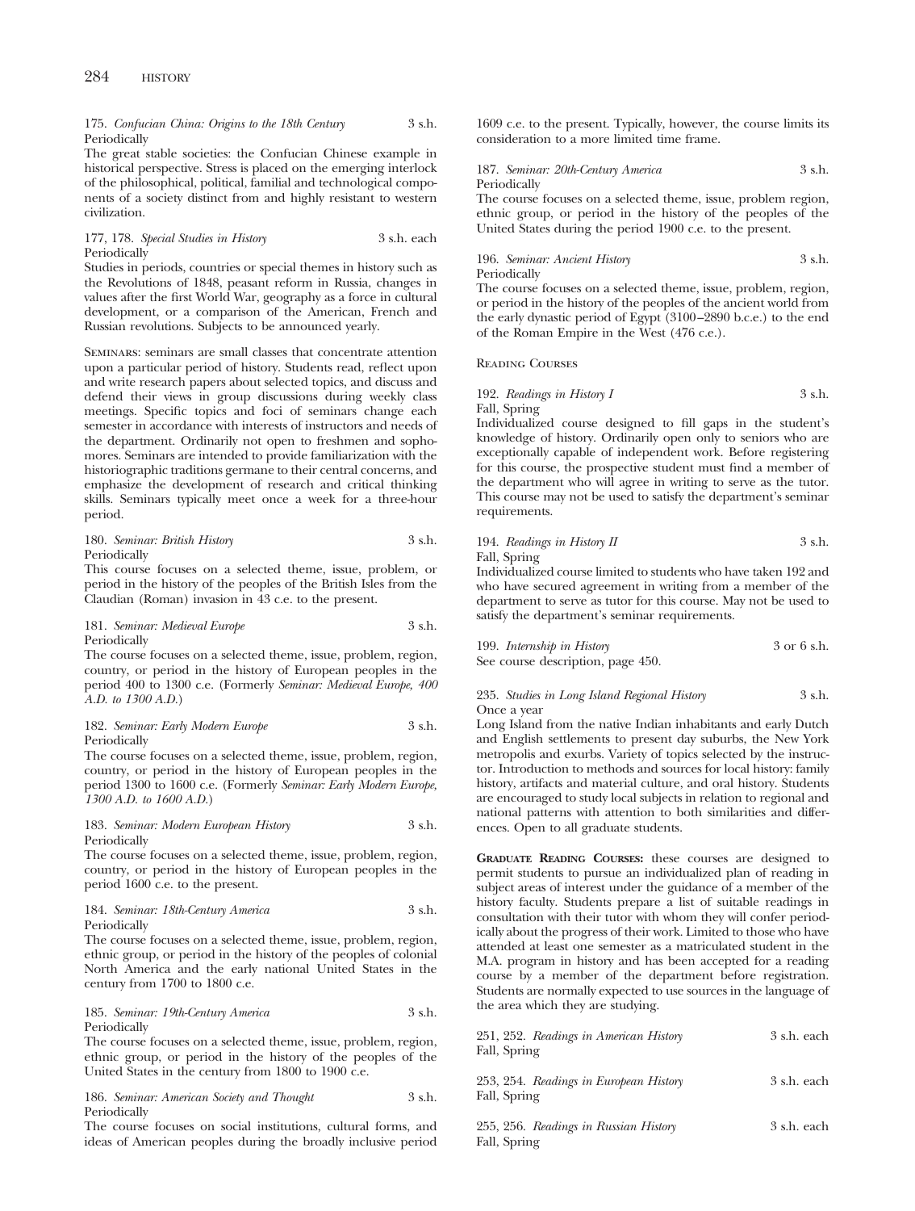175. *Confucian China: Origins to the 18th Century* 3 s.h.
Periodically

The great stable societies: the Confucian Chinese example in historical perspective. Stress is placed on the emerging interlock of the philosophical, political, familial and technological components of a society distinct from and highly resistant to western civilization.

177, 178. *Special Studies in History* 3 s.h. each
Periodically

Studies in periods, countries or special themes in history such as the Revolutions of 1848, peasant reform in Russia, changes in values after the first World War, geography as a force in cultural development, or a comparison of the American, French and Russian revolutions. Subjects to be announced yearly.

Seminars: seminars are small classes that concentrate attention upon a particular period of history. Students read, reflect upon and write research papers about selected topics, and discuss and defend their views in group discussions during weekly class meetings. Specific topics and foci of seminars change each semester in accordance with interests of instructors and needs of the department. Ordinarily not open to freshmen and sophomores. Seminars are intended to provide familiarization with the historiographic traditions germane to their central concerns, and emphasize the development of research and critical thinking skills. Seminars typically meet once a week for a three-hour period.

180. *Seminar: British History* 3 s.h.
Periodically

This course focuses on a selected theme, issue, problem, or period in the history of the peoples of the British Isles from the Claudian (Roman) invasion in 43 c.e. to the present.

181. *Seminar: Medieval Europe* 3 s.h.
Periodically

The course focuses on a selected theme, issue, problem, region, country, or period in the history of European peoples in the period 400 to 1300 c.e. (Formerly *Seminar: Medieval Europe, 400 A.D. to 1300 A.D.*)

182. *Seminar: Early Modern Europe* 3 s.h.
Periodically

The course focuses on a selected theme, issue, problem, region, country, or period in the history of European peoples in the period 1300 to 1600 c.e. (Formerly *Seminar: Early Modern Europe, 1300 A.D. to 1600 A.D.*)

183. *Seminar: Modern European History* 3 s.h.
Periodically

The course focuses on a selected theme, issue, problem, region, country, or period in the history of European peoples in the period 1600 c.e. to the present.

184. *Seminar: 18th-Century America* 3 s.h.
Periodically

The course focuses on a selected theme, issue, problem, region, ethnic group, or period in the history of the peoples of colonial North America and the early national United States in the century from 1700 to 1800 c.e.

185. *Seminar: 19th-Century America* 3 s.h.
Periodically

The course focuses on a selected theme, issue, problem, region, ethnic group, or period in the history of the peoples of the United States in the century from 1800 to 1900 c.e.

186. *Seminar: American Society and Thought* 3 s.h.
Periodically

The course focuses on social institutions, cultural forms, and ideas of American peoples during the broadly inclusive period 1609 c.e. to the present. Typically, however, the course limits its consideration to a more limited time frame.

187. *Seminar: 20th-Century America* 3 s.h.
Periodically

The course focuses on a selected theme, issue, problem region, ethnic group, or period in the history of the peoples of the United States during the period 1900 c.e. to the present.

196. *Seminar: Ancient History* 3 s.h.
Periodically

The course focuses on a selected theme, issue, problem, region, or period in the history of the peoples of the ancient world from the early dynastic period of Egypt (3100–2890 b.c.e.) to the end of the Roman Empire in the West (476 c.e.).

Reading Courses

192. *Readings in History I* 3 s.h.
Fall, Spring

Individualized course designed to fill gaps in the student's knowledge of history. Ordinarily open only to seniors who are exceptionally capable of independent work. Before registering for this course, the prospective student must find a member of the department who will agree in writing to serve as the tutor. This course may not be used to satisfy the department's seminar requirements.

194. *Readings in History II* 3 s.h.
Fall, Spring

Individualized course limited to students who have taken 192 and who have secured agreement in writing from a member of the department to serve as tutor for this course. May not be used to satisfy the department's seminar requirements.

199. *Internship in History* 3 or 6 s.h.
See course description, page 450.

235. *Studies in Long Island Regional History* 3 s.h.
Once a year

Long Island from the native Indian inhabitants and early Dutch and English settlements to present day suburbs, the New York metropolis and exurbs. Variety of topics selected by the instructor. Introduction to methods and sources for local history: family history, artifacts and material culture, and oral history. Students are encouraged to study local subjects in relation to regional and national patterns with attention to both similarities and differences. Open to all graduate students.

**Graduate Reading Courses:** these courses are designed to permit students to pursue an individualized plan of reading in subject areas of interest under the guidance of a member of the history faculty. Students prepare a list of suitable readings in consultation with their tutor with whom they will confer periodically about the progress of their work. Limited to those who have attended at least one semester as a matriculated student in the M.A. program in history and has been accepted for a reading course by a member of the department before registration. Students are normally expected to use sources in the language of the area which they are studying.

251, 252. *Readings in American History* 3 s.h. each
Fall, Spring

253, 254. *Readings in European History* 3 s.h. each
Fall, Spring

255, 256. *Readings in Russian History* 3 s.h. each
Fall, Spring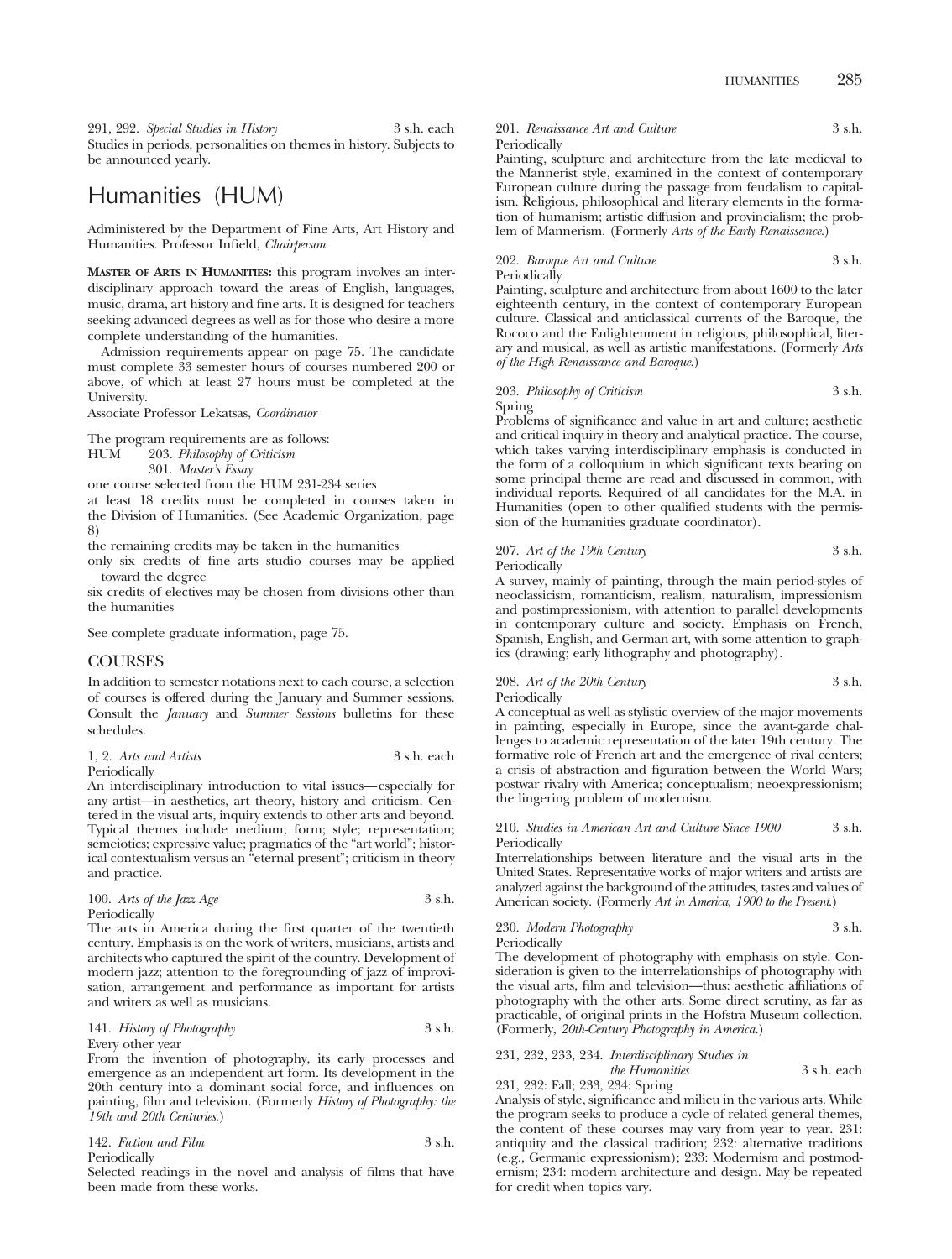291, 292. *Special Studies in History* 3 s.h. each
Studies in periods, personalities on themes in history. Subjects to be announced yearly.

# Humanities (HUM)

Administered by the Department of Fine Arts, Art History and Humanities. Professor Infield, *Chairperson*

**MASTER OF ARTS IN HUMANITIES:** this program involves an interdisciplinary approach toward the areas of English, languages, music, drama, art history and fine arts. It is designed for teachers seeking advanced degrees as well as for those who desire a more complete understanding of the humanities.

Admission requirements appear on page 75. The candidate must complete 33 semester hours of courses numbered 200 or above, of which at least 27 hours must be completed at the University.

Associate Professor Lekatsas, *Coordinator*

The program requirements are as follows:

HUM 203. *Philosophy of Criticism*
301. *Master's Essay*

one course selected from the HUM 231-234 series

at least 18 credits must be completed in courses taken in the Division of Humanities. (See Academic Organization, page 8)

the remaining credits may be taken in the humanities

only six credits of fine arts studio courses may be applied toward the degree

six credits of electives may be chosen from divisions other than the humanities

See complete graduate information, page 75.

## COURSES

In addition to semester notations next to each course, a selection of courses is offered during the January and Summer sessions. Consult the *January* and *Summer Sessions* bulletins for these schedules.

1, 2. *Arts and Artists* 3 s.h. each
Periodically
An interdisciplinary introduction to vital issues—especially for any artist—in aesthetics, art theory, history and criticism. Centered in the visual arts, inquiry extends to other arts and beyond. Typical themes include medium; form; style; representation; semeiotics; expressive value; pragmatics of the "art world"; historical contextualism versus an "eternal present"; criticism in theory and practice.

100. *Arts of the Jazz Age* 3 s.h.
Periodically
The arts in America during the first quarter of the twentieth century. Emphasis is on the work of writers, musicians, artists and architects who captured the spirit of the country. Development of modern jazz; attention to the foregrounding of jazz of improvisation, arrangement and performance as important for artists and writers as well as musicians.

141. *History of Photography* 3 s.h.
Every other year
From the invention of photography, its early processes and emergence as an independent art form. Its development in the 20th century into a dominant social force, and influences on painting, film and television. (Formerly *History of Photography: the 19th and 20th Centuries.*)

142. *Fiction and Film* 3 s.h.
Periodically
Selected readings in the novel and analysis of films that have been made from these works.

201. *Renaissance Art and Culture* 3 s.h.
Periodically
Painting, sculpture and architecture from the late medieval to the Mannerist style, examined in the context of contemporary European culture during the passage from feudalism to capitalism. Religious, philosophical and literary elements in the formation of humanism; artistic diffusion and provincialism; the problem of Mannerism. (Formerly *Arts of the Early Renaissance.*)

202. *Baroque Art and Culture* 3 s.h.
Periodically
Painting, sculpture and architecture from about 1600 to the later eighteenth century, in the context of contemporary European culture. Classical and anticlassical currents of the Baroque, the Rococo and the Enlightenment in religious, philosophical, literary and musical, as well as artistic manifestations. (Formerly *Arts of the High Renaissance and Baroque.*)

203. *Philosophy of Criticism* 3 s.h.
Spring
Problems of significance and value in art and culture; aesthetic and critical inquiry in theory and analytical practice. The course, which takes varying interdisciplinary emphasis is conducted in the form of a colloquium in which significant texts bearing on some principal theme are read and discussed in common, with individual reports. Required of all candidates for the M.A. in Humanities (open to other qualified students with the permission of the humanities graduate coordinator).

207. *Art of the 19th Century* 3 s.h.
Periodically
A survey, mainly of painting, through the main period-styles of neoclassicism, romanticism, realism, naturalism, impressionism and postimpressionism, with attention to parallel developments in contemporary culture and society. Emphasis on French, Spanish, English, and German art, with some attention to graphics (drawing; early lithography and photography).

208. *Art of the 20th Century* 3 s.h.
Periodically
A conceptual as well as stylistic overview of the major movements in painting, especially in Europe, since the avant-garde challenges to academic representation of the later 19th century. The formative role of French art and the emergence of rival centers; a crisis of abstraction and figuration between the World Wars; postwar rivalry with America; conceptualism; neoexpressionism; the lingering problem of modernism.

210. *Studies in American Art and Culture Since 1900* 3 s.h.
Periodically
Interrelationships between literature and the visual arts in the United States. Representative works of major writers and artists are analyzed against the background of the attitudes, tastes and values of American society. (Formerly *Art in America, 1900 to the Present.*)

230. *Modern Photography* 3 s.h.
Periodically
The development of photography with emphasis on style. Consideration is given to the interrelationships of photography with the visual arts, film and television—thus: aesthetic affiliations of photography with the other arts. Some direct scrutiny, as far as practicable, of original prints in the Hofstra Museum collection. (Formerly, *20th-Century Photography in America.*)

231, 232, 233, 234. *Interdisciplinary Studies in the Humanities* 3 s.h. each
231, 232: Fall; 233, 234: Spring
Analysis of style, significance and milieu in the various arts. While the program seeks to produce a cycle of related general themes, the content of these courses may vary from year to year. 231: antiquity and the classical tradition; 232: alternative traditions (e.g., Germanic expressionism); 233: Modernism and postmodernism; 234: modern architecture and design. May be repeated for credit when topics vary.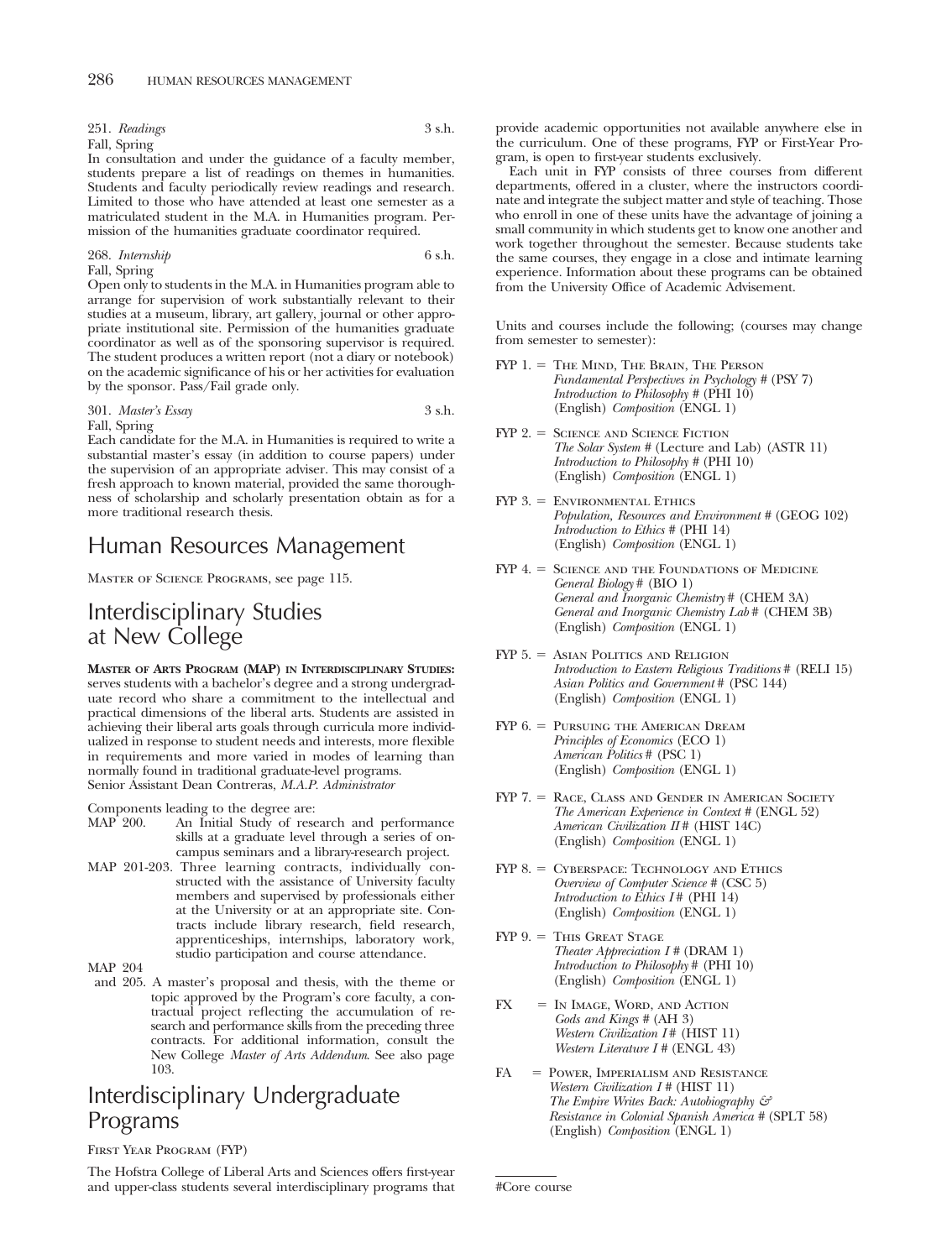251. *Readings* 3 s.h.
Fall, Spring
In consultation and under the guidance of a faculty member, students prepare a list of readings on themes in humanities. Students and faculty periodically review readings and research. Limited to those who have attended at least one semester as a matriculated student in the M.A. in Humanities program. Permission of the humanities graduate coordinator required.

268. *Internship* 6 s.h.
Fall, Spring
Open only to students in the M.A. in Humanities program able to arrange for supervision of work substantially relevant to their studies at a museum, library, art gallery, journal or other appropriate institutional site. Permission of the humanities graduate coordinator as well as of the sponsoring supervisor is required. The student produces a written report (not a diary or notebook) on the academic significance of his or her activities for evaluation by the sponsor. Pass/Fail grade only.

301. *Master's Essay* 3 s.h.
Fall, Spring
Each candidate for the M.A. in Humanities is required to write a substantial master's essay (in addition to course papers) under the supervision of an appropriate adviser. This may consist of a fresh approach to known material, provided the same thoroughness of scholarship and scholarly presentation obtain as for a more traditional research thesis.

# Human Resources Management

Master of Science Programs, see page 115.

# Interdisciplinary Studies at New College

**Master of Arts Program (MAP) in Interdisciplinary Studies:** serves students with a bachelor's degree and a strong undergraduate record who share a commitment to the intellectual and practical dimensions of the liberal arts. Students are assisted in achieving their liberal arts goals through curricula more individualized in response to student needs and interests, more flexible in requirements and more varied in modes of learning than normally found in traditional graduate-level programs.
Senior Assistant Dean Contreras, *M.A.P. Administrator*

Components leading to the degree are:

- MAP 200. An Initial Study of research and performance skills at a graduate level through a series of on-campus seminars and a library-research project.
- MAP 201-203. Three learning contracts, individually constructed with the assistance of University faculty members and supervised by professionals either at the University or at an appropriate site. Contracts include library research, field research, apprenticeships, internships, laboratory work, studio participation and course attendance.
- MAP 204 and 205. A master's proposal and thesis, with the theme or topic approved by the Program's core faculty, a contractual project reflecting the accumulation of research and performance skills from the preceding three contracts. For additional information, consult the New College *Master of Arts Addendum*. See also page 103.

# Interdisciplinary Undergraduate Programs

First Year Program (FYP)

The Hofstra College of Liberal Arts and Sciences offers first-year and upper-class students several interdisciplinary programs that provide academic opportunities not available anywhere else in the curriculum. One of these programs, FYP or First-Year Program, is open to first-year students exclusively.

Each unit in FYP consists of three courses from different departments, offered in a cluster, where the instructors coordinate and integrate the subject matter and style of teaching. Those who enroll in one of these units have the advantage of joining a small community in which students get to know one another and work together throughout the semester. Because students take the same courses, they engage in a close and intimate learning experience. Information about these programs can be obtained from the University Office of Academic Advisement.

Units and courses include the following; (courses may change from semester to semester):

FYP 1. = The Mind, The Brain, The Person
*Fundamental Perspectives in Psychology* # (PSY 7)
*Introduction to Philosophy* # (PHI 10)
(English) *Composition* (ENGL 1)

FYP 2. = Science and Science Fiction
*The Solar System* # (Lecture and Lab) (ASTR 11)
*Introduction to Philosophy* # (PHI 10)
(English) *Composition* (ENGL 1)

FYP 3. = Environmental Ethics
*Population, Resources and Environment* # (GEOG 102)
*Introduction to Ethics* # (PHI 14)
(English) *Composition* (ENGL 1)

FYP 4. = Science and the Foundations of Medicine
*General Biology* # (BIO 1)
*General and Inorganic Chemistry* # (CHEM 3A)
*General and Inorganic Chemistry Lab* # (CHEM 3B)
(English) *Composition* (ENGL 1)

FYP 5. = Asian Politics and Religion
*Introduction to Eastern Religious Traditions* # (RELI 15)
*Asian Politics and Government* # (PSC 144)
(English) *Composition* (ENGL 1)

FYP 6. = Pursuing the American Dream
*Principles of Economics* (ECO 1)
*American Politics* # (PSC 1)
(English) *Composition* (ENGL 1)

FYP 7. = Race, Class and Gender in American Society
*The American Experience in Context* # (ENGL 52)
*American Civilization II* # (HIST 14C)
(English) *Composition* (ENGL 1)

FYP 8. = Cyberspace: Technology and Ethics
*Overview of Computer Science* # (CSC 5)
*Introduction to Ethics I* # (PHI 14)
(English) *Composition* (ENGL 1)

FYP 9. = This Great Stage
*Theater Appreciation I* # (DRAM 1)
*Introduction to Philosophy* # (PHI 10)
(English) *Composition* (ENGL 1)

FX = In Image, Word, and Action
*Gods and Kings* # (AH 3)
*Western Civilization I* # (HIST 11)
*Western Literature I* # (ENGL 43)

FA = Power, Imperialism and Resistance
*Western Civilization I* # (HIST 11)
*The Empire Writes Back: Autobiography & Resistance in Colonial Spanish America* # (SPLT 58)
(English) *Composition* (ENGL 1)

---

#Core course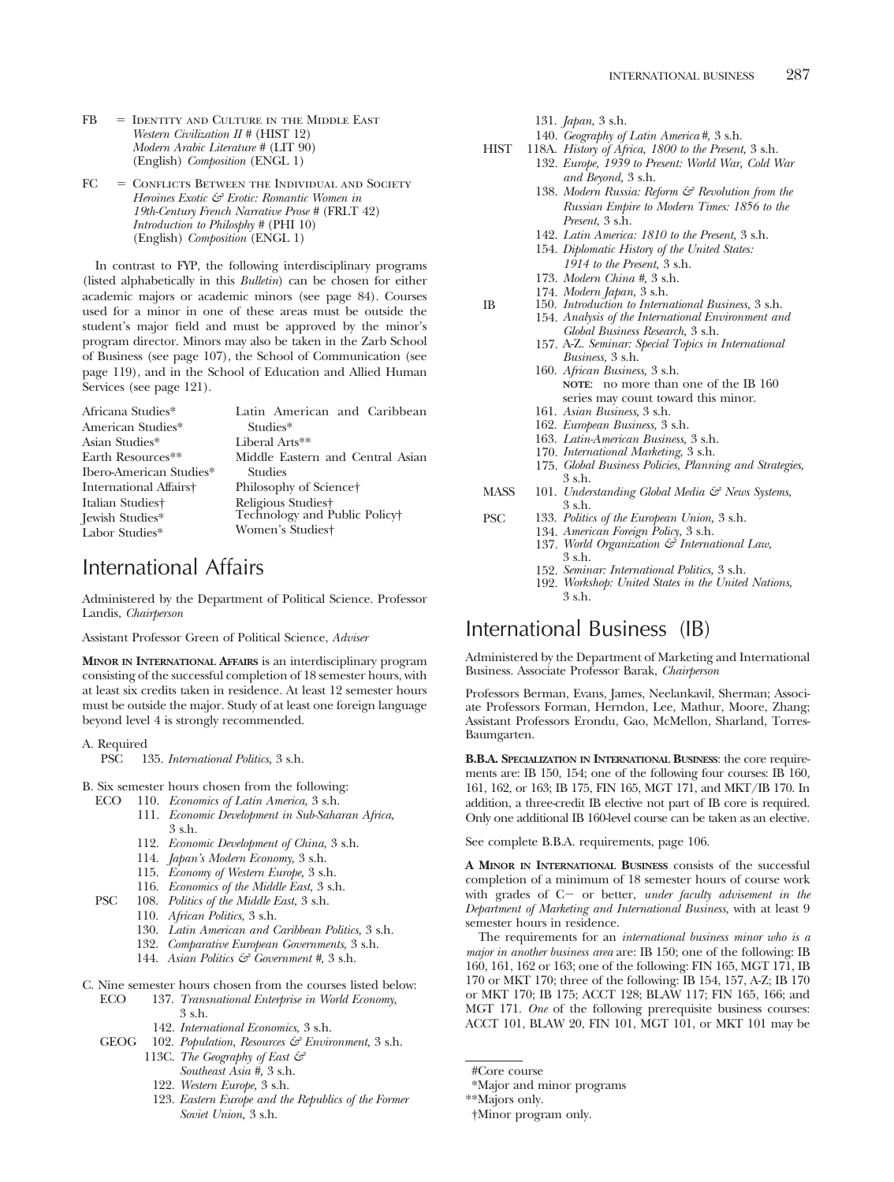FB = Identity and Culture in the Middle East
*Western Civilization II* # (HIST 12)
*Modern Arabic Literature* # (LIT 90)
(English) *Composition* (ENGL 1)

FC = Conflicts Between the Individual and Society
*Heroines Exotic & Erotic: Romantic Women in 19th-Century French Narrative Prose* # (FRLT 42)
*Introduction to Philosphy* # (PHI 10)
(English) *Composition* (ENGL 1)

In contrast to FYP, the following interdisciplinary programs (listed alphabetically in this *Bulletin*) can be chosen for either academic majors or academic minors (see page 84). Courses used for a minor in one of these areas must be outside the student's major field and must be approved by the minor's program director. Minors may also be taken in the Zarb School of Business (see page 107), the School of Communication (see page 119), and in the School of Education and Allied Human Services (see page 121).

| | |
|---|---|
| Africana Studies* | Latin American and Caribbean Studies* |
| American Studies* | Liberal Arts** |
| Asian Studies* | Middle Eastern and Central Asian Studies |
| Earth Resources** | Philosophy of Science† |
| Ibero-American Studies* | Religious Studies† |
| International Affairs† | Technology and Public Policy† |
| Italian Studies† | Women's Studies† |
| Jewish Studies* | |
| Labor Studies* | |

## International Affairs

Administered by the Department of Political Science. Professor Landis, *Chairperson*

Assistant Professor Green of Political Science, *Adviser*

**Minor in International Affairs** is an interdisciplinary program consisting of the successful completion of 18 semester hours, with at least six credits taken in residence. At least 12 semester hours must be outside the major. Study of at least one foreign language beyond level 4 is strongly recommended.

A. Required
- PSC 135. *International Politics,* 3 s.h.

B. Six semester hours chosen from the following:
- ECO 110. *Economics of Latin America,* 3 s.h.
  - 111. *Economic Development in Sub-Saharan Africa,* 3 s.h.
  - 112. *Economic Development of China,* 3 s.h.
  - 114. *Japan's Modern Economy,* 3 s.h.
  - 115. *Economy of Western Europe,* 3 s.h.
  - 116. *Economics of the Middle East,* 3 s.h.
- PSC 108. *Politics of the Middle East,* 3 s.h.
  - 110. *African Politics,* 3 s.h.
  - 130. *Latin American and Caribbean Politics,* 3 s.h.
  - 132. *Comparative European Governments,* 3 s.h.
  - 144. *Asian Politics & Government #,* 3 s.h.

C. Nine semester hours chosen from the courses listed below:
- ECO 137. *Transnational Enterprise in World Economy,* 3 s.h.
  - 142. *International Economics,* 3 s.h.
- GEOG 102. *Population, Resources & Environment,* 3 s.h.
  - 113C. *The Geography of East & Southeast Asia #,* 3 s.h.
  - 122. *Western Europe,* 3 s.h.
  - 123. *Eastern Europe and the Republics of the Former Soviet Union,* 3 s.h.
  - 131. *Japan,* 3 s.h.
  - 140. *Geography of Latin America #,* 3 s.h.
- HIST 118A. *History of Africa, 1800 to the Present,* 3 s.h.
  - 132. *Europe, 1939 to Present: World War, Cold War and Beyond,* 3 s.h.
  - 138. *Modern Russia: Reform & Revolution from the Russian Empire to Modern Times: 1856 to the Present,* 3 s.h.
  - 142. *Latin America: 1810 to the Present,* 3 s.h.
  - 154. *Diplomatic History of the United States: 1914 to the Present,* 3 s.h.
  - 173. *Modern China #,* 3 s.h.
  - 174. *Modern Japan,* 3 s.h.
- IB 150. *Introduction to International Business,* 3 s.h.
  - 154. *Analysis of the International Environment and Global Business Research,* 3 s.h.
  - 157. A-Z. *Seminar: Special Topics in International Business,* 3 s.h.
  - 160. *African Business,* 3 s.h.
    **note**: no more than one of the IB 160 series may count toward this minor.
  - 161. *Asian Business,* 3 s.h.
  - 162. *European Business,* 3 s.h.
  - 163. *Latin-American Business,* 3 s.h.
  - 170. *International Marketing,* 3 s.h.
  - 175. *Global Business Policies, Planning and Strategies,* 3 s.h.
- MASS 101. *Understanding Global Media & News Systems,* 3 s.h.
- PSC 133. *Politics of the European Union,* 3 s.h.
  - 134. *American Foreign Policy,* 3 s.h.
  - 137. *World Organization & International Law,* 3 s.h.
  - 152. *Seminar: International Politics,* 3 s.h.
  - 192. *Workshop: United States in the United Nations,* 3 s.h.

## International Business (IB)

Administered by the Department of Marketing and International Business. Associate Professor Barak, *Chairperson*

Professors Berman, Evans, James, Neelankavil, Sherman; Associate Professors Forman, Herndon, Lee, Mathur, Moore, Zhang; Assistant Professors Erondu, Gao, McMellon, Sharland, Torres-Baumgarten.

**B.B.A. Specialization in International Business**: the core requirements are: IB 150, 154; one of the following four courses: IB 160, 161, 162, or 163; IB 175, FIN 165, MGT 171, and MKT/IB 170. In addition, a three-credit IB elective not part of IB core is required. Only one additional IB 160-level course can be taken as an elective.

See complete B.B.A. requirements, page 106.

**A Minor in International Business** consists of the successful completion of a minimum of 18 semester hours of course work with grades of C− or better, *under faculty advisement in the Department of Marketing and International Business,* with at least 9 semester hours in residence.

The requirements for an *international business minor who is a major in another business area* are: IB 150; one of the following: IB 160, 161, 162 or 163; one of the following: FIN 165, MGT 171, IB 170 or MKT 170; three of the following: IB 154, 157, A-Z; IB 170 or MKT 170; IB 175; ACCT 128; BLAW 117; FIN 165, 166; and MGT 171. *One* of the following prerequisite business courses: ACCT 101, BLAW 20, FIN 101, MGT 101, or MKT 101 may be

---

#Core course
*Major and minor programs
**Majors only.
†Minor program only.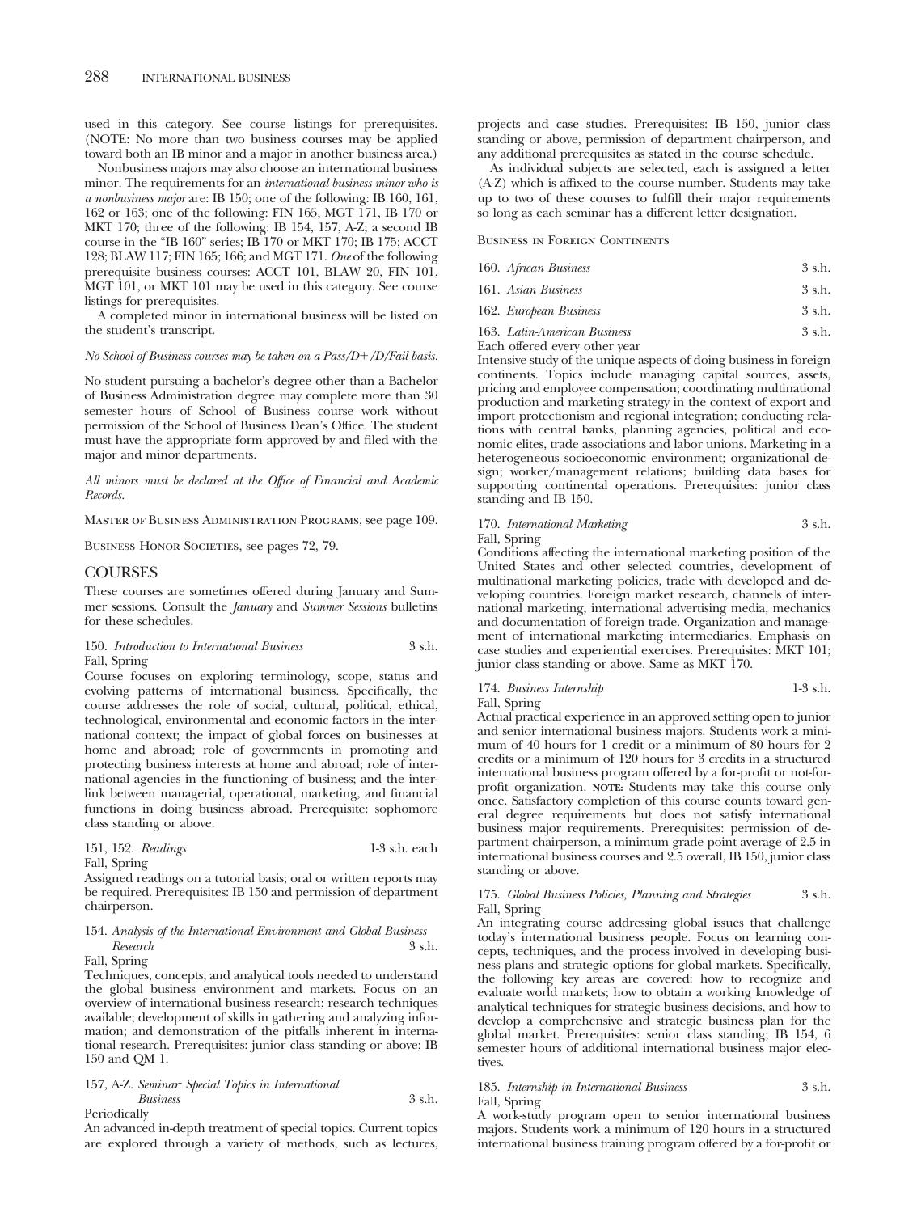used in this category. See course listings for prerequisites. (NOTE: No more than two business courses may be applied toward both an IB minor and a major in another business area.)

Nonbusiness majors may also choose an international business minor. The requirements for an *international business minor who is a nonbusiness major* are: IB 150; one of the following: IB 160, 161, 162 or 163; one of the following: FIN 165, MGT 171, IB 170 or MKT 170; three of the following: IB 154, 157, A-Z; a second IB course in the "IB 160" series; IB 170 or MKT 170; IB 175; ACCT 128; BLAW 117; FIN 165; 166; and MGT 171. *One* of the following prerequisite business courses: ACCT 101, BLAW 20, FIN 101, MGT 101, or MKT 101 may be used in this category. See course listings for prerequisites.

A completed minor in international business will be listed on the student's transcript.

*No School of Business courses may be taken on a Pass/D+/D/Fail basis.*

No student pursuing a bachelor's degree other than a Bachelor of Business Administration degree may complete more than 30 semester hours of School of Business course work without permission of the School of Business Dean's Office. The student must have the appropriate form approved by and filed with the major and minor departments.

*All minors must be declared at the Office of Financial and Academic Records.*

MASTER OF BUSINESS ADMINISTRATION PROGRAMS, see page 109.

BUSINESS HONOR SOCIETIES, see pages 72, 79.

## COURSES

These courses are sometimes offered during January and Summer sessions. Consult the *January* and *Summer Sessions* bulletins for these schedules.

150. *Introduction to International Business* 3 s.h.
Fall, Spring

Course focuses on exploring terminology, scope, status and evolving patterns of international business. Specifically, the course addresses the role of social, cultural, political, ethical, technological, environmental and economic factors in the international context; the impact of global forces on businesses at home and abroad; role of governments in promoting and protecting business interests at home and abroad; role of international agencies in the functioning of business; and the interlink between managerial, operational, marketing, and financial functions in doing business abroad. Prerequisite: sophomore class standing or above.

151, 152. *Readings* 1-3 s.h. each
Fall, Spring

Assigned readings on a tutorial basis; oral or written reports may be required. Prerequisites: IB 150 and permission of department chairperson.

154. *Analysis of the International Environment and Global Business Research* 3 s.h.
Fall, Spring

Techniques, concepts, and analytical tools needed to understand the global business environment and markets. Focus on an overview of international business research; research techniques available; development of skills in gathering and analyzing information; and demonstration of the pitfalls inherent in international research. Prerequisites: junior class standing or above; IB 150 and QM 1.

157, A-Z. *Seminar: Special Topics in International Business* 3 s.h.
Periodically

An advanced in-depth treatment of special topics. Current topics are explored through a variety of methods, such as lectures, projects and case studies. Prerequisites: IB 150, junior class standing or above, permission of department chairperson, and any additional prerequisites as stated in the course schedule.

As individual subjects are selected, each is assigned a letter (A-Z) which is affixed to the course number. Students may take up to two of these courses to fulfill their major requirements so long as each seminar has a different letter designation.

BUSINESS IN FOREIGN CONTINENTS

160. *African Business* 3 s.h.

161. *Asian Business* 3 s.h.

162. *European Business* 3 s.h.

163. *Latin-American Business* 3 s.h.

Each offered every other year

Intensive study of the unique aspects of doing business in foreign continents. Topics include managing capital sources, assets, pricing and employee compensation; coordinating multinational production and marketing strategy in the context of export and import protectionism and regional integration; conducting relations with central banks, planning agencies, political and economic elites, trade associations and labor unions. Marketing in a heterogeneous socioeconomic environment; organizational design; worker/management relations; building data bases for supporting continental operations. Prerequisites: junior class standing and IB 150.

170. *International Marketing* 3 s.h.
Fall, Spring

Conditions affecting the international marketing position of the United States and other selected countries, development of multinational marketing policies, trade with developed and developing countries. Foreign market research, channels of international marketing, international advertising media, mechanics and documentation of foreign trade. Organization and management of international marketing intermediaries. Emphasis on case studies and experiential exercises. Prerequisites: MKT 101; junior class standing or above. Same as MKT 170.

174. *Business Internship* 1-3 s.h.
Fall, Spring

Actual practical experience in an approved setting open to junior and senior international business majors. Students work a minimum of 40 hours for 1 credit or a minimum of 80 hours for 2 credits or a minimum of 120 hours for 3 credits in a structured international business program offered by a for-profit or not-for-profit organization. **NOTE:** Students may take this course only once. Satisfactory completion of this course counts toward general degree requirements but does not satisfy international business major requirements. Prerequisites: permission of department chairperson, a minimum grade point average of 2.5 in international business courses and 2.5 overall, IB 150, junior class standing or above.

175. *Global Business Policies, Planning and Strategies* 3 s.h.
Fall, Spring

An integrating course addressing global issues that challenge today's international business people. Focus on learning concepts, techniques, and the process involved in developing business plans and strategic options for global markets. Specifically, the following key areas are covered: how to recognize and evaluate world markets; how to obtain a working knowledge of analytical techniques for strategic business decisions, and how to develop a comprehensive and strategic business plan for the global market. Prerequisites: senior class standing; IB 154, 6 semester hours of additional international business major electives.

185. *Internship in International Business* 3 s.h.
Fall, Spring

A work-study program open to senior international business majors. Students work a minimum of 120 hours in a structured international business training program offered by a for-profit or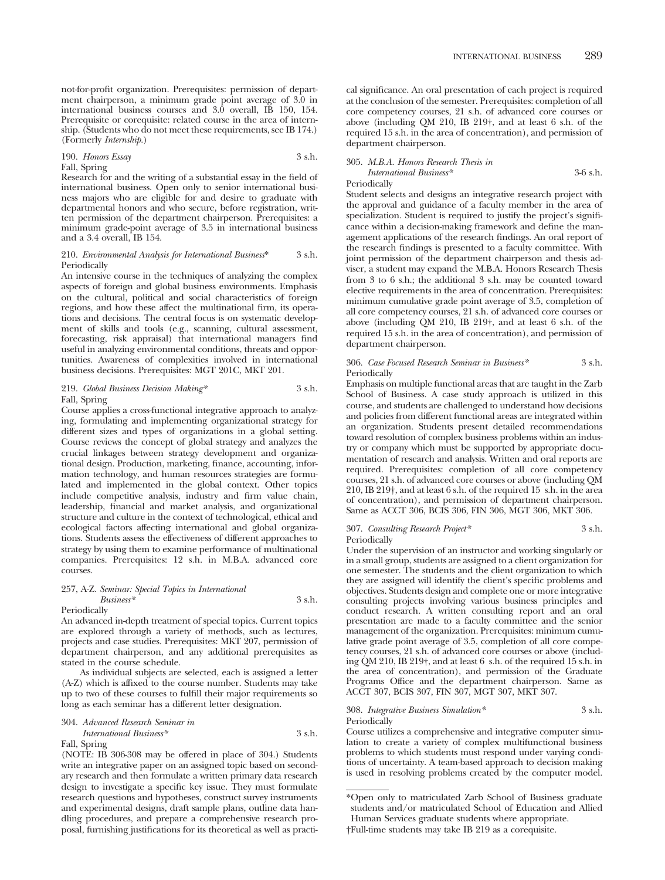not-for-profit organization. Prerequisites: permission of department chairperson, a minimum grade point average of 3.0 in international business courses and 3.0 overall, IB 150, 154. Prerequisite or corequisite: related course in the area of internship. (Students who do not meet these requirements, see IB 174.) (Formerly *Internship.*)

190. *Honors Essay* 3 s.h.
Fall, Spring

Research for and the writing of a substantial essay in the field of international business. Open only to senior international business majors who are eligible for and desire to graduate with departmental honors and who secure, before registration, written permission of the department chairperson. Prerequisites: a minimum grade-point average of 3.5 in international business and a 3.4 overall, IB 154.

210. *Environmental Analysis for International Business** 3 s.h.
Periodically

An intensive course in the techniques of analyzing the complex aspects of foreign and global business environments. Emphasis on the cultural, political and social characteristics of foreign regions, and how these affect the multinational firm, its operations and decisions. The central focus is on systematic development of skills and tools (e.g., scanning, cultural assessment, forecasting, risk appraisal) that international managers find useful in analyzing environmental conditions, threats and opportunities. Awareness of complexities involved in international business decisions. Prerequisites: MGT 201C, MKT 201.

219. *Global Business Decision Making** 3 s.h.
Fall, Spring

Course applies a cross-functional integrative approach to analyzing, formulating and implementing organizational strategy for different sizes and types of organizations in a global setting. Course reviews the concept of global strategy and analyzes the crucial linkages between strategy development and organizational design. Production, marketing, finance, accounting, information technology, and human resources strategies are formulated and implemented in the global context. Other topics include competitive analysis, industry and firm value chain, leadership, financial and market analysis, and organizational structure and culture in the context of technological, ethical and ecological factors affecting international and global organizations. Students assess the effectiveness of different approaches to strategy by using them to examine performance of multinational companies. Prerequisites: 12 s.h. in M.B.A. advanced core courses.

257, A-Z. *Seminar: Special Topics in International Business** 3 s.h.
Periodically

An advanced in-depth treatment of special topics. Current topics are explored through a variety of methods, such as lectures, projects and case studies. Prerequisites: MKT 207, permission of department chairperson, and any additional prerequisites as stated in the course schedule.

As individual subjects are selected, each is assigned a letter (A-Z) which is affixed to the course number. Students may take up to two of these courses to fulfill their major requirements so long as each seminar has a different letter designation.

304. *Advanced Research Seminar in International Business** 3 s.h.
Fall, Spring

(NOTE: IB 306-308 may be offered in place of 304.) Students write an integrative paper on an assigned topic based on secondary research and then formulate a written primary data research design to investigate a specific key issue. They must formulate research questions and hypotheses, construct survey instruments and experimental designs, draft sample plans, outline data handling procedures, and prepare a comprehensive research proposal, furnishing justifications for its theoretical as well as practical significance. An oral presentation of each project is required at the conclusion of the semester. Prerequisites: completion of all core competency courses, 21 s.h. of advanced core courses or above (including QM 210, IB 219†, and at least 6 s.h. of the required 15 s.h. in the area of concentration), and permission of department chairperson.

305. *M.B.A. Honors Research Thesis in International Business** 3-6 s.h.
Periodically

Student selects and designs an integrative research project with the approval and guidance of a faculty member in the area of specialization. Student is required to justify the project's significance within a decision-making framework and define the management applications of the research findings. An oral report of the research findings is presented to a faculty committee. With joint permission of the department chairperson and thesis adviser, a student may expand the M.B.A. Honors Research Thesis from 3 to 6 s.h.; the additional 3 s.h. may be counted toward elective requirements in the area of concentration. Prerequisites: minimum cumulative grade point average of 3.5, completion of all core competency courses, 21 s.h. of advanced core courses or above (including QM 210, IB 219†, and at least 6 s.h. of the required 15 s.h. in the area of concentration), and permission of department chairperson.

306. *Case Focused Research Seminar in Business** 3 s.h.
Periodically

Emphasis on multiple functional areas that are taught in the Zarb School of Business. A case study approach is utilized in this course, and students are challenged to understand how decisions and policies from different functional areas are integrated within an organization. Students present detailed recommendations toward resolution of complex business problems within an industry or company which must be supported by appropriate documentation of research and analysis. Written and oral reports are required. Prerequisites: completion of all core competency courses, 21 s.h. of advanced core courses or above (including QM 210, IB 219†, and at least 6 s.h. of the required 15 s.h. in the area of concentration), and permission of department chairperson. Same as ACCT 306, BCIS 306, FIN 306, MGT 306, MKT 306.

307. *Consulting Research Project** 3 s.h.
Periodically

Under the supervision of an instructor and working singularly or in a small group, students are assigned to a client organization for one semester. The students and the client organization to which they are assigned will identify the client's specific problems and objectives. Students design and complete one or more integrative consulting projects involving various business principles and conduct research. A written consulting report and an oral presentation are made to a faculty committee and the senior management of the organization. Prerequisites: minimum cumulative grade point average of 3.5, completion of all core competency courses, 21 s.h. of advanced core courses or above (including QM 210, IB 219†, and at least 6 s.h. of the required 15 s.h. in the area of concentration), and permission of the Graduate Programs Office and the department chairperson. Same as ACCT 307, BCIS 307, FIN 307, MGT 307, MKT 307.

308. *Integrative Business Simulation** 3 s.h.
Periodically

Course utilizes a comprehensive and integrative computer simulation to create a variety of complex multifunctional business problems to which students must respond under varying conditions of uncertainty. A team-based approach to decision making is used in resolving problems created by the computer model.

---

*Open only to matriculated Zarb School of Business graduate students and/or matriculated School of Education and Allied Human Services graduate students where appropriate.

†Full-time students may take IB 219 as a corequisite.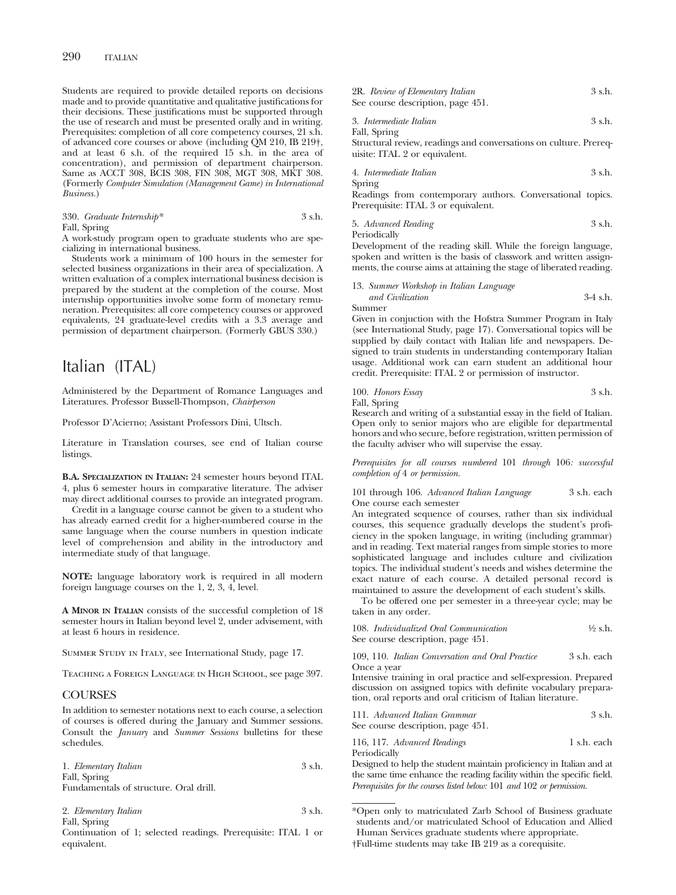Students are required to provide detailed reports on decisions made and to provide quantitative and qualitative justifications for their decisions. These justifications must be supported through the use of research and must be presented orally and in writing. Prerequisites: completion of all core competency courses, 21 s.h. of advanced core courses or above (including QM 210, IB 219†, and at least 6 s.h. of the required 15 s.h. in the area of concentration), and permission of department chairperson. Same as ACCT 308, BCIS 308, FIN 308, MGT 308, MKT 308. (Formerly *Computer Simulation (Management Game) in International Business.*)

330. *Graduate Internship** 3 s.h.
Fall, Spring
A work-study program open to graduate students who are specializing in international business.

Students work a minimum of 100 hours in the semester for selected business organizations in their area of specialization. A written evaluation of a complex international business decision is prepared by the student at the completion of the course. Most internship opportunities involve some form of monetary remuneration. Prerequisites: all core competency courses or approved equivalents, 24 graduate-level credits with a 3.3 average and permission of department chairperson. (Formerly GBUS 330.)

# Italian (ITAL)

Administered by the Department of Romance Languages and Literatures. Professor Bussell-Thompson, *Chairperson*

Professor D'Acierno; Assistant Professors Dini, Ultsch.

Literature in Translation courses, see end of Italian course listings.

**B.A. Specialization in Italian:** 24 semester hours beyond ITAL 4, plus 6 semester hours in comparative literature. The adviser may direct additional courses to provide an integrated program.

Credit in a language course cannot be given to a student who has already earned credit for a higher-numbered course in the same language when the course numbers in question indicate level of comprehension and ability in the introductory and intermediate study of that language.

**NOTE:** language laboratory work is required in all modern foreign language courses on the 1, 2, 3, 4, level.

**A Minor in Italian** consists of the successful completion of 18 semester hours in Italian beyond level 2, under advisement, with at least 6 hours in residence.

Summer Study in Italy, see International Study, page 17.

Teaching a Foreign Language in High School, see page 397.

## COURSES

In addition to semester notations next to each course, a selection of courses is offered during the January and Summer sessions. Consult the *January* and *Summer Sessions* bulletins for these schedules.

1. *Elementary Italian* 3 s.h.
Fall, Spring
Fundamentals of structure. Oral drill.

2. *Elementary Italian* 3 s.h.
Fall, Spring
Continuation of 1; selected readings. Prerequisite: ITAL 1 or equivalent.

2R. *Review of Elementary Italian* 3 s.h.
See course description, page 451.

3. *Intermediate Italian* 3 s.h.
Fall, Spring
Structural review, readings and conversations on culture. Prerequisite: ITAL 2 or equivalent.

4. *Intermediate Italian* 3 s.h.
Spring
Readings from contemporary authors. Conversational topics. Prerequisite: ITAL 3 or equivalent.

5. *Advanced Reading* 3 s.h.
Periodically
Development of the reading skill. While the foreign language, spoken and written is the basis of classwork and written assignments, the course aims at attaining the stage of liberated reading.

13. *Summer Workshop in Italian Language and Civilization* 3-4 s.h.
Summer
Given in conjuction with the Hofstra Summer Program in Italy (see International Study, page 17). Conversational topics will be supplied by daily contact with Italian life and newspapers. Designed to train students in understanding contemporary Italian usage. Additional work can earn student an additional hour credit. Prerequisite: ITAL 2 or permission of instructor.

100. *Honors Essay* 3 s.h.
Fall, Spring
Research and writing of a substantial essay in the field of Italian. Open only to senior majors who are eligible for departmental honors and who secure, before registration, written permission of the faculty adviser who will supervise the essay.

*Prerequisites for all courses numbered 101 through 106: successful completion of 4 or permission.*

101 through 106. *Advanced Italian Language* 3 s.h. each
One course each semester
An integrated sequence of courses, rather than six individual courses, this sequence gradually develops the student's proficiency in the spoken language, in writing (including grammar) and in reading. Text material ranges from simple stories to more sophisticated language and includes culture and civilization topics. The individual student's needs and wishes determine the exact nature of each course. A detailed personal record is maintained to assure the development of each student's skills.

To be offered one per semester in a three-year cycle; may be taken in any order.

108. *Individualized Oral Communication* ½ s.h.
See course description, page 451.

109, 110. *Italian Conversation and Oral Practice* 3 s.h. each
Once a year
Intensive training in oral practice and self-expression. Prepared discussion on assigned topics with definite vocabulary preparation, oral reports and oral criticism of Italian literature.

111. *Advanced Italian Grammar* 3 s.h.
See course description, page 451.

116, 117. *Advanced Readings* 1 s.h. each
Periodically
Designed to help the student maintain proficiency in Italian and at the same time enhance the reading facility within the specific field.

*Prerequisites for the courses listed below: 101 and 102 or permission.*

---

*Open only to matriculated Zarb School of Business graduate students and/or matriculated School of Education and Allied Human Services graduate students where appropriate.

†Full-time students may take IB 219 as a corequisite.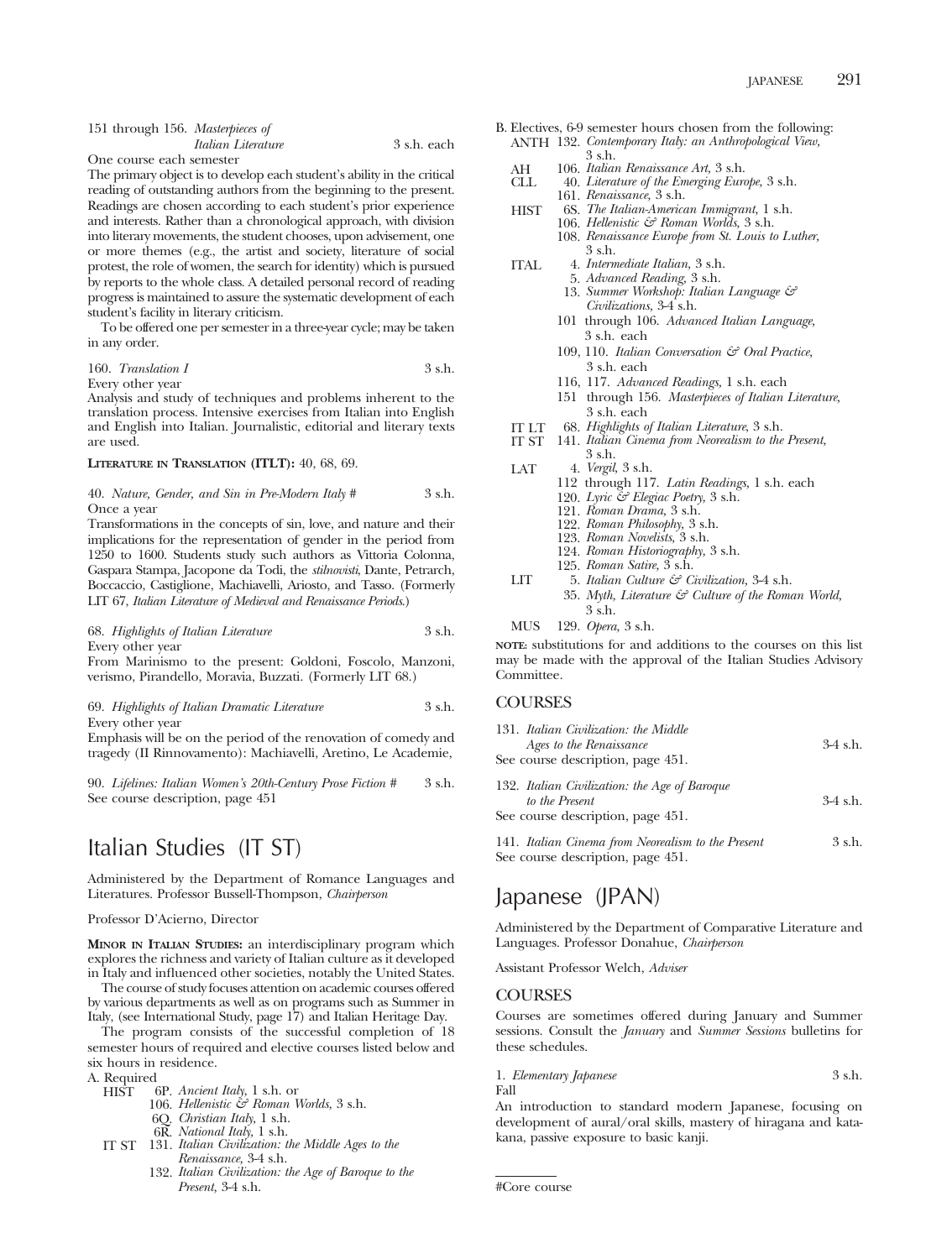151 through 156. *Masterpieces of Italian Literature* 3 s.h. each
One course each semester
The primary object is to develop each student's ability in the critical reading of outstanding authors from the beginning to the present. Readings are chosen according to each student's prior experience and interests. Rather than a chronological approach, with division into literary movements, the student chooses, upon advisement, one or more themes (e.g., the artist and society, literature of social protest, the role of women, the search for identity) which is pursued by reports to the whole class. A detailed personal record of reading progress is maintained to assure the systematic development of each student's facility in literary criticism.

To be offered one per semester in a three-year cycle; may be taken in any order.

160. *Translation I* 3 s.h.
Every other year
Analysis and study of techniques and problems inherent to the translation process. Intensive exercises from Italian into English and English into Italian. Journalistic, editorial and literary texts are used.

**Literature in Translation (ITLT):** 40, 68, 69.

40. *Nature, Gender, and Sin in Pre-Modern Italy* # 3 s.h.
Once a year
Transformations in the concepts of sin, love, and nature and their implications for the representation of gender in the period from 1250 to 1600. Students study such authors as Vittoria Colonna, Gaspara Stampa, Jacopone da Todi, the *stilnovisti*, Dante, Petrarch, Boccaccio, Castiglione, Machiavelli, Ariosto, and Tasso. (Formerly LIT 67, *Italian Literature of Medieval and Renaissance Periods.*)

68. *Highlights of Italian Literature* 3 s.h.
Every other year
From Marinismo to the present: Goldoni, Foscolo, Manzoni, verismo, Pirandello, Moravia, Buzzati. (Formerly LIT 68.)

69. *Highlights of Italian Dramatic Literature* 3 s.h.
Every other year
Emphasis will be on the period of the renovation of comedy and tragedy (Il Rinnovamento): Machiavelli, Aretino, Le Academie,

90. *Lifelines: Italian Women's 20th-Century Prose Fiction* # 3 s.h.
See course description, page 451

# Italian Studies (IT ST)

Administered by the Department of Romance Languages and Literatures. Professor Bussell-Thompson, *Chairperson*

Professor D'Acierno, Director

**Minor in Italian Studies:** an interdisciplinary program which explores the richness and variety of Italian culture as it developed in Italy and influenced other societies, notably the United States.

The course of study focuses attention on academic courses offered by various departments as well as on programs such as Summer in Italy, (see International Study, page 17) and Italian Heritage Day.

The program consists of the successful completion of 18 semester hours of required and elective courses listed below and six hours in residence.

A. Required
- HIST 6P. *Ancient Italy,* 1 s.h. or
  - 106. *Hellenistic & Roman Worlds,* 3 s.h.
  - 6Q. *Christian Italy,* 1 s.h.
  - 6R. *National Italy,* 1 s.h.
- IT ST 131. *Italian Civilization: the Middle Ages to the Renaissance,* 3-4 s.h.
  - 132. *Italian Civilization: the Age of Baroque to the Present,* 3-4 s.h.

B. Electives, 6-9 semester hours chosen from the following:
- ANTH 132. *Contemporary Italy: an Anthropological View,* 3 s.h.
- AH 106. *Italian Renaissance Art,* 3 s.h.
- CLL 40. *Literature of the Emerging Europe,* 3 s.h.
  - 161. *Renaissance,* 3 s.h.
- HIST 6S. *The Italian-American Immigrant,* 1 s.h.
  - 106. *Hellenistic & Roman Worlds,* 3 s.h.
  - 108. *Renaissance Europe from St. Louis to Luther,* 3 s.h.
- ITAL 4. *Intermediate Italian,* 3 s.h.
  - 5. *Advanced Reading,* 3 s.h.
  - 13. *Summer Workshop: Italian Language & Civilizations,* 3-4 s.h.
  - 101 through 106. *Advanced Italian Language,* 3 s.h. each
  - 109, 110. *Italian Conversation & Oral Practice,* 3 s.h. each
  - 116, 117. *Advanced Readings,* 1 s.h. each
  - 151 through 156. *Masterpieces of Italian Literature,* 3 s.h. each
- IT LT 68. *Highlights of Italian Literature,* 3 s.h.
- IT ST 141. *Italian Cinema from Neorealism to the Present,* 3 s.h.
- LAT 4. *Vergil,* 3 s.h.
  - 112 through 117. *Latin Readings,* 1 s.h. each
  - 120. *Lyric & Elegiac Poetry,* 3 s.h.
  - 121. *Roman Drama,* 3 s.h.
  - 122. *Roman Philosophy,* 3 s.h.
  - 123. *Roman Novelists,* 3 s.h.
  - 124. *Roman Historiography,* 3 s.h.
  - 125. *Roman Satire,* 3 s.h.
- LIT 5. *Italian Culture & Civilization,* 3-4 s.h.
  - 35. *Myth, Literature & Culture of the Roman World,* 3 s.h.
- MUS 129. *Opera,* 3 s.h.

**Note:** substitutions for and additions to the courses on this list may be made with the approval of the Italian Studies Advisory Committee.

## Courses

131. *Italian Civilization: the Middle Ages to the Renaissance* 3-4 s.h.
See course description, page 451.

132. *Italian Civilization: the Age of Baroque to the Present* 3-4 s.h.
See course description, page 451.

141. *Italian Cinema from Neorealism to the Present* 3 s.h.
See course description, page 451.

# Japanese (JPAN)

Administered by the Department of Comparative Literature and Languages. Professor Donahue, *Chairperson*

Assistant Professor Welch, *Adviser*

## Courses

Courses are sometimes offered during January and Summer sessions. Consult the *January* and *Summer Sessions* bulletins for these schedules.

1. *Elementary Japanese* 3 s.h.
Fall
An introduction to standard modern Japanese, focusing on development of aural/oral skills, mastery of hiragana and katakana, passive exposure to basic kanji.

#Core course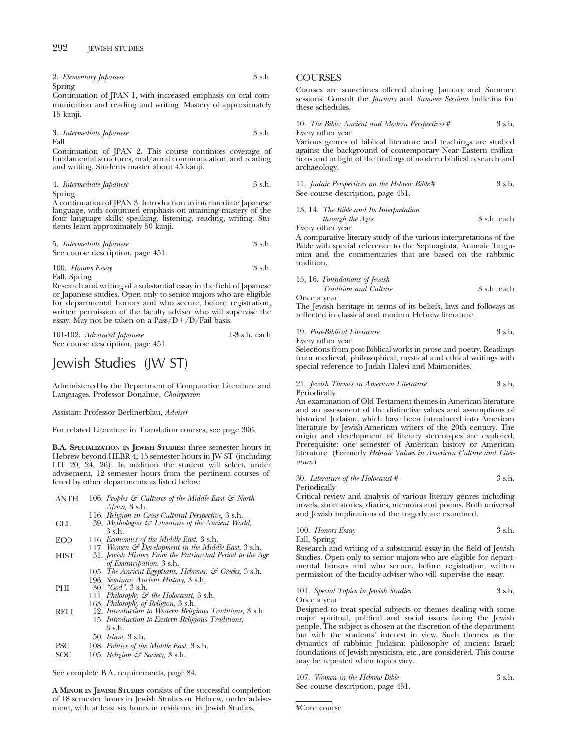2. *Elementary Japanese* 3 s.h.
Spring
Continuation of JPAN 1, with increased emphasis on oral communication and reading and writing. Mastery of approximately 15 kanji.

3. *Intermediate Japanese* 3 s.h.
Fall
Continuation of JPAN 2. This course continues coverage of fundamental structures, oral/aural communication, and reading and writing. Students master about 45 kanji.

4. *Intermediate Japanese* 3 s.h.
Spring
A continuation of JPAN 3. Introduction to intermediate Japanese language, with continued emphasis on attaining mastery of the four language skills: speaking, listening, reading, writing. Students learn approximately 50 kanji.

5. *Intermediate Japanese* 3 s.h.
See course description, page 451.

100. *Honors Essay* 3 s.h.
Fall, Spring
Research and writing of a substantial essay in the field of Japanese or Japanese studies. Open only to senior majors who are eligible for departmental honors and who secure, before registration, written permission of the faculty adviser who will supervise the essay. May not be taken on a Pass/D+/D/Fail basis.

101-102. *Advanced Japanese* 1-3 s.h. each
See course description, page 451.

# Jewish Studies (JW ST)

Administered by the Department of Comparative Literature and Languages. Professor Donahue, *Chairperson*

Assistant Professor Berlinerblau, *Adviser*

For related Literature in Translation courses, see page 306.

**B.A. SPECIALIZATION IN JEWISH STUDIES:** three semester hours in Hebrew beyond HEBR 4; 15 semester hours in JW ST (including LIT 20, 24, 26). In addition the student will select, under advisement, 12 semester hours from the pertinent courses offered by other departments as listed below:

| | |
|---|---|
| ANTH | 106. *Peoples & Cultures of the Middle East & North Africa,* 3 s.h. |
| | 116. *Religion in Cross-Cultural Perspective,* 3 s.h. |
| CLL | 39. *Mythologies & Literature of the Ancient World,* 3 s.h. |
| ECO | 116. *Economics of the Middle East,* 3 s.h. |
| | 117. *Women & Development in the Middle East,* 3 s.h. |
| HIST | 31. *Jewish History From the Patriarchal Period to the Age of Emancipation,* 3 s.h. |
| | 105. *The Ancient Egyptians, Hebrews, & Greeks,* 3 s.h. |
| | 196. *Seminar: Ancient History,* 3 s.h. |
| PHI | 30. *"God",* 3 s.h. |
| | 111. *Philosophy & the Holocaust,* 3 s.h. |
| | 163. *Philosophy of Religion,* 3 s.h. |
| RELI | 12. *Introduction to Western Religious Traditions,* 3 s.h. |
| | 15. *Introduction to Eastern Religious Traditions,* 3 s.h. |
| | 50. *Islam,* 3 s.h. |
| PSC | 108. *Politics of the Middle East,* 3 s.h. |
| SOC | 105. *Religion & Society,* 3 s.h. |

See complete B.A. requirements, page 84.

**A MINOR IN JEWISH STUDIES** consists of the successful completion of 18 semester hours in Jewish Studies or Hebrew, under advisement, with at least six hours in residence in Jewish Studies.

## COURSES

Courses are sometimes offered during January and Summer sessions. Consult the *January* and *Summer Sessions* bulletins for these schedules.

10. *The Bible: Ancient and Modern Perspectives* # 3 s.h.
Every other year
Various genres of biblical literature and teachings are studied against the background of contemporary Near Eastern civilizations and in light of the findings of modern biblical research and archaeology.

11. *Judaic Perspectives on the Hebrew Bible* # 3 s.h.
See course description, page 451.

13, 14. *The Bible and Its Interpretation through the Ages* 3 s.h. each
Every other year
A comparative literary study of the various interpretations of the Bible with special reference to the Septuaginta, Aramaic Targumim and the commentaries that are based on the rabbinic tradition.

15, 16. *Foundations of Jewish Tradition and Culture* 3 s.h. each
Once a year
The Jewish heritage in terms of its beliefs, laws and folkways as reflected in classical and modern Hebrew literature.

19. *Post-Biblical Literature* 3 s.h.
Every other year
Selections from post-Biblical works in prose and poetry. Readings from medieval, philosophical, mystical and ethical writings with special reference to Judah Halevi and Maimonides.

21. *Jewish Themes in American Literature* 3 s.h.
Periodically
An examination of Old Testament themes in American literature and an assessment of the distinctive values and assumptions of historical Judaism, which have been introduced into American literature by Jewish-American writers of the 20th century. The origin and development of literary stereotypes are explored. Prerequisite: one semester of American history or American literature. (Formerly *Hebraic Values in American Culture and Literature.*)

30. *Literature of the Holocaust* # 3 s.h.
Periodically
Critical review and analysis of various literary genres including novels, short stories, diaries, memoirs and poems. Both universal and Jewish implications of the tragedy are examined.

100. *Honors Essay* 3 s.h.
Fall, Spring
Research and writing of a substantial essay in the field of Jewish Studies. Open only to senior majors who are eligible for departmental honors and who secure, before registration, written permission of the faculty adviser who will supervise the essay.

101. *Special Topics in Jewish Studies* 3 s.h.
Once a year
Designed to treat special subjects or themes dealing with some major spiritual, political and social issues facing the Jewish people. The subject is chosen at the discretion of the department but with the students' interest in view. Such themes as the dynamics of rabbinic Judaism; philosophy of ancient Israel; foundations of Jewish mysticism, etc., are considered. This course may be repeated when topics vary.

107. *Women in the Hebrew Bible* 3 s.h.
See course description, page 451.

#Core course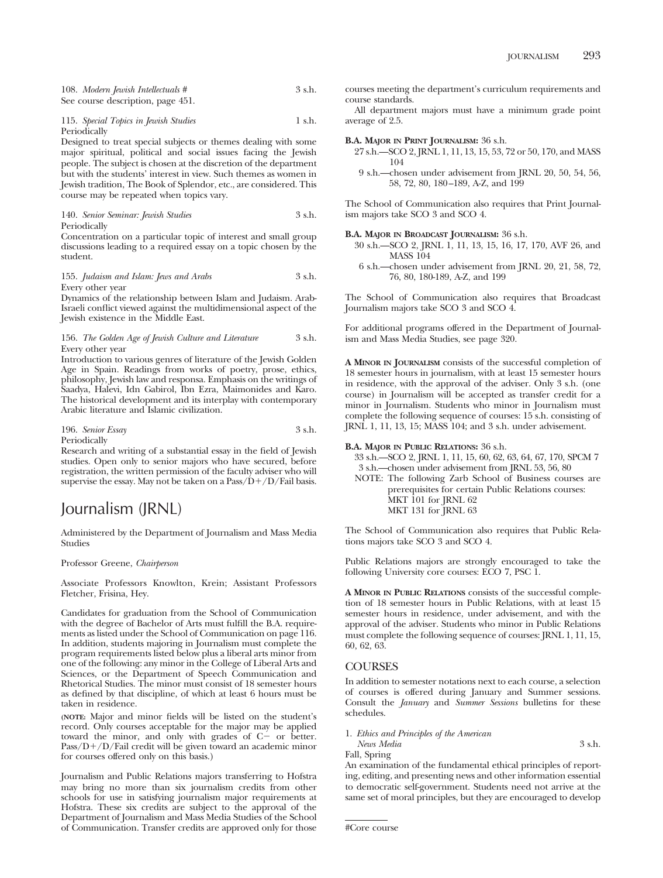108. *Modern Jewish Intellectuals #* 3 s.h.
See course description, page 451.

115. *Special Topics in Jewish Studies* 1 s.h.
Periodically
Designed to treat special subjects or themes dealing with some major spiritual, political and social issues facing the Jewish people. The subject is chosen at the discretion of the department but with the students' interest in view. Such themes as women in Jewish tradition, The Book of Splendor, etc., are considered. This course may be repeated when topics vary.

140. *Senior Seminar: Jewish Studies* 3 s.h.
Periodically
Concentration on a particular topic of interest and small group discussions leading to a required essay on a topic chosen by the student.

155. *Judaism and Islam: Jews and Arabs* 3 s.h.
Every other year
Dynamics of the relationship between Islam and Judaism. Arab-Israeli conflict viewed against the multidimensional aspect of the Jewish existence in the Middle East.

156. *The Golden Age of Jewish Culture and Literature* 3 s.h.
Every other year
Introduction to various genres of literature of the Jewish Golden Age in Spain. Readings from works of poetry, prose, ethics, philosophy, Jewish law and responsa. Emphasis on the writings of Saadya, Halevi, Idn Gabirol, Ibn Ezra, Maimonides and Karo. The historical development and its interplay with contemporary Arabic literature and Islamic civilization.

196. *Senior Essay* 3 s.h.
Periodically
Research and writing of a substantial essay in the field of Jewish studies. Open only to senior majors who have secured, before registration, the written permission of the faculty adviser who will supervise the essay. May not be taken on a Pass/D+/D/Fail basis.

# Journalism (JRNL)

Administered by the Department of Journalism and Mass Media Studies

Professor Greene, *Chairperson*

Associate Professors Knowlton, Krein; Assistant Professors Fletcher, Frisina, Hey.

Candidates for graduation from the School of Communication with the degree of Bachelor of Arts must fulfill the B.A. requirements as listed under the School of Communication on page 116. In addition, students majoring in Journalism must complete the program requirements listed below plus a liberal arts minor from one of the following: any minor in the College of Liberal Arts and Sciences, or the Department of Speech Communication and Rhetorical Studies. The minor must consist of 18 semester hours as defined by that discipline, of which at least 6 hours must be taken in residence.

(**NOTE:** Major and minor fields will be listed on the student's record. Only courses acceptable for the major may be applied toward the minor, and only with grades of C− or better. Pass/D+/D/Fail credit will be given toward an academic minor for courses offered only on this basis.)

Journalism and Public Relations majors transferring to Hofstra may bring no more than six journalism credits from other schools for use in satisfying journalism major requirements at Hofstra. These six credits are subject to the approval of the Department of Journalism and Mass Media Studies of the School of Communication. Transfer credits are approved only for those courses meeting the department's curriculum requirements and course standards.

All department majors must have a minimum grade point average of 2.5.

**B.A. Major in Print Journalism:** 36 s.h.
- 27 s.h.—SCO 2, JRNL 1, 11, 13, 15, 53, 72 or 50, 170, and MASS 104
- 9 s.h.—chosen under advisement from JRNL 20, 50, 54, 56, 58, 72, 80, 180–189, A-Z, and 199

The School of Communication also requires that Print Journalism majors take SCO 3 and SCO 4.

**B.A. Major in Broadcast Journalism:** 36 s.h.
- 30 s.h.—SCO 2, JRNL 1, 11, 13, 15, 16, 17, 170, AVF 26, and MASS 104
- 6 s.h.—chosen under advisement from JRNL 20, 21, 58, 72, 76, 80, 180-189, A-Z, and 199

The School of Communication also requires that Broadcast Journalism majors take SCO 3 and SCO 4.

For additional programs offered in the Department of Journalism and Mass Media Studies, see page 320.

**A Minor in Journalism** consists of the successful completion of 18 semester hours in journalism, with at least 15 semester hours in residence, with the approval of the adviser. Only 3 s.h. (one course) in Journalism will be accepted as transfer credit for a minor in Journalism. Students who minor in Journalism must complete the following sequence of courses: 15 s.h. consisting of JRNL 1, 11, 13, 15; MASS 104; and 3 s.h. under advisement.

**B.A. Major in Public Relations:** 36 s.h.
- 33 s.h.—SCO 2, JRNL 1, 11, 15, 60, 62, 63, 64, 67, 170, SPCM 7
- 3 s.h.—chosen under advisement from JRNL 53, 56, 80

NOTE: The following Zarb School of Business courses are prerequisites for certain Public Relations courses:
MKT 101 for JRNL 62
MKT 131 for JRNL 63

The School of Communication also requires that Public Relations majors take SCO 3 and SCO 4.

Public Relations majors are strongly encouraged to take the following University core courses: ECO 7, PSC 1.

**A Minor in Public Relations** consists of the successful completion of 18 semester hours in Public Relations, with at least 15 semester hours in residence, under advisement, and with the approval of the adviser. Students who minor in Public Relations must complete the following sequence of courses: JRNL 1, 11, 15, 60, 62, 63.

## COURSES

In addition to semester notations next to each course, a selection of courses is offered during January and Summer sessions. Consult the *January* and *Summer Sessions* bulletins for these schedules.

1. *Ethics and Principles of the American News Media* 3 s.h.
Fall, Spring
An examination of the fundamental ethical principles of reporting, editing, and presenting news and other information essential to democratic self-government. Students need not arrive at the same set of moral principles, but they are encouraged to develop

#Core course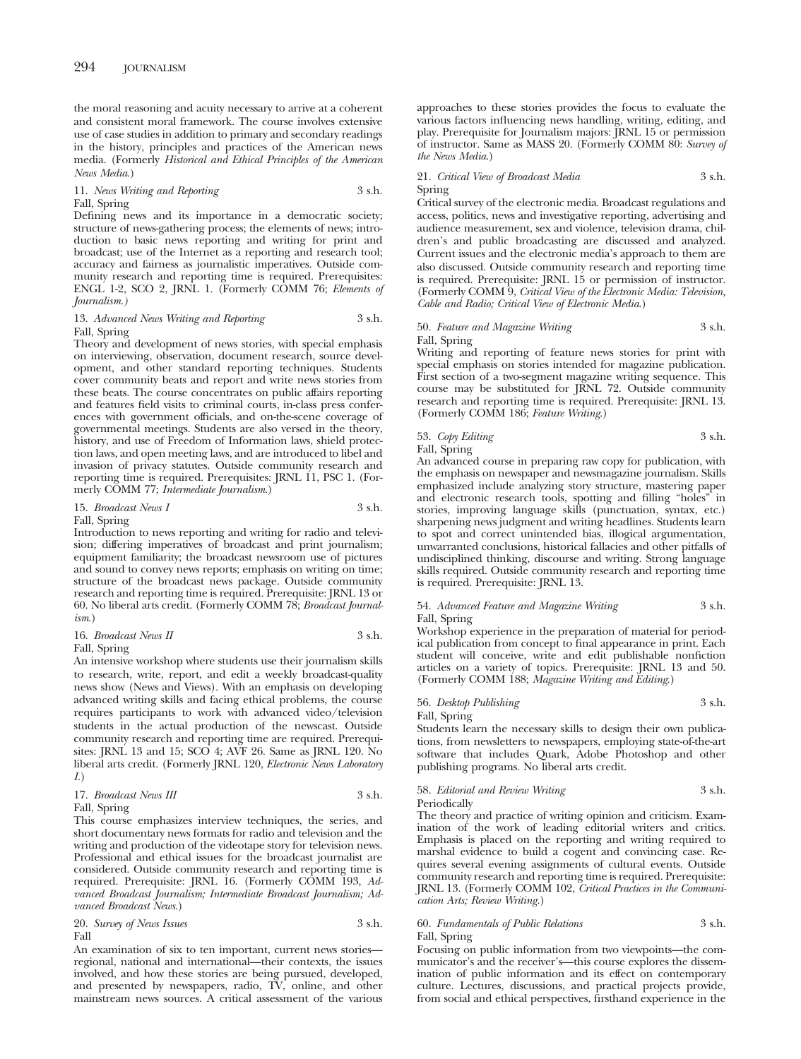the moral reasoning and acuity necessary to arrive at a coherent and consistent moral framework. The course involves extensive use of case studies in addition to primary and secondary readings in the history, principles and practices of the American news media. (Formerly *Historical and Ethical Principles of the American News Media*.)

11. *News Writing and Reporting* 3 s.h.
Fall, Spring
Defining news and its importance in a democratic society; structure of news-gathering process; the elements of news; introduction to basic news reporting and writing for print and broadcast; use of the Internet as a reporting and research tool; accuracy and fairness as journalistic imperatives. Outside community research and reporting time is required. Prerequisites: ENGL 1-2, SCO 2, JRNL 1. (Formerly COMM 76; *Elements of Journalism.*)

13. *Advanced News Writing and Reporting* 3 s.h.
Fall, Spring
Theory and development of news stories, with special emphasis on interviewing, observation, document research, source development, and other standard reporting techniques. Students cover community beats and report and write news stories from these beats. The course concentrates on public affairs reporting and features field visits to criminal courts, in-class press conferences with government officials, and on-the-scene coverage of governmental meetings. Students are also versed in the theory, history, and use of Freedom of Information laws, shield protection laws, and open meeting laws, and are introduced to libel and invasion of privacy statutes. Outside community research and reporting time is required. Prerequisites: JRNL 11, PSC 1. (Formerly COMM 77; *Intermediate Journalism*.)

15. *Broadcast News I* 3 s.h.
Fall, Spring
Introduction to news reporting and writing for radio and television; differing imperatives of broadcast and print journalism; equipment familiarity; the broadcast newsroom use of pictures and sound to convey news reports; emphasis on writing on time; structure of the broadcast news package. Outside community research and reporting time is required. Prerequisite: JRNL 13 or 60. No liberal arts credit. (Formerly COMM 78; *Broadcast Journalism*.)

16. *Broadcast News II* 3 s.h.
Fall, Spring
An intensive workshop where students use their journalism skills to research, write, report, and edit a weekly broadcast-quality news show (News and Views). With an emphasis on developing advanced writing skills and facing ethical problems, the course requires participants to work with advanced video/television students in the actual production of the newscast. Outside community research and reporting time are required. Prerequisites: JRNL 13 and 15; SCO 4; AVF 26. Same as JRNL 120. No liberal arts credit. (Formerly JRNL 120, *Electronic News Laboratory I*.)

17. *Broadcast News III* 3 s.h.
Fall, Spring
This course emphasizes interview techniques, the series, and short documentary news formats for radio and television and the writing and production of the videotape story for television news. Professional and ethical issues for the broadcast journalist are considered. Outside community research and reporting time is required. Prerequisite: JRNL 16. (Formerly COMM 193, *Advanced Broadcast Journalism; Intermediate Broadcast Journalism; Advanced Broadcast News*.)

20. *Survey of News Issues* 3 s.h.
Fall
An examination of six to ten important, current news stories—regional, national and international—their contexts, the issues involved, and how these stories are being pursued, developed, and presented by newspapers, radio, TV, online, and other mainstream news sources. A critical assessment of the various approaches to these stories provides the focus to evaluate the various factors influencing news handling, writing, editing, and play. Prerequisite for Journalism majors: JRNL 15 or permission of instructor. Same as MASS 20. (Formerly COMM 80: *Survey of the News Media*.)

21. *Critical View of Broadcast Media* 3 s.h.
Spring
Critical survey of the electronic media. Broadcast regulations and access, politics, news and investigative reporting, advertising and audience measurement, sex and violence, television drama, children's and public broadcasting are discussed and analyzed. Current issues and the electronic media's approach to them are also discussed. Outside community research and reporting time is required. Prerequisite: JRNL 15 or permission of instructor. (Formerly COMM 9, *Critical View of the Electronic Media: Television, Cable and Radio; Critical View of Electronic Media*.)

50. *Feature and Magazine Writing* 3 s.h.
Fall, Spring
Writing and reporting of feature news stories for print with special emphasis on stories intended for magazine publication. First section of a two-segment magazine writing sequence. This course may be substituted for JRNL 72. Outside community research and reporting time is required. Prerequisite: JRNL 13. (Formerly COMM 186; *Feature Writing*.)

53. *Copy Editing* 3 s.h.
Fall, Spring
An advanced course in preparing raw copy for publication, with the emphasis on newspaper and newsmagazine journalism. Skills emphasized include analyzing story structure, mastering paper and electronic research tools, spotting and filling "holes" in stories, improving language skills (punctuation, syntax, etc.) sharpening news judgment and writing headlines. Students learn to spot and correct unintended bias, illogical argumentation, unwarranted conclusions, historical fallacies and other pitfalls of undisciplined thinking, discourse and writing. Strong language skills required. Outside community research and reporting time is required. Prerequisite: JRNL 13.

54. *Advanced Feature and Magazine Writing* 3 s.h.
Fall, Spring
Workshop experience in the preparation of material for periodical publication from concept to final appearance in print. Each student will conceive, write and edit publishable nonfiction articles on a variety of topics. Prerequisite: JRNL 13 and 50. (Formerly COMM 188; *Magazine Writing and Editing*.)

56. *Desktop Publishing* 3 s.h.
Fall, Spring
Students learn the necessary skills to design their own publications, from newsletters to newspapers, employing state-of-the-art software that includes Quark, Adobe Photoshop and other publishing programs. No liberal arts credit.

58. *Editorial and Review Writing* 3 s.h.
Periodically
The theory and practice of writing opinion and criticism. Examination of the work of leading editorial writers and critics. Emphasis is placed on the reporting and writing required to marshal evidence to build a cogent and convincing case. Requires several evening assignments of cultural events. Outside community research and reporting time is required. Prerequisite: JRNL 13. (Formerly COMM 102, *Critical Practices in the Communication Arts; Review Writing*.)

60. *Fundamentals of Public Relations* 3 s.h.
Fall, Spring
Focusing on public information from two viewpoints—the communicator's and the receiver's—this course explores the dissemination of public information and its effect on contemporary culture. Lectures, discussions, and practical projects provide, from social and ethical perspectives, firsthand experience in the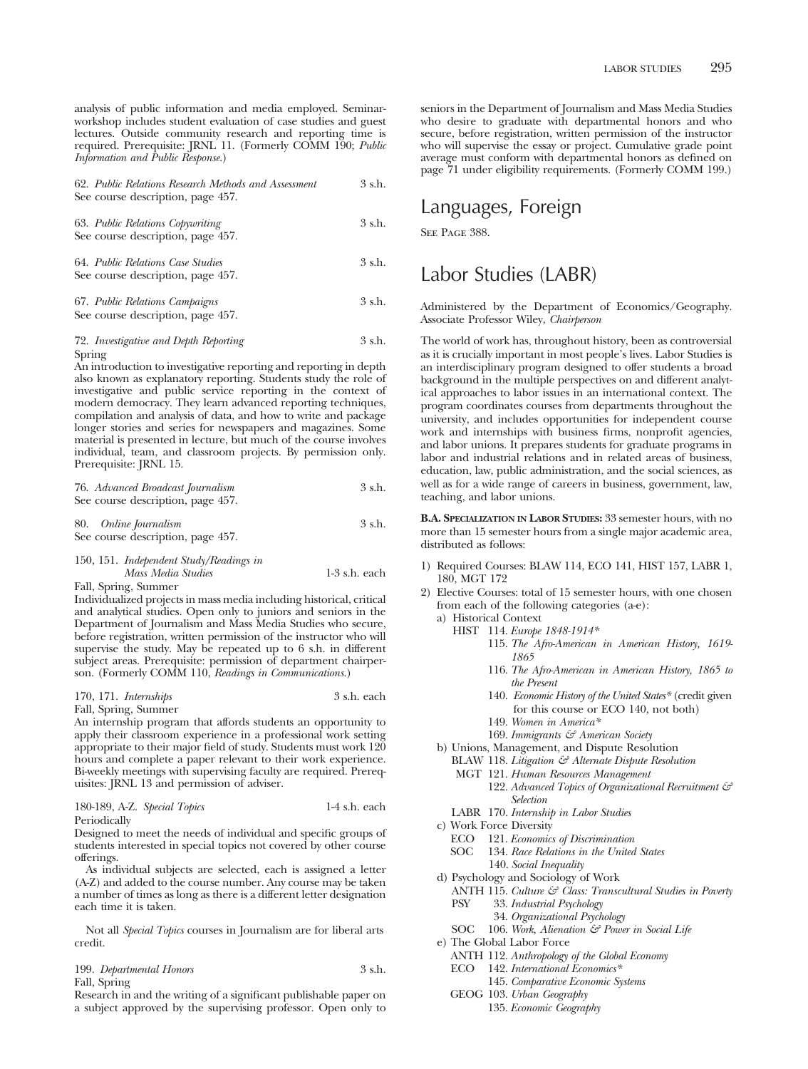analysis of public information and media employed. Seminar-workshop includes student evaluation of case studies and guest lectures. Outside community research and reporting time is required. Prerequisite: JRNL 11. (Formerly COMM 190; *Public Information and Public Response.*)

62. *Public Relations Research Methods and Assessment* 3 s.h.
See course description, page 457.

63. *Public Relations Copywriting* 3 s.h.
See course description, page 457.

64. *Public Relations Case Studies* 3 s.h.
See course description, page 457.

67. *Public Relations Campaigns* 3 s.h.
See course description, page 457.

72. *Investigative and Depth Reporting* 3 s.h.
Spring
An introduction to investigative reporting and reporting in depth also known as explanatory reporting. Students study the role of investigative and public service reporting in the context of modern democracy. They learn advanced reporting techniques, compilation and analysis of data, and how to write and package longer stories and series for newspapers and magazines. Some material is presented in lecture, but much of the course involves individual, team, and classroom projects. By permission only. Prerequisite: JRNL 15.

76. *Advanced Broadcast Journalism* 3 s.h.
See course description, page 457.

80. *Online Journalism* 3 s.h.
See course description, page 457.

150, 151. *Independent Study/Readings in Mass Media Studies* 1-3 s.h. each
Fall, Spring, Summer
Individualized projects in mass media including historical, critical and analytical studies. Open only to juniors and seniors in the Department of Journalism and Mass Media Studies who secure, before registration, written permission of the instructor who will supervise the study. May be repeated up to 6 s.h. in different subject areas. Prerequisite: permission of department chairperson. (Formerly COMM 110, *Readings in Communications.*)

170, 171. *Internships* 3 s.h. each
Fall, Spring, Summer
An internship program that affords students an opportunity to apply their classroom experience in a professional work setting appropriate to their major field of study. Students must work 120 hours and complete a paper relevant to their work experience. Bi-weekly meetings with supervising faculty are required. Prerequisites: JRNL 13 and permission of adviser.

180-189, A-Z. *Special Topics* 1-4 s.h. each
Periodically
Designed to meet the needs of individual and specific groups of students interested in special topics not covered by other course offerings.

As individual subjects are selected, each is assigned a letter (A-Z) and added to the course number. Any course may be taken a number of times as long as there is a different letter designation each time it is taken.

Not all *Special Topics* courses in Journalism are for liberal arts credit.

199. *Departmental Honors* 3 s.h.
Fall, Spring
Research in and the writing of a significant publishable paper on a subject approved by the supervising professor. Open only to seniors in the Department of Journalism and Mass Media Studies who desire to graduate with departmental honors and who secure, before registration, written permission of the instructor who will supervise the essay or project. Cumulative grade point average must conform with departmental honors as defined on page 71 under eligibility requirements. (Formerly COMM 199.)

# Languages, Foreign

See Page 388.

# Labor Studies (LABR)

Administered by the Department of Economics/Geography. Associate Professor Wiley, *Chairperson*

The world of work has, throughout history, been as controversial as it is crucially important in most people's lives. Labor Studies is an interdisciplinary program designed to offer students a broad background in the multiple perspectives on and different analytical approaches to labor issues in an international context. The program coordinates courses from departments throughout the university, and includes opportunities for independent course work and internships with business firms, nonprofit agencies, and labor unions. It prepares students for graduate programs in labor and industrial relations and in related areas of business, education, law, public administration, and the social sciences, as well as for a wide range of careers in business, government, law, teaching, and labor unions.

**B.A. Specialization in Labor Studies:** 33 semester hours, with no more than 15 semester hours from a single major academic area, distributed as follows:

1) Required Courses: BLAW 114, ECO 141, HIST 157, LABR 1, 180, MGT 172
2) Elective Courses: total of 15 semester hours, with one chosen from each of the following categories (a-e):
   a) Historical Context
      - HIST 114. *Europe 1848-1914**
      - 115. *The Afro-American in American History, 1619-1865*
      - 116. *The Afro-American in American History, 1865 to the Present*
      - 140. *Economic History of the United States** (credit given for this course or ECO 140, not both)
      - 149. *Women in America**
      - 169. *Immigrants & American Society*
   b) Unions, Management, and Dispute Resolution
      - BLAW 118. *Litigation & Alternate Dispute Resolution*
      - MGT 121. *Human Resources Management*
      - 122. *Advanced Topics of Organizational Recruitment & Selection*
      - LABR 170. *Internship in Labor Studies*
   c) Work Force Diversity
      - ECO 121. *Economics of Discrimination*
      - SOC 134. *Race Relations in the United States*
      - 140. *Social Inequality*
   d) Psychology and Sociology of Work
      - ANTH 115. *Culture & Class: Transcultural Studies in Poverty*
      - PSY 33. *Industrial Psychology*
      - 34. *Organizational Psychology*
      - SOC 106. *Work, Alienation & Power in Social Life*
   e) The Global Labor Force
      - ANTH 112. *Anthropology of the Global Economy*
      - ECO 142. *International Economics**
      - 145. *Comparative Economic Systems*
      - GEOG 103. *Urban Geography*
      - 135. *Economic Geography*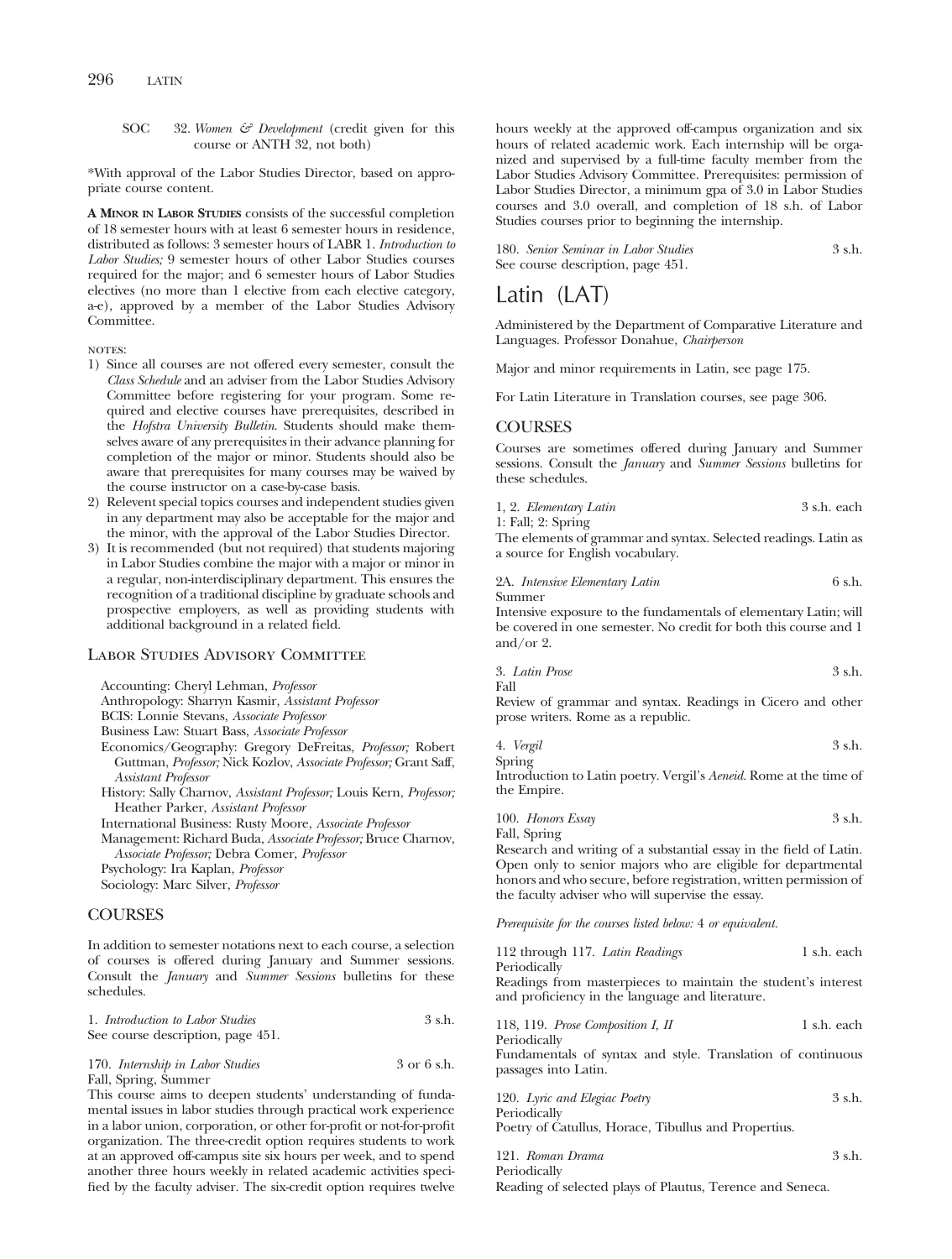SOC 32. *Women & Development* (credit given for this course or ANTH 32, not both)

*With approval of the Labor Studies Director, based on appropriate course content.

**A Minor in Labor Studies** consists of the successful completion of 18 semester hours with at least 6 semester hours in residence, distributed as follows: 3 semester hours of LABR 1. *Introduction to Labor Studies;* 9 semester hours of other Labor Studies courses required for the major; and 6 semester hours of Labor Studies electives (no more than 1 elective from each elective category, a-e), approved by a member of the Labor Studies Advisory Committee.

NOTES:

1) Since all courses are not offered every semester, consult the *Class Schedule* and an adviser from the Labor Studies Advisory Committee before registering for your program. Some required and elective courses have prerequisites, described in the *Hofstra University Bulletin.* Students should make themselves aware of any prerequisites in their advance planning for completion of the major or minor. Students should also be aware that prerequisites for many courses may be waived by the course instructor on a case-by-case basis.
2) Relevent special topics courses and independent studies given in any department may also be acceptable for the major and the minor, with the approval of the Labor Studies Director.
3) It is recommended (but not required) that students majoring in Labor Studies combine the major with a major or minor in a regular, non-interdisciplinary department. This ensures the recognition of a traditional discipline by graduate schools and prospective employers, as well as providing students with additional background in a related field.

### Labor Studies Advisory Committee

Accounting: Cheryl Lehman, *Professor*
Anthropology: Sharryn Kasmir, *Assistant Professor*
BCIS: Lonnie Stevans, *Associate Professor*
Business Law: Stuart Bass, *Associate Professor*
Economics/Geography: Gregory DeFreitas, *Professor;* Robert Guttman, *Professor;* Nick Kozlov, *Associate Professor;* Grant Saff, *Assistant Professor*
History: Sally Charnov, *Assistant Professor;* Louis Kern, *Professor;* Heather Parker, *Assistant Professor*
International Business: Rusty Moore, *Associate Professor*
Management: Richard Buda, *Associate Professor;* Bruce Charnov, *Associate Professor;* Debra Comer, *Professor*
Psychology: Ira Kaplan, *Professor*
Sociology: Marc Silver, *Professor*

### COURSES

In addition to semester notations next to each course, a selection of courses is offered during January and Summer sessions. Consult the *January* and *Summer Sessions* bulletins for these schedules.

1. *Introduction to Labor Studies* 3 s.h.
See course description, page 451.

170. *Internship in Labor Studies* 3 or 6 s.h.
Fall, Spring, Summer
This course aims to deepen students' understanding of fundamental issues in labor studies through practical work experience in a labor union, corporation, or other for-profit or not-for-profit organization. The three-credit option requires students to work at an approved off-campus site six hours per week, and to spend another three hours weekly in related academic activities specified by the faculty adviser. The six-credit option requires twelve hours weekly at the approved off-campus organization and six hours of related academic work. Each internship will be organized and supervised by a full-time faculty member from the Labor Studies Advisory Committee. Prerequisites: permission of Labor Studies Director, a minimum gpa of 3.0 in Labor Studies courses and 3.0 overall, and completion of 18 s.h. of Labor Studies courses prior to beginning the internship.

180. *Senior Seminar in Labor Studies* 3 s.h.
See course description, page 451.

# Latin (LAT)

Administered by the Department of Comparative Literature and Languages. Professor Donahue, *Chairperson*

Major and minor requirements in Latin, see page 175.

For Latin Literature in Translation courses, see page 306.

### COURSES

Courses are sometimes offered during January and Summer sessions. Consult the *January* and *Summer Sessions* bulletins for these schedules.

1, 2. *Elementary Latin* 3 s.h. each
1: Fall; 2: Spring
The elements of grammar and syntax. Selected readings. Latin as a source for English vocabulary.

2A. *Intensive Elementary Latin* 6 s.h.
Summer
Intensive exposure to the fundamentals of elementary Latin; will be covered in one semester. No credit for both this course and 1 and/or 2.

3. *Latin Prose* 3 s.h.
Fall
Review of grammar and syntax. Readings in Cicero and other prose writers. Rome as a republic.

4. *Vergil* 3 s.h.
Spring
Introduction to Latin poetry. Vergil's *Aeneid*. Rome at the time of the Empire.

100. *Honors Essay* 3 s.h.
Fall, Spring
Research and writing of a substantial essay in the field of Latin. Open only to senior majors who are eligible for departmental honors and who secure, before registration, written permission of the faculty adviser who will supervise the essay.

*Prerequisite for the courses listed below:* 4 *or equivalent.*

112 through 117. *Latin Readings* 1 s.h. each
Periodically
Readings from masterpieces to maintain the student's interest and proficiency in the language and literature.

118, 119. *Prose Composition I, II* 1 s.h. each
Periodically
Fundamentals of syntax and style. Translation of continuous passages into Latin.

120. *Lyric and Elegiac Poetry* 3 s.h.
Periodically
Poetry of Catullus, Horace, Tibullus and Propertius.

121. *Roman Drama* 3 s.h.
Periodically
Reading of selected plays of Plautus, Terence and Seneca.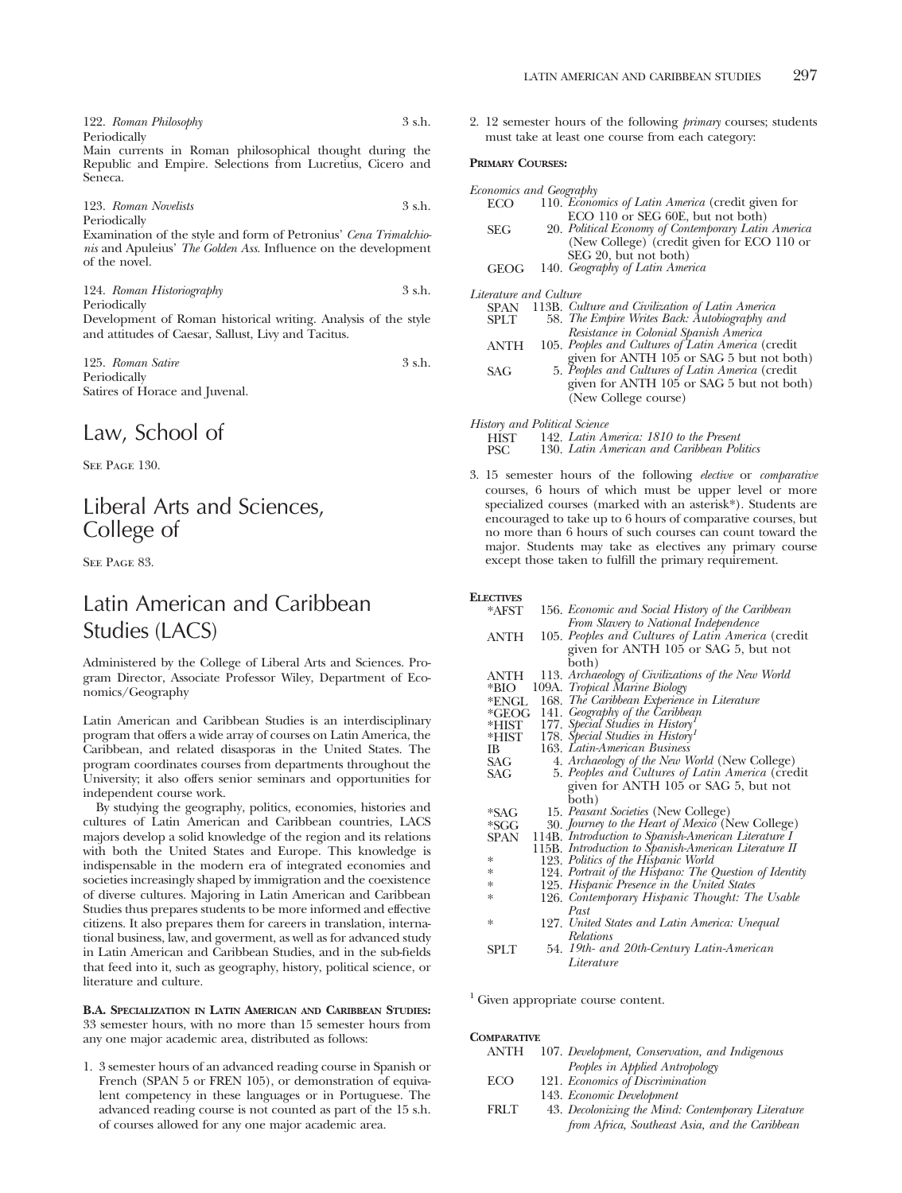122. *Roman Philosophy* 3 s.h.
Periodically
Main currents in Roman philosophical thought during the Republic and Empire. Selections from Lucretius, Cicero and Seneca.

123. *Roman Novelists* 3 s.h.
Periodically
Examination of the style and form of Petronius' *Cena Trimalchionis* and Apuleius' *The Golden Ass*. Influence on the development of the novel.

124. *Roman Historiography* 3 s.h.
Periodically
Development of Roman historical writing. Analysis of the style and attitudes of Caesar, Sallust, Livy and Tacitus.

125. *Roman Satire* 3 s.h.
Periodically
Satires of Horace and Juvenal.

# Law, School of

SEE PAGE 130.

# Liberal Arts and Sciences, College of

SEE PAGE 83.

# Latin American and Caribbean Studies (LACS)

Administered by the College of Liberal Arts and Sciences. Program Director, Associate Professor Wiley, Department of Economics/Geography

Latin American and Caribbean Studies is an interdisciplinary program that offers a wide array of courses on Latin America, the Caribbean, and related disasporas in the United States. The program coordinates courses from departments throughout the University; it also offers senior seminars and opportunities for independent course work.

By studying the geography, politics, economies, histories and cultures of Latin American and Caribbean countries, LACS majors develop a solid knowledge of the region and its relations with both the United States and Europe. This knowledge is indispensable in the modern era of integrated economies and societies increasingly shaped by immigration and the coexistence of diverse cultures. Majoring in Latin American and Caribbean Studies thus prepares students to be more informed and effective citizens. It also prepares them for careers in translation, international business, law, and goverment, as well as for advanced study in Latin American and Caribbean Studies, and in the sub-fields that feed into it, such as geography, history, political science, or literature and culture.

**B.A. SPECIALIZATION IN LATIN AMERICAN AND CARIBBEAN STUDIES:** 33 semester hours, with no more than 15 semester hours from any one major academic area, distributed as follows:

1. 3 semester hours of an advanced reading course in Spanish or French (SPAN 5 or FREN 105), or demonstration of equivalent competency in these languages or in Portuguese. The advanced reading course is not counted as part of the 15 s.h. of courses allowed for any one major academic area.

2. 12 semester hours of the following *primary* courses; students must take at least one course from each category:

**PRIMARY COURSES:**

*Economics and Geography*

- ECO 110. *Economics of Latin America* (credit given for ECO 110 or SEG 60E, but not both)
- SEG 20. *Political Economy of Contemporary Latin America* (New College) (credit given for ECO 110 or SEG 20, but not both)
- GEOG 140. *Geography of Latin America*

*Literature and Culture*

- SPAN 113B. *Culture and Civilization of Latin America*
- SPLT 58. *The Empire Writes Back: Autobiography and Resistance in Colonial Spanish America*
- ANTH 105. *Peoples and Cultures of Latin America* (credit given for ANTH 105 or SAG 5 but not both)
- SAG 5. *Peoples and Cultures of Latin America* (credit given for ANTH 105 or SAG 5 but not both) (New College course)

*History and Political Science*

- HIST 142. *Latin America: 1810 to the Present*
- PSC 130. *Latin American and Caribbean Politics*

3. 15 semester hours of the following *elective* or *comparative* courses, 6 hours of which must be upper level or more specialized courses (marked with an asterisk*). Students are encouraged to take up to 6 hours of comparative courses, but no more than 6 hours of such courses can count toward the major. Students may take as electives any primary course except those taken to fulfill the primary requirement.

**ELECTIVES**

- *AFST 156. *Economic and Social History of the Caribbean From Slavery to National Independence*
- ANTH 105. *Peoples and Cultures of Latin America* (credit given for ANTH 105 or SAG 5, but not both)
- ANTH 113. *Archaeology of Civilizations of the New World*
- *BIO 109A. *Tropical Marine Biology*
- *ENGL 168. *The Caribbean Experience in Literature*
- *GEOG 141. *Geography of the Caribbean*
- *HIST 177. *Special Studies in History*[1]
- *HIST 178. *Special Studies in History*[1]
- IB 163. *Latin-American Business*
- SAG 4. *Archaeology of the New World* (New College)
- SAG 5. *Peoples and Cultures of Latin America* (credit given for ANTH 105 or SAG 5, but not both)
- *SAG 15. *Peasant Societies* (New College)
- *SGG 30. *Journey to the Heart of Mexico* (New College)
- SPAN 114B. *Introduction to Spanish-American Literature I*
- 115B. *Introduction to Spanish-American Literature II*
- * 123. *Politics of the Hispanic World*
- * 124. *Portrait of the Hispano: The Question of Identity*
- * 125. *Hispanic Presence in the United States*
- * 126. *Contemporary Hispanic Thought: The Usable Past*
- * 127. *United States and Latin America: Unequal Relations*
- SPLT 54. *19th- and 20th-Century Latin-American Literature*

[1] Given appropriate course content.

**COMPARATIVE**

- ANTH 107. *Development, Conservation, and Indigenous Peoples in Applied Antropology*
- ECO 121. *Economics of Discrimination*
- 143. *Economic Development*
- FRLT 43. *Decolonizing the Mind: Contemporary Literature from Africa, Southeast Asia, and the Caribbean*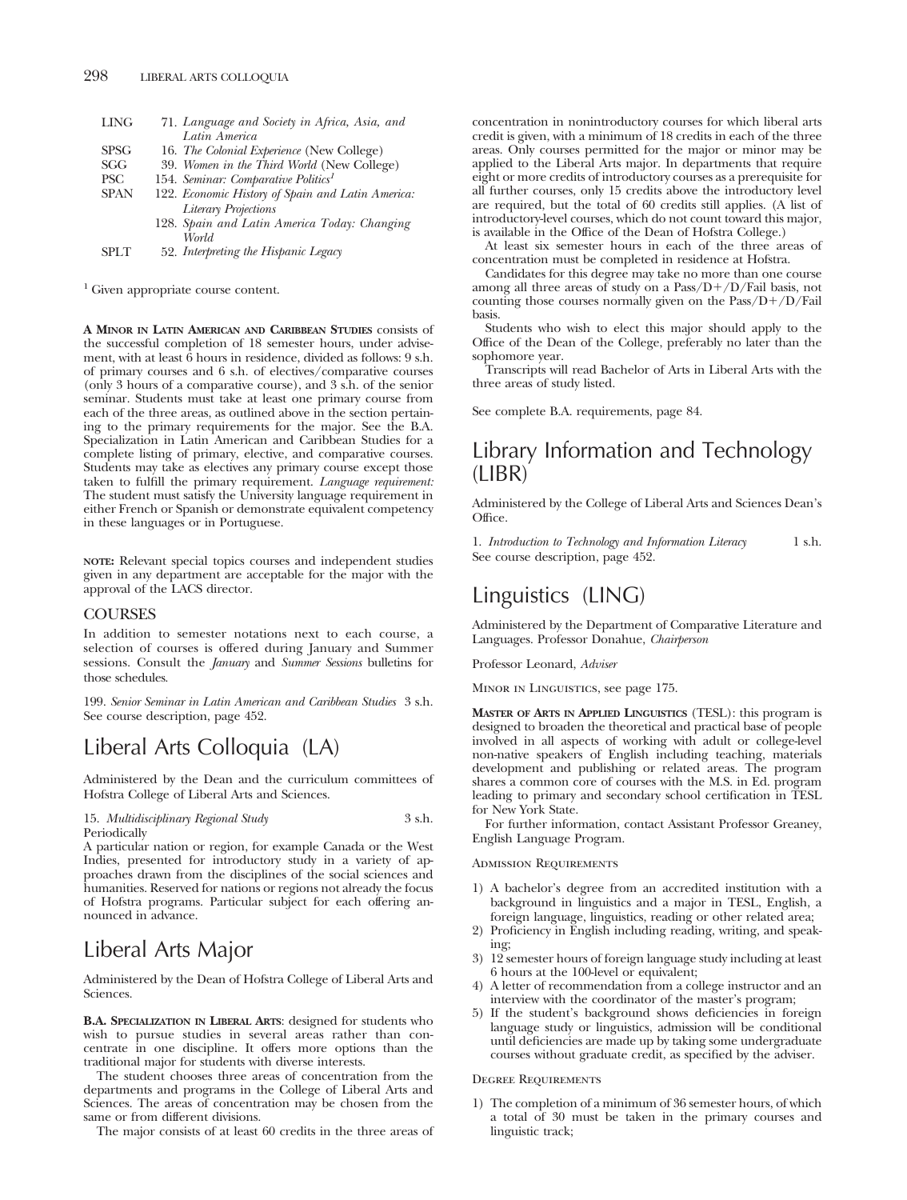| | |
|---|---|
| LING | 71. *Language and Society in Africa, Asia, and Latin America* |
| SPSG | 16. *The Colonial Experience* (New College) |
| SGG | 39. *Women in the Third World* (New College) |
| PSC | 154. *Seminar: Comparative Politics*[1] |
| SPAN | 122. *Economic History of Spain and Latin America: Literary Projections* |
| | 128. *Spain and Latin America Today: Changing World* |
| SPLT | 52. *Interpreting the Hispanic Legacy* |

[1] Given appropriate course content.

**A Minor in Latin American and Caribbean Studies** consists of the successful completion of 18 semester hours, under advisement, with at least 6 hours in residence, divided as follows: 9 s.h. of primary courses and 6 s.h. of electives/comparative courses (only 3 hours of a comparative course), and 3 s.h. of the senior seminar. Students must take at least one primary course from each of the three areas, as outlined above in the section pertaining to the primary requirements for the major. See the B.A. Specialization in Latin American and Caribbean Studies for a complete listing of primary, elective, and comparative courses. Students may take as electives any primary course except those taken to fulfill the primary requirement. *Language requirement:* The student must satisfy the University language requirement in either French or Spanish or demonstrate equivalent competency in these languages or in Portuguese.

**note:** Relevant special topics courses and independent studies given in any department are acceptable for the major with the approval of the LACS director.

### COURSES

In addition to semester notations next to each course, a selection of courses is offered during January and Summer sessions. Consult the *January* and *Summer Sessions* bulletins for those schedules.

199. *Senior Seminar in Latin American and Caribbean Studies* 3 s.h.
See course description, page 452.

# Liberal Arts Colloquia (LA)

Administered by the Dean and the curriculum committees of Hofstra College of Liberal Arts and Sciences.

15. *Multidisciplinary Regional Study* 3 s.h.
Periodically
A particular nation or region, for example Canada or the West Indies, presented for introductory study in a variety of approaches drawn from the disciplines of the social sciences and humanities. Reserved for nations or regions not already the focus of Hofstra programs. Particular subject for each offering announced in advance.

# Liberal Arts Major

Administered by the Dean of Hofstra College of Liberal Arts and Sciences.

**B.A. Specialization in Liberal Arts**: designed for students who wish to pursue studies in several areas rather than concentrate in one discipline. It offers more options than the traditional major for students with diverse interests.

The student chooses three areas of concentration from the departments and programs in the College of Liberal Arts and Sciences. The areas of concentration may be chosen from the same or from different divisions.

The major consists of at least 60 credits in the three areas of concentration in nonintroductory courses for which liberal arts credit is given, with a minimum of 18 credits in each of the three areas. Only courses permitted for the major or minor may be applied to the Liberal Arts major. In departments that require eight or more credits of introductory courses as a prerequisite for all further courses, only 15 credits above the introductory level are required, but the total of 60 credits still applies. (A list of introductory-level courses, which do not count toward this major, is available in the Office of the Dean of Hofstra College.)

At least six semester hours in each of the three areas of concentration must be completed in residence at Hofstra.

Candidates for this degree may take no more than one course among all three areas of study on a Pass/D+/D/Fail basis, not counting those courses normally given on the Pass/D+/D/Fail basis.

Students who wish to elect this major should apply to the Office of the Dean of the College, preferably no later than the sophomore year.

Transcripts will read Bachelor of Arts in Liberal Arts with the three areas of study listed.

See complete B.A. requirements, page 84.

# Library Information and Technology (LIBR)

Administered by the College of Liberal Arts and Sciences Dean's Office.

1. *Introduction to Technology and Information Literacy* 1 s.h.
See course description, page 452.

# Linguistics (LING)

Administered by the Department of Comparative Literature and Languages. Professor Donahue, *Chairperson*

Professor Leonard, *Adviser*

Minor in Linguistics, see page 175.

**Master of Arts in Applied Linguistics** (TESL): this program is designed to broaden the theoretical and practical base of people involved in all aspects of working with adult or college-level non-native speakers of English including teaching, materials development and publishing or related areas. The program shares a common core of courses with the M.S. in Ed. program leading to primary and secondary school certification in TESL for New York State.

For further information, contact Assistant Professor Greaney, English Language Program.

### Admission Requirements

1) A bachelor's degree from an accredited institution with a background in linguistics and a major in TESL, English, a foreign language, linguistics, reading or other related area;
2) Proficiency in English including reading, writing, and speaking;
3) 12 semester hours of foreign language study including at least 6 hours at the 100-level or equivalent;
4) A letter of recommendation from a college instructor and an interview with the coordinator of the master's program;
5) If the student's background shows deficiencies in foreign language study or linguistics, admission will be conditional until deficiencies are made up by taking some undergraduate courses without graduate credit, as specified by the adviser.

### Degree Requirements

1) The completion of a minimum of 36 semester hours, of which a total of 30 must be taken in the primary courses and linguistic track;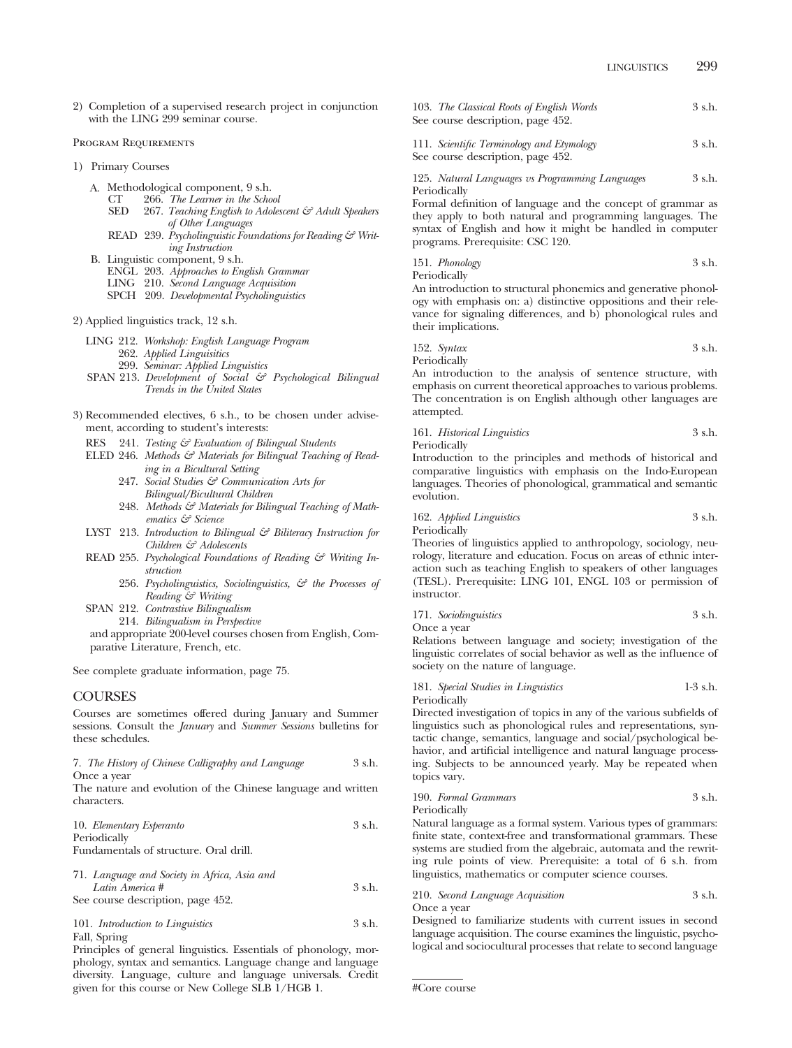2) Completion of a supervised research project in conjunction with the LING 299 seminar course.

Program Requirements

1) Primary Courses

A. Methodological component, 9 s.h.
- CT 266. *The Learner in the School*
- SED 267. *Teaching English to Adolescent & Adult Speakers of Other Languages*
- READ 239. *Psycholinguistic Foundations for Reading & Writing Instruction*

B. Linguistic component, 9 s.h.
- ENGL 203. *Approaches to English Grammar*
- LING 210. *Second Language Acquisition*
- SPCH 209. *Developmental Psycholinguistics*

2) Applied linguistics track, 12 s.h.

- LING 212. *Workshop: English Language Program*
- 262. *Applied Linguisitics*
- 299. *Seminar: Applied Linguistics*
- SPAN 213. *Development of Social & Psychological Bilingual Trends in the United States*

3) Recommended electives, 6 s.h., to be chosen under advisement, according to student's interests:

- RES 241. *Testing & Evaluation of Bilingual Students*
- ELED 246. *Methods & Materials for Bilingual Teaching of Reading in a Bicultural Setting*
- 247. *Social Studies & Communication Arts for Bilingual/Bicultural Children*
- 248. *Methods & Materials for Bilingual Teaching of Mathematics & Science*
- LYST 213. *Introduction to Bilingual & Biliteracy Instruction for Children & Adolescents*
- READ 255. *Psychological Foundations of Reading & Writing Instruction*
- 256. *Psycholinguistics, Sociolinguistics, & the Processes of Reading & Writing*
- SPAN 212. *Contrastive Bilingualism*
- 214. *Bilingualism in Perspective*

and appropriate 200-level courses chosen from English, Comparative Literature, French, etc.

See complete graduate information, page 75.

## COURSES

Courses are sometimes offered during January and Summer sessions. Consult the *January* and *Summer Sessions* bulletins for these schedules.

7. *The History of Chinese Calligraphy and Language* 3 s.h.
Once a year
The nature and evolution of the Chinese language and written characters.

10. *Elementary Esperanto* 3 s.h.
Periodically
Fundamentals of structure. Oral drill.

71. *Language and Society in Africa, Asia and Latin America #* 3 s.h.
See course description, page 452.

101. *Introduction to Linguistics* 3 s.h.
Fall, Spring
Principles of general linguistics. Essentials of phonology, morphology, syntax and semantics. Language change and language diversity. Language, culture and language universals. Credit given for this course or New College SLB 1/HGB 1.

103. *The Classical Roots of English Words* 3 s.h.
See course description, page 452.

111. *Scientific Terminology and Etymology* 3 s.h.
See course description, page 452.

125. *Natural Languages vs Programming Languages* 3 s.h.
Periodically
Formal definition of language and the concept of grammar as they apply to both natural and programming languages. The syntax of English and how it might be handled in computer programs. Prerequisite: CSC 120.

151. *Phonology* 3 s.h.
Periodically
An introduction to structural phonemics and generative phonology with emphasis on: a) distinctive oppositions and their relevance for signaling differences, and b) phonological rules and their implications.

152. *Syntax* 3 s.h.
Periodically
An introduction to the analysis of sentence structure, with emphasis on current theoretical approaches to various problems. The concentration is on English although other languages are attempted.

161. *Historical Linguistics* 3 s.h.
Periodically
Introduction to the principles and methods of historical and comparative linguistics with emphasis on the Indo-European languages. Theories of phonological, grammatical and semantic evolution.

162. *Applied Linguistics* 3 s.h.
Periodically
Theories of linguistics applied to anthropology, sociology, neurology, literature and education. Focus on areas of ethnic interaction such as teaching English to speakers of other languages (TESL). Prerequisite: LING 101, ENGL 103 or permission of instructor.

171. *Sociolinguistics* 3 s.h.
Once a year
Relations between language and society; investigation of the linguistic correlates of social behavior as well as the influence of society on the nature of language.

181. *Special Studies in Linguistics* 1-3 s.h.
Periodically
Directed investigation of topics in any of the various subfields of linguistics such as phonological rules and representations, syntactic change, semantics, language and social/psychological behavior, and artificial intelligence and natural language processing. Subjects to be announced yearly. May be repeated when topics vary.

190. *Formal Grammars* 3 s.h.
Periodically
Natural language as a formal system. Various types of grammars: finite state, context-free and transformational grammars. These systems are studied from the algebraic, automata and the rewriting rule points of view. Prerequisite: a total of 6 s.h. from linguistics, mathematics or computer science courses.

210. *Second Language Acquisition* 3 s.h.
Once a year
Designed to familiarize students with current issues in second language acquisition. The course examines the linguistic, psychological and sociocultural processes that relate to second language

#Core course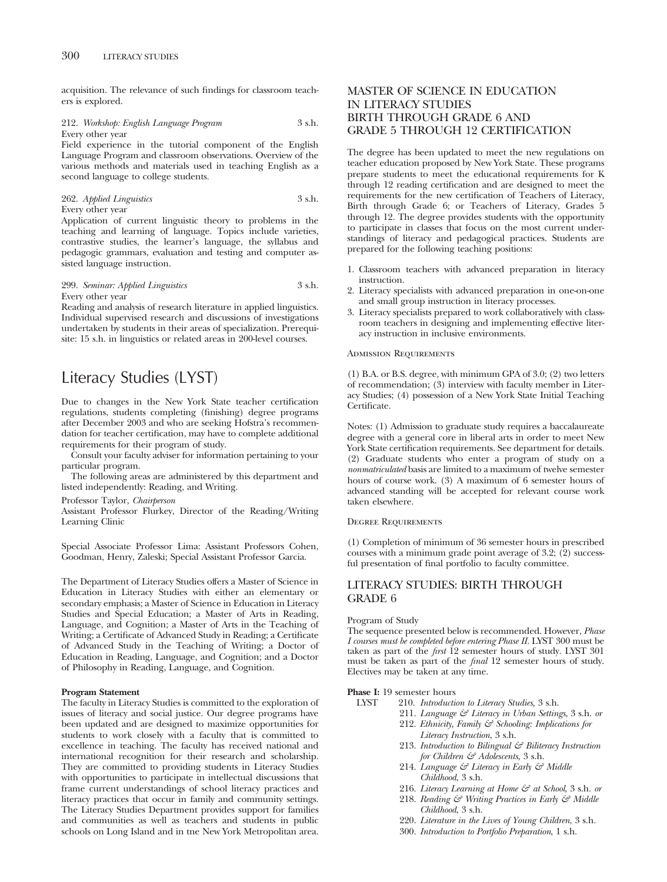acquisition. The relevance of such findings for classroom teachers is explored.

212. *Workshop: English Language Program* 3 s.h.
Every other year
Field experience in the tutorial component of the English Language Program and classroom observations. Overview of the various methods and materials used in teaching English as a second language to college students.

262. *Applied Linguistics* 3 s.h.
Every other year
Application of current linguistic theory to problems in the teaching and learning of language. Topics include varieties, contrastive studies, the learner's language, the syllabus and pedagogic grammars, evaluation and testing and computer assisted language instruction.

299. *Seminar: Applied Linguistics* 3 s.h.
Every other year
Reading and analysis of research literature in applied linguistics. Individual supervised research and discussions of investigations undertaken by students in their areas of specialization. Prerequisite: 15 s.h. in linguistics or related areas in 200-level courses.

# Literacy Studies (LYST)

Due to changes in the New York State teacher certification regulations, students completing (finishing) degree programs after December 2003 and who are seeking Hofstra's recommendation for teacher certification, may have to complete additional requirements for their program of study.

Consult your faculty adviser for information pertaining to your particular program.

The following areas are administered by this department and listed independently: Reading, and Writing.

Professor Taylor, *Chairperson*
Assistant Professor Flurkey, Director of the Reading/Writing Learning Clinic

Special Associate Professor Lima: Assistant Professors Cohen, Goodman, Henry, Zaleski; Special Assistant Professor Garcia.

The Department of Literacy Studies offers a Master of Science in Education in Literacy Studies with either an elementary or secondary emphasis; a Master of Science in Education in Literacy Studies and Special Education; a Master of Arts in Reading, Language, and Cognition; a Master of Arts in the Teaching of Writing; a Certificate of Advanced Study in Reading; a Certificate of Advanced Study in the Teaching of Writing; a Doctor of Education in Reading, Language, and Cognition; and a Doctor of Philosophy in Reading, Language, and Cognition.

**Program Statement**
The faculty in Literacy Studies is committed to the exploration of issues of literacy and social justice. Our degree programs have been updated and are designed to maximize opportunities for students to work closely with a faculty that is committed to excellence in teaching. The faculty has received national and international recognition for their research and scholarship. They are committed to providing students in Literacy Studies with opportunities to participate in intellectual discussions that frame current understandings of school literacy practices and literacy practices that occur in family and community settings. The Literacy Studies Department provides support for families and communities as well as teachers and students in public schools on Long Island and in tne New York Metropolitan area.

## MASTER OF SCIENCE IN EDUCATION IN LITERACY STUDIES BIRTH THROUGH GRADE 6 AND GRADE 5 THROUGH 12 CERTIFICATION

The degree has been updated to meet the new regulations on teacher education proposed by New York State. These programs prepare students to meet the educational requirements for K through 12 reading certification and are designed to meet the requirements for the new certification of Teachers of Literacy, Birth through Grade 6; or Teachers of Literacy, Grades 5 through 12. The degree provides students with the opportunity to participate in classes that focus on the most current understandings of literacy and pedagogical practices. Students are prepared for the following teaching positions:

1. Classroom teachers with advanced preparation in literacy instruction.
2. Literacy specialists with advanced preparation in one-on-one and small group instruction in literacy processes.
3. Literacy specialists prepared to work collaboratively with classroom teachers in designing and implementing effective literacy instruction in inclusive environments.

ADMISSION REQUIREMENTS

(1) B.A. or B.S. degree, with minimum GPA of 3.0; (2) two letters of recommendation; (3) interview with faculty member in Literacy Studies; (4) possession of a New York State Initial Teaching Certificate.

Notes: (1) Admission to graduate study requires a baccalaureate degree with a general core in liberal arts in order to meet New York State certification requirements. See department for details. (2) Graduate students who enter a program of study on a *nonmatriculated* basis are limited to a maximum of twelve semester hours of course work. (3) A maximum of 6 semester hours of advanced standing will be accepted for relevant course work taken elsewhere.

DEGREE REQUIREMENTS

(1) Completion of minimum of 36 semester hours in prescribed courses with a minimum grade point average of 3.2; (2) successful presentation of final portfolio to faculty committee.

## LITERACY STUDIES: BIRTH THROUGH GRADE 6

Program of Study
The sequence presented below is recommended. However, *Phase I courses must be completed before entering Phase II.* LYST 300 must be taken as part of the *first* 12 semester hours of study. LYST 301 must be taken as part of the *final* 12 semester hours of study. Electives may be taken at any time.

**Phase I:** 19 semester hours
LYST 210. *Introduction to Literacy Studies*, 3 s.h.
211. *Language & Literacy in Urban Settings*, 3 s.h. *or*
212. *Ethnicity, Family & Schooling: Implications for Literacy Instruction*, 3 s.h.
213. *Introduction to Bilingual & Biliteracy Instruction for Children & Adolescents*, 3 s.h.
214. *Language & Literacy in Early & Middle Childhood*, 3 s.h.
216. *Literacy Learning at Home & at School*, 3 s.h. *or*
218. *Reading & Writing Practices in Early & Middle Childhood*, 3 s.h.
220. *Literature in the Lives of Young Children*, 3 s.h.
300. *Introduction to Portfolio Preparation*, 1 s.h.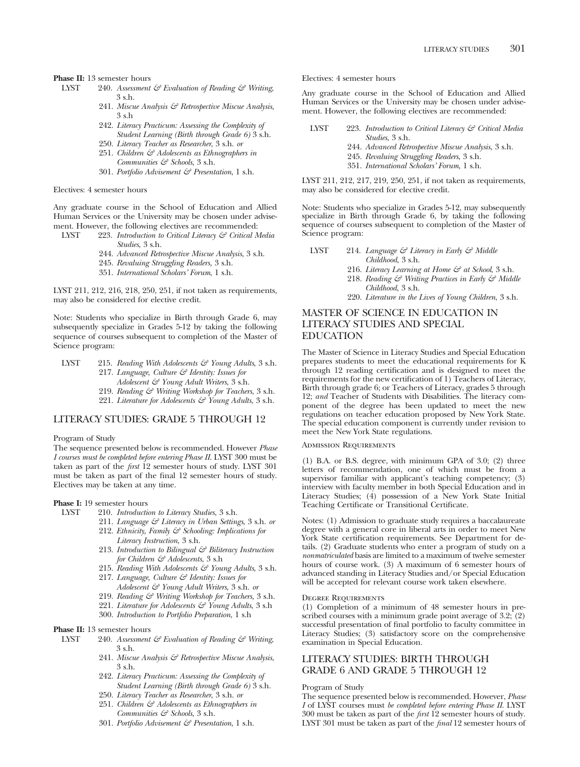**Phase II:** 13 semester hours

LYST 240. *Assessment & Evaluation of Reading & Writing*, 3 s.h.
241. *Miscue Analysis & Retrospective Miscue Analysis*, 3 s.h
242. *Literacy Practicum: Assessing the Complexity of Student Learning (Birth through Grade 6)* 3 s.h.
250. *Literacy Teacher as Researcher*, 3 s.h. *or*
251. *Children & Adolescents as Ethnographers in Communities & Schools*, 3 s.h.
301. *Portfolio Advisement & Presentation*, 1 s.h.

Electives: 4 semester hours

Any graduate course in the School of Education and Allied Human Services or the University may be chosen under advisement. However, the following electives are recommended:

LYST 223. *Introduction to Critical Literacy & Critical Media Studies*, 3 s.h.
244. *Advanced Retrospective Miscue Analysis*, 3 s.h.
245. *Revaluing Struggling Readers,* 3 s.h.
351. *International Scholars' Forum*, 1 s.h.

LYST 211, 212, 216, 218, 250, 251, if not taken as requirements, may also be considered for elective credit.

Note: Students who specialize in Birth through Grade 6, may subsequently specialize in Grades 5-12 by taking the following sequence of courses subsequent to completion of the Master of Science program:

LYST 215. *Reading With Adolescents & Young Adults*, 3 s.h.
217. *Language, Culture & Identity: Issues for Adolescent & Young Adult Writers*, 3 s.h.
219. *Reading & Writing Workshop for Teachers*, 3 s.h.
221. *Literature for Adolescents & Young Adults*, 3 s.h.

## LITERACY STUDIES: GRADE 5 THROUGH 12

Program of Study

The sequence presented below is recommended. However *Phase I courses must be completed before entering Phase II.* LYST 300 must be taken as part of the *first* 12 semester hours of study. LYST 301 must be taken as part of the final 12 semester hours of study. Electives may be taken at any time.

**Phase I:** 19 semester hours

LYST 210. *Introduction to Literacy Studies*, 3 s.h.
211. *Language & Literacy in Urban Settings*, 3 s.h. *or*
212. *Ethnicity, Family & Schooling: Implications for Literacy Instruction*, 3 s.h.
213. *Introduction to Bilingual & Biliteracy Instruction for Children & Adolescents*, 3 s.h
215. *Reading With Adolescents & Young Adults*, 3 s.h.
217. *Language, Culture & Identity: Issues for Adolescent & Young Adult Writers*, 3 s.h. *or*
219. *Reading & Writing Workshop for Teachers,* 3 s.h.
221. *Literature for Adolescents & Young Adults,* 3 s.h
300. *Introduction to Portfolio Preparation*, 1 s.h

**Phase II:** 13 semester hours

LYST 240. *Assessment & Evaluation of Reading & Writing*, 3 s.h.
241. *Miscue Analysis & Retrospective Miscue Analysis*, 3 s.h.
242. *Literacy Practicum: Assessing the Complexity of Student Learning (Birth through Grade 6)* 3 s.h.
250. *Literacy Teacher as Researcher*, 3 s.h. *or*
251. *Children & Adolescents as Ethnographers in Communities & Schools*, 3 s.h.
301. *Portfolio Advisement & Presentation*, 1 s.h.

Electives: 4 semester hours

Any graduate course in the School of Education and Allied Human Services or the University may be chosen under advisement. However, the following electives are recommended:

LYST 223. *Introduction to Critical Literacy & Critical Media Studies*, 3 s.h.
244. *Advanced Retrospective Miscue Analysis*, 3 s.h.
245. *Revaluing Struggling Readers,* 3 s.h.
351. *International Scholars' Forum*, 1 s.h.

LYST 211, 212, 217, 219, 250, 251, if not taken as requirements, may also be considered for elective credit.

Note: Students who specialize in Grades 5-12, may subsequently specialize in Birth through Grade 6, by taking the following sequence of courses subsequent to completion of the Master of Science program:

LYST 214. *Language & Literacy in Early & Middle Childhood*, 3 s.h.
216. *Literacy Learning at Home & at School*, 3 s.h.
218. *Reading & Writing Practices in Early & Middle Childhood*, 3 s.h.
220. *Literature in the Lives of Young Children*, 3 s.h.

## MASTER OF SCIENCE IN EDUCATION IN LITERACY STUDIES AND SPECIAL EDUCATION

The Master of Science in Literacy Studies and Special Education prepares students to meet the educational requirements for K through 12 reading certification and is designed to meet the requirements for the new certification of 1) Teachers of Literacy, Birth through grade 6; or Teachers of Literacy, grades 5 through 12; *and* Teacher of Students with Disabilities. The literacy component of the degree has been updated to meet the new regulations on teacher education proposed by New York State. The special education component is currently under revision to meet the New York State regulations.

### Admission Requirements

(1) B.A. or B.S. degree, with minimum GPA of 3.0; (2) three letters of recommendation, one of which must be from a supervisor familiar with applicant's teaching competency; (3) interview with faculty member in both Special Education and in Literacy Studies; (4) possession of a New York State Initial Teaching Certificate or Transitional Certificate.

Notes: (1) Admission to graduate study requires a baccalaureate degree with a general core in liberal arts in order to meet New York State certification requirements. See Department for details. (2) Graduate students who enter a program of study on a *nonmatriculated* basis are limited to a maximum of twelve semester hours of course work. (3) A maximum of 6 semester hours of advanced standing in Literacy Studies and/or Special Education will be accepted for relevant course work taken elsewhere.

### Degree Requirements

(1) Completion of a minimum of 48 semester hours in prescribed courses with a minimum grade point average of 3.2; (2) successful presentation of final portfolio to faculty committee in Literacy Studies; (3) satisfactory score on the comprehensive examination in Special Education.

## LITERACY STUDIES: BIRTH THROUGH GRADE 6 AND GRADE 5 THROUGH 12

Program of Study

The sequence presented below is recommended. However, *Phase I* of LYST courses must *be completed before entering Phase II.* LYST 300 must be taken as part of the *first* 12 semester hours of study. LYST 301 must be taken as part of the *final* 12 semester hours of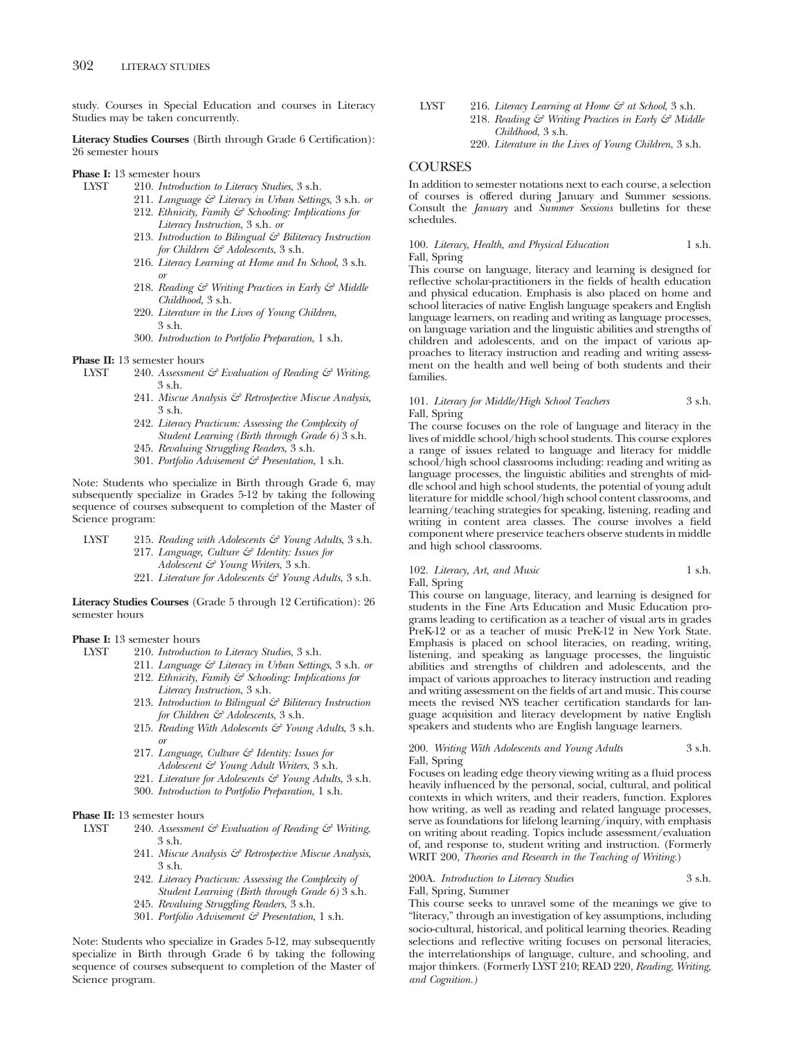study. Courses in Special Education and courses in Literacy Studies may be taken concurrently.

**Literacy Studies Courses** (Birth through Grade 6 Certification): 26 semester hours

**Phase I:** 13 semester hours

LYST 210. *Introduction to Literacy Studies*, 3 s.h.
211. *Language & Literacy in Urban Settings*, 3 s.h. *or*
212. *Ethnicity, Family & Schooling: Implications for Literacy Instruction*, 3 s.h. *or*
213. *Introduction to Bilingual & Biliteracy Instruction for Children & Adolescents*, 3 s.h.
216. *Literacy Learning at Home and In School*, 3 s.h. *or*
218. *Reading & Writing Practices in Early & Middle Childhood*, 3 s.h.
220. *Literature in the Lives of Young Children*, 3 s.h.
300. *Introduction to Portfolio Preparation*, 1 s.h.

**Phase II:** 13 semester hours

LYST 240. *Assessment & Evaluation of Reading & Writing*, 3 s.h.
241. *Miscue Analysis & Retrospective Miscue Analysis*, 3 s.h.
242. *Literacy Practicum: Assessing the Complexity of Student Learning (Birth through Grade 6)* 3 s.h.
245. *Revaluing Struggling Readers*, 3 s.h.
301. *Portfolio Advisement & Presentation*, 1 s.h.

Note: Students who specialize in Birth through Grade 6, may subsequently specialize in Grades 5-12 by taking the following sequence of courses subsequent to completion of the Master of Science program:

LYST 215. *Reading with Adolescents & Young Adults*, 3 s.h.
217. *Language, Culture & Identity: Issues for Adolescent & Young Writers*, 3 s.h.
221. *Literature for Adolescents & Young Adults*, 3 s.h.

**Literacy Studies Courses** (Grade 5 through 12 Certification): 26 semester hours

**Phase I:** 13 semester hours

LYST 210. *Introduction to Literacy Studies*, 3 s.h.
211. *Language & Literacy in Urban Settings*, 3 s.h. *or*
212. *Ethnicity, Family & Schooling: Implications for Literacy Instruction*, 3 s.h.
213. *Introduction to Bilingual & Biliteracy Instruction for Children & Adolescents*, 3 s.h.
215. *Reading With Adolescents & Young Adults*, 3 s.h. *or*
217. *Language, Culture & Identity: Issues for Adolescent & Young Adult Writers*, 3 s.h.
221. *Literature for Adolescents & Young Adults*, 3 s.h.
300. *Introduction to Portfolio Preparation*, 1 s.h.

**Phase II:** 13 semester hours

LYST 240. *Assessment & Evaluation of Reading & Writing*, 3 s.h.
241. *Miscue Analysis & Retrospective Miscue Analysis*, 3 s.h.
242. *Literacy Practicum: Assessing the Complexity of Student Learning (Birth through Grade 6)* 3 s.h.
245. *Revaluing Struggling Readers*, 3 s.h.
301. *Portfolio Advisement & Presentation*, 1 s.h.

Note: Students who specialize in Grades 5-12, may subsequently specialize in Birth through Grade 6 by taking the following sequence of courses subsequent to completion of the Master of Science program.

LYST 216. *Literacy Learning at Home & at School*, 3 s.h.
218. *Reading & Writing Practices in Early & Middle Childhood*, 3 s.h.
220. *Literature in the Lives of Young Children*, 3 s.h.

## COURSES

In addition to semester notations next to each course, a selection of courses is offered during January and Summer sessions. Consult the *January* and *Summer Sessions* bulletins for these schedules.

**100.** *Literacy, Health, and Physical Education* 1 s.h.
Fall, Spring

This course on language, literacy and learning is designed for reflective scholar-practitioners in the fields of health education and physical education. Emphasis is also placed on home and school literacies of native English language speakers and English language learners, on reading and writing as language processes, on language variation and the linguistic abilities and strengths of children and adolescents, and on the impact of various approaches to literacy instruction and reading and writing assessment on the health and well being of both students and their families.

**101.** *Literacy for Middle/High School Teachers* 3 s.h.
Fall, Spring

The course focuses on the role of language and literacy in the lives of middle school/high school students. This course explores a range of issues related to language and literacy for middle school/high school classrooms including: reading and writing as language processes, the linguistic abilities and strenghts of middle school and high school students, the potential of young adult literature for middle school/high school content classrooms, and learning/teaching strategies for speaking, listening, reading and writing in content area classes. The course involves a field component where preservice teachers observe students in middle and high school classrooms.

**102.** *Literacy, Art, and Music* 1 s.h.
Fall, Spring

This course on language, literacy, and learning is designed for students in the Fine Arts Education and Music Education programs leading to certification as a teacher of visual arts in grades PreK-12 or as a teacher of music PreK-12 in New York State. Emphasis is placed on school literacies, on reading, writing, listening, and speaking as language processes, the linguistic abilities and strengths of children and adolescents, and the impact of various approaches to literacy instruction and reading and writing assessment on the fields of art and music. This course meets the revised NYS teacher certification standards for language acquisition and literacy development by native English speakers and students who are English language learners.

**200.** *Writing With Adolescents and Young Adults* 3 s.h.
Fall, Spring

Focuses on leading edge theory viewing writing as a fluid process heavily influenced by the personal, social, cultural, and political contexts in which writers, and their readers, function. Explores how writing, as well as reading and related language processes, serve as foundations for lifelong learning/inquiry, with emphasis on writing about reading. Topics include assessment/evaluation of, and response to, student writing and instruction. (Formerly WRIT 200, *Theories and Research in the Teaching of Writing.*)

**200A.** *Introduction to Literacy Studies* 3 s.h.
Fall, Spring, Summer

This course seeks to unravel some of the meanings we give to "literacy," through an investigation of key assumptions, including socio-cultural, historical, and political learning theories. Reading selections and reflective writing focuses on personal literacies, the interrelationships of language, culture, and schooling, and major thinkers. (Formerly LYST 210; READ 220, *Reading, Writing, and Cognition.)*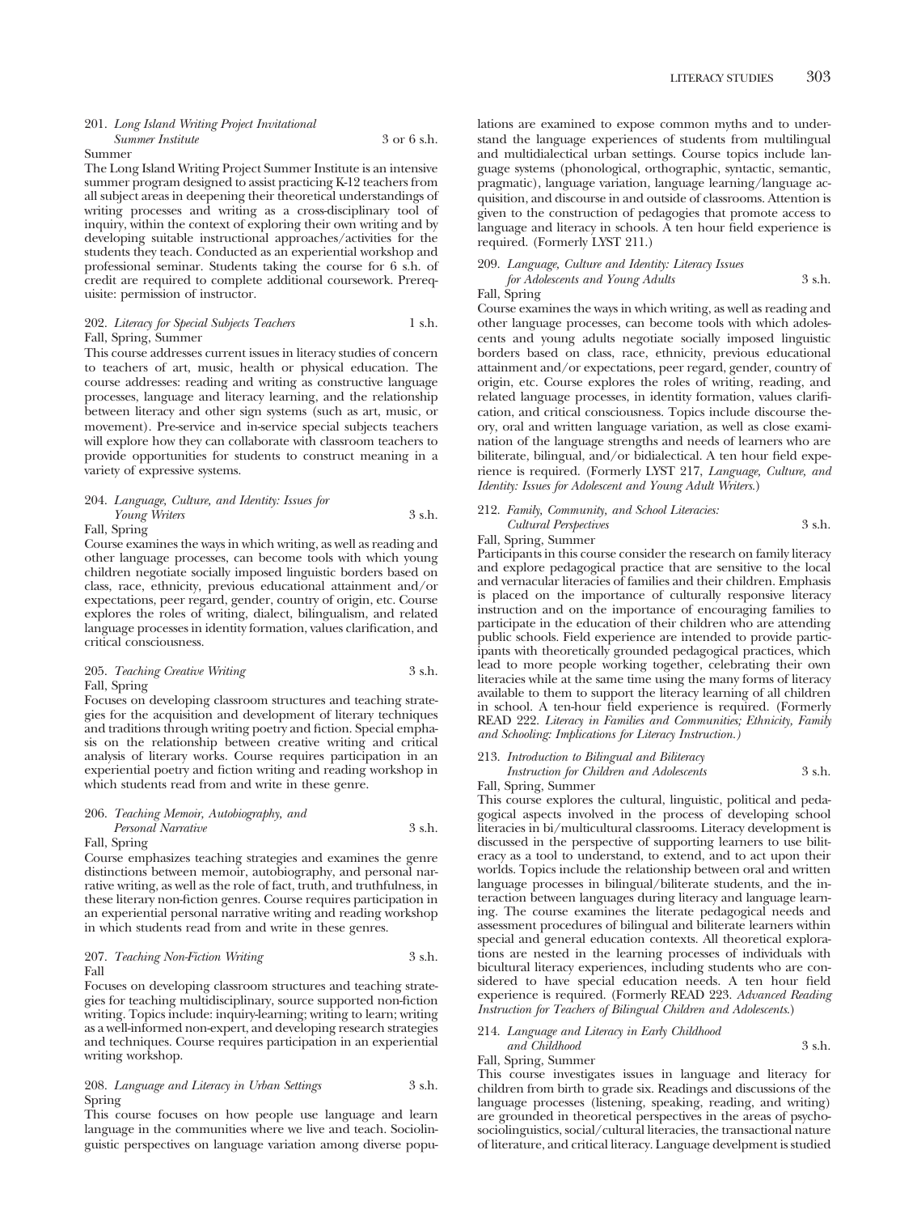201. *Long Island Writing Project Invitational Summer Institute* 3 or 6 s.h.
Summer

The Long Island Writing Project Summer Institute is an intensive summer program designed to assist practicing K-12 teachers from all subject areas in deepening their theoretical understandings of writing processes and writing as a cross-disciplinary tool of inquiry, within the context of exploring their own writing and by developing suitable instructional approaches/activities for the students they teach. Conducted as an experiential workshop and professional seminar. Students taking the course for 6 s.h. of credit are required to complete additional coursework. Prerequisite: permission of instructor.

202. *Literacy for Special Subjects Teachers* 1 s.h.
Fall, Spring, Summer

This course addresses current issues in literacy studies of concern to teachers of art, music, health or physical education. The course addresses: reading and writing as constructive language processes, language and literacy learning, and the relationship between literacy and other sign systems (such as art, music, or movement). Pre-service and in-service special subjects teachers will explore how they can collaborate with classroom teachers to provide opportunities for students to construct meaning in a variety of expressive systems.

204. *Language, Culture, and Identity: Issues for Young Writers* 3 s.h.
Fall, Spring

Course examines the ways in which writing, as well as reading and other language processes, can become tools with which young children negotiate socially imposed linguistic borders based on class, race, ethnicity, previous educational attainment and/or expectations, peer regard, gender, country of origin, etc. Course explores the roles of writing, dialect, bilingualism, and related language processes in identity formation, values clarification, and critical consciousness.

205. *Teaching Creative Writing* 3 s.h.
Fall, Spring

Focuses on developing classroom structures and teaching strategies for the acquisition and development of literary techniques and traditions through writing poetry and fiction. Special emphasis on the relationship between creative writing and critical analysis of literary works. Course requires participation in an experiential poetry and fiction writing and reading workshop in which students read from and write in these genre.

206. *Teaching Memoir, Autobiography, and Personal Narrative* 3 s.h.
Fall, Spring

Course emphasizes teaching strategies and examines the genre distinctions between memoir, autobiography, and personal narrative writing, as well as the role of fact, truth, and truthfulness, in these literary non-fiction genres. Course requires participation in an experiential personal narrative writing and reading workshop in which students read from and write in these genres.

207. *Teaching Non-Fiction Writing* 3 s.h.
Fall

Focuses on developing classroom structures and teaching strategies for teaching multidisciplinary, source supported non-fiction writing. Topics include: inquiry-learning; writing to learn; writing as a well-informed non-expert, and developing research strategies and techniques. Course requires participation in an experiential writing workshop.

208. *Language and Literacy in Urban Settings* 3 s.h.
Spring

This course focuses on how people use language and learn language in the communities where we live and teach. Sociolinguistic perspectives on language variation among diverse populations are examined to expose common myths and to understand the language experiences of students from multilingual and multidialectical urban settings. Course topics include language systems (phonological, orthographic, syntactic, semantic, pragmatic), language variation, language learning/language acquisition, and discourse in and outside of classrooms. Attention is given to the construction of pedagogies that promote access to language and literacy in schools. A ten hour field experience is required. (Formerly LYST 211.)

209. *Language, Culture and Identity: Literacy Issues for Adolescents and Young Adults* 3 s.h.
Fall, Spring

Course examines the ways in which writing, as well as reading and other language processes, can become tools with which adolescents and young adults negotiate socially imposed linguistic borders based on class, race, ethnicity, previous educational attainment and/or expectations, peer regard, gender, country of origin, etc. Course explores the roles of writing, reading, and related language processes, in identity formation, values clarification, and critical consciousness. Topics include discourse theory, oral and written language variation, as well as close examination of the language strengths and needs of learners who are biliterate, bilingual, and/or bidialectical. A ten hour field experience is required. (Formerly LYST 217, *Language, Culture, and Identity: Issues for Adolescent and Young Adult Writers.*)

212. *Family, Community, and School Literacies: Cultural Perspectives* 3 s.h.
Fall, Spring, Summer

Participants in this course consider the research on family literacy and explore pedagogical practice that are sensitive to the local and vernacular literacies of families and their children. Emphasis is placed on the importance of culturally responsive literacy instruction and on the importance of encouraging families to participate in the education of their children who are attending public schools. Field experience are intended to provide participants with theoretically grounded pedagogical practices, which lead to more people working together, celebrating their own literacies while at the same time using the many forms of literacy available to them to support the literacy learning of all children in school. A ten-hour field experience is required. (Formerly READ 222. *Literacy in Families and Communities; Ethnicity, Family and Schooling: Implications for Literacy Instruction.)*

213. *Introduction to Bilingual and Biliteracy Instruction for Children and Adolescents* 3 s.h.
Fall, Spring, Summer

This course explores the cultural, linguistic, political and pedagogical aspects involved in the process of developing school literacies in bi/multicultural classrooms. Literacy development is discussed in the perspective of supporting learners to use biliteracy as a tool to understand, to extend, and to act upon their worlds. Topics include the relationship between oral and written language processes in bilingual/biliterate students, and the interaction between languages during literacy and language learning. The course examines the literate pedagogical needs and assessment procedures of bilingual and biliterate learners within special and general education contexts. All theoretical explorations are nested in the learning processes of individuals with bicultural literacy experiences, including students who are considered to have special education needs. A ten hour field experience is required. (Formerly READ 223. *Advanced Reading Instruction for Teachers of Bilingual Children and Adolescents.*)

214. *Language and Literacy in Early Childhood and Childhood* 3 s.h.
Fall, Spring, Summer

This course investigates issues in language and literacy for children from birth to grade six. Readings and discussions of the language processes (listening, speaking, reading, and writing) are grounded in theoretical perspectives in the areas of psychosociolinguistics, social/cultural literacies, the transactional nature of literature, and critical literacy. Language develpment is studied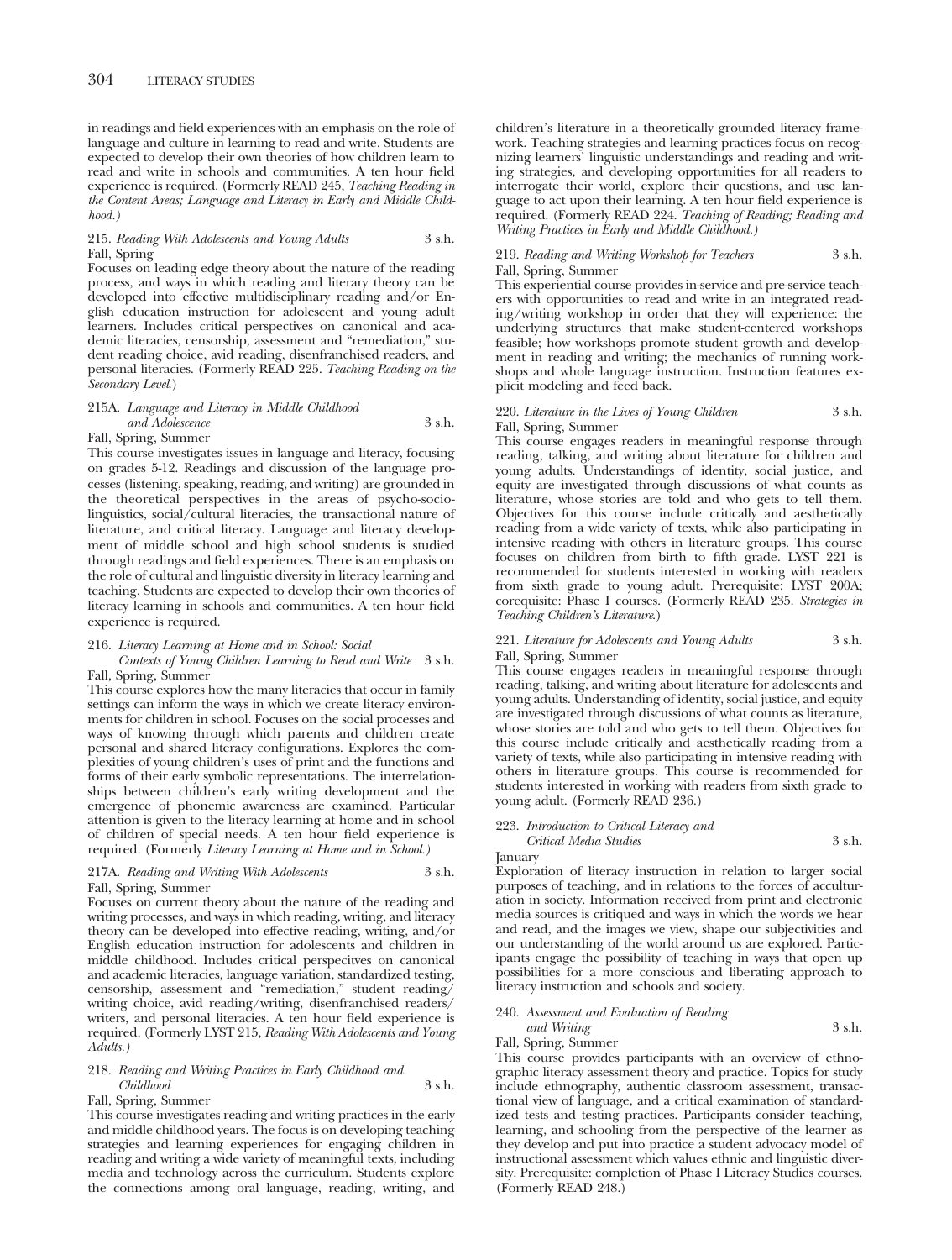in readings and field experiences with an emphasis on the role of language and culture in learning to read and write. Students are expected to develop their own theories of how children learn to read and write in schools and communities. A ten hour field experience is required. (Formerly READ 245, *Teaching Reading in the Content Areas; Language and Literacy in Early and Middle Childhood.)*

215. *Reading With Adolescents and Young Adults* 3 s.h.
Fall, Spring

Focuses on leading edge theory about the nature of the reading process, and ways in which reading and literary theory can be developed into effective multidisciplinary reading and/or English education instruction for adolescent and young adult learners. Includes critical perspectives on canonical and academic literacies, censorship, assessment and "remediation," student reading choice, avid reading, disenfranchised readers, and personal literacies. (Formerly READ 225. *Teaching Reading on the Secondary Level.*)

215A. *Language and Literacy in Middle Childhood and Adolescence* 3 s.h.
Fall, Spring, Summer

This course investigates issues in language and literacy, focusing on grades 5-12. Readings and discussion of the language processes (listening, speaking, reading, and writing) are grounded in the theoretical perspectives in the areas of psycho-sociolinguistics, social/cultural literacies, the transactional nature of literature, and critical literacy. Language and literacy development of middle school and high school students is studied through readings and field experiences. There is an emphasis on the role of cultural and linguistic diversity in literacy learning and teaching. Students are expected to develop their own theories of literacy learning in schools and communities. A ten hour field experience is required.

216. *Literacy Learning at Home and in School: Social Contexts of Young Children Learning to Read and Write* 3 s.h.
Fall, Spring, Summer

This course explores how the many literacies that occur in family settings can inform the ways in which we create literacy environments for children in school. Focuses on the social processes and ways of knowing through which parents and children create personal and shared literacy configurations. Explores the complexities of young children's uses of print and the functions and forms of their early symbolic representations. The interrelationships between children's early writing development and the emergence of phonemic awareness are examined. Particular attention is given to the literacy learning at home and in school of children of special needs. A ten hour field experience is required. (Formerly *Literacy Learning at Home and in School.)*

217A. *Reading and Writing With Adolescents* 3 s.h.
Fall, Spring, Summer

Focuses on current theory about the nature of the reading and writing processes, and ways in which reading, writing, and literacy theory can be developed into effective reading, writing, and/or English education instruction for adolescents and children in middle childhood. Includes critical perspecitves on canonical and academic literacies, language variation, standardized testing, censorship, assessment and "remediation," student reading/writing choice, avid reading/writing, disenfranchised readers/writers, and personal literacies. A ten hour field experience is required. (Formerly LYST 215, *Reading With Adolescents and Young Adults.)*

218. *Reading and Writing Practices in Early Childhood and Childhood* 3 s.h.
Fall, Spring, Summer

This course investigates reading and writing practices in the early and middle childhood years. The focus is on developing teaching strategies and learning experiences for engaging children in reading and writing a wide variety of meaningful texts, including media and technology across the curriculum. Students explore the connections among oral language, reading, writing, and children's literature in a theoretically grounded literacy framework. Teaching strategies and learning practices focus on recognizing learners' linguistic understandings and reading and writing strategies, and developing opportunities for all readers to interrogate their world, explore their questions, and use language to act upon their learning. A ten hour field experience is required. (Formerly READ 224. *Teaching of Reading; Reading and Writing Practices in Early and Middle Childhood.)*

219. *Reading and Writing Workshop for Teachers* 3 s.h.
Fall, Spring, Summer

This experiential course provides in-service and pre-service teachers with opportunities to read and write in an integrated reading/writing workshop in order that they will experience: the underlying structures that make student-centered workshops feasible; how workshops promote student growth and development in reading and writing; the mechanics of running workshops and whole language instruction. Instruction features explicit modeling and feed back.

220. *Literature in the Lives of Young Children* 3 s.h.
Fall, Spring, Summer

This course engages readers in meaningful response through reading, talking, and writing about literature for children and young adults. Understandings of identity, social justice, and equity are investigated through discussions of what counts as literature, whose stories are told and who gets to tell them. Objectives for this course include critically and aesthetically reading from a wide variety of texts, while also participating in intensive reading with others in literature groups. This course focuses on children from birth to fifth grade. LYST 221 is recommended for students interested in working with readers from sixth grade to young adult. Prerequisite: LYST 200A; corequisite: Phase I courses. (Formerly READ 235. *Strategies in Teaching Children's Literature.*)

221. *Literature for Adolescents and Young Adults* 3 s.h.
Fall, Spring, Summer

This course engages readers in meaningful response through reading, talking, and writing about literature for adolescents and young adults. Understanding of identity, social justice, and equity are investigated through discussions of what counts as literature, whose stories are told and who gets to tell them. Objectives for this course include critically and aesthetically reading from a variety of texts, while also participating in intensive reading with others in literature groups. This course is recommended for students interested in working with readers from sixth grade to young adult. (Formerly READ 236.)

223. *Introduction to Critical Literacy and Critical Media Studies* 3 s.h.
January

Exploration of literacy instruction in relation to larger social purposes of teaching, and in relations to the forces of acculturation in society. Information received from print and electronic media sources is critiqued and ways in which the words we hear and read, and the images we view, shape our subjectivities and our understanding of the world around us are explored. Participants engage the possibility of teaching in ways that open up possibilities for a more conscious and liberating approach to literacy instruction and schools and society.

240. *Assessment and Evaluation of Reading and Writing* 3 s.h.
Fall, Spring, Summer

This course provides participants with an overview of ethnographic literacy assessment theory and practice. Topics for study include ethnography, authentic classroom assessment, transactional view of language, and a critical examination of standardized tests and testing practices. Participants consider teaching, learning, and schooling from the perspective of the learner as they develop and put into practice a student advocacy model of instructional assessment which values ethnic and linguistic diversity. Prerequisite: completion of Phase I Literacy Studies courses. (Formerly READ 248.)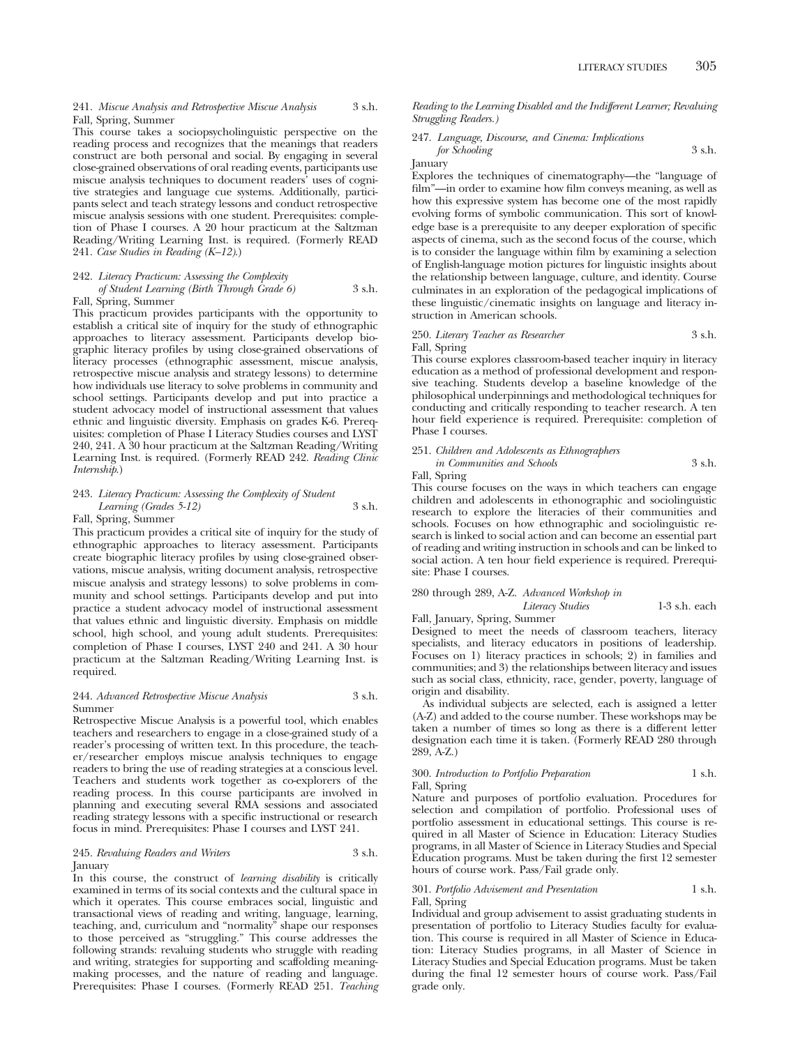241. *Miscue Analysis and Retrospective Miscue Analysis* 3 s.h.
Fall, Spring, Summer

This course takes a sociopsycholinguistic perspective on the reading process and recognizes that the meanings that readers construct are both personal and social. By engaging in several close-grained observations of oral reading events, participants use miscue analysis techniques to document readers' uses of cognitive strategies and language cue systems. Additionally, participants select and teach strategy lessons and conduct retrospective miscue analysis sessions with one student. Prerequisites: completion of Phase I courses. A 20 hour practicum at the Saltzman Reading/Writing Learning Inst. is required. (Formerly READ 241. *Case Studies in Reading (K–12).*)

242. *Literacy Practicum: Assessing the Complexity of Student Learning (Birth Through Grade 6)* 3 s.h.
Fall, Spring, Summer

This practicum provides participants with the opportunity to establish a critical site of inquiry for the study of ethnographic approaches to literacy assessment. Participants develop biographic literacy profiles by using close-grained observations of literacy processes (ethnographic assessment, miscue analysis, retrospective miscue analysis and strategy lessons) to determine how individuals use literacy to solve problems in community and school settings. Participants develop and put into practice a student advocacy model of instructional assessment that values ethnic and linguistic diversity. Emphasis on grades K-6. Prerequisites: completion of Phase I Literacy Studies courses and LYST 240, 241. A 30 hour practicum at the Saltzman Reading/Writing Learning Inst. is required. (Formerly READ 242. *Reading Clinic Internship.*)

243. *Literacy Practicum: Assessing the Complexity of Student Learning (Grades 5-12)* 3 s.h.
Fall, Spring, Summer

This practicum provides a critical site of inquiry for the study of ethnographic approaches to literacy assessment. Participants create biographic literacy profiles by using close-grained observations, miscue analysis, writing document analysis, retrospective miscue analysis and strategy lessons) to solve problems in community and school settings. Participants develop and put into practice a student advocacy model of instructional assessment that values ethnic and linguistic diversity. Emphasis on middle school, high school, and young adult students. Prerequisites: completion of Phase I courses, LYST 240 and 241. A 30 hour practicum at the Saltzman Reading/Writing Learning Inst. is required.

244. *Advanced Retrospective Miscue Analysis* 3 s.h.
Summer

Retrospective Miscue Analysis is a powerful tool, which enables teachers and researchers to engage in a close-grained study of a reader's processing of written text. In this procedure, the teacher/researcher employs miscue analysis techniques to engage readers to bring the use of reading strategies at a conscious level. Teachers and students work together as co-explorers of the reading process. In this course participants are involved in planning and executing several RMA sessions and associated reading strategy lessons with a specific instructional or research focus in mind. Prerequisites: Phase I courses and LYST 241.

245. *Revaluing Readers and Writers* 3 s.h.
January

In this course, the construct of *learning disability* is critically examined in terms of its social contexts and the cultural space in which it operates. This course embraces social, linguistic and transactional views of reading and writing, language, learning, teaching, and, curriculum and "normality" shape our responses to those perceived as "struggling." This course addresses the following strands: revaluing students who struggle with reading and writing, strategies for supporting and scaffolding meaning-making processes, and the nature of reading and language. Prerequisites: Phase I courses. (Formerly READ 251. *Teaching Reading to the Learning Disabled and the Indifferent Learner; Revaluing Struggling Readers.)*

247. *Language, Discourse, and Cinema: Implications for Schooling* 3 s.h.
January

Explores the techniques of cinematography—the "language of film"—in order to examine how film conveys meaning, as well as how this expressive system has become one of the most rapidly evolving forms of symbolic communication. This sort of knowledge base is a prerequisite to any deeper exploration of specific aspects of cinema, such as the second focus of the course, which is to consider the language within film by examining a selection of English-language motion pictures for linguistic insights about the relationship between language, culture, and identity. Course culminates in an exploration of the pedagogical implications of these linguistic/cinematic insights on language and literacy instruction in American schools.

250. *Literary Teacher as Researcher* 3 s.h.
Fall, Spring

This course explores classroom-based teacher inquiry in literacy education as a method of professional development and responsive teaching. Students develop a baseline knowledge of the philosophical underpinnings and methodological techniques for conducting and critically responding to teacher research. A ten hour field experience is required. Prerequisite: completion of Phase I courses.

251. *Children and Adolescents as Ethnographers in Communities and Schools* 3 s.h.
Fall, Spring

This course focuses on the ways in which teachers can engage children and adolescents in ethonographic and sociolinguistic research to explore the literacies of their communities and schools. Focuses on how ethnographic and sociolinguistic research is linked to social action and can become an essential part of reading and writing instruction in schools and can be linked to social action. A ten hour field experience is required. Prerequisite: Phase I courses.

280 through 289, A-Z. *Advanced Workshop in Literacy Studies* 1-3 s.h. each
Fall, January, Spring, Summer

Designed to meet the needs of classroom teachers, literacy specialists, and literacy educators in positions of leadership. Focuses on 1) literacy practices in schools; 2) in families and communities; and 3) the relationships between literacy and issues such as social class, ethnicity, race, gender, poverty, language of origin and disability.

As individual subjects are selected, each is assigned a letter (A-Z) and added to the course number. These workshops may be taken a number of times so long as there is a different letter designation each time it is taken. (Formerly READ 280 through 289, A-Z.)

300. *Introduction to Portfolio Preparation* 1 s.h.
Fall, Spring

Nature and purposes of portfolio evaluation. Procedures for selection and compilation of portfolio. Professional uses of portfolio assessment in educational settings. This course is required in all Master of Science in Education: Literacy Studies programs, in all Master of Science in Literacy Studies and Special Education programs. Must be taken during the first 12 semester hours of course work. Pass/Fail grade only.

301. *Portfolio Advisement and Presentation* 1 s.h.
Fall, Spring

Individual and group advisement to assist graduating students in presentation of portfolio to Literacy Studies faculty for evaluation. This course is required in all Master of Science in Education: Literacy Studies programs, in all Master of Science in Literacy Studies and Special Education programs. Must be taken during the final 12 semester hours of course work. Pass/Fail grade only.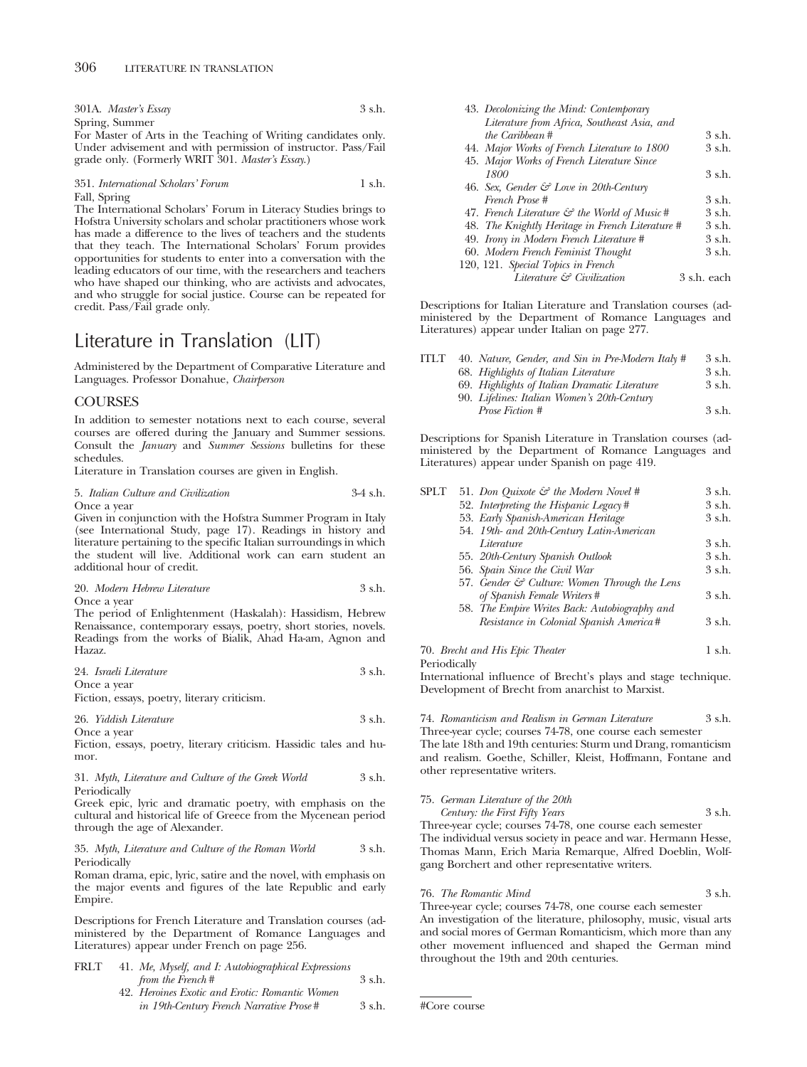301A. *Master's Essay* 3 s.h.
Spring, Summer
For Master of Arts in the Teaching of Writing candidates only. Under advisement and with permission of instructor. Pass/Fail grade only. (Formerly WRIT 301. *Master's Essay.*)

351. *International Scholars' Forum* 1 s.h.
Fall, Spring
The International Scholars' Forum in Literacy Studies brings to Hofstra University scholars and scholar practitioners whose work has made a difference to the lives of teachers and the students that they teach. The International Scholars' Forum provides opportunities for students to enter into a conversation with the leading educators of our time, with the researchers and teachers who have shaped our thinking, who are activists and advocates, and who struggle for social justice. Course can be repeated for credit. Pass/Fail grade only.

# Literature in Translation (LIT)

Administered by the Department of Comparative Literature and Languages. Professor Donahue, *Chairperson*

## COURSES

In addition to semester notations next to each course, several courses are offered during the January and Summer sessions. Consult the *January* and *Summer Sessions* bulletins for these schedules.
Literature in Translation courses are given in English.

5. *Italian Culture and Civilization* 3-4 s.h.
Once a year
Given in conjunction with the Hofstra Summer Program in Italy (see International Study, page 17). Readings in history and literature pertaining to the specific Italian surroundings in which the student will live. Additional work can earn student an additional hour of credit.

20. *Modern Hebrew Literature* 3 s.h.
Once a year
The period of Enlightenment (Haskalah): Hassidism, Hebrew Renaissance, contemporary essays, poetry, short stories, novels. Readings from the works of Bialik, Ahad Ha-am, Agnon and Hazaz.

24. *Israeli Literature* 3 s.h.
Once a year
Fiction, essays, poetry, literary criticism.

26. *Yiddish Literature* 3 s.h.
Once a year
Fiction, essays, poetry, literary criticism. Hassidic tales and humor.

31. *Myth, Literature and Culture of the Greek World* 3 s.h.
Periodically
Greek epic, lyric and dramatic poetry, with emphasis on the cultural and historical life of Greece from the Mycenean period through the age of Alexander.

35. *Myth, Literature and Culture of the Roman World* 3 s.h.
Periodically
Roman drama, epic, lyric, satire and the novel, with emphasis on the major events and figures of the late Republic and early Empire.

Descriptions for French Literature and Translation courses (administered by the Department of Romance Languages and Literatures) appear under French on page 256.

FRLT
- 41. *Me, Myself, and I: Autobiographical Expressions from the French #* 3 s.h.
- 42. *Heroines Exotic and Erotic: Romantic Women in 19th-Century French Narrative Prose #* 3 s.h.
- 43. *Decolonizing the Mind: Contemporary Literature from Africa, Southeast Asia, and the Caribbean #* 3 s.h.
- 44. *Major Works of French Literature to 1800* 3 s.h.
- 45. *Major Works of French Literature Since 1800* 3 s.h.
- 46. *Sex, Gender & Love in 20th-Century French Prose #* 3 s.h.
- 47. *French Literature & the World of Music #* 3 s.h.
- 48. *The Knightly Heritage in French Literature #* 3 s.h.
- 49. *Irony in Modern French Literature #* 3 s.h.
- 60. *Modern French Feminist Thought* 3 s.h.
- 120, 121. *Special Topics in French Literature & Civilization* 3 s.h. each

Descriptions for Italian Literature and Translation courses (administered by the Department of Romance Languages and Literatures) appear under Italian on page 277.

ITLT
- 40. *Nature, Gender, and Sin in Pre-Modern Italy #* 3 s.h.
- 68. *Highlights of Italian Literature* 3 s.h.
- 69. *Highlights of Italian Dramatic Literature* 3 s.h.
- 90. *Lifelines: Italian Women's 20th-Century Prose Fiction #* 3 s.h.

Descriptions for Spanish Literature in Translation courses (administered by the Department of Romance Languages and Literatures) appear under Spanish on page 419.

SPLT
- 51. *Don Quixote & the Modern Novel #* 3 s.h.
- 52. *Interpreting the Hispanic Legacy #* 3 s.h.
- 53. *Early Spanish-American Heritage* 3 s.h.
- 54. *19th- and 20th-Century Latin-American Literature* 3 s.h.
- 55. *20th-Century Spanish Outlook* 3 s.h.
- 56. *Spain Since the Civil War* 3 s.h.
- 57. *Gender & Culture: Women Through the Lens of Spanish Female Writers #* 3 s.h.
- 58. *The Empire Writes Back: Autobiography and Resistance in Colonial Spanish America #* 3 s.h.

70. *Brecht and His Epic Theater* 1 s.h.
Periodically
International influence of Brecht's plays and stage technique. Development of Brecht from anarchist to Marxist.

74. *Romanticism and Realism in German Literature* 3 s.h.
Three-year cycle; courses 74-78, one course each semester
The late 18th and 19th centuries: Sturm und Drang, romanticism and realism. Goethe, Schiller, Kleist, Hoffmann, Fontane and other representative writers.

75. *German Literature of the 20th Century: the First Fifty Years* 3 s.h.
Three-year cycle; courses 74-78, one course each semester
The individual versus society in peace and war. Hermann Hesse, Thomas Mann, Erich Maria Remarque, Alfred Doeblin, Wolfgang Borchert and other representative writers.

76. *The Romantic Mind* 3 s.h.
Three-year cycle; courses 74-78, one course each semester
An investigation of the literature, philosophy, music, visual arts and social mores of German Romanticism, which more than any other movement influenced and shaped the German mind throughout the 19th and 20th centuries.

#Core course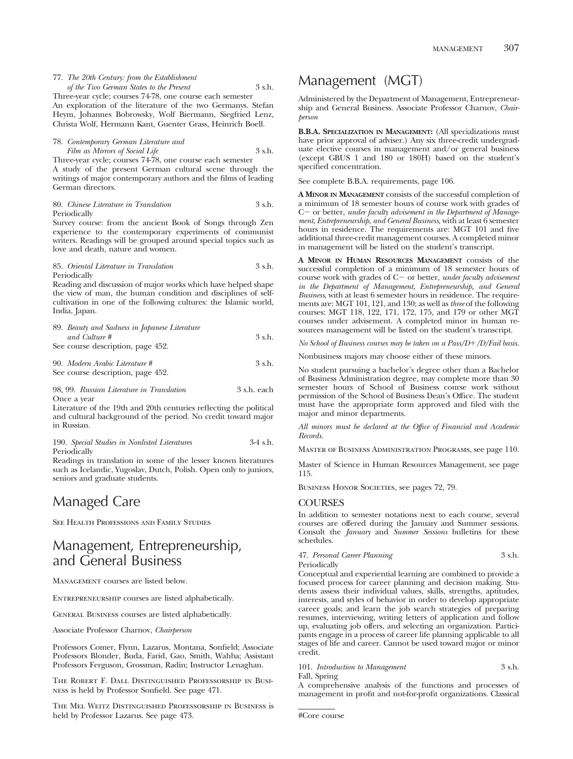77. *The 20th Century: from the Establishment of the Two German States to the Present* 3 s.h.
Three-year cycle; courses 74-78, one course each semester
An exploration of the literature of the two Germanys. Stefan Heym, Johannes Bobrowsky, Wolf Biermann, Siegfried Lenz, Christa Wolf, Hermann Kant, Guenter Grass, Heinrich Boell.

78. *Contemporary German Literature and Film as Mirrors of Social Life* 3 s.h.
Three-year cycle; courses 74-78, one course each semester
A study of the present German cultural scene through the writings of major contemporary authors and the films of leading German directors.

80. *Chinese Literature in Translation* 3 s.h.
Periodically
Survey course: from the ancient Book of Songs through Zen experience to the contemporary experiments of communist writers. Readings will be grouped around special topics such as love and death, nature and women.

85. *Oriental Literature in Translation* 3 s.h.
Periodically
Reading and discussion of major works which have helped shape the view of man, the human condition and disciplines of self-cultivation in one of the following cultures: the Islamic world, India, Japan.

89. *Beauty and Sadness in Japanese Literature and Culture #* 3 s.h.
See course description, page 452.

90. *Modern Arabic Literature #* 3 s.h.
See course description, page 452.

98, 99. *Russian Literature in Translation* 3 s.h. each
Once a year
Literature of the 19th and 20th centuries reflecting the political and cultural background of the period. No credit toward major in Russian.

190. *Special Studies in Nonlisted Literatures* 3-4 s.h.
Periodically
Readings in translation in some of the lesser known literatures such as Icelandic, Yugoslav, Dutch, Polish. Open only to juniors, seniors and graduate students.

# Managed Care

See Health Professions and Family Studies

# Management, Entrepreneurship, and General Business

Management courses are listed below.

Entrepreneurship courses are listed alphabetically.

General Business courses are listed alphabetically.

Associate Professor Charnov, *Chairperson*

Professors Comer, Flynn, Lazarus, Montana, Sonfield; Associate Professors Blonder, Buda, Farid, Gao, Smith, Wahba; Assistant Professors Ferguson, Grossman, Radin; Instructor Lenaghan.

The Robert F. Dall Distinguished Professorship in Business is held by Professor Sonfield. See page 471.

The Mel Weitz Distinguished Professorship in Business is held by Professor Lazarus. See page 473.

# Management (MGT)

Administered by the Department of Management, Entrepreneurship and General Business. Associate Professor Charnov, *Chairperson*

**B.B.A. Specialization in Management:** (All specializations must have prior approval of adviser.) Any six three-credit undergraduate elective courses in management and/or general business (except GBUS 1 and 180 or 180H) based on the student's specified concentration.

See complete B.B.A. requirements, page 106.

**A Minor in Management** consists of the successful completion of a minimum of 18 semester hours of course work with grades of C− or better, *under faculty advisement in the Department of Management, Entrepreneurship, and General Business*, with at least 6 semester hours in residence. The requirements are: MGT 101 and five additional three-credit management courses. A completed minor in management will be listed on the student's transcript.

**A Minor in Human Resources Management** consists of the successful completion of a minimum of 18 semester hours of course work with grades of C− or better, *under faculty advisement in the Department of Management, Entrepreneurship, and General Business*, with at least 6 semester hours in residence. The requirements are: MGT 101, 121, and 130; as well as *three* of the following courses: MGT 118, 122, 171, 172, 175, and 179 or other MGT courses under advisement. A completed minor in human resources management will be listed on the student's transcript.

*No School of Business courses may be taken on a Pass/D+/D/Fail basis.*

Nonbusiness majors may choose either of these minors.

No student pursuing a bachelor's degree other than a Bachelor of Business Administration degree, may complete more than 30 semester hours of School of Business course work without permission of the School of Business Dean's Office. The student must have the appropriate form approved and filed with the major and minor departments.

*All minors must be declared at the Office of Financial and Academic Records.*

Master of Business Administration Programs, see page 110.

Master of Science in Human Resources Management, see page 115.

Business Honor Societies, see pages 72, 79.

## COURSES

In addition to semester notations next to each course, several courses are offered during the January and Summer sessions. Consult the *January* and *Summer Sessions* bulletins for these schedules.

47. *Personal Career Planning* 3 s.h.
Periodically
Conceptual and experiential learning are combined to provide a focused process for career planning and decision making. Students assess their individual values, skills, strengths, aptitudes, interests, and styles of behavior in order to develop appropriate career goals; and learn the job search strategies of preparing resumes, interviewing, writing letters of application and follow up, evaluating job offers, and selecting an organization. Participants engage in a process of career life planning applicable to all stages of life and career. Cannot be used toward major or minor credit.

101. *Introduction to Management* 3 s.h.
Fall, Spring
A comprehensive analysis of the functions and processes of management in profit and not-for-profit organizations. Classical

#Core course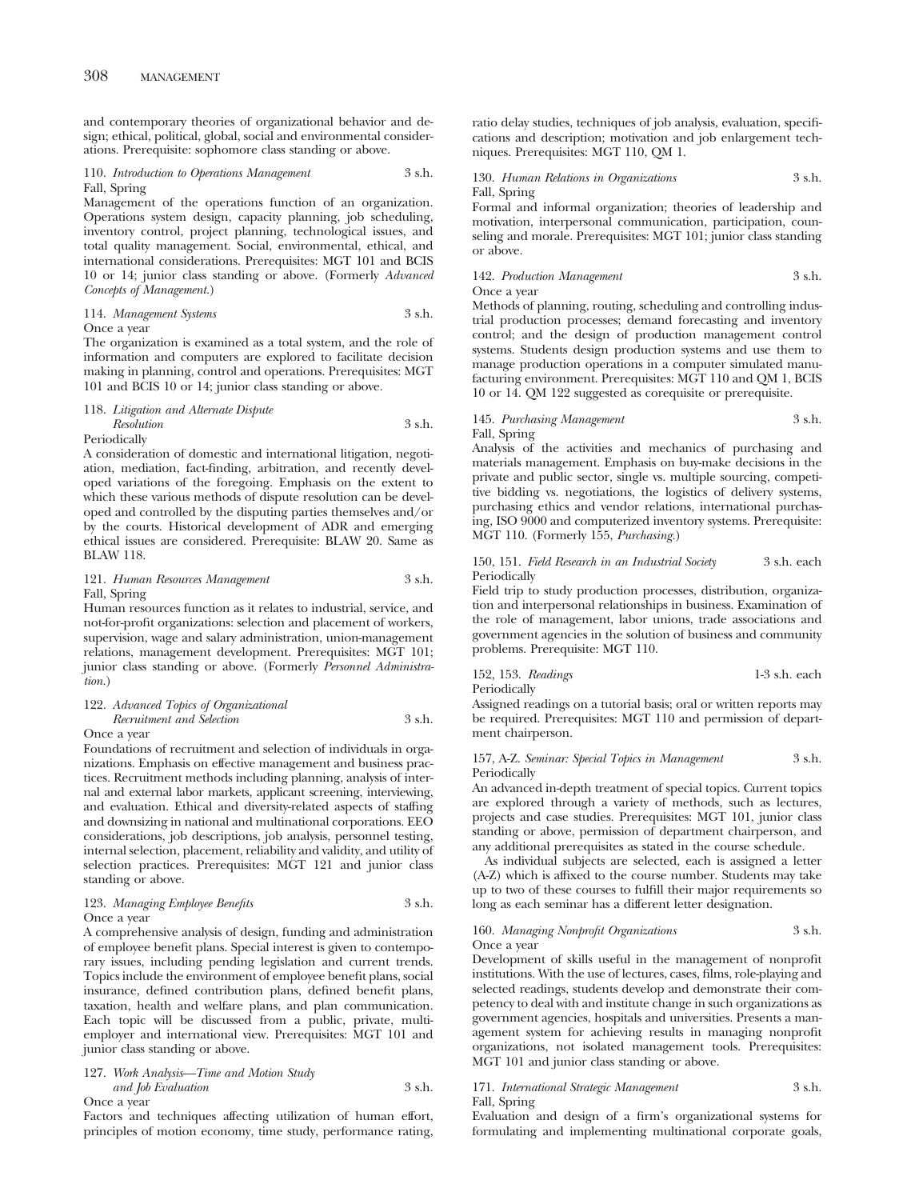and contemporary theories of organizational behavior and design; ethical, political, global, social and environmental considerations. Prerequisite: sophomore class standing or above.

110. *Introduction to Operations Management* 3 s.h.
Fall, Spring

Management of the operations function of an organization. Operations system design, capacity planning, job scheduling, inventory control, project planning, technological issues, and total quality management. Social, environmental, ethical, and international considerations. Prerequisites: MGT 101 and BCIS 10 or 14; junior class standing or above. (Formerly *Advanced Concepts of Management.*)

114. *Management Systems* 3 s.h.
Once a year

The organization is examined as a total system, and the role of information and computers are explored to facilitate decision making in planning, control and operations. Prerequisites: MGT 101 and BCIS 10 or 14; junior class standing or above.

118. *Litigation and Alternate Dispute Resolution* 3 s.h.
Periodically

A consideration of domestic and international litigation, negotiation, mediation, fact-finding, arbitration, and recently developed variations of the foregoing. Emphasis on the extent to which these various methods of dispute resolution can be developed and controlled by the disputing parties themselves and/or by the courts. Historical development of ADR and emerging ethical issues are considered. Prerequisite: BLAW 20. Same as BLAW 118.

121. *Human Resources Management* 3 s.h.
Fall, Spring

Human resources function as it relates to industrial, service, and not-for-profit organizations: selection and placement of workers, supervision, wage and salary administration, union-management relations, management development. Prerequisites: MGT 101; junior class standing or above. (Formerly *Personnel Administration.*)

122. *Advanced Topics of Organizational Recruitment and Selection* 3 s.h.
Once a year

Foundations of recruitment and selection of individuals in organizations. Emphasis on effective management and business practices. Recruitment methods including planning, analysis of internal and external labor markets, applicant screening, interviewing, and evaluation. Ethical and diversity-related aspects of staffing and downsizing in national and multinational corporations. EEO considerations, job descriptions, job analysis, personnel testing, internal selection, placement, reliability and validity, and utility of selection practices. Prerequisites: MGT 121 and junior class standing or above.

123. *Managing Employee Benefits* 3 s.h.
Once a year

A comprehensive analysis of design, funding and administration of employee benefit plans. Special interest is given to contemporary issues, including pending legislation and current trends. Topics include the environment of employee benefit plans, social insurance, defined contribution plans, defined benefit plans, taxation, health and welfare plans, and plan communication. Each topic will be discussed from a public, private, multi-employer and international view. Prerequisites: MGT 101 and junior class standing or above.

127. *Work Analysis—Time and Motion Study and Job Evaluation* 3 s.h.
Once a year

Factors and techniques affecting utilization of human effort, principles of motion economy, time study, performance rating, ratio delay studies, techniques of job analysis, evaluation, specifications and description; motivation and job enlargement techniques. Prerequisites: MGT 110, QM 1.

130. *Human Relations in Organizations* 3 s.h.
Fall, Spring

Formal and informal organization; theories of leadership and motivation, interpersonal communication, participation, counseling and morale. Prerequisites: MGT 101; junior class standing or above.

142. *Production Management* 3 s.h.
Once a year

Methods of planning, routing, scheduling and controlling industrial production processes; demand forecasting and inventory control; and the design of production management control systems. Students design production systems and use them to manage production operations in a computer simulated manufacturing environment. Prerequisites: MGT 110 and QM 1, BCIS 10 or 14. QM 122 suggested as corequisite or prerequisite.

145. *Purchasing Management* 3 s.h.
Fall, Spring

Analysis of the activities and mechanics of purchasing and materials management. Emphasis on buy-make decisions in the private and public sector, single vs. multiple sourcing, competitive bidding vs. negotiations, the logistics of delivery systems, purchasing ethics and vendor relations, international purchasing, ISO 9000 and computerized inventory systems. Prerequisite: MGT 110. (Formerly 155, *Purchasing.*)

150, 151. *Field Research in an Industrial Society* 3 s.h. each
Periodically

Field trip to study production processes, distribution, organization and interpersonal relationships in business. Examination of the role of management, labor unions, trade associations and government agencies in the solution of business and community problems. Prerequisite: MGT 110.

152, 153. *Readings* 1-3 s.h. each
Periodically

Assigned readings on a tutorial basis; oral or written reports may be required. Prerequisites: MGT 110 and permission of department chairperson.

157, A-Z. *Seminar: Special Topics in Management* 3 s.h.
Periodically

An advanced in-depth treatment of special topics. Current topics are explored through a variety of methods, such as lectures, projects and case studies. Prerequisites: MGT 101, junior class standing or above, permission of department chairperson, and any additional prerequisites as stated in the course schedule.

As individual subjects are selected, each is assigned a letter (A-Z) which is affixed to the course number. Students may take up to two of these courses to fulfill their major requirements so long as each seminar has a different letter designation.

160. *Managing Nonprofit Organizations* 3 s.h.
Once a year

Development of skills useful in the management of nonprofit institutions. With the use of lectures, cases, films, role-playing and selected readings, students develop and demonstrate their competency to deal with and institute change in such organizations as government agencies, hospitals and universities. Presents a management system for achieving results in managing nonprofit organizations, not isolated management tools. Prerequisites: MGT 101 and junior class standing or above.

171. *International Strategic Management* 3 s.h.
Fall, Spring

Evaluation and design of a firm's organizational systems for formulating and implementing multinational corporate goals,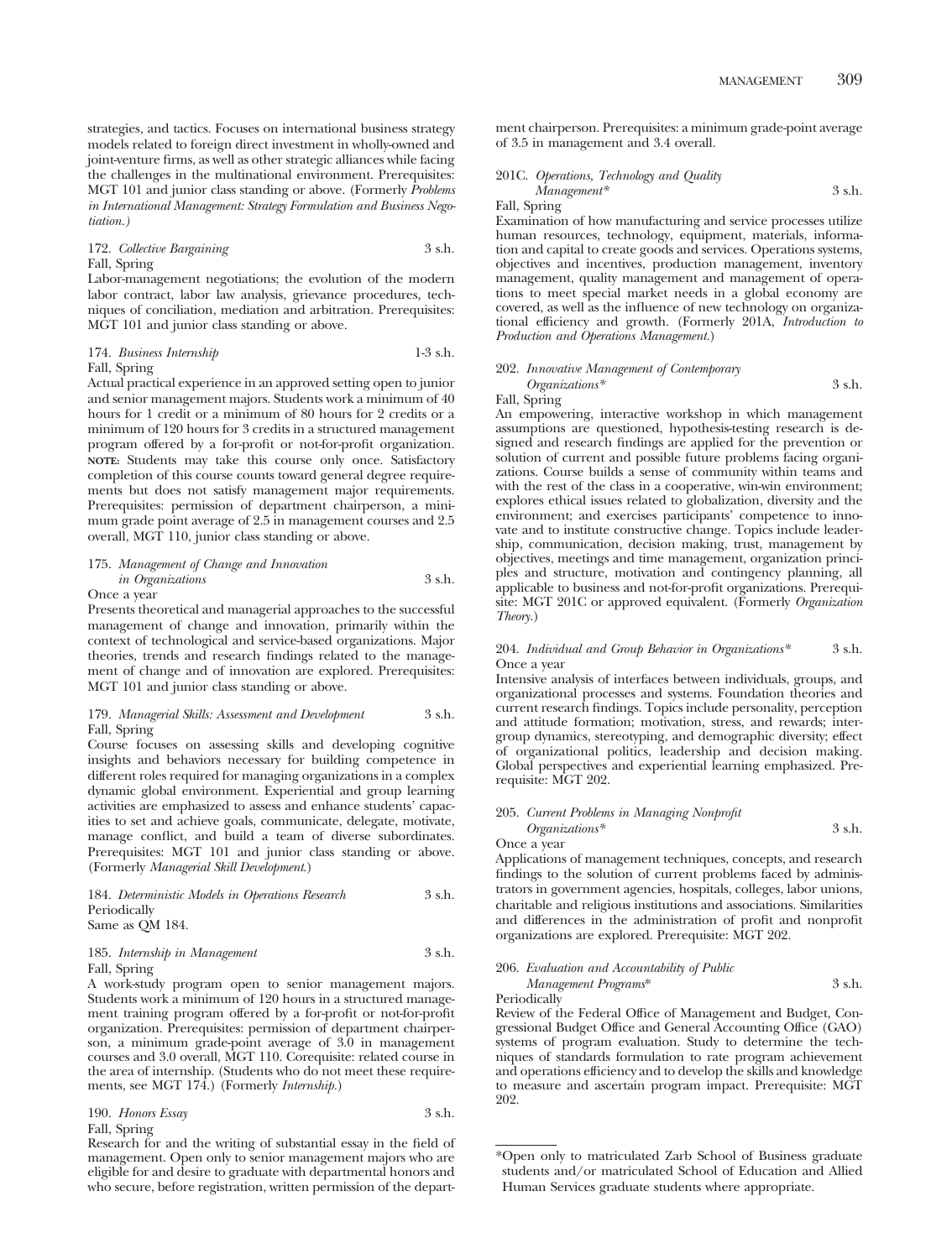strategies, and tactics. Focuses on international business strategy models related to foreign direct investment in wholly-owned and joint-venture firms, as well as other strategic alliances while facing the challenges in the multinational environment. Prerequisites: MGT 101 and junior class standing or above. (Formerly *Problems in International Management: Strategy Formulation and Business Negotiation.*)

172. *Collective Bargaining* 3 s.h.
Fall, Spring

Labor-management negotiations; the evolution of the modern labor contract, labor law analysis, grievance procedures, techniques of conciliation, mediation and arbitration. Prerequisites: MGT 101 and junior class standing or above.

174. *Business Internship* 1-3 s.h.
Fall, Spring

Actual practical experience in an approved setting open to junior and senior management majors. Students work a minimum of 40 hours for 1 credit or a minimum of 80 hours for 2 credits or a minimum of 120 hours for 3 credits in a structured management program offered by a for-profit or not-for-profit organization. **NOTE:** Students may take this course only once. Satisfactory completion of this course counts toward general degree requirements but does not satisfy management major requirements. Prerequisites: permission of department chairperson, a minimum grade point average of 2.5 in management courses and 2.5 overall, MGT 110, junior class standing or above.

175. *Management of Change and Innovation in Organizations* 3 s.h.
Once a year

Presents theoretical and managerial approaches to the successful management of change and innovation, primarily within the context of technological and service-based organizations. Major theories, trends and research findings related to the management of change and of innovation are explored. Prerequisites: MGT 101 and junior class standing or above.

179. *Managerial Skills: Assessment and Development* 3 s.h.
Fall, Spring

Course focuses on assessing skills and developing cognitive insights and behaviors necessary for building competence in different roles required for managing organizations in a complex dynamic global environment. Experiential and group learning activities are emphasized to assess and enhance students' capacities to set and achieve goals, communicate, delegate, motivate, manage conflict, and build a team of diverse subordinates. Prerequisites: MGT 101 and junior class standing or above. (Formerly *Managerial Skill Development.*)

184. *Deterministic Models in Operations Research* 3 s.h.
Periodically
Same as QM 184.

185. *Internship in Management* 3 s.h.
Fall, Spring

A work-study program open to senior management majors. Students work a minimum of 120 hours in a structured management training program offered by a for-profit or not-for-profit organization. Prerequisites: permission of department chairperson, a minimum grade-point average of 3.0 in management courses and 3.0 overall, MGT 110. Corequisite: related course in the area of internship. (Students who do not meet these requirements, see MGT 174.) (Formerly *Internship.*)

190. *Honors Essay* 3 s.h.
Fall, Spring

Research for and the writing of substantial essay in the field of management. Open only to senior management majors who are eligible for and desire to graduate with departmental honors and who secure, before registration, written permission of the department chairperson. Prerequisites: a minimum grade-point average of 3.5 in management and 3.4 overall.

201C. *Operations, Technology and Quality Management** 3 s.h.
Fall, Spring

Examination of how manufacturing and service processes utilize human resources, technology, equipment, materials, information and capital to create goods and services. Operations systems, objectives and incentives, production management, inventory management, quality management and management of operations to meet special market needs in a global economy are covered, as well as the influence of new technology on organizational efficiency and growth. (Formerly 201A, *Introduction to Production and Operations Management.*)

202. *Innovative Management of Contemporary Organizations** 3 s.h.
Fall, Spring

An empowering, interactive workshop in which management assumptions are questioned, hypothesis-testing research is designed and research findings are applied for the prevention or solution of current and possible future problems facing organizations. Course builds a sense of community within teams and with the rest of the class in a cooperative, win-win environment; explores ethical issues related to globalization, diversity and the environment; and exercises participants' competence to innovate and to institute constructive change. Topics include leadership, communication, decision making, trust, management by objectives, meetings and time management, organization principles and structure, motivation and contingency planning, all applicable to business and not-for-profit organizations. Prerequisite: MGT 201C or approved equivalent. (Formerly *Organization Theory.*)

204. *Individual and Group Behavior in Organizations** 3 s.h.
Once a year

Intensive analysis of interfaces between individuals, groups, and organizational processes and systems. Foundation theories and current research findings. Topics include personality, perception and attitude formation; motivation, stress, and rewards; intergroup dynamics, stereotyping, and demographic diversity; effect of organizational politics, leadership and decision making. Global perspectives and experiential learning emphasized. Prerequisite: MGT 202.

205. *Current Problems in Managing Nonprofit Organizations** 3 s.h.
Once a year

Applications of management techniques, concepts, and research findings to the solution of current problems faced by administrators in government agencies, hospitals, colleges, labor unions, charitable and religious institutions and associations. Similarities and differences in the administration of profit and nonprofit organizations are explored. Prerequisite: MGT 202.

206. *Evaluation and Accountability of Public Management Programs** 3 s.h.
Periodically

Review of the Federal Office of Management and Budget, Congressional Budget Office and General Accounting Office (GAO) systems of program evaluation. Study to determine the techniques of standards formulation to rate program achievement and operations efficiency and to develop the skills and knowledge to measure and ascertain program impact. Prerequisite: MGT 202.

---

*Open only to matriculated Zarb School of Business graduate students and/or matriculated School of Education and Allied Human Services graduate students where appropriate.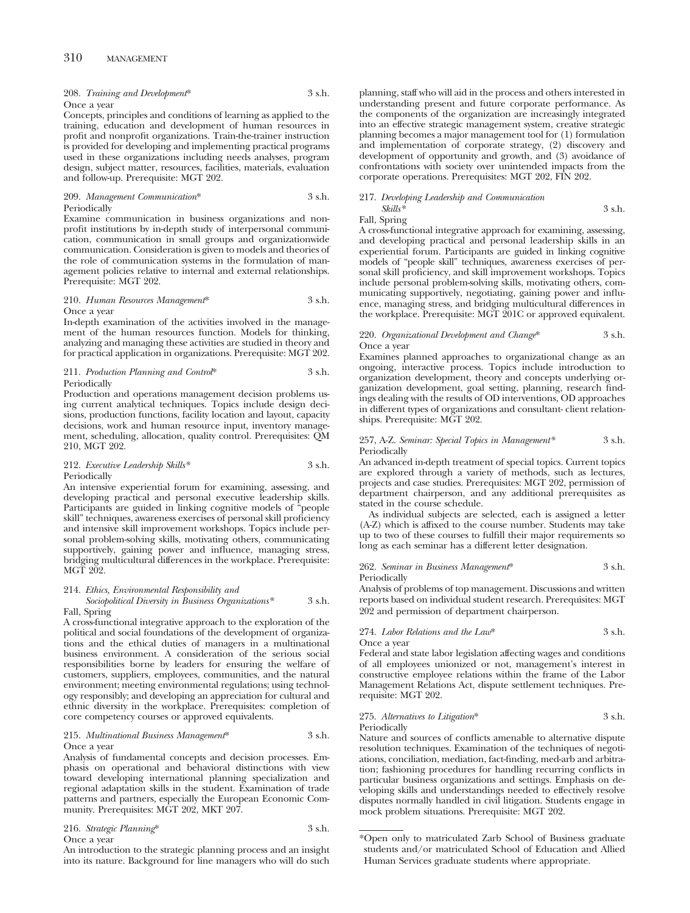208. *Training and Development** 3 s.h.
Once a year
Concepts, principles and conditions of learning as applied to the training, education and development of human resources in profit and nonprofit organizations. Train-the-trainer instruction is provided for developing and implementing practical programs used in these organizations including needs analyses, program design, subject matter, resources, facilities, materials, evaluation and follow-up. Prerequisite: MGT 202.

209. *Management Communication** 3 s.h.
Periodically
Examine communication in business organizations and nonprofit institutions by in-depth study of interpersonal communication, communication in small groups and organizationwide communication. Consideration is given to models and theories of the role of communication systems in the formulation of management policies relative to internal and external relationships. Prerequisite: MGT 202.

210. *Human Resources Management** 3 s.h.
Once a year
In-depth examination of the activities involved in the management of the human resources function. Models for thinking, analyzing and managing these activities are studied in theory and for practical application in organizations. Prerequisite: MGT 202.

211. *Production Planning and Control** 3 s.h.
Periodically
Production and operations management decision problems using current analytical techniques. Topics include design decisions, production functions, facility location and layout, capacity decisions, work and human resource input, inventory management, scheduling, allocation, quality control. Prerequisites: QM 210, MGT 202.

212. *Executive Leadership Skills** 3 s.h.
Periodically
An intensive experiential forum for examining, assessing, and developing practical and personal executive leadership skills. Participants are guided in linking cognitive models of "people skill" techniques, awareness exercises of personal skill proficiency and intensive skill improvement workshops. Topics include personal problem-solving skills, motivating others, communicating supportively, gaining power and influence, managing stress, bridging multicultural differences in the workplace. Prerequisite: MGT 202.

214. *Ethics, Environmental Responsibility and Sociopolitical Diversity in Business Organizations** 3 s.h.
Fall, Spring
A cross-functional integrative approach to the exploration of the political and social foundations of the development of organizations and the ethical duties of managers in a multinational business environment. A consideration of the serious social responsibilities borne by leaders for ensuring the welfare of customers, suppliers, employees, communities, and the natural environment; meeting environmental regulations; using technology responsibly; and developing an appreciation for cultural and ethnic diversity in the workplace. Prerequisites: completion of core competency courses or approved equivalents.

215. *Multinational Business Management** 3 s.h.
Once a year
Analysis of fundamental concepts and decision processes. Emphasis on operational and behavioral distinctions with view toward developing international planning specialization and regional adaptation skills in the student. Examination of trade patterns and partners, especially the European Economic Community. Prerequisites: MGT 202, MKT 207.

216. *Strategic Planning** 3 s.h.
Once a year
An introduction to the strategic planning process and an insight into its nature. Background for line managers who will do such planning, staff who will aid in the process and others interested in understanding present and future corporate performance. As the components of the organization are increasingly integrated into an effective strategic management system, creative strategic planning becomes a major management tool for (1) formulation and implementation of corporate strategy, (2) discovery and development of opportunity and growth, and (3) avoidance of confrontations with society over unintended impacts from the corporate operations. Prerequisites: MGT 202, FIN 202.

217. *Developing Leadership and Communication Skills** 3 s.h.
Fall, Spring
A cross-functional integrative approach for examining, assessing, and developing practical and personal leadership skills in an experiential forum. Participants are guided in linking cognitive models of "people skill" techniques, awareness exercises of personal skill proficiency, and skill improvement workshops. Topics include personal problem-solving skills, motivating others, communicating supportively, negotiating, gaining power and influence, managing stress, and bridging multicultural differences in the workplace. Prerequisite: MGT 201C or approved equivalent.

220. *Organizational Development and Change** 3 s.h.
Once a year
Examines planned approaches to organizational change as an ongoing, interactive process. Topics include introduction to organization development, theory and concepts underlying organization development, goal setting, planning, research findings dealing with the results of OD interventions, OD approaches in different types of organizations and consultant- client relationships. Prerequisite: MGT 202.

257, A-Z. *Seminar: Special Topics in Management** 3 s.h.
Periodically
An advanced in-depth treatment of special topics. Current topics are explored through a variety of methods, such as lectures, projects and case studies. Prerequisites: MGT 202, permission of department chairperson, and any additional prerequisites as stated in the course schedule.

As individual subjects are selected, each is assigned a letter (A-Z) which is affixed to the course number. Students may take up to two of these courses to fulfill their major requirements so long as each seminar has a different letter designation.

262. *Seminar in Business Management** 3 s.h.
Periodically
Analysis of problems of top management. Discussions and written reports based on individual student research. Prerequisites: MGT 202 and permission of department chairperson.

274. *Labor Relations and the Law** 3 s.h.
Once a year
Federal and state labor legislation affecting wages and conditions of all employees unionized or not, management's interest in constructive employee relations within the frame of the Labor Management Relations Act, dispute settlement techniques. Prerequisite: MGT 202.

275. *Alternatives to Litigation** 3 s.h.
Periodically
Nature and sources of conflicts amenable to alternative dispute resolution techniques. Examination of the techniques of negotiations, conciliation, mediation, fact-finding, med-arb and arbitration; fashioning procedures for handling recurring conflicts in particular business organizations and settings. Emphasis on developing skills and understandings needed to effectively resolve disputes normally handled in civil litigation. Students engage in mock problem situations. Prerequisite: MGT 202.

---

*Open only to matriculated Zarb School of Business graduate students and/or matriculated School of Education and Allied Human Services graduate students where appropriate.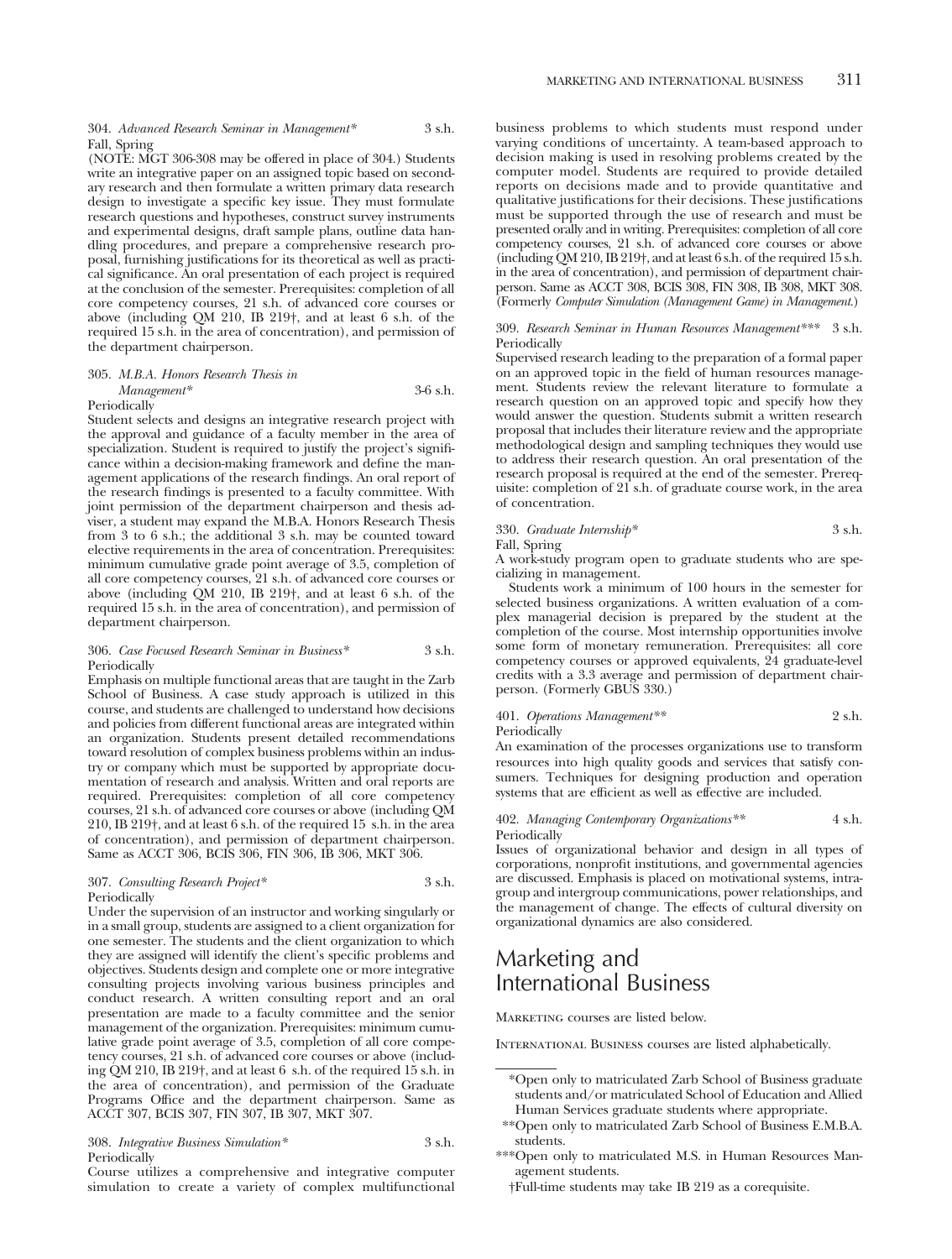304. *Advanced Research Seminar in Management** 3 s.h.
Fall, Spring
(NOTE: MGT 306-308 may be offered in place of 304.) Students write an integrative paper on an assigned topic based on secondary research and then formulate a written primary data research design to investigate a specific key issue. They must formulate research questions and hypotheses, construct survey instruments and experimental designs, draft sample plans, outline data handling procedures, and prepare a comprehensive research proposal, furnishing justifications for its theoretical as well as practical significance. An oral presentation of each project is required at the conclusion of the semester. Prerequisites: completion of all core competency courses, 21 s.h. of advanced core courses or above (including QM 210, IB 219†, and at least 6 s.h. of the required 15 s.h. in the area of concentration), and permission of the department chairperson.

305. *M.B.A. Honors Research Thesis in Management** 3-6 s.h.
Periodically
Student selects and designs an integrative research project with the approval and guidance of a faculty member in the area of specialization. Student is required to justify the project's significance within a decision-making framework and define the management applications of the research findings. An oral report of the research findings is presented to a faculty committee. With joint permission of the department chairperson and thesis adviser, a student may expand the M.B.A. Honors Research Thesis from 3 to 6 s.h.; the additional 3 s.h. may be counted toward elective requirements in the area of concentration. Prerequisites: minimum cumulative grade point average of 3.5, completion of all core competency courses, 21 s.h. of advanced core courses or above (including QM 210, IB 219†, and at least 6 s.h. of the required 15 s.h. in the area of concentration), and permission of department chairperson.

306. *Case Focused Research Seminar in Business** 3 s.h.
Periodically
Emphasis on multiple functional areas that are taught in the Zarb School of Business. A case study approach is utilized in this course, and students are challenged to understand how decisions and policies from different functional areas are integrated within an organization. Students present detailed recommendations toward resolution of complex business problems within an industry or company which must be supported by appropriate documentation of research and analysis. Written and oral reports are required. Prerequisites: completion of all core competency courses, 21 s.h. of advanced core courses or above (including QM 210, IB 219†, and at least 6 s.h. of the required 15 s.h. in the area of concentration), and permission of department chairperson. Same as ACCT 306, BCIS 306, FIN 306, IB 306, MKT 306.

307. *Consulting Research Project** 3 s.h.
Periodically
Under the supervision of an instructor and working singularly or in a small group, students are assigned to a client organization for one semester. The students and the client organization to which they are assigned will identify the client's specific problems and objectives. Students design and complete one or more integrative consulting projects involving various business principles and conduct research. A written consulting report and an oral presentation are made to a faculty committee and the senior management of the organization. Prerequisites: minimum cumulative grade point average of 3.5, completion of all core competency courses, 21 s.h. of advanced core courses or above (including QM 210, IB 219†, and at least 6 s.h. of the required 15 s.h. in the area of concentration), and permission of the Graduate Programs Office and the department chairperson. Same as ACCT 307, BCIS 307, FIN 307, IB 307, MKT 307.

308. *Integrative Business Simulation** 3 s.h.
Periodically
Course utilizes a comprehensive and integrative computer simulation to create a variety of complex multifunctional business problems to which students must respond under varying conditions of uncertainty. A team-based approach to decision making is used in resolving problems created by the computer model. Students are required to provide detailed reports on decisions made and to provide quantitative and qualitative justifications for their decisions. These justifications must be supported through the use of research and must be presented orally and in writing. Prerequisites: completion of all core competency courses, 21 s.h. of advanced core courses or above (including QM 210, IB 219†, and at least 6 s.h. of the required 15 s.h. in the area of concentration), and permission of department chairperson. Same as ACCT 308, BCIS 308, FIN 308, IB 308, MKT 308. (Formerly *Computer Simulation (Management Game) in Management*.)

309. *Research Seminar in Human Resources Management**** 3 s.h.
Periodically
Supervised research leading to the preparation of a formal paper on an approved topic in the field of human resources management. Students review the relevant literature to formulate a research question on an approved topic and specify how they would answer the question. Students submit a written research proposal that includes their literature review and the appropriate methodological design and sampling techniques they would use to address their research question. An oral presentation of the research proposal is required at the end of the semester. Prerequisite: completion of 21 s.h. of graduate course work, in the area of concentration.

330. *Graduate Internship** 3 s.h.
Fall, Spring
A work-study program open to graduate students who are specializing in management.

Students work a minimum of 100 hours in the semester for selected business organizations. A written evaluation of a complex managerial decision is prepared by the student at the completion of the course. Most internship opportunities involve some form of monetary remuneration. Prerequisites: all core competency courses or approved equivalents, 24 graduate-level credits with a 3.3 average and permission of department chairperson. (Formerly GBUS 330.)

401. *Operations Management*** 2 s.h.
Periodically
An examination of the processes organizations use to transform resources into high quality goods and services that satisfy consumers. Techniques for designing production and operation systems that are efficient as well as effective are included.

402. *Managing Contemporary Organizations*** 4 s.h.
Periodically
Issues of organizational behavior and design in all types of corporations, nonprofit institutions, and governmental agencies are discussed. Emphasis is placed on motivational systems, intragroup and intergroup communications, power relationships, and the management of change. The effects of cultural diversity on organizational dynamics are also considered.

# Marketing and International Business

MARKETING courses are listed below.

INTERNATIONAL BUSINESS courses are listed alphabetically.

---

*Open only to matriculated Zarb School of Business graduate students and/or matriculated School of Education and Allied Human Services graduate students where appropriate.

**Open only to matriculated Zarb School of Business E.M.B.A. students.

***Open only to matriculated M.S. in Human Resources Management students.

†Full-time students may take IB 219 as a corequisite.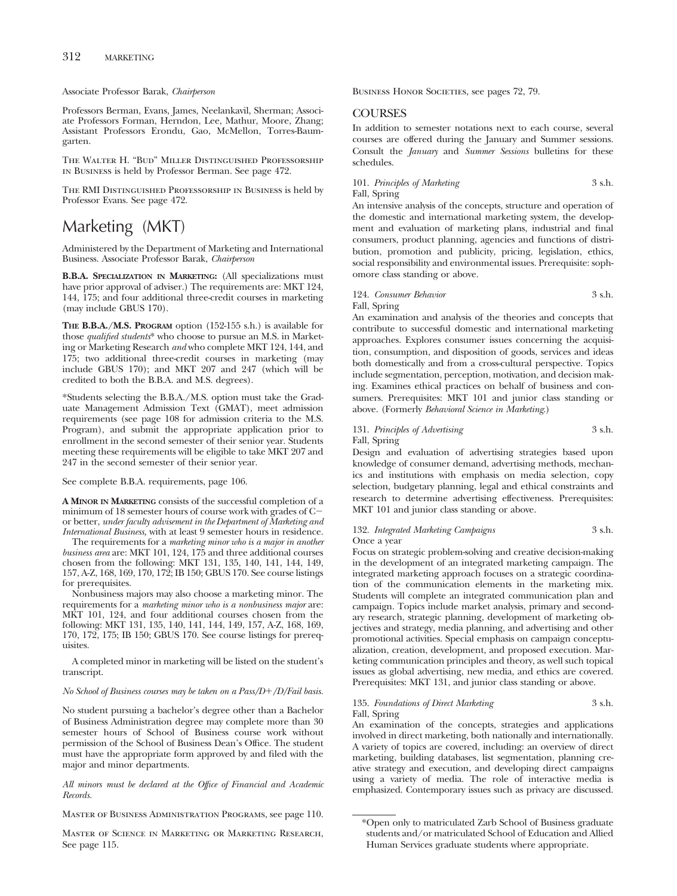Associate Professor Barak, *Chairperson*

Professors Berman, Evans, James, Neelankavil, Sherman; Associate Professors Forman, Herndon, Lee, Mathur, Moore, Zhang; Assistant Professors Erondu, Gao, McMellon, Torres-Baumgarten.

The Walter H. "Bud" Miller Distinguished Professorship in Business is held by Professor Berman. See page 472.

The RMI Distinguished Professorship in Business is held by Professor Evans. See page 472.

# Marketing (MKT)

Administered by the Department of Marketing and International Business. Associate Professor Barak, *Chairperson*

**B.B.A. Specialization in Marketing:** (All specializations must have prior approval of adviser.) The requirements are: MKT 124, 144, 175; and four additional three-credit courses in marketing (may include GBUS 170).

**The B.B.A./M.S. Program** option (152-155 s.h.) is available for those *qualified students*\* who choose to pursue an M.S. in Marketing or Marketing Research *and* who complete MKT 124, 144, and 175; two additional three-credit courses in marketing (may include GBUS 170); and MKT 207 and 247 (which will be credited to both the B.B.A. and M.S. degrees).

\*Students selecting the B.B.A./M.S. option must take the Graduate Management Admission Text (GMAT), meet admission requirements (see page 108 for admission criteria to the M.S. Program), and submit the appropriate application prior to enrollment in the second semester of their senior year. Students meeting these requirements will be eligible to take MKT 207 and 247 in the second semester of their senior year.

See complete B.B.A. requirements, page 106.

**A Minor in Marketing** consists of the successful completion of a minimum of 18 semester hours of course work with grades of C− or better, *under faculty advisement in the Department of Marketing and International Business*, with at least 9 semester hours in residence.

The requirements for a *marketing minor who is a major in another business area* are: MKT 101, 124, 175 and three additional courses chosen from the following: MKT 131, 135, 140, 141, 144, 149, 157, A-Z, 168, 169, 170, 172; IB 150; GBUS 170. See course listings for prerequisites.

Nonbusiness majors may also choose a marketing minor. The requirements for a *marketing minor who is a nonbusiness major* are: MKT 101, 124, and four additional courses chosen from the following: MKT 131, 135, 140, 141, 144, 149, 157, A-Z, 168, 169, 170, 172, 175; IB 150; GBUS 170. See course listings for prerequisites.

A completed minor in marketing will be listed on the student's transcript.

*No School of Business courses may be taken on a Pass/D+/D/Fail basis.*

No student pursuing a bachelor's degree other than a Bachelor of Business Administration degree may complete more than 30 semester hours of School of Business course work without permission of the School of Business Dean's Office. The student must have the appropriate form approved by and filed with the major and minor departments.

*All minors must be declared at the Office of Financial and Academic Records.*

Master of Business Administration Programs, see page 110.

Master of Science in Marketing or Marketing Research, See page 115.

Business Honor Societies, see pages 72, 79.

## COURSES

In addition to semester notations next to each course, several courses are offered during the January and Summer sessions. Consult the *January* and *Summer Sessions* bulletins for these schedules.

101. *Principles of Marketing* 3 s.h.
Fall, Spring
An intensive analysis of the concepts, structure and operation of the domestic and international marketing system, the development and evaluation of marketing plans, industrial and final consumers, product planning, agencies and functions of distribution, promotion and publicity, pricing, legislation, ethics, social responsibility and environmental issues. Prerequisite: sophomore class standing or above.

124. *Consumer Behavior* 3 s.h.
Fall, Spring
An examination and analysis of the theories and concepts that contribute to successful domestic and international marketing approaches. Explores consumer issues concerning the acquisition, consumption, and disposition of goods, services and ideas both domestically and from a cross-cultural perspective. Topics include segmentation, perception, motivation, and decision making. Examines ethical practices on behalf of business and consumers. Prerequisites: MKT 101 and junior class standing or above. (Formerly *Behavioral Science in Marketing*.)

131. *Principles of Advertising* 3 s.h.
Fall, Spring
Design and evaluation of advertising strategies based upon knowledge of consumer demand, advertising methods, mechanics and institutions with emphasis on media selection, copy selection, budgetary planning, legal and ethical constraints and research to determine advertising effectiveness. Prerequisites: MKT 101 and junior class standing or above.

132. *Integrated Marketing Campaigns* 3 s.h.
Once a year
Focus on strategic problem-solving and creative decision-making in the development of an integrated marketing campaign. The integrated marketing approach focuses on a strategic coordination of the communication elements in the marketing mix. Students will complete an integrated communication plan and campaign. Topics include market analysis, primary and secondary research, strategic planning, development of marketing objectives and strategy, media planning, and advertising and other promotional activities. Special emphasis on campaign conceptualization, creation, development, and proposed execution. Marketing communication principles and theory, as well such topical issues as global advertising, new media, and ethics are covered. Prerequisites: MKT 131, and junior class standing or above.

135. *Foundations of Direct Marketing* 3 s.h.
Fall, Spring
An examination of the concepts, strategies and applications involved in direct marketing, both nationally and internationally. A variety of topics are covered, including: an overview of direct marketing, building databases, list segmentation, planning creative strategy and execution, and developing direct campaigns using a variety of media. The role of interactive media is emphasized. Contemporary issues such as privacy are discussed.

\*Open only to matriculated Zarb School of Business graduate students and/or matriculated School of Education and Allied Human Services graduate students where appropriate.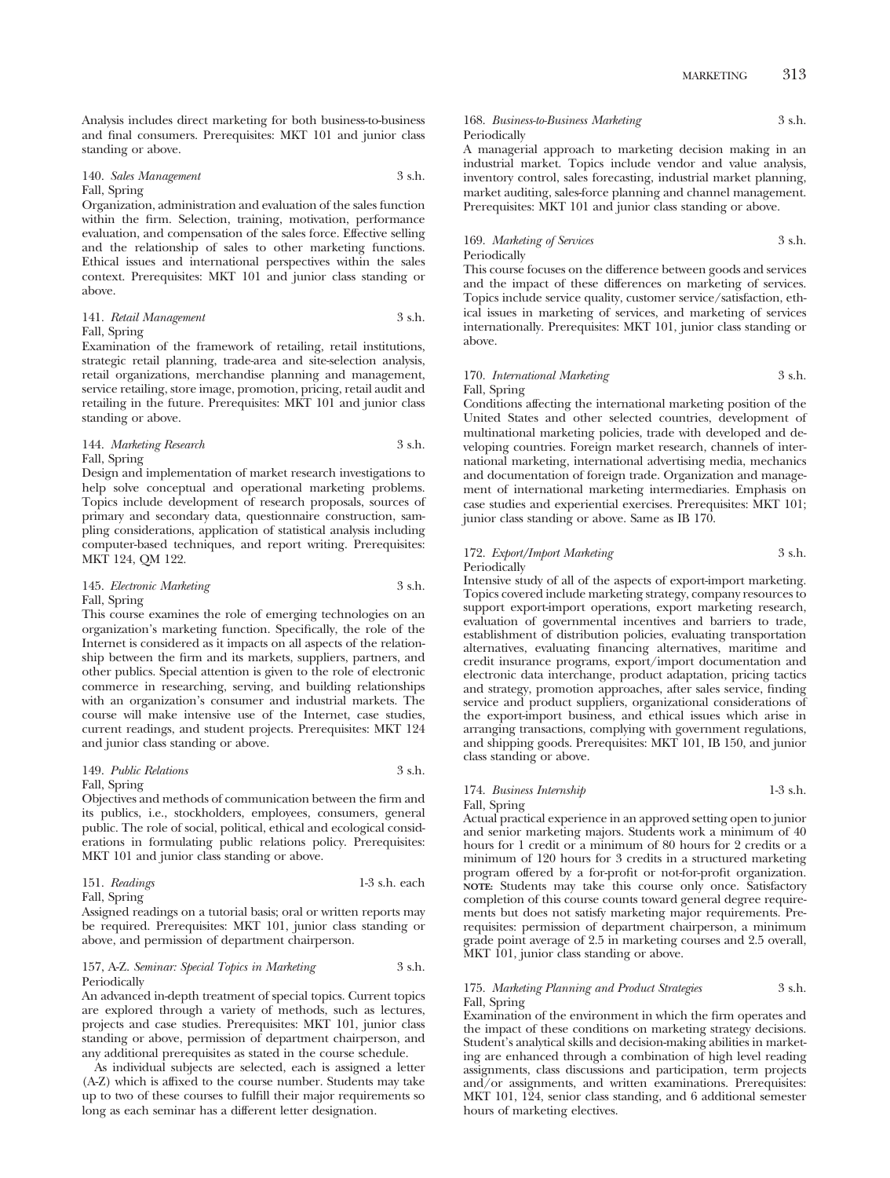Analysis includes direct marketing for both business-to-business and final consumers. Prerequisites: MKT 101 and junior class standing or above.

140. *Sales Management* 3 s.h.
Fall, Spring

Organization, administration and evaluation of the sales function within the firm. Selection, training, motivation, performance evaluation, and compensation of the sales force. Effective selling and the relationship of sales to other marketing functions. Ethical issues and international perspectives within the sales context. Prerequisites: MKT 101 and junior class standing or above.

141. *Retail Management* 3 s.h.
Fall, Spring

Examination of the framework of retailing, retail institutions, strategic retail planning, trade-area and site-selection analysis, retail organizations, merchandise planning and management, service retailing, store image, promotion, pricing, retail audit and retailing in the future. Prerequisites: MKT 101 and junior class standing or above.

144. *Marketing Research* 3 s.h.
Fall, Spring

Design and implementation of market research investigations to help solve conceptual and operational marketing problems. Topics include development of research proposals, sources of primary and secondary data, questionnaire construction, sampling considerations, application of statistical analysis including computer-based techniques, and report writing. Prerequisites: MKT 124, QM 122.

145. *Electronic Marketing* 3 s.h.
Fall, Spring

This course examines the role of emerging technologies on an organization's marketing function. Specifically, the role of the Internet is considered as it impacts on all aspects of the relationship between the firm and its markets, suppliers, partners, and other publics. Special attention is given to the role of electronic commerce in researching, serving, and building relationships with an organization's consumer and industrial markets. The course will make intensive use of the Internet, case studies, current readings, and student projects. Prerequisites: MKT 124 and junior class standing or above.

149. *Public Relations* 3 s.h.
Fall, Spring

Objectives and methods of communication between the firm and its publics, i.e., stockholders, employees, consumers, general public. The role of social, political, ethical and ecological considerations in formulating public relations policy. Prerequisites: MKT 101 and junior class standing or above.

151. *Readings* 1-3 s.h. each
Fall, Spring

Assigned readings on a tutorial basis; oral or written reports may be required. Prerequisites: MKT 101, junior class standing or above, and permission of department chairperson.

157, A-Z. *Seminar: Special Topics in Marketing* 3 s.h.
Periodically

An advanced in-depth treatment of special topics. Current topics are explored through a variety of methods, such as lectures, projects and case studies. Prerequisites: MKT 101, junior class standing or above, permission of department chairperson, and any additional prerequisites as stated in the course schedule.

As individual subjects are selected, each is assigned a letter (A-Z) which is affixed to the course number. Students may take up to two of these courses to fulfill their major requirements so long as each seminar has a different letter designation.

168. *Business-to-Business Marketing* 3 s.h.
Periodically

A managerial approach to marketing decision making in an industrial market. Topics include vendor and value analysis, inventory control, sales forecasting, industrial market planning, market auditing, sales-force planning and channel management. Prerequisites: MKT 101 and junior class standing or above.

169. *Marketing of Services* 3 s.h.
Periodically

This course focuses on the difference between goods and services and the impact of these differences on marketing of services. Topics include service quality, customer service/satisfaction, ethical issues in marketing of services, and marketing of services internationally. Prerequisites: MKT 101, junior class standing or above.

170. *International Marketing* 3 s.h.
Fall, Spring

Conditions affecting the international marketing position of the United States and other selected countries, development of multinational marketing policies, trade with developed and developing countries. Foreign market research, channels of international marketing, international advertising media, mechanics and documentation of foreign trade. Organization and management of international marketing intermediaries. Emphasis on case studies and experiential exercises. Prerequisites: MKT 101; junior class standing or above. Same as IB 170.

172. *Export/Import Marketing* 3 s.h.
Periodically

Intensive study of all of the aspects of export-import marketing. Topics covered include marketing strategy, company resources to support export-import operations, export marketing research, evaluation of governmental incentives and barriers to trade, establishment of distribution policies, evaluating transportation alternatives, evaluating financing alternatives, maritime and credit insurance programs, export/import documentation and electronic data interchange, product adaptation, pricing tactics and strategy, promotion approaches, after sales service, finding service and product suppliers, organizational considerations of the export-import business, and ethical issues which arise in arranging transactions, complying with government regulations, and shipping goods. Prerequisites: MKT 101, IB 150, and junior class standing or above.

174. *Business Internship* 1-3 s.h.
Fall, Spring

Actual practical experience in an approved setting open to junior and senior marketing majors. Students work a minimum of 40 hours for 1 credit or a minimum of 80 hours for 2 credits or a minimum of 120 hours for 3 credits in a structured marketing program offered by a for-profit or not-for-profit organization. **NOTE:** Students may take this course only once. Satisfactory completion of this course counts toward general degree requirements but does not satisfy marketing major requirements. Prerequisites: permission of department chairperson, a minimum grade point average of 2.5 in marketing courses and 2.5 overall, MKT 101, junior class standing or above.

175. *Marketing Planning and Product Strategies* 3 s.h.
Fall, Spring

Examination of the environment in which the firm operates and the impact of these conditions on marketing strategy decisions. Student's analytical skills and decision-making abilities in marketing are enhanced through a combination of high level reading assignments, class discussions and participation, term projects and/or assignments, and written examinations. Prerequisites: MKT 101, 124, senior class standing, and 6 additional semester hours of marketing electives.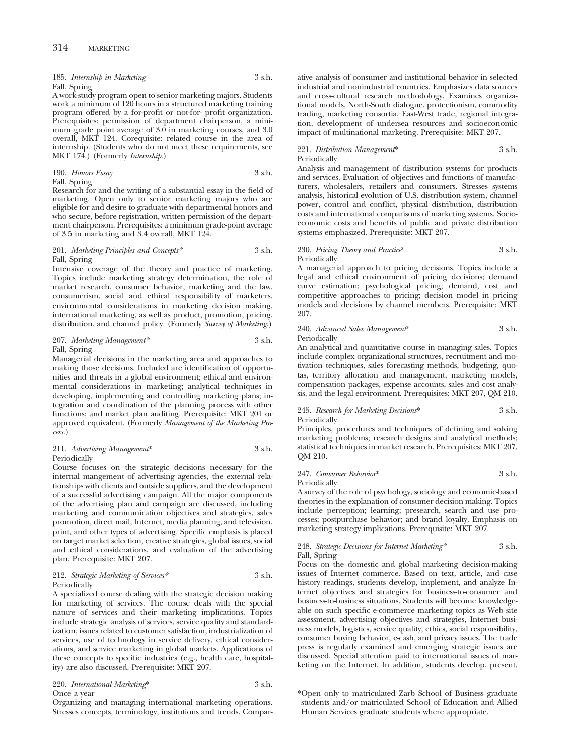185. *Internship in Marketing* 3 s.h.
Fall, Spring
A work-study program open to senior marketing majors. Students work a minimum of 120 hours in a structured marketing training program offered by a for-profit or not-for- profit organization. Prerequisites: permission of department chairperson, a minimum grade point average of 3.0 in marketing courses, and 3.0 overall, MKT 124. Corequisite: related course in the area of internship. (Students who do not meet these requirements, see MKT 174.) (Formerly *Internship*.)

190. *Honors Essay* 3 s.h.
Fall, Spring
Research for and the writing of a substantial essay in the field of marketing. Open only to senior marketing majors who are eligible for and desire to graduate with departmental honors and who secure, before registration, written permission of the department chairperson. Prerequisites: a minimum grade-point average of 3.5 in marketing and 3.4 overall, MKT 124.

201. *Marketing Principles and Concepts** 3 s.h.
Fall, Spring
Intensive coverage of the theory and practice of marketing. Topics include marketing strategy determination, the role of market research, consumer behavior, marketing and the law, consumerism, social and ethical responsibility of marketers, environmental considerations in marketing decision making, international marketing, as well as product, promotion, pricing, distribution, and channel policy. (Formerly *Survey of Marketing*.)

207. *Marketing Management** 3 s.h.
Fall, Spring
Managerial decisions in the marketing area and approaches to making those decisions. Included are identification of opportunities and threats in a global environment; ethical and environmental considerations in marketing; analytical techniques in developing, implementing and controlling marketing plans; integration and coordination of the planning process with other functions; and market plan auditing. Prerequisite: MKT 201 or approved equivalent. (Formerly *Management of the Marketing Process*.)

211. *Advertising Management** 3 s.h.
Periodically
Course focuses on the strategic decisions necessary for the internal mangement of advertising agencies, the external relationships with clients and outside suppliers, and the development of a successful advertising campaign. All the major components of the advertising plan and campaign are discussed, including marketing and communication objectives and strategies, sales promotion, direct mail, Internet, media planning, and television, print, and other types of advertising. Specific emphasis is placed on target market selection, creative strategies, global issues, social and ethical considerations, and evaluation of the advertising plan. Prerequisite: MKT 207.

212. *Strategic Marketing of Services** 3 s.h.
Periodically
A specialized course dealing with the strategic decision making for marketing of services. The course deals with the special nature of services and their marketing implications. Topics include strategic analysis of services, service quality and standardization, issues related to customer satisfaction, industrialization of services, use of technology in service delivery, ethical considerations, and service marketing in global markets. Applications of these concepts to specific industries (e.g., health care, hospitality) are also discussed. Prerequisite: MKT 207.

220. *International Marketing** 3 s.h.
Once a year
Organizing and managing international marketing operations. Stresses concepts, terminology, institutions and trends. Comparative analysis of consumer and institutional behavior in selected industrial and nonindustrial countries. Emphasizes data sources and cross-cultural research methodology. Examines organizational models, North-South dialogue, protectionism, commodity trading, marketing consortia, East-West trade, regional integration, development of undersea resources and socioeconomic impact of multinational marketing. Prerequisite: MKT 207.

221. *Distribution Management** 3 s.h.
Periodically
Analysis and management of distribution systems for products and services. Evaluation of objectives and functions of manufacturers, wholesalers, retailers and consumers. Stresses systems analysis, historical evolution of U.S. distribution system, channel power, control and conflict, physical distribution, distribution costs and international comparisons of marketing systems. Socioeconomic costs and benefits of public and private distribution systems emphasized. Prerequisite: MKT 207.

230. *Pricing Theory and Practice** 3 s.h.
Periodically
A managerial approach to pricing decisions. Topics include a legal and ethical environment of pricing decisions; demand curve estimation; psychological pricing; demand, cost and competitive approaches to pricing; decision model in pricing models and decisions by channel members. Prerequisite: MKT 207.

240. *Advanced Sales Management** 3 s.h.
Periodically
An analytical and quantitative course in managing sales. Topics include complex organizational structures, recruitment and motivation techniques, sales forecasting methods, budgeting, quotas, territory allocation and management, marketing models, compensation packages, expense accounts, sales and cost analysis, and the legal environment. Prerequisites: MKT 207, QM 210.

245. *Research for Marketing Decisions** 3 s.h.
Periodically
Principles, procedures and techniques of defining and solving marketing problems; research designs and analytical methods; statistical techniques in market research. Prerequisites: MKT 207, QM 210.

247. *Consumer Behavior** 3 s.h.
Periodically
A survey of the role of psychology, sociology and economic-based theories in the explanation of consumer decision making. Topics include perception; learning; presearch, search and use processes; postpurchase behavior; and brand loyalty. Emphasis on marketing strategy implications. Prerequisite: MKT 207.

248. *Strategic Decisions for Internet Marketing** 3 s.h.
Fall, Spring
Focus on the domestic and global marketing decision-making issues of Internet commerce. Based on text, article, and case history readings, students develop, implement, and analyze Internet objectives and strategies for business-to-consumer and business-to-business situations. Students will become knowledgeable on such specific e-commerce marketing topics as Web site assessment, advertising objectives and strategies, Internet business models, logistics, service quality, ethics, social responsibility, consumer buying behavior, e-cash, and privacy issues. The trade press is regularly examined and emerging strategic issues are discussed. Special attention paid to international issues of marketing on the Internet. In addition, students develop, present,

*Open only to matriculated Zarb School of Business graduate students and/or matriculated School of Education and Allied Human Services graduate students where appropriate.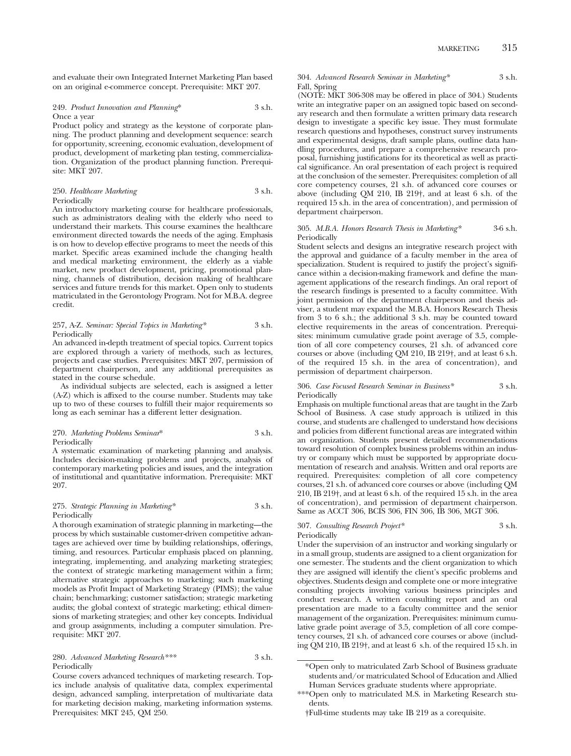and evaluate their own Integrated Internet Marketing Plan based on an original e-commerce concept. Prerequisite: MKT 207.

249. *Product Innovation and Planning** 3 s.h.
Once a year

Product policy and strategy as the keystone of corporate planning. The product planning and development sequence: search for opportunity, screening, economic evaluation, development of product, development of marketing plan testing, commercialization. Organization of the product planning function. Prerequisite: MKT 207.

250. *Healthcare Marketing* 3 s.h.
Periodically

An introductory marketing course for healthcare professionals, such as administrators dealing with the elderly who need to understand their markets. This course examines the healthcare environment directed towards the needs of the aging. Emphasis is on how to develop effective programs to meet the needs of this market. Specific areas examined include the changing health and medical marketing environment, the elderly as a viable market, new product development, pricing, promotional planning, channels of distribution, decision making of healthcare services and future trends for this market. Open only to students matriculated in the Gerontology Program. Not for M.B.A. degree credit.

257, A-Z. *Seminar: Special Topics in Marketing** 3 s.h.
Periodically

An advanced in-depth treatment of special topics. Current topics are explored through a variety of methods, such as lectures, projects and case studies. Prerequisites: MKT 207, permission of department chairperson, and any additional prerequisites as stated in the course schedule.

As individual subjects are selected, each is assigned a letter (A-Z) which is affixed to the course number. Students may take up to two of these courses to fulfill their major requirements so long as each seminar has a different letter designation.

270. *Marketing Problems Seminar** 3 s.h.
Periodically

A systematic examination of marketing planning and analysis. Includes decision-making problems and projects, analysis of contemporary marketing policies and issues, and the integration of institutional and quantitative information. Prerequisite: MKT 207.

275. *Strategic Planning in Marketing** 3 s.h.
Periodically

A thorough examination of strategic planning in marketing—the process by which sustainable customer-driven competitive advantages are achieved over time by building relationships, offerings, timing, and resources. Particular emphasis placed on planning, integrating, implementing, and analyzing marketing strategies; the context of strategic marketing management within a firm; alternative strategic approaches to marketing; such marketing models as Profit Impact of Marketing Strategy (PIMS); the value chain; benchmarking; customer satisfaction; strategic marketing audits; the global context of strategic marketing; ethical dimensions of marketing strategies; and other key concepts. Individual and group assignments, including a computer simulation. Prerequisite: MKT 207.

280. *Advanced Marketing Research**** 3 s.h.
Periodically

Course covers advanced techniques of marketing research. Topics include analysis of qualitative data, complex experimental design, advanced sampling, interpretation of multivariate data for marketing decision making, marketing information systems. Prerequisites: MKT 245, QM 250.

304. *Advanced Research Seminar in Marketing** 3 s.h.
Fall, Spring

(NOTE: MKT 306-308 may be offered in place of 304.) Students write an integrative paper on an assigned topic based on secondary research and then formulate a written primary data research design to investigate a specific key issue. They must formulate research questions and hypotheses, construct survey instruments and experimental designs, draft sample plans, outline data handling procedures, and prepare a comprehensive research proposal, furnishing justifications for its theoretical as well as practical significance. An oral presentation of each project is required at the conclusion of the semester. Prerequisites: completion of all core competency courses, 21 s.h. of advanced core courses or above (including QM 210, IB 219†, and at least 6 s.h. of the required 15 s.h. in the area of concentration), and permission of department chairperson.

305. *M.B.A. Honors Research Thesis in Marketing** 3-6 s.h.
Periodically

Student selects and designs an integrative research project with the approval and guidance of a faculty member in the area of specialization. Student is required to justify the project's significance within a decision-making framework and define the management applications of the research findings. An oral report of the research findings is presented to a faculty committee. With joint permission of the department chairperson and thesis adviser, a student may expand the M.B.A. Honors Research Thesis from 3 to 6 s.h.; the additional 3 s.h. may be counted toward elective requirements in the areas of concentration. Prerequisites: minimum cumulative grade point average of 3.5, completion of all core competency courses, 21 s.h. of advanced core courses or above (including QM 210, IB 219†, and at least 6 s.h. of the required 15 s.h. in the area of concentration), and permission of department chairperson.

306. *Case Focused Research Seminar in Business** 3 s.h.
Periodically

Emphasis on multiple functional areas that are taught in the Zarb School of Business. A case study approach is utilized in this course, and students are challenged to understand how decisions and policies from different functional areas are integrated within an organization. Students present detailed recommendations toward resolution of complex business problems within an industry or company which must be supported by appropriate documentation of research and analysis. Written and oral reports are required. Prerequisites: completion of all core competency courses, 21 s.h. of advanced core courses or above (including QM 210, IB 219†, and at least 6 s.h. of the required 15 s.h. in the area of concentration), and permission of department chairperson. Same as ACCT 306, BCIS 306, FIN 306, IB 306, MGT 306.

307. *Consulting Research Project** 3 s.h.
Periodically

Under the supervision of an instructor and working singularly or in a small group, students are assigned to a client organization for one semester. The students and the client organization to which they are assigned will identify the client's specific problems and objectives. Students design and complete one or more integrative consulting projects involving various business principles and conduct research. A written consulting report and an oral presentation are made to a faculty committee and the senior management of the organization. Prerequisites: minimum cumulative grade point average of 3.5, completion of all core competency courses, 21 s.h. of advanced core courses or above (including QM 210, IB 219†, and at least 6 s.h. of the required 15 s.h. in

---

*Open only to matriculated Zarb School of Business graduate students and/or matriculated School of Education and Allied Human Services graduate students where appropriate.

***Open only to matriculated M.S. in Marketing Research students.

†Full-time students may take IB 219 as a corequisite.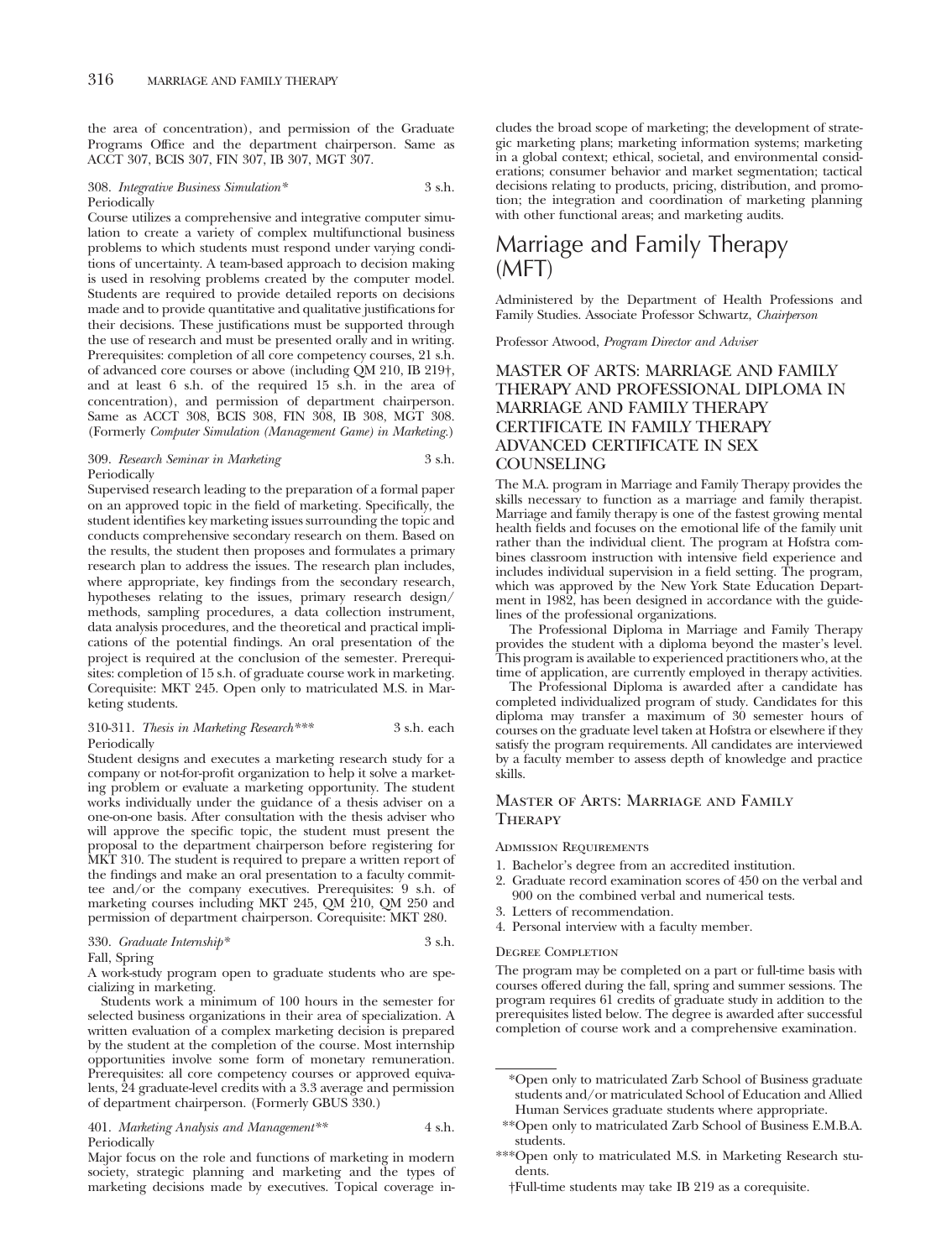the area of concentration), and permission of the Graduate Programs Office and the department chairperson. Same as ACCT 307, BCIS 307, FIN 307, IB 307, MGT 307.

308. *Integrative Business Simulation** 3 s.h.
Periodically

Course utilizes a comprehensive and integrative computer simulation to create a variety of complex multifunctional business problems to which students must respond under varying conditions of uncertainty. A team-based approach to decision making is used in resolving problems created by the computer model. Students are required to provide detailed reports on decisions made and to provide quantitative and qualitative justifications for their decisions. These justifications must be supported through the use of research and must be presented orally and in writing. Prerequisites: completion of all core competency courses, 21 s.h. of advanced core courses or above (including QM 210, IB 219†, and at least 6 s.h. of the required 15 s.h. in the area of concentration), and permission of department chairperson. Same as ACCT 308, BCIS 308, FIN 308, IB 308, MGT 308. (Formerly *Computer Simulation (Management Game) in Marketing*.)

309. *Research Seminar in Marketing* 3 s.h.
Periodically

Supervised research leading to the preparation of a formal paper on an approved topic in the field of marketing. Specifically, the student identifies key marketing issues surrounding the topic and conducts comprehensive secondary research on them. Based on the results, the student then proposes and formulates a primary research plan to address the issues. The research plan includes, where appropriate, key findings from the secondary research, hypotheses relating to the issues, primary research design/methods, sampling procedures, a data collection instrument, data analysis procedures, and the theoretical and practical implications of the potential findings. An oral presentation of the project is required at the conclusion of the semester. Prerequisites: completion of 15 s.h. of graduate course work in marketing. Corequisite: MKT 245. Open only to matriculated M.S. in Marketing students.

310-311. *Thesis in Marketing Research**** 3 s.h. each
Periodically

Student designs and executes a marketing research study for a company or not-for-profit organization to help it solve a marketing problem or evaluate a marketing opportunity. The student works individually under the guidance of a thesis adviser on a one-on-one basis. After consultation with the thesis adviser who will approve the specific topic, the student must present the proposal to the department chairperson before registering for MKT 310. The student is required to prepare a written report of the findings and make an oral presentation to a faculty committee and/or the company executives. Prerequisites: 9 s.h. of marketing courses including MKT 245, QM 210, QM 250 and permission of department chairperson. Corequisite: MKT 280.

330. *Graduate Internship** 3 s.h.
Fall, Spring

A work-study program open to graduate students who are specializing in marketing.

Students work a minimum of 100 hours in the semester for selected business organizations in their area of specialization. A written evaluation of a complex marketing decision is prepared by the student at the completion of the course. Most internship opportunities involve some form of monetary remuneration. Prerequisites: all core competency courses or approved equivalents, 24 graduate-level credits with a 3.3 average and permission of department chairperson. (Formerly GBUS 330.)

401. *Marketing Analysis and Management*** 4 s.h.
Periodically

Major focus on the role and functions of marketing in modern society, strategic planning and marketing and the types of marketing decisions made by executives. Topical coverage includes the broad scope of marketing; the development of strategic marketing plans; marketing information systems; marketing in a global context; ethical, societal, and environmental considerations; consumer behavior and market segmentation; tactical decisions relating to products, pricing, distribution, and promotion; the integration and coordination of marketing planning with other functional areas; and marketing audits.

# Marriage and Family Therapy (MFT)

Administered by the Department of Health Professions and Family Studies. Associate Professor Schwartz, *Chairperson*

Professor Atwood, *Program Director and Adviser*

## MASTER OF ARTS: MARRIAGE AND FAMILY THERAPY AND PROFESSIONAL DIPLOMA IN MARRIAGE AND FAMILY THERAPY CERTIFICATE IN FAMILY THERAPY ADVANCED CERTIFICATE IN SEX COUNSELING

The M.A. program in Marriage and Family Therapy provides the skills necessary to function as a marriage and family therapist. Marriage and family therapy is one of the fastest growing mental health fields and focuses on the emotional life of the family unit rather than the individual client. The program at Hofstra combines classroom instruction with intensive field experience and includes individual supervision in a field setting. The program, which was approved by the New York State Education Department in 1982, has been designed in accordance with the guidelines of the professional organizations.

The Professional Diploma in Marriage and Family Therapy provides the student with a diploma beyond the master's level. This program is available to experienced practitioners who, at the time of application, are currently employed in therapy activities.

The Professional Diploma is awarded after a candidate has completed individualized program of study. Candidates for this diploma may transfer a maximum of 30 semester hours of courses on the graduate level taken at Hofstra or elsewhere if they satisfy the program requirements. All candidates are interviewed by a faculty member to assess depth of knowledge and practice skills.

### Master of Arts: Marriage and Family Therapy

#### Admission Requirements

1. Bachelor's degree from an accredited institution.
2. Graduate record examination scores of 450 on the verbal and 900 on the combined verbal and numerical tests.
3. Letters of recommendation.
4. Personal interview with a faculty member.

#### Degree Completion

The program may be completed on a part or full-time basis with courses offered during the fall, spring and summer sessions. The program requires 61 credits of graduate study in addition to the prerequisites listed below. The degree is awarded after successful completion of course work and a comprehensive examination.

---

*Open only to matriculated Zarb School of Business graduate students and/or matriculated School of Education and Allied Human Services graduate students where appropriate.

**Open only to matriculated Zarb School of Business E.M.B.A. students.

***Open only to matriculated M.S. in Marketing Research students.

†Full-time students may take IB 219 as a corequisite.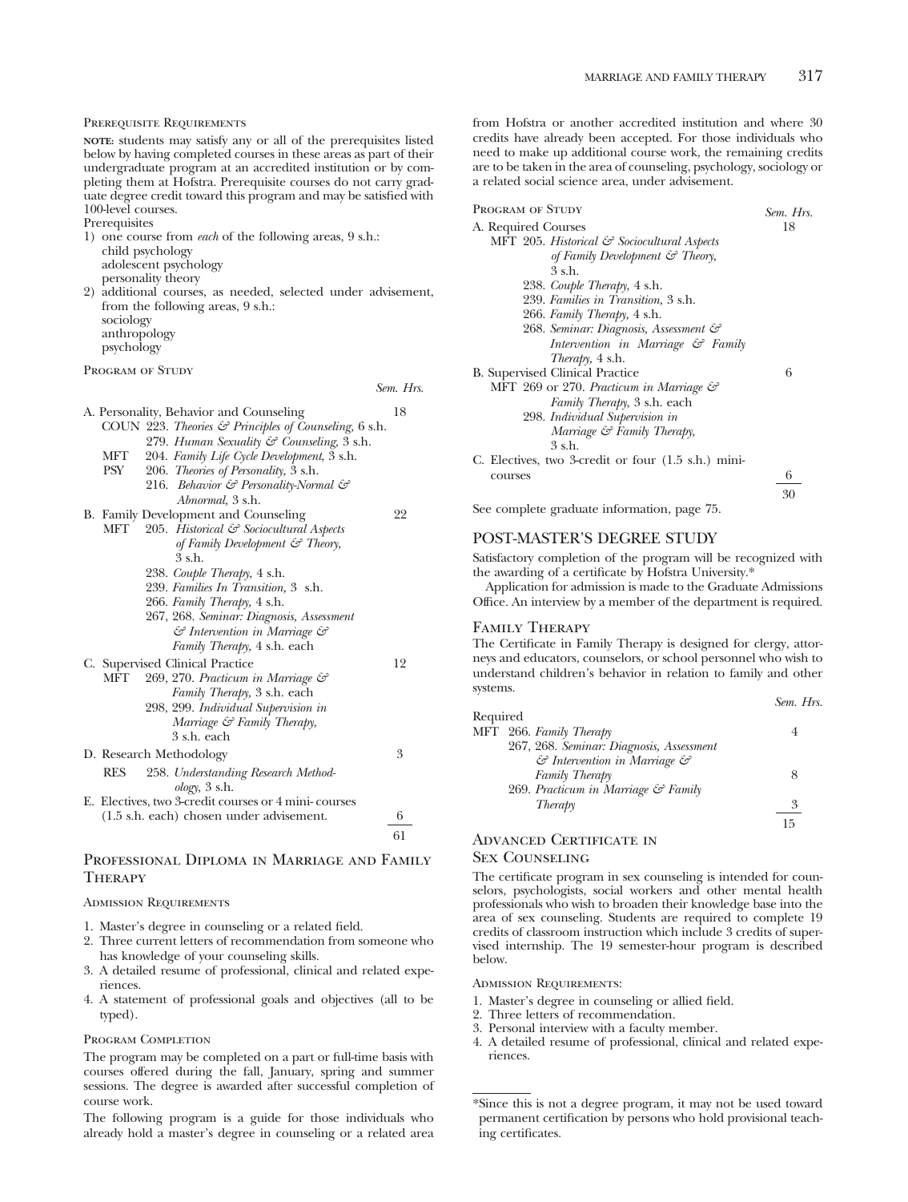#### Prerequisite Requirements

**NOTE:** students may satisfy any or all of the prerequisites listed below by having completed courses in these areas as part of their undergraduate program at an accredited institution or by completing them at Hofstra. Prerequisite courses do not carry graduate degree credit toward this program and may be satisfied with 100-level courses.

Prerequisites

1) one course from *each* of the following areas, 9 s.h.:
   child psychology
   adolescent psychology
   personality theory
2) additional courses, as needed, selected under advisement, from the following areas, 9 s.h.:
   sociology
   anthropology
   psychology

#### Program of Study

| | Sem. Hrs. |
|---|---|
| A. Personality, Behavior and Counseling | 18 |
| COUN 223. *Theories & Principles of Counseling,* 6 s.h. | |
| 279. *Human Sexuality & Counseling,* 3 s.h. | |
| MFT 204. *Family Life Cycle Development,* 3 s.h. | |
| PSY 206. *Theories of Personality,* 3 s.h. | |
| 216. *Behavior & Personality-Normal & Abnormal,* 3 s.h. | |
| B. Family Development and Counseling | 22 |
| MFT 205. *Historical & Sociocultural Aspects of Family Development & Theory,* 3 s.h. | |
| 238. *Couple Therapy,* 4 s.h. | |
| 239. *Families In Transition,* 3 s.h. | |
| 266. *Family Therapy,* 4 s.h. | |
| 267, 268. *Seminar: Diagnosis, Assessment & Intervention in Marriage & Family Therapy,* 4 s.h. each | |
| C. Supervised Clinical Practice | 12 |
| MFT 269, 270. *Practicum in Marriage & Family Therapy,* 3 s.h. each | |
| 298, 299. *Individual Supervision in Marriage & Family Therapy,* 3 s.h. each | |
| D. Research Methodology | 3 |
| RES 258. *Understanding Research Methodology,* 3 s.h. | |
| E. Electives, two 3-credit courses or 4 mini- courses (1.5 s.h. each) chosen under advisement. | 6 |
| | 61 |

### Professional Diploma in Marriage and Family Therapy

#### Admission Requirements

1. Master's degree in counseling or a related field.
2. Three current letters of recommendation from someone who has knowledge of your counseling skills.
3. A detailed resume of professional, clinical and related experiences.
4. A statement of professional goals and objectives (all to be typed).

#### Program Completion

The program may be completed on a part or full-time basis with courses offered during the fall, January, spring and summer sessions. The degree is awarded after successful completion of course work.

The following program is a guide for those individuals who already hold a master's degree in counseling or a related area from Hofstra or another accredited institution and where 30 credits have already been accepted. For those individuals who need to make up additional course work, the remaining credits are to be taken in the area of counseling, psychology, sociology or a related social science area, under advisement.

#### Program of Study

| | Sem. Hrs. |
|---|---|
| A. Required Courses | 18 |
| MFT 205. *Historical & Sociocultural Aspects of Family Development & Theory,* 3 s.h. | |
| 238. *Couple Therapy,* 4 s.h. | |
| 239. *Families in Transition,* 3 s.h. | |
| 266. *Family Therapy,* 4 s.h. | |
| 268. *Seminar: Diagnosis, Assessment & Intervention in Marriage & Family Therapy,* 4 s.h. | |
| B. Supervised Clinical Practice | 6 |
| MFT 269 or 270. *Practicum in Marriage & Family Therapy,* 3 s.h. each | |
| 298. *Individual Supervision in Marriage & Family Therapy,* 3 s.h. | |
| C. Electives, two 3-credit or four (1.5 s.h.) mini-courses | 6 |
| | 30 |

See complete graduate information, page 75.

## POST-MASTER'S DEGREE STUDY

Satisfactory completion of the program will be recognized with the awarding of a certificate by Hofstra University.*

Application for admission is made to the Graduate Admissions Office. An interview by a member of the department is required.

### Family Therapy

The Certificate in Family Therapy is designed for clergy, attorneys and educators, counselors, or school personnel who wish to understand children's behavior in relation to family and other systems.

| Required | Sem. Hrs. |
|---|---|
| MFT 266. *Family Therapy* | 4 |
| 267, 268. *Seminar: Diagnosis, Assessment & Intervention in Marriage & Family Therapy* | 8 |
| 269. *Practicum in Marriage & Family Therapy* | 3 |
| | 15 |

### Advanced Certificate in Sex Counseling

The certificate program in sex counseling is intended for counselors, psychologists, social workers and other mental health professionals who wish to broaden their knowledge base into the area of sex counseling. Students are required to complete 19 credits of classroom instruction which include 3 credits of supervised internship. The 19 semester-hour program is described below.

#### Admission Requirements:

1. Master's degree in counseling or allied field.
2. Three letters of recommendation.
3. Personal interview with a faculty member.
4. A detailed resume of professional, clinical and related experiences.

*Since this is not a degree program, it may not be used toward permanent certification by persons who hold provisional teaching certificates.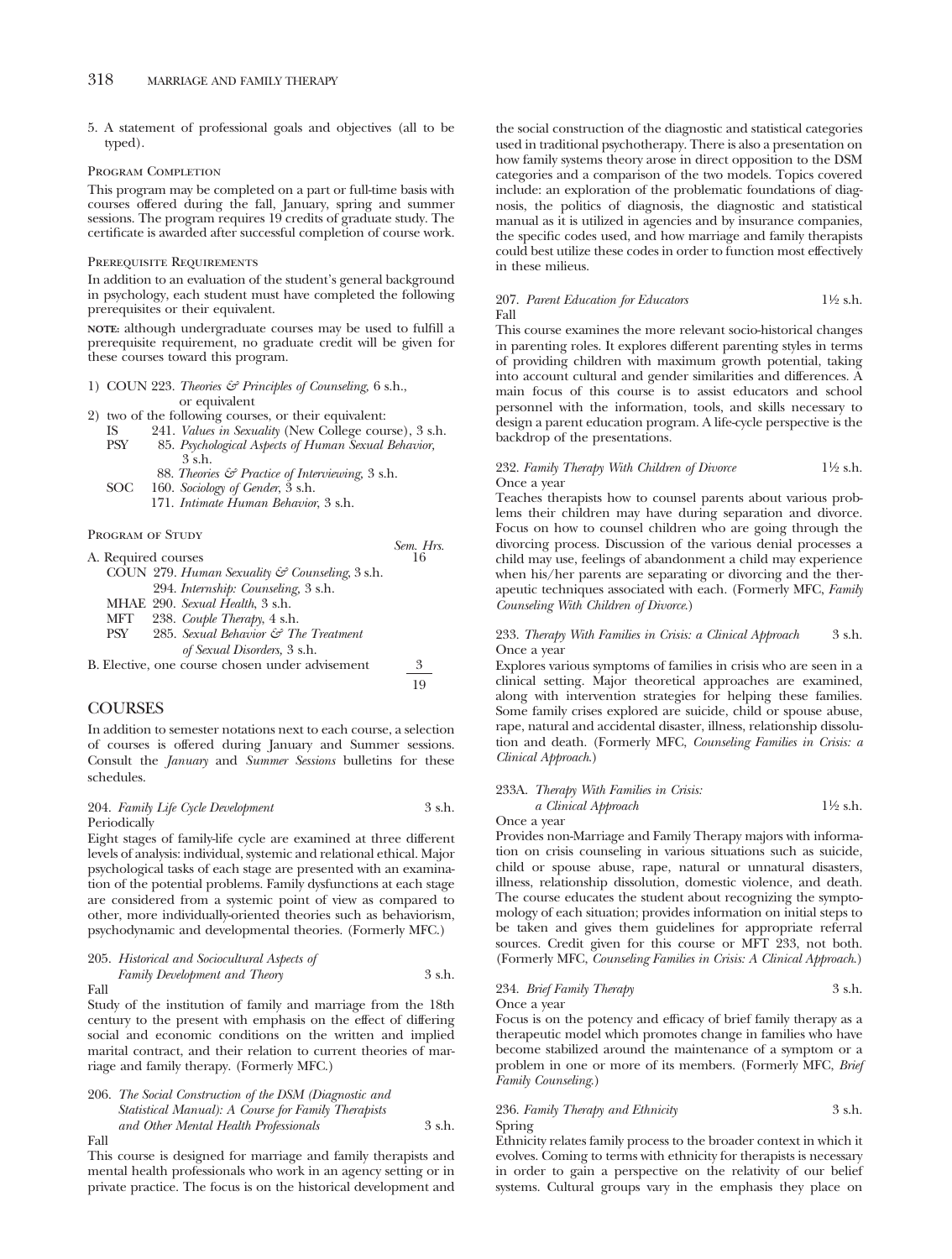5. A statement of professional goals and objectives (all to be typed).

#### Program Completion

This program may be completed on a part or full-time basis with courses offered during the fall, January, spring and summer sessions. The program requires 19 credits of graduate study. The certificate is awarded after successful completion of course work.

#### Prerequisite Requirements

In addition to an evaluation of the student's general background in psychology, each student must have completed the following prerequisites or their equivalent.

**NOTE:** although undergraduate courses may be used to fulfill a prerequisite requirement, no graduate credit will be given for these courses toward this program.

1) COUN 223. *Theories & Principles of Counseling,* 6 s.h., or equivalent
2) two of the following courses, or their equivalent:
   - IS 241. *Values in Sexuality* (New College course), 3 s.h.
   - PSY 85. *Psychological Aspects of Human Sexual Behavior,* 3 s.h.
   - 88. *Theories & Practice of Interviewing,* 3 s.h.
   - SOC 160. *Sociology of Gender,* 3 s.h.
   - 171. *Intimate Human Behavior,* 3 s.h.

#### Program of Study

| | Sem. Hrs. |
|---|---|
| A. Required courses | 16 |
| COUN 279. *Human Sexuality & Counseling,* 3 s.h. | |
| 294. *Internship: Counseling,* 3 s.h. | |
| MHAE 290. *Sexual Health,* 3 s.h. | |
| MFT 238. *Couple Therapy,* 4 s.h. | |
| PSY 285. *Sexual Behavior & The Treatment of Sexual Disorders,* 3 s.h. | |
| B. Elective, one course chosen under advisement | 3 |
| | 19 |

## COURSES

In addition to semester notations next to each course, a selection of courses is offered during January and Summer sessions. Consult the *January* and *Summer Sessions* bulletins for these schedules.

**204.** *Family Life Cycle Development* 3 s.h.
Periodically

Eight stages of family-life cycle are examined at three different levels of analysis: individual, systemic and relational ethical. Major psychological tasks of each stage are presented with an examination of the potential problems. Family dysfunctions at each stage are considered from a systemic point of view as compared to other, more individually-oriented theories such as behaviorism, psychodynamic and developmental theories. (Formerly MFC.)

**205.** *Historical and Sociocultural Aspects of Family Development and Theory* 3 s.h.
Fall

Study of the institution of family and marriage from the 18th century to the present with emphasis on the effect of differing social and economic conditions on the written and implied marital contract, and their relation to current theories of marriage and family therapy. (Formerly MFC.)

**206.** *The Social Construction of the DSM (Diagnostic and Statistical Manual): A Course for Family Therapists and Other Mental Health Professionals* 3 s.h.
Fall

This course is designed for marriage and family therapists and mental health professionals who work in an agency setting or in private practice. The focus is on the historical development and the social construction of the diagnostic and statistical categories used in traditional psychotherapy. There is also a presentation on how family systems theory arose in direct opposition to the DSM categories and a comparison of the two models. Topics covered include: an exploration of the problematic foundations of diagnosis, the politics of diagnosis, the diagnostic and statistical manual as it is utilized in agencies and by insurance companies, the specific codes used, and how marriage and family therapists could best utilize these codes in order to function most effectively in these milieus.

**207.** *Parent Education for Educators* 1½ s.h.
Fall

This course examines the more relevant socio-historical changes in parenting roles. It explores different parenting styles in terms of providing children with maximum growth potential, taking into account cultural and gender similarities and differences. A main focus of this course is to assist educators and school personnel with the information, tools, and skills necessary to design a parent education program. A life-cycle perspective is the backdrop of the presentations.

**232.** *Family Therapy With Children of Divorce* 1½ s.h.
Once a year

Teaches therapists how to counsel parents about various problems their children may have during separation and divorce. Focus on how to counsel children who are going through the divorcing process. Discussion of the various denial processes a child may use, feelings of abandonment a child may experience when his/her parents are separating or divorcing and the therapeutic techniques associated with each. (Formerly MFC, *Family Counseling With Children of Divorce.*)

**233.** *Therapy With Families in Crisis: a Clinical Approach* 3 s.h.
Once a year

Explores various symptoms of families in crisis who are seen in a clinical setting. Major theoretical approaches are examined, along with intervention strategies for helping these families. Some family crises explored are suicide, child or spouse abuse, rape, natural and accidental disaster, illness, relationship dissolution and death. (Formerly MFC, *Counseling Families in Crisis: a Clinical Approach.*)

**233A.** *Therapy With Families in Crisis: a Clinical Approach* 1½ s.h.
Once a year

Provides non-Marriage and Family Therapy majors with information on crisis counseling in various situations such as suicide, child or spouse abuse, rape, natural or unnatural disasters, illness, relationship dissolution, domestic violence, and death. The course educates the student about recognizing the symptomology of each situation; provides information on initial steps to be taken and gives them guidelines for appropriate referral sources. Credit given for this course or MFT 233, not both. (Formerly MFC, *Counseling Families in Crisis: A Clinical Approach.*)

**234.** *Brief Family Therapy* 3 s.h.
Once a year

Focus is on the potency and efficacy of brief family therapy as a therapeutic model which promotes change in families who have become stabilized around the maintenance of a symptom or a problem in one or more of its members. (Formerly MFC, *Brief Family Counseling.*)

**236.** *Family Therapy and Ethnicity* 3 s.h.
Spring

Ethnicity relates family process to the broader context in which it evolves. Coming to terms with ethnicity for therapists is necessary in order to gain a perspective on the relativity of our belief systems. Cultural groups vary in the emphasis they place on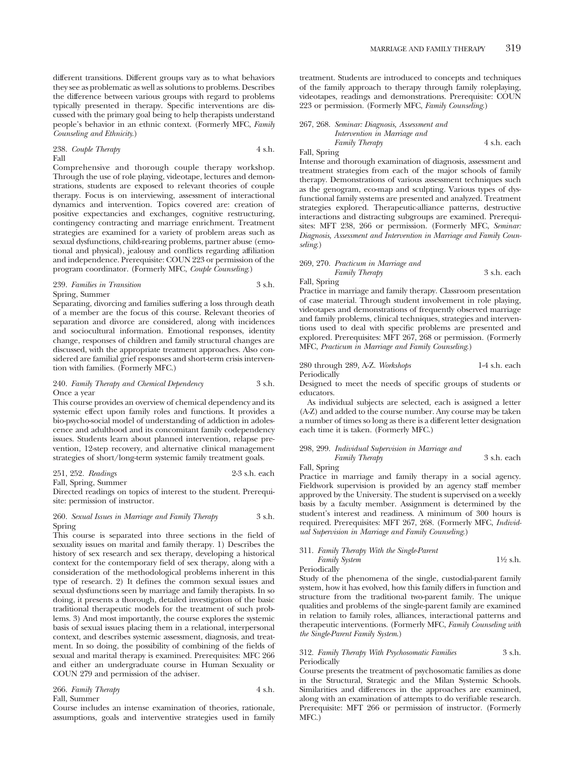different transitions. Different groups vary as to what behaviors they see as problematic as well as solutions to problems. Describes the difference between various groups with regard to problems typically presented in therapy. Specific interventions are discussed with the primary goal being to help therapists understand people's behavior in an ethnic context. (Formerly MFC, *Family Counseling and Ethnicity*.)

238. *Couple Therapy* 4 s.h.
Fall

Comprehensive and thorough couple therapy workshop. Through the use of role playing, videotape, lectures and demonstrations, students are exposed to relevant theories of couple therapy. Focus is on interviewing, assessment of interactional dynamics and intervention. Topics covered are: creation of positive expectancies and exchanges, cognitive restructuring, contingency contracting and marriage enrichment. Treatment strategies are examined for a variety of problem areas such as sexual dysfunctions, child-rearing problems, partner abuse (emotional and physical), jealousy and conflicts regarding affiliation and independence. Prerequisite: COUN 223 or permission of the program coordinator. (Formerly MFC, *Couple Counseling*.)

239. *Families in Transition* 3 s.h.
Spring, Summer

Separating, divorcing and families suffering a loss through death of a member are the focus of this course. Relevant theories of separation and divorce are considered, along with incidences and sociocultural information. Emotional responses, identity change, responses of children and family structural changes are discussed, with the appropriate treatment approaches. Also considered are familial grief responses and short-term crisis intervention with families. (Formerly MFC.)

240. *Family Therapy and Chemical Dependency* 3 s.h.
Once a year

This course provides an overview of chemical dependency and its systemic effect upon family roles and functions. It provides a bio-psycho-social model of understanding of addiction in adolescence and adulthood and its concomitant family codependency issues. Students learn about planned intervention, relapse prevention, 12-step recovery, and alternative clinical management strategies of short/long-term systemic family treatment goals.

251, 252. *Readings* 2-3 s.h. each
Fall, Spring, Summer

Directed readings on topics of interest to the student. Prerequisite: permission of instructor.

260. *Sexual Issues in Marriage and Family Therapy* 3 s.h.
Spring

This course is separated into three sections in the field of sexuality issues on marital and family therapy. 1) Describes the history of sex research and sex therapy, developing a historical context for the contemporary field of sex therapy, along with a consideration of the methodological problems inherent in this type of research. 2) It defines the common sexual issues and sexual dysfunctions seen by marriage and family therapists. In so doing, it presents a thorough, detailed investigation of the basic traditional therapeutic models for the treatment of such problems. 3) And most importantly, the course explores the systemic basis of sexual issues placing them in a relational, interpersonal context, and describes systemic assessment, diagnosis, and treatment. In so doing, the possibility of combining of the fields of sexual and marital therapy is examined. Prerequisites: MFC 266 and either an undergraduate course in Human Sexuality or COUN 279 and permission of the adviser.

266. *Family Therapy* 4 s.h.
Fall, Summer

Course includes an intense examination of theories, rationale, assumptions, goals and interventive strategies used in family treatment. Students are introduced to concepts and techniques of the family approach to therapy through family roleplaying, videotapes, readings and demonstrations. Prerequisite: COUN 223 or permission. (Formerly MFC, *Family Counseling*.)

267, 268. *Seminar: Diagnosis, Assessment and Intervention in Marriage and Family Therapy* 4 s.h. each
Fall, Spring

Intense and thorough examination of diagnosis, assessment and treatment strategies from each of the major schools of family therapy. Demonstrations of various assessment techniques such as the genogram, eco-map and sculpting. Various types of dysfunctional family systems are presented and analyzed. Treatment strategies explored. Therapeutic-alliance patterns, destructive interactions and distracting subgroups are examined. Prerequisites: MFT 238, 266 or permission. (Formerly MFC, *Seminar: Diagnosis, Assessment and Intervention in Marriage and Family Counseling*.)

269, 270. *Practicum in Marriage and Family Therapy* 3 s.h. each
Fall, Spring

Practice in marriage and family therapy. Classroom presentation of case material. Through student involvement in role playing, videotapes and demonstrations of frequently observed marriage and family problems, clinical techniques, strategies and interventions used to deal with specific problems are presented and explored. Prerequisites: MFT 267, 268 or permission. (Formerly MFC, *Practicum in Marriage and Family Counseling*.)

280 through 289, A-Z. *Workshops* 1-4 s.h. each
Periodically

Designed to meet the needs of specific groups of students or educators.

As individual subjects are selected, each is assigned a letter (A-Z) and added to the course number. Any course may be taken a number of times so long as there is a different letter designation each time it is taken. (Formerly MFC.)

298, 299. *Individual Supervision in Marriage and Family Therapy* 3 s.h. each
Fall, Spring

Practice in marriage and family therapy in a social agency. Fieldwork supervision is provided by an agency staff member approved by the University. The student is supervised on a weekly basis by a faculty member. Assignment is determined by the student's interest and readiness. A minimum of 300 hours is required. Prerequisites: MFT 267, 268. (Formerly MFC, *Individual Supervision in Marriage and Family Counseling*.)

311. *Family Therapy With the Single-Parent Family System* 1½ s.h.
Periodically

Study of the phenomena of the single, custodial-parent family system, how it has evolved, how this family differs in function and structure from the traditional two-parent family. The unique qualities and problems of the single-parent family are examined in relation to family roles, alliances, interactional patterns and therapeutic interventions. (Formerly MFC, *Family Counseling with the Single-Parent Family System*.)

312. *Family Therapy With Psychosomatic Families* 3 s.h.
Periodically

Course presents the treatment of psychosomatic families as done in the Structural, Strategic and the Milan Systemic Schools. Similarities and differences in the approaches are examined, along with an examination of attempts to do verifiable research. Prerequisite: MFT 266 or permission of instructor. (Formerly MFC.)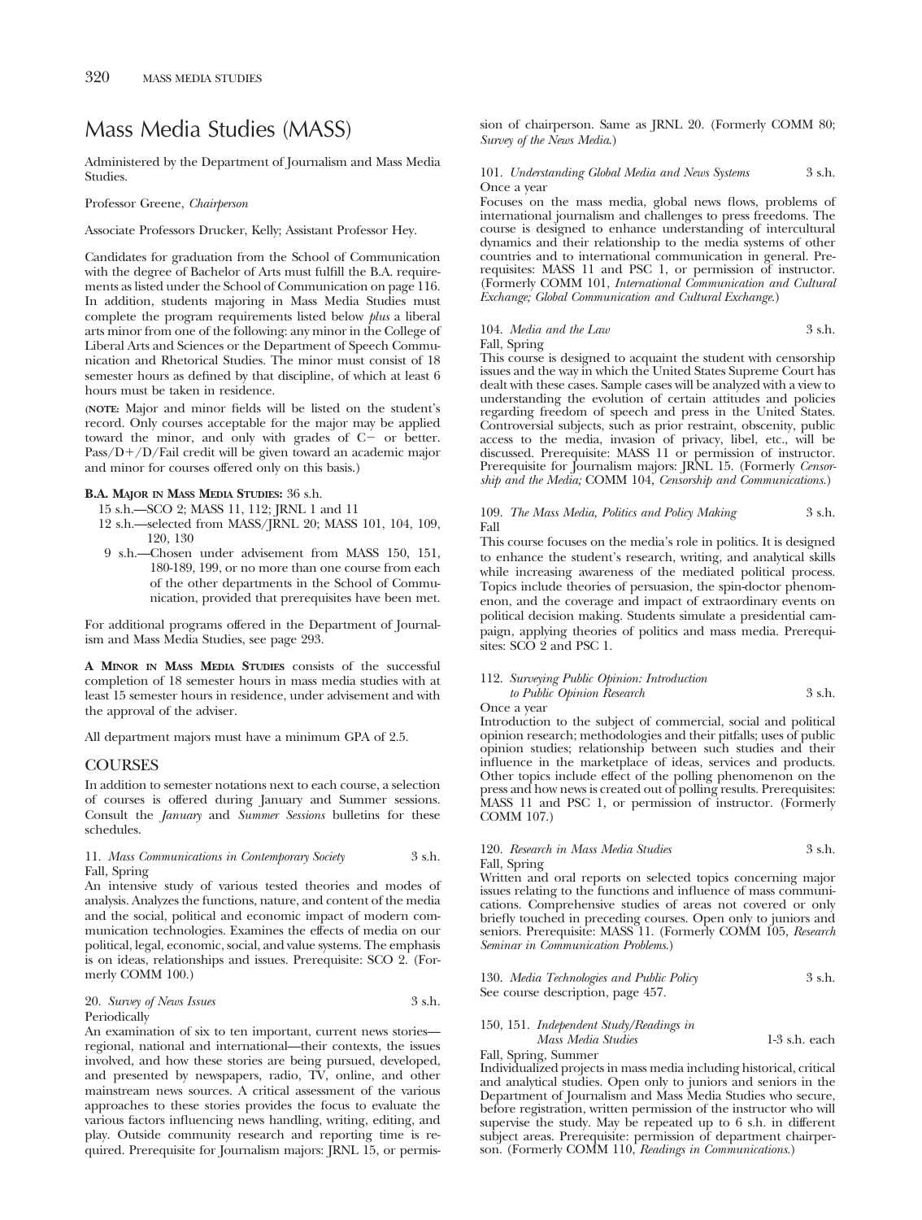# Mass Media Studies (MASS)

Administered by the Department of Journalism and Mass Media Studies.

Professor Greene, *Chairperson*

Associate Professors Drucker, Kelly; Assistant Professor Hey.

Candidates for graduation from the School of Communication with the degree of Bachelor of Arts must fulfill the B.A. requirements as listed under the School of Communication on page 116. In addition, students majoring in Mass Media Studies must complete the program requirements listed below *plus* a liberal arts minor from one of the following: any minor in the College of Liberal Arts and Sciences or the Department of Speech Communication and Rhetorical Studies. The minor must consist of 18 semester hours as defined by that discipline, of which at least 6 hours must be taken in residence.

(**NOTE:** Major and minor fields will be listed on the student's record. Only courses acceptable for the major may be applied toward the minor, and only with grades of C− or better. Pass/D+/D/Fail credit will be given toward an academic major and minor for courses offered only on this basis.)

**B.A. MAJOR IN MASS MEDIA STUDIES:** 36 s.h.

- 15 s.h.—SCO 2; MASS 11, 112; JRNL 1 and 11
- 12 s.h.—selected from MASS/JRNL 20; MASS 101, 104, 109, 120, 130
- 9 s.h.—Chosen under advisement from MASS 150, 151, 180-189, 199, or no more than one course from each of the other departments in the School of Communication, provided that prerequisites have been met.

For additional programs offered in the Department of Journalism and Mass Media Studies, see page 293.

**A MINOR IN MASS MEDIA STUDIES** consists of the successful completion of 18 semester hours in mass media studies with at least 15 semester hours in residence, under advisement and with the approval of the adviser.

All department majors must have a minimum GPA of 2.5.

## COURSES

In addition to semester notations next to each course, a selection of courses is offered during January and Summer sessions. Consult the *January* and *Summer Sessions* bulletins for these schedules.

11. *Mass Communications in Contemporary Society* 3 s.h.
Fall, Spring
An intensive study of various tested theories and modes of analysis. Analyzes the functions, nature, and content of the media and the social, political and economic impact of modern communication technologies. Examines the effects of media on our political, legal, economic, social, and value systems. The emphasis is on ideas, relationships and issues. Prerequisite: SCO 2. (Formerly COMM 100.)

20. *Survey of News Issues* 3 s.h.
Periodically
An examination of six to ten important, current news stories—regional, national and international—their contexts, the issues involved, and how these stories are being pursued, developed, and presented by newspapers, radio, TV, online, and other mainstream news sources. A critical assessment of the various approaches to these stories provides the focus to evaluate the various factors influencing news handling, writing, editing, and play. Outside community research and reporting time is required. Prerequisite for Journalism majors: JRNL 15, or permission of chairperson. Same as JRNL 20. (Formerly COMM 80; *Survey of the News Media*.)

101. *Understanding Global Media and News Systems* 3 s.h.
Once a year
Focuses on the mass media, global news flows, problems of international journalism and challenges to press freedoms. The course is designed to enhance understanding of intercultural dynamics and their relationship to the media systems of other countries and to international communication in general. Prerequisites: MASS 11 and PSC 1, or permission of instructor. (Formerly COMM 101, *International Communication and Cultural Exchange; Global Communication and Cultural Exchange*.)

104. *Media and the Law* 3 s.h.
Fall, Spring
This course is designed to acquaint the student with censorship issues and the way in which the United States Supreme Court has dealt with these cases. Sample cases will be analyzed with a view to understanding the evolution of certain attitudes and policies regarding freedom of speech and press in the United States. Controversial subjects, such as prior restraint, obscenity, public access to the media, invasion of privacy, libel, etc., will be discussed. Prerequisite: MASS 11 or permission of instructor. Prerequisite for Journalism majors: JRNL 15. (Formerly *Censorship and the Media;* COMM 104, *Censorship and Communications*.)

109. *The Mass Media, Politics and Policy Making* 3 s.h.
Fall
This course focuses on the media's role in politics. It is designed to enhance the student's research, writing, and analytical skills while increasing awareness of the mediated political process. Topics include theories of persuasion, the spin-doctor phenomenon, and the coverage and impact of extraordinary events on political decision making. Students simulate a presidential campaign, applying theories of politics and mass media. Prerequisites: SCO 2 and PSC 1.

112. *Surveying Public Opinion: Introduction to Public Opinion Research* 3 s.h.
Once a year
Introduction to the subject of commercial, social and political opinion research; methodologies and their pitfalls; uses of public opinion studies; relationship between such studies and their influence in the marketplace of ideas, services and products. Other topics include effect of the polling phenomenon on the press and how news is created out of polling results. Prerequisites: MASS 11 and PSC 1, or permission of instructor. (Formerly COMM 107.)

120. *Research in Mass Media Studies* 3 s.h.
Fall, Spring
Written and oral reports on selected topics concerning major issues relating to the functions and influence of mass communications. Comprehensive studies of areas not covered or only briefly touched in preceding courses. Open only to juniors and seniors. Prerequisite: MASS 11. (Formerly COMM 105, *Research Seminar in Communication Problems*.)

130. *Media Technologies and Public Policy* 3 s.h.
See course description, page 457.

150, 151. *Independent Study/Readings in Mass Media Studies* 1-3 s.h. each
Fall, Spring, Summer
Individualized projects in mass media including historical, critical and analytical studies. Open only to juniors and seniors in the Department of Journalism and Mass Media Studies who secure, before registration, written permission of the instructor who will supervise the study. May be repeated up to 6 s.h. in different subject areas. Prerequisite: permission of department chairperson. (Formerly COMM 110, *Readings in Communications*.)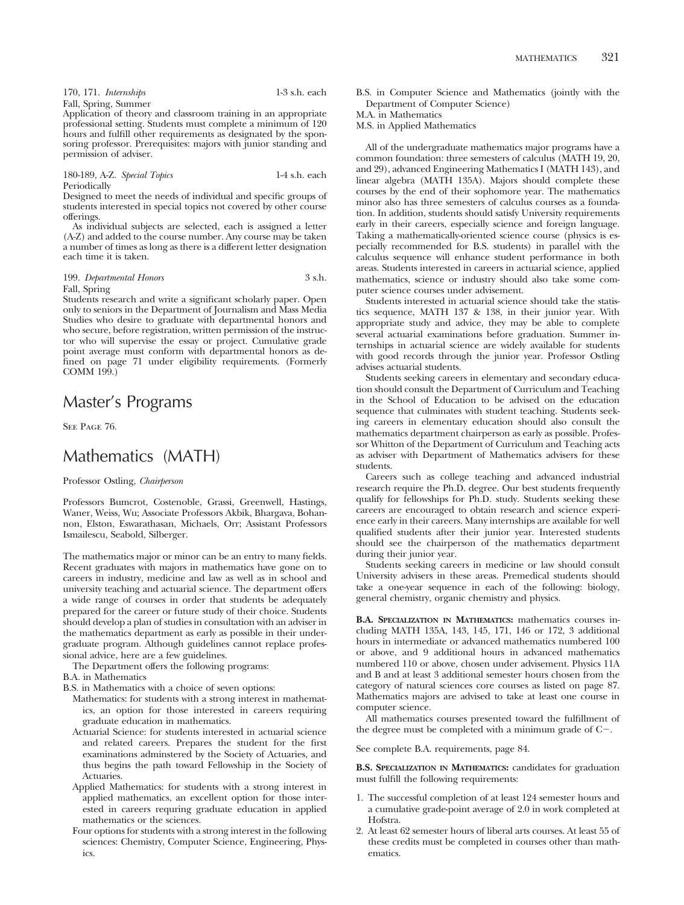170, 171. *Internships* 1-3 s.h. each

Fall, Spring, Summer

Application of theory and classroom training in an appropriate professional setting. Students must complete a minimum of 120 hours and fulfill other requirements as designated by the sponsoring professor. Prerequisites: majors with junior standing and permission of adviser.

180-189, A-Z. *Special Topics* 1-4 s.h. each

Periodically

Designed to meet the needs of individual and specific groups of students interested in special topics not covered by other course offerings.

As individual subjects are selected, each is assigned a letter (A-Z) and added to the course number. Any course may be taken a number of times as long as there is a different letter designation each time it is taken.

199. *Departmental Honors* 3 s.h.

Fall, Spring

Students research and write a significant scholarly paper. Open only to seniors in the Department of Journalism and Mass Media Studies who desire to graduate with departmental honors and who secure, before registration, written permission of the instructor who will supervise the essay or project. Cumulative grade point average must conform with departmental honors as defined on page 71 under eligibility requirements. (Formerly COMM 199.)

# Master's Programs

See Page 76.

# Mathematics (MATH)

Professor Ostling, *Chairperson*

Professors Bumcrot, Costenoble, Grassi, Greenwell, Hastings, Waner, Weiss, Wu; Associate Professors Akbik, Bhargava, Bohannon, Elston, Eswarathasan, Michaels, Orr; Assistant Professors Ismailescu, Seabold, Silberger.

The mathematics major or minor can be an entry to many fields. Recent graduates with majors in mathematics have gone on to careers in industry, medicine and law as well as in school and university teaching and actuarial science. The department offers a wide range of courses in order that students be adequately prepared for the career or future study of their choice. Students should develop a plan of studies in consultation with an adviser in the mathematics department as early as possible in their undergraduate program. Although guidelines cannot replace professional advice, here are a few guidelines.

The Department offers the following programs:

B.A. in Mathematics

B.S. in Mathematics with a choice of seven options:

- Mathematics: for students with a strong interest in mathematics, an option for those interested in careers requiring graduate education in mathematics.
- Actuarial Science: for students interested in actuarial science and related careers. Prepares the student for the first examinations adminstered by the Society of Actuaries, and thus begins the path toward Fellowship in the Society of Actuaries.
- Applied Mathematics: for students with a strong interest in applied mathematics, an excellent option for those interested in careers requring graduate education in applied mathematics or the sciences.
- Four options for students with a strong interest in the following sciences: Chemistry, Computer Science, Engineering, Physics.

B.S. in Computer Science and Mathematics (jointly with the Department of Computer Science)

M.A. in Mathematics

M.S. in Applied Mathematics

All of the undergraduate mathematics major programs have a common foundation: three semesters of calculus (MATH 19, 20, and 29), advanced Engineering Mathematics I (MATH 143), and linear algebra (MATH 135A). Majors should complete these courses by the end of their sophomore year. The mathematics minor also has three semesters of calculus courses as a foundation. In addition, students should satisfy University requirements early in their careers, especially science and foreign language. Taking a mathematically-oriented science course (physics is especially recommended for B.S. students) in parallel with the calculus sequence will enhance student performance in both areas. Students interested in careers in actuarial science, applied mathematics, science or industry should also take some computer science courses under advisement.

Students interested in actuarial science should take the statistics sequence, MATH 137 & 138, in their junior year. With appropriate study and advice, they may be able to complete several actuarial examinations before graduation. Summer internships in actuarial science are widely available for students with good records through the junior year. Professor Ostling advises actuarial students.

Students seeking careers in elementary and secondary education should consult the Department of Curriculum and Teaching in the School of Education to be advised on the education sequence that culminates with student teaching. Students seeking careers in elementary education should also consult the mathematics department chairperson as early as possible. Professor Whitton of the Department of Curriculum and Teaching acts as adviser with Department of Mathematics advisers for these students.

Careers such as college teaching and advanced industrial research require the Ph.D. degree. Our best students frequently qualify for fellowships for Ph.D. study. Students seeking these careers are encouraged to obtain research and science experience early in their careers. Many internships are available for well qualified students after their junior year. Interested students should see the chairperson of the mathematics department during their junior year.

Students seeking careers in medicine or law should consult University advisers in these areas. Premedical students should take a one-year sequence in each of the following: biology, general chemistry, organic chemistry and physics.

**B.A. Specialization in Mathematics:** mathematics courses including MATH 135A, 143, 145, 171, 146 or 172, 3 additional hours in intermediate or advanced mathematics numbered 100 or above, and 9 additional hours in advanced mathematics numbered 110 or above, chosen under advisement. Physics 11A and B and at least 3 additional semester hours chosen from the category of natural sciences core courses as listed on page 87. Mathematics majors are advised to take at least one course in computer science.

All mathematics courses presented toward the fulfillment of the degree must be completed with a minimum grade of C−.

See complete B.A. requirements, page 84.

**B.S. Specialization in Mathematics:** candidates for graduation must fulfill the following requirements:

1. The successful completion of at least 124 semester hours and a cumulative grade-point average of 2.0 in work completed at Hofstra.
2. At least 62 semester hours of liberal arts courses. At least 55 of these credits must be completed in courses other than mathematics.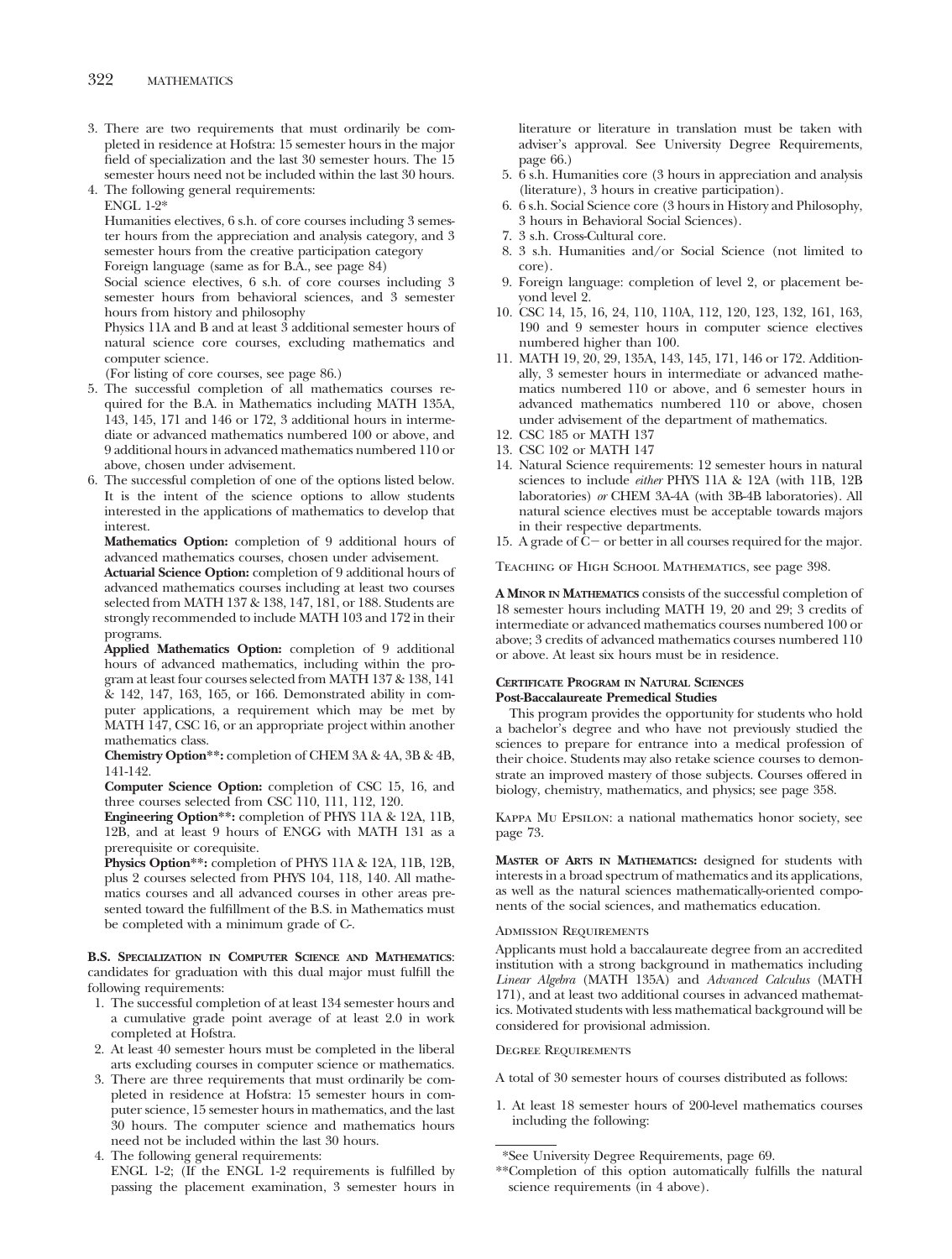3. There are two requirements that must ordinarily be completed in residence at Hofstra: 15 semester hours in the major field of specialization and the last 30 semester hours. The 15 semester hours need not be included within the last 30 hours.
4. The following general requirements:
   ENGL 1-2*
   Humanities electives, 6 s.h. of core courses including 3 semester hours from the appreciation and analysis category, and 3 semester hours from the creative participation category
   Foreign language (same as for B.A., see page 84)
   Social science electives, 6 s.h. of core courses including 3 semester hours from behavioral sciences, and 3 semester hours from history and philosophy
   Physics 11A and B and at least 3 additional semester hours of natural science core courses, excluding mathematics and computer science.
   (For listing of core courses, see page 86.)
5. The successful completion of all mathematics courses required for the B.A. in Mathematics including MATH 135A, 143, 145, 171 and 146 or 172, 3 additional hours in intermediate or advanced mathematics numbered 100 or above, and 9 additional hours in advanced mathematics numbered 110 or above, chosen under advisement.
6. The successful completion of one of the options listed below. It is the intent of the science options to allow students interested in the applications of mathematics to develop that interest.

   **Mathematics Option:** completion of 9 additional hours of advanced mathematics courses, chosen under advisement.

   **Actuarial Science Option:** completion of 9 additional hours of advanced mathematics courses including at least two courses selected from MATH 137 & 138, 147, 181, or 188. Students are strongly recommended to include MATH 103 and 172 in their programs.

   **Applied Mathematics Option:** completion of 9 additional hours of advanced mathematics, including within the program at least four courses selected from MATH 137 & 138, 141 & 142, 147, 163, 165, or 166. Demonstrated ability in computer applications, a requirement which may be met by MATH 147, CSC 16, or an appropriate project within another mathematics class.

   **Chemistry Option\*\*:** completion of CHEM 3A & 4A, 3B & 4B, 141-142.

   **Computer Science Option:** completion of CSC 15, 16, and three courses selected from CSC 110, 111, 112, 120.

   **Engineering Option\*\*:** completion of PHYS 11A & 12A, 11B, 12B, and at least 9 hours of ENGG with MATH 131 as a prerequisite or corequisite.

   **Physics Option\*\*:** completion of PHYS 11A & 12A, 11B, 12B, plus 2 courses selected from PHYS 104, 118, 140. All mathematics courses and all advanced courses in other areas presented toward the fulfillment of the B.S. in Mathematics must be completed with a minimum grade of C-.

**B.S. Specialization in Computer Science and Mathematics**: candidates for graduation with this dual major must fulfill the following requirements:

1. The successful completion of at least 134 semester hours and a cumulative grade point average of at least 2.0 in work completed at Hofstra.
2. At least 40 semester hours must be completed in the liberal arts excluding courses in computer science or mathematics.
3. There are three requirements that must ordinarily be completed in residence at Hofstra: 15 semester hours in computer science, 15 semester hours in mathematics, and the last 30 hours. The computer science and mathematics hours need not be included within the last 30 hours.
4. The following general requirements:
   ENGL 1-2; (If the ENGL 1-2 requirements is fulfilled by passing the placement examination, 3 semester hours in literature or literature in translation must be taken with adviser's approval. See University Degree Requirements, page 66.)
5. 6 s.h. Humanities core (3 hours in appreciation and analysis (literature), 3 hours in creative participation).
6. 6 s.h. Social Science core (3 hours in History and Philosophy, 3 hours in Behavioral Social Sciences).
7. 3 s.h. Cross-Cultural core.
8. 3 s.h. Humanities and/or Social Science (not limited to core).
9. Foreign language: completion of level 2, or placement beyond level 2.
10. CSC 14, 15, 16, 24, 110, 110A, 112, 120, 123, 132, 161, 163, 190 and 9 semester hours in computer science electives numbered higher than 100.
11. MATH 19, 20, 29, 135A, 143, 145, 171, 146 or 172. Additionally, 3 semester hours in intermediate or advanced mathematics numbered 110 or above, and 6 semester hours in advanced mathematics numbered 110 or above, chosen under advisement of the department of mathematics.
12. CSC 185 or MATH 137
13. CSC 102 or MATH 147
14. Natural Science requirements: 12 semester hours in natural sciences to include *either* PHYS 11A & 12A (with 11B, 12B laboratories) *or* CHEM 3A-4A (with 3B-4B laboratories). All natural science electives must be acceptable towards majors in their respective departments.
15. A grade of C− or better in all courses required for the major.

Teaching of High School Mathematics, see page 398.

**A Minor in Mathematics** consists of the successful completion of 18 semester hours including MATH 19, 20 and 29; 3 credits of intermediate or advanced mathematics courses numbered 100 or above; 3 credits of advanced mathematics courses numbered 110 or above. At least six hours must be in residence.

**Certificate Program in Natural Sciences**
**Post-Baccalaureate Premedical Studies**

This program provides the opportunity for students who hold a bachelor's degree and who have not previously studied the sciences to prepare for entrance into a medical profession of their choice. Students may also retake science courses to demonstrate an improved mastery of those subjects. Courses offered in biology, chemistry, mathematics, and physics; see page 358.

Kappa Mu Epsilon: a national mathematics honor society, see page 73.

**Master of Arts in Mathematics:** designed for students with interests in a broad spectrum of mathematics and its applications, as well as the natural sciences mathematically-oriented components of the social sciences, and mathematics education.

Admission Requirements

Applicants must hold a baccalaureate degree from an accredited institution with a strong background in mathematics including *Linear Algebra* (MATH 135A) and *Advanced Calculus* (MATH 171), and at least two additional courses in advanced mathematics. Motivated students with less mathematical background will be considered for provisional admission.

Degree Requirements

A total of 30 semester hours of courses distributed as follows:

1. At least 18 semester hours of 200-level mathematics courses including the following:

\*See University Degree Requirements, page 69.

\*\*Completion of this option automatically fulfills the natural science requirements (in 4 above).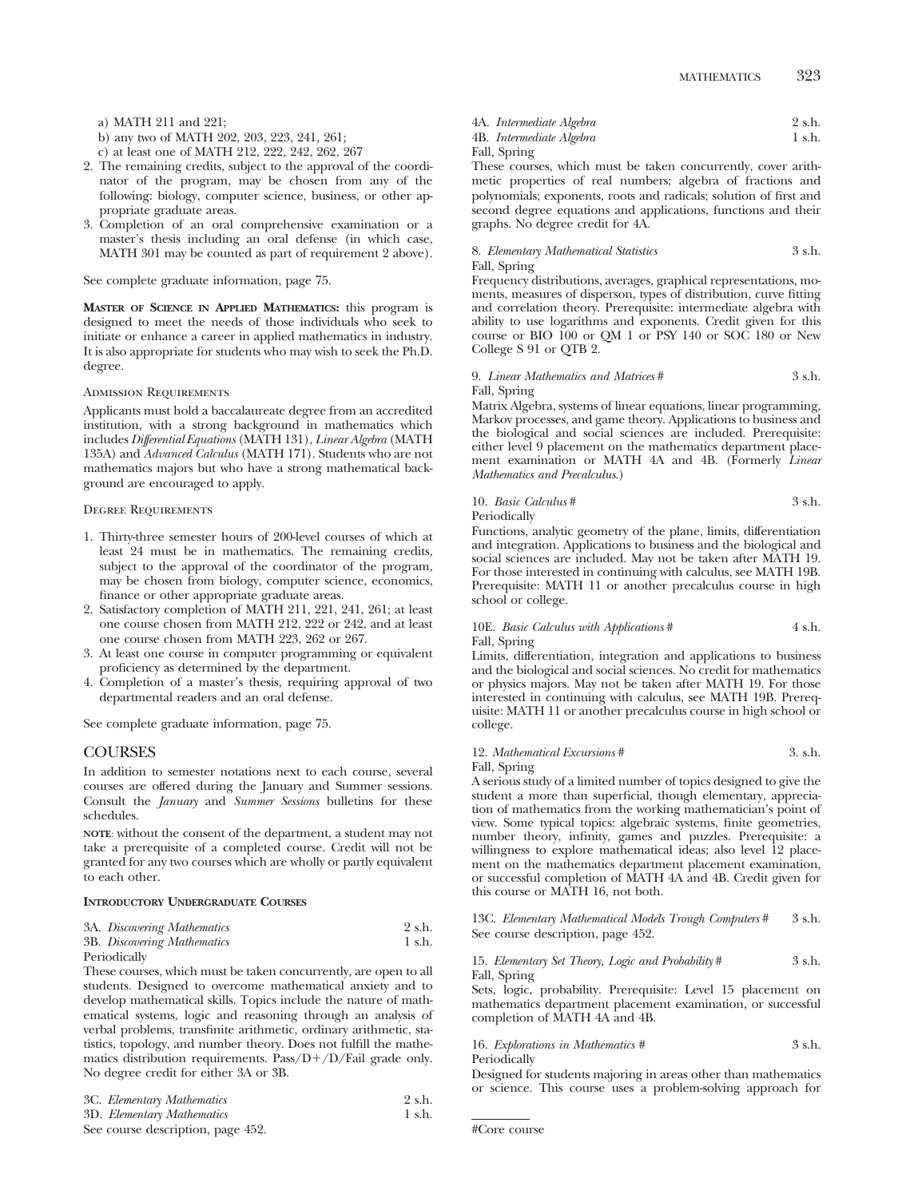a) MATH 211 and 221;
b) any two of MATH 202, 203, 223, 241, 261;
c) at least one of MATH 212, 222, 242, 262, 267

2. The remaining credits, subject to the approval of the coordinator of the program, may be chosen from any of the following: biology, computer science, business, or other appropriate graduate areas.
3. Completion of an oral comprehensive examination or a master's thesis including an oral defense (in which case, MATH 301 may be counted as part of requirement 2 above).

See complete graduate information, page 75.

**Master of Science in Applied Mathematics:** this program is designed to meet the needs of those individuals who seek to initiate or enhance a career in applied mathematics in industry. It is also appropriate for students who may wish to seek the Ph.D. degree.

Admission Requirements

Applicants must hold a baccalaureate degree from an accredited institution, with a strong background in mathematics which includes *Differential Equations* (MATH 131), *Linear Algebra* (MATH 135A) and *Advanced Calculus* (MATH 171). Students who are not mathematics majors but who have a strong mathematical background are encouraged to apply.

Degree Requirements

1. Thirty-three semester hours of 200-level courses of which at least 24 must be in mathematics. The remaining credits, subject to the approval of the coordinator of the program, may be chosen from biology, computer science, economics, finance or other appropriate graduate areas.
2. Satisfactory completion of MATH 211, 221, 241, 261; at least one course chosen from MATH 212, 222 or 242, and at least one course chosen from MATH 223, 262 or 267.
3. At least one course in computer programming or equivalent proficiency as determined by the department.
4. Completion of a master's thesis, requiring approval of two departmental readers and an oral defense.

See complete graduate information, page 75.

## COURSES

In addition to semester notations next to each course, several courses are offered during the January and Summer sessions. Consult the *January* and *Summer Sessions* bulletins for these schedules.

**note**: without the consent of the department, a student may not take a prerequisite of a completed course. Credit will not be granted for any two courses which are wholly or partly equivalent to each other.

**Introductory Undergraduate Courses**

3A. *Discovering Mathematics* 2 s.h.
3B. *Discovering Mathematics* 1 s.h.
Periodically
These courses, which must be taken concurrently, are open to all students. Designed to overcome mathematical anxiety and to develop mathematical skills. Topics include the nature of mathematical systems, logic and reasoning through an analysis of verbal problems, transfinite arithmetic, ordinary arithmetic, statistics, topology, and number theory. Does not fulfill the mathematics distribution requirements. Pass/D+/D/Fail grade only. No degree credit for either 3A or 3B.

3C. *Elementary Mathematics* 2 s.h.
3D. *Elementary Mathematics* 1 s.h.
See course description, page 452.

4A. *Intermediate Algebra* 2 s.h.
4B. *Intermediate Algebra* 1 s.h.
Fall, Spring
These courses, which must be taken concurrently, cover arithmetic properties of real numbers; algebra of fractions and polynomials; exponents, roots and radicals; solution of first and second degree equations and applications, functions and their graphs. No degree credit for 4A.

8. *Elementary Mathematical Statistics* 3 s.h.
Fall, Spring
Frequency distributions, averages, graphical representations, moments, measures of disperson, types of distribution, curve fitting and correlation theory. Prerequisite: intermediate algebra with ability to use logarithms and exponents. Credit given for this course or BIO 100 or QM 1 or PSY 140 or SOC 180 or New College S 91 or QTB 2.

9. *Linear Mathematics and Matrices* # 3 s.h.
Fall, Spring
Matrix Algebra, systems of linear equations, linear programming, Markov processes, and game theory. Applications to business and the biological and social sciences are included. Prerequisite: either level 9 placement on the mathematics department placement examination or MATH 4A and 4B. (Formerly *Linear Mathematics and Precalculus*.)

10. *Basic Calculus* # 3 s.h.
Periodically
Functions, analytic geometry of the plane, limits, differentiation and integration. Applications to business and the biological and social sciences are included. May not be taken after MATH 19. For those interested in continuing with calculus, see MATH 19B. Prerequisite: MATH 11 or another precalculus course in high school or college.

10E. *Basic Calculus with Applications* # 4 s.h.
Fall, Spring
Limits, differentiation, integration and applications to business and the biological and social sciences. No credit for mathematics or physics majors. May not be taken after MATH 19. For those interested in continuing with calculus, see MATH 19B. Prerequisite: MATH 11 or another precalculus course in high school or college.

12. *Mathematical Excursions* # 3. s.h.
Fall, Spring
A serious study of a limited number of topics designed to give the student a more than superficial, though elementary, appreciation of mathematics from the working mathematician's point of view. Some typical topics: algebraic systems, finite geometries, number theory, infinity, games and puzzles. Prerequisite: a willingness to explore mathematical ideas; also level 12 placement on the mathematics department placement examination, or successful completion of MATH 4A and 4B. Credit given for this course or MATH 16, not both.

13C. *Elementary Mathematical Models Trough Computers* # 3 s.h.
See course description, page 452.

15. *Elementary Set Theory, Logic and Probability* # 3 s.h.
Fall, Spring
Sets, logic, probability. Prerequisite: Level 15 placement on mathematics department placement examination, or successful completion of MATH 4A and 4B.

16. *Explorations in Mathematics* # 3 s.h.
Periodically
Designed for students majoring in areas other than mathematics or science. This course uses a problem-solving approach for

#Core course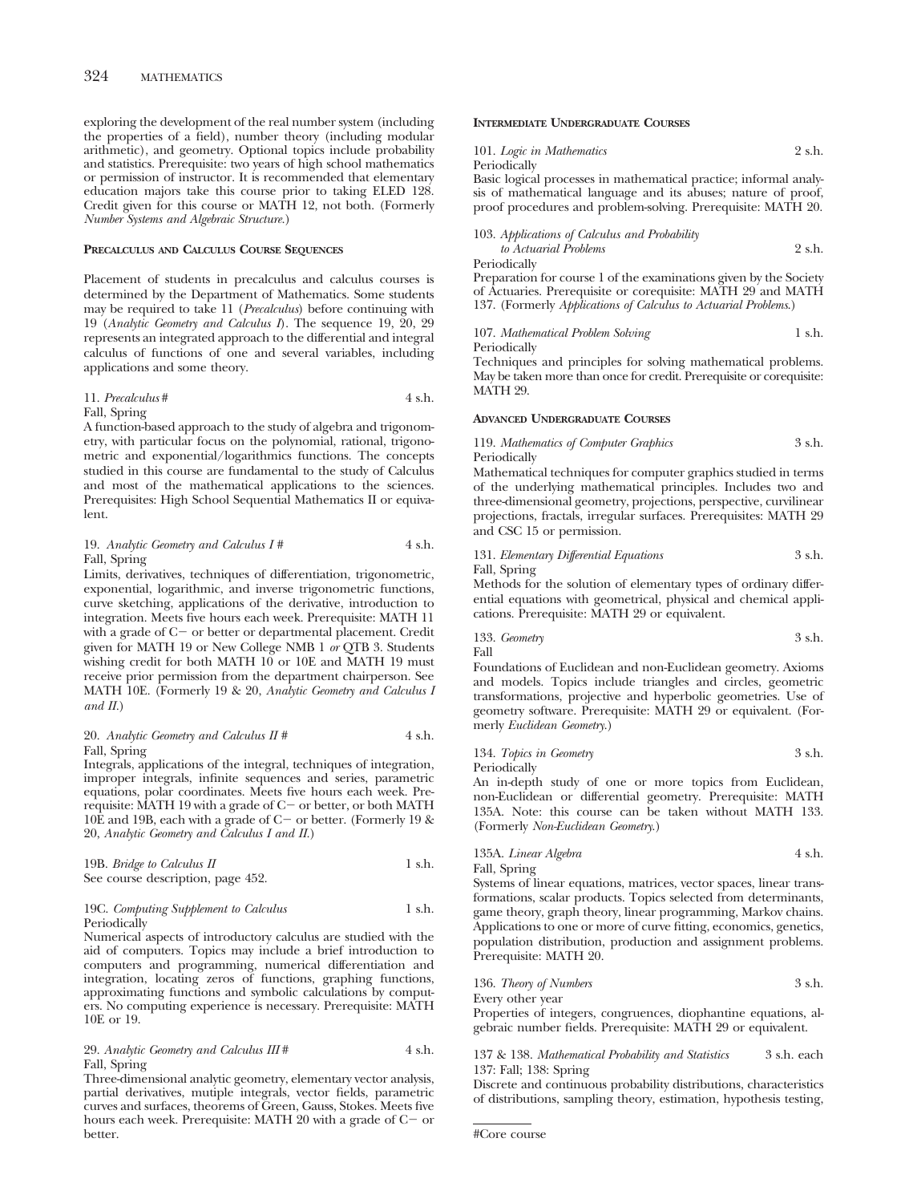exploring the development of the real number system (including the properties of a field), number theory (including modular arithmetic), and geometry. Optional topics include probability and statistics. Prerequisite: two years of high school mathematics or permission of instructor. It is recommended that elementary education majors take this course prior to taking ELED 128. Credit given for this course or MATH 12, not both. (Formerly *Number Systems and Algebraic Structure.*)

### PRECALCULUS AND CALCULUS COURSE SEQUENCES

Placement of students in precalculus and calculus courses is determined by the Department of Mathematics. Some students may be required to take 11 (*Precalculus*) before continuing with 19 (*Analytic Geometry and Calculus I*). The sequence 19, 20, 29 represents an integrated approach to the differential and integral calculus of functions of one and several variables, including applications and some theory.

11. *Precalculus* # — 4 s.h.
Fall, Spring
A function-based approach to the study of algebra and trigonometry, with particular focus on the polynomial, rational, trigonometric and exponential/logarithmics functions. The concepts studied in this course are fundamental to the study of Calculus and most of the mathematical applications to the sciences. Prerequisites: High School Sequential Mathematics II or equivalent.

19. *Analytic Geometry and Calculus I* # — 4 s.h.
Fall, Spring
Limits, derivatives, techniques of differentiation, trigonometric, exponential, logarithmic, and inverse trigonometric functions, curve sketching, applications of the derivative, introduction to integration. Meets five hours each week. Prerequisite: MATH 11 with a grade of C− or better or departmental placement. Credit given for MATH 19 or New College NMB 1 *or* QTB 3. Students wishing credit for both MATH 10 or 10E and MATH 19 must receive prior permission from the department chairperson. See MATH 10E. (Formerly 19 & 20, *Analytic Geometry and Calculus I and II.*)

20. *Analytic Geometry and Calculus II* # — 4 s.h.
Fall, Spring
Integrals, applications of the integral, techniques of integration, improper integrals, infinite sequences and series, parametric equations, polar coordinates. Meets five hours each week. Prerequisite: MATH 19 with a grade of C− or better, or both MATH 10E and 19B, each with a grade of C− or better. (Formerly 19 & 20, *Analytic Geometry and Calculus I and II.*)

19B. *Bridge to Calculus II* — 1 s.h.
See course description, page 452.

19C. *Computing Supplement to Calculus* — 1 s.h.
Periodically
Numerical aspects of introductory calculus are studied with the aid of computers. Topics may include a brief introduction to computers and programming, numerical differentiation and integration, locating zeros of functions, graphing functions, approximating functions and symbolic calculations by computers. No computing experience is necessary. Prerequisite: MATH 10E or 19.

29. *Analytic Geometry and Calculus III* # — 4 s.h.
Fall, Spring
Three-dimensional analytic geometry, elementary vector analysis, partial derivatives, mutiple integrals, vector fields, parametric curves and surfaces, theorems of Green, Gauss, Stokes. Meets five hours each week. Prerequisite: MATH 20 with a grade of C− or better.

### INTERMEDIATE UNDERGRADUATE COURSES

101. *Logic in Mathematics* — 2 s.h.
Periodically
Basic logical processes in mathematical practice; informal analysis of mathematical language and its abuses; nature of proof, proof procedures and problem-solving. Prerequisite: MATH 20.

103. *Applications of Calculus and Probability to Actuarial Problems* — 2 s.h.
Periodically
Preparation for course 1 of the examinations given by the Society of Actuaries. Prerequisite or corequisite: MATH 29 and MATH 137. (Formerly *Applications of Calculus to Actuarial Problems.*)

107. *Mathematical Problem Solving* — 1 s.h.
Periodically
Techniques and principles for solving mathematical problems. May be taken more than once for credit. Prerequisite or corequisite: MATH 29.

### ADVANCED UNDERGRADUATE COURSES

119. *Mathematics of Computer Graphics* — 3 s.h.
Periodically
Mathematical techniques for computer graphics studied in terms of the underlying mathematical principles. Includes two and three-dimensional geometry, projections, perspective, curvilinear projections, fractals, irregular surfaces. Prerequisites: MATH 29 and CSC 15 or permission.

131. *Elementary Differential Equations* — 3 s.h.
Fall, Spring
Methods for the solution of elementary types of ordinary differential equations with geometrical, physical and chemical applications. Prerequisite: MATH 29 or equivalent.

133. *Geometry* — 3 s.h.
Fall
Foundations of Euclidean and non-Euclidean geometry. Axioms and models. Topics include triangles and circles, geometric transformations, projective and hyperbolic geometries. Use of geometry software. Prerequisite: MATH 29 or equivalent. (Formerly *Euclidean Geometry.*)

134. *Topics in Geometry* — 3 s.h.
Periodically
An in-depth study of one or more topics from Euclidean, non-Euclidean or differential geometry. Prerequisite: MATH 135A. Note: this course can be taken without MATH 133. (Formerly *Non-Euclidean Geometry.*)

135A. *Linear Algebra* — 4 s.h.
Fall, Spring
Systems of linear equations, matrices, vector spaces, linear transformations, scalar products. Topics selected from determinants, game theory, graph theory, linear programming, Markov chains. Applications to one or more of curve fitting, economics, genetics, population distribution, production and assignment problems. Prerequisite: MATH 20.

136. *Theory of Numbers* — 3 s.h.
Every other year
Properties of integers, congruences, diophantine equations, algebraic number fields. Prerequisite: MATH 29 or equivalent.

137 & 138. *Mathematical Probability and Statistics* — 3 s.h. each
137: Fall; 138: Spring
Discrete and continuous probability distributions, characteristics of distributions, sampling theory, estimation, hypothesis testing,

---

#Core course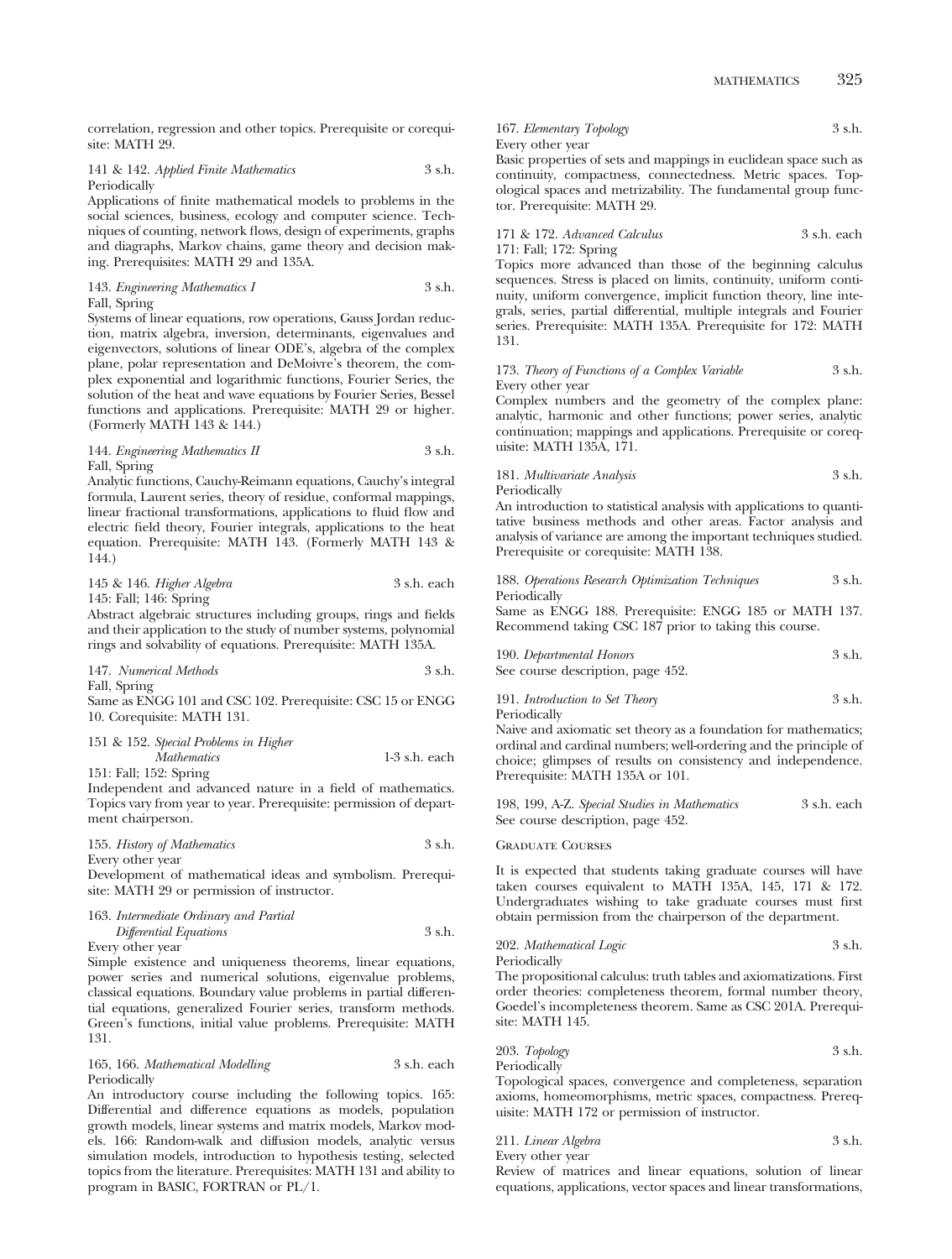correlation, regression and other topics. Prerequisite or corequisite: MATH 29.

141 & 142. *Applied Finite Mathematics* 3 s.h.
Periodically
Applications of finite mathematical models to problems in the social sciences, business, ecology and computer science. Techniques of counting, network flows, design of experiments, graphs and diagraphs, Markov chains, game theory and decision making. Prerequisites: MATH 29 and 135A.

143. *Engineering Mathematics I* 3 s.h.
Fall, Spring
Systems of linear equations, row operations, Gauss Jordan reduction, matrix algebra, inversion, determinants, eigenvalues and eigenvectors, solutions of linear ODE's, algebra of the complex plane, polar representation and DeMoivre's theorem, the complex exponential and logarithmic functions, Fourier Series, the solution of the heat and wave equations by Fourier Series, Bessel functions and applications. Prerequisite: MATH 29 or higher. (Formerly MATH 143 & 144.)

144. *Engineering Mathematics II* 3 s.h.
Fall, Spring
Analytic functions, Cauchy-Reimann equations, Cauchy's integral formula, Laurent series, theory of residue, conformal mappings, linear fractional transformations, applications to fluid flow and electric field theory, Fourier integrals, applications to the heat equation. Prerequisite: MATH 143. (Formerly MATH 143 & 144.)

145 & 146. *Higher Algebra* 3 s.h. each
145: Fall; 146: Spring
Abstract algebraic structures including groups, rings and fields and their application to the study of number systems, polynomial rings and solvability of equations. Prerequisite: MATH 135A.

147. *Numerical Methods* 3 s.h.
Fall, Spring
Same as ENGG 101 and CSC 102. Prerequisite: CSC 15 or ENGG 10. Corequisite: MATH 131.

151 & 152. *Special Problems in Higher Mathematics* 1-3 s.h. each
151: Fall; 152: Spring
Independent and advanced nature in a field of mathematics. Topics vary from year to year. Prerequisite: permission of department chairperson.

155. *History of Mathematics* 3 s.h.
Every other year
Development of mathematical ideas and symbolism. Prerequisite: MATH 29 or permission of instructor.

163. *Intermediate Ordinary and Partial Differential Equations* 3 s.h.
Every other year
Simple existence and uniqueness theorems, linear equations, power series and numerical solutions, eigenvalue problems, classical equations. Boundary value problems in partial differential equations, generalized Fourier series, transform methods. Green's functions, initial value problems. Prerequisite: MATH 131.

165, 166. *Mathematical Modelling* 3 s.h. each
Periodically
An introductory course including the following topics. 165: Differential and difference equations as models, population growth models, linear systems and matrix models, Markov models. 166: Random-walk and diffusion models, analytic versus simulation models, introduction to hypothesis testing, selected topics from the literature. Prerequisites: MATH 131 and ability to program in BASIC, FORTRAN or PL/1.

167. *Elementary Topology* 3 s.h.
Every other year
Basic properties of sets and mappings in euclidean space such as continuity, compactness, connectedness. Metric spaces. Topological spaces and metrizability. The fundamental group functor. Prerequisite: MATH 29.

171 & 172. *Advanced Calculus* 3 s.h. each
171: Fall; 172: Spring
Topics more advanced than those of the beginning calculus sequences. Stress is placed on limits, continuity, uniform continuity, uniform convergence, implicit function theory, line integrals, series, partial differential, multiple integrals and Fourier series. Prerequisite: MATH 135A. Prerequisite for 172: MATH 131.

173. *Theory of Functions of a Complex Variable* 3 s.h.
Every other year
Complex numbers and the geometry of the complex plane: analytic, harmonic and other functions; power series, analytic continuation; mappings and applications. Prerequisite or corequisite: MATH 135A, 171.

181. *Multivariate Analysis* 3 s.h.
Periodically
An introduction to statistical analysis with applications to quantitative business methods and other areas. Factor analysis and analysis of variance are among the important techniques studied. Prerequisite or corequisite: MATH 138.

188. *Operations Research Optimization Techniques* 3 s.h.
Periodically
Same as ENGG 188. Prerequisite: ENGG 185 or MATH 137. Recommend taking CSC 187 prior to taking this course.

190. *Departmental Honors* 3 s.h.
See course description, page 452.

191. *Introduction to Set Theory* 3 s.h.
Periodically
Naive and axiomatic set theory as a foundation for mathematics; ordinal and cardinal numbers; well-ordering and the principle of choice; glimpses of results on consistency and independence. Prerequisite: MATH 135A or 101.

198, 199, A-Z. *Special Studies in Mathematics* 3 s.h. each
See course description, page 452.

## Graduate Courses

It is expected that students taking graduate courses will have taken courses equivalent to MATH 135A, 145, 171 & 172. Undergraduates wishing to take graduate courses must first obtain permission from the chairperson of the department.

202. *Mathematical Logic* 3 s.h.
Periodically
The propositional calculus: truth tables and axiomatizations. First order theories: completeness theorem, formal number theory, Goedel's incompleteness theorem. Same as CSC 201A. Prerequisite: MATH 145.

203. *Topology* 3 s.h.
Periodically
Topological spaces, convergence and completeness, separation axioms, homeomorphisms, metric spaces, compactness. Prerequisite: MATH 172 or permission of instructor.

211. *Linear Algebra* 3 s.h.
Every other year
Review of matrices and linear equations, solution of linear equations, applications, vector spaces and linear transformations,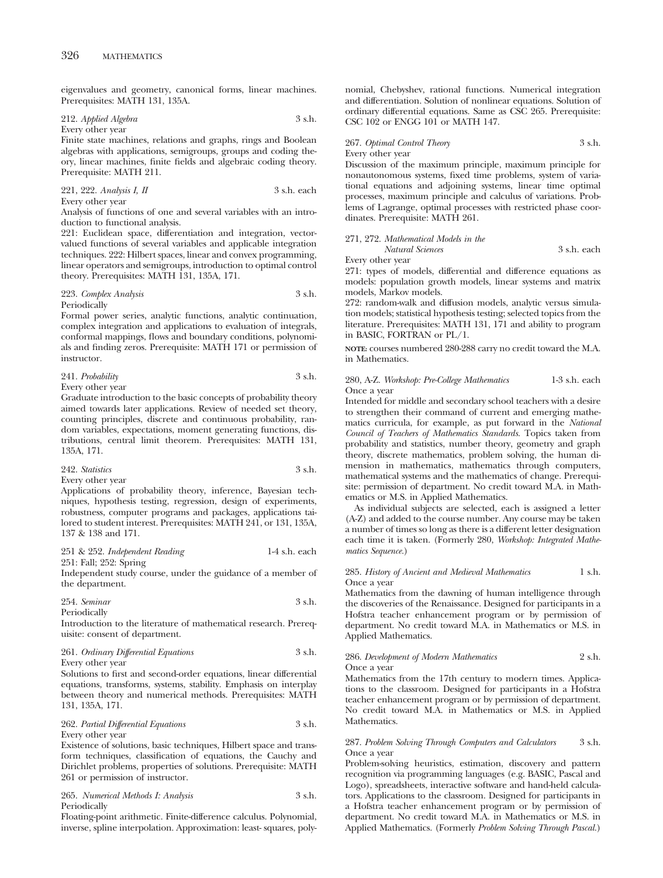eigenvalues and geometry, canonical forms, linear machines. Prerequisites: MATH 131, 135A.

212. *Applied Algebra* 3 s.h.
Every other year
Finite state machines, relations and graphs, rings and Boolean algebras with applications, semigroups, groups and coding theory, linear machines, finite fields and algebraic coding theory. Prerequisite: MATH 211.

221, 222. *Analysis I, II* 3 s.h. each
Every other year
Analysis of functions of one and several variables with an introduction to functional analysis.
221: Euclidean space, differentiation and integration, vector-valued functions of several variables and applicable integration techniques. 222: Hilbert spaces, linear and convex programming, linear operators and semigroups, introduction to optimal control theory. Prerequisites: MATH 131, 135A, 171.

223. *Complex Analysis* 3 s.h.
Periodically
Formal power series, analytic functions, analytic continuation, complex integration and applications to evaluation of integrals, conformal mappings, flows and boundary conditions, polynomials and finding zeros. Prerequisite: MATH 171 or permission of instructor.

241. *Probability* 3 s.h.
Every other year
Graduate introduction to the basic concepts of probability theory aimed towards later applications. Review of needed set theory, counting principles, discrete and continuous probability, random variables, expectations, moment generating functions, distributions, central limit theorem. Prerequisites: MATH 131, 135A, 171.

242. *Statistics* 3 s.h.
Every other year
Applications of probability theory, inference, Bayesian techniques, hypothesis testing, regression, design of experiments, robustness, computer programs and packages, applications tailored to student interest. Prerequisites: MATH 241, or 131, 135A, 137 & 138 and 171.

251 & 252. *Independent Reading* 1-4 s.h. each
251: Fall; 252: Spring
Independent study course, under the guidance of a member of the department.

254. *Seminar* 3 s.h.
Periodically
Introduction to the literature of mathematical research. Prerequisite: consent of department.

261. *Ordinary Differential Equations* 3 s.h.
Every other year
Solutions to first and second-order equations, linear differential equations, transforms, systems, stability. Emphasis on interplay between theory and numerical methods. Prerequisites: MATH 131, 135A, 171.

262. *Partial Differential Equations* 3 s.h.
Every other year
Existence of solutions, basic techniques, Hilbert space and transform techniques, classification of equations, the Cauchy and Dirichlet problems, properties of solutions. Prerequisite: MATH 261 or permission of instructor.

265. *Numerical Methods I: Analysis* 3 s.h.
Periodically
Floating-point arithmetic. Finite-difference calculus. Polynomial, inverse, spline interpolation. Approximation: least- squares, polynomial, Chebyshev, rational functions. Numerical integration and differentiation. Solution of nonlinear equations. Solution of ordinary differential equations. Same as CSC 265. Prerequisite: CSC 102 or ENGG 101 or MATH 147.

267. *Optimal Control Theory* 3 s.h.
Every other year
Discussion of the maximum principle, maximum principle for nonautonomous systems, fixed time problems, system of variational equations and adjoining systems, linear time optimal processes, maximum principle and calculus of variations. Problems of Lagrange, optimal processes with restricted phase coordinates. Prerequisite: MATH 261.

271, 272. *Mathematical Models in the Natural Sciences* 3 s.h. each
Every other year
271: types of models, differential and difference equations as models: population growth models, linear systems and matrix models, Markov models.
272: random-walk and diffusion models, analytic versus simulation models; statistical hypothesis testing; selected topics from the literature. Prerequisites: MATH 131, 171 and ability to program in BASIC, FORTRAN or PL/1.

**NOTE:** courses numbered 280-288 carry no credit toward the M.A. in Mathematics.

280, A-Z. *Workshop: Pre-College Mathematics* 1-3 s.h. each
Once a year
Intended for middle and secondary school teachers with a desire to strengthen their command of current and emerging mathematics curricula, for example, as put forward in the *National Council of Teachers of Mathematics Standards*. Topics taken from probability and statistics, number theory, geometry and graph theory, discrete mathematics, problem solving, the human dimension in mathematics, mathematics through computers, mathematical systems and the mathematics of change. Prerequisite: permission of department. No credit toward M.A. in Mathematics or M.S. in Applied Mathematics.

As individual subjects are selected, each is assigned a letter (A-Z) and added to the course number. Any course may be taken a number of times so long as there is a different letter designation each time it is taken. (Formerly 280, *Workshop: Integrated Mathematics Sequence*.)

285. *History of Ancient and Medieval Mathematics* 1 s.h.
Once a year
Mathematics from the dawning of human intelligence through the discoveries of the Renaissance. Designed for participants in a Hofstra teacher enhancement program or by permission of department. No credit toward M.A. in Mathematics or M.S. in Applied Mathematics.

286. *Development of Modern Mathematics* 2 s.h.
Once a year
Mathematics from the 17th century to modern times. Applications to the classroom. Designed for participants in a Hofstra teacher enhancement program or by permission of department. No credit toward M.A. in Mathematics or M.S. in Applied Mathematics.

287. *Problem Solving Through Computers and Calculators* 3 s.h.
Once a year
Problem-solving heuristics, estimation, discovery and pattern recognition via programming languages (e.g. BASIC, Pascal and Logo), spreadsheets, interactive software and hand-held calculators. Applications to the classroom. Designed for participants in a Hofstra teacher enhancement program or by permission of department. No credit toward M.A. in Mathematics or M.S. in Applied Mathematics. (Formerly *Problem Solving Through Pascal*.)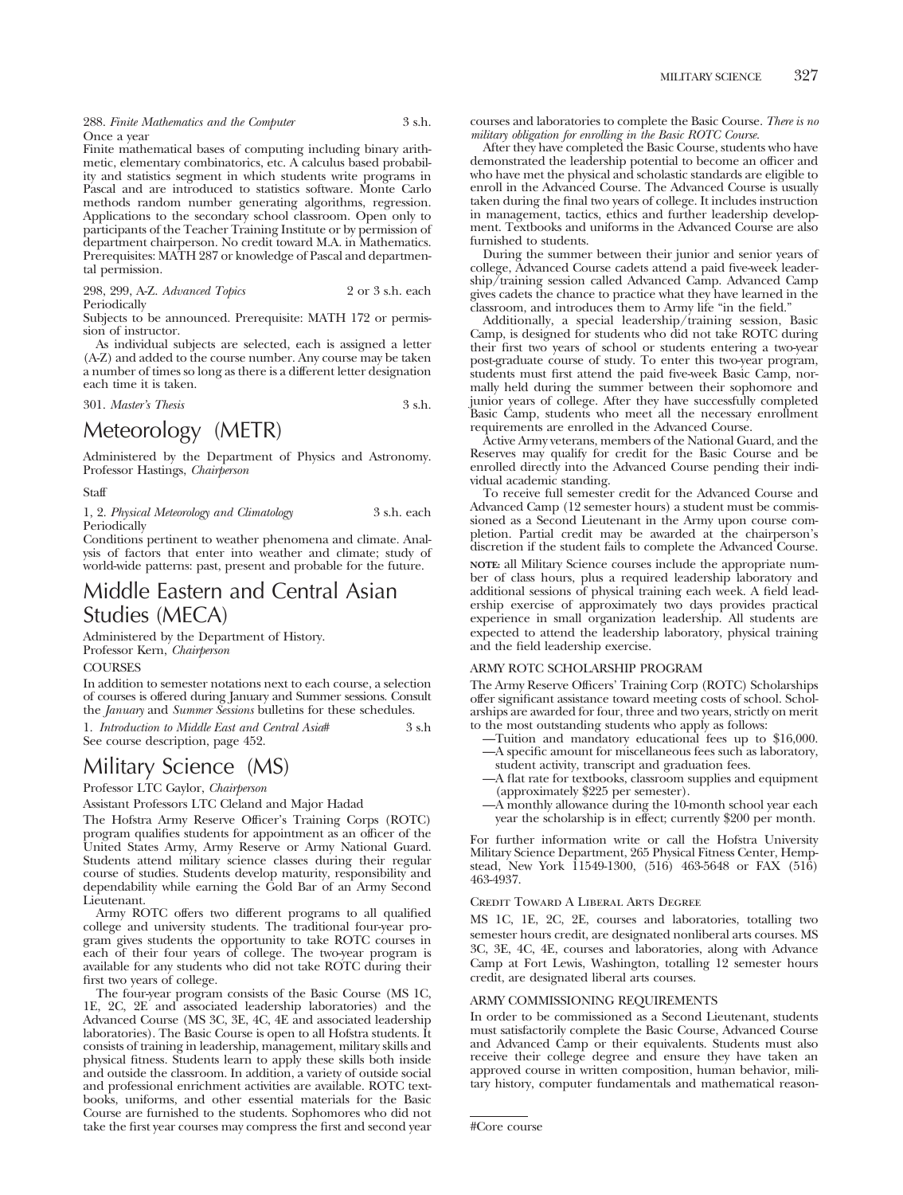288. *Finite Mathematics and the Computer* 3 s.h.
Once a year

Finite mathematical bases of computing including binary arithmetic, elementary combinatorics, etc. A calculus based probability and statistics segment in which students write programs in Pascal and are introduced to statistics software. Monte Carlo methods random number generating algorithms, regression. Applications to the secondary school classroom. Open only to participants of the Teacher Training Institute or by permission of department chairperson. No credit toward M.A. in Mathematics. Prerequisites: MATH 287 or knowledge of Pascal and departmental permission.

298, 299, A-Z. *Advanced Topics* 2 or 3 s.h. each
Periodically

Subjects to be announced. Prerequisite: MATH 172 or permission of instructor.

As individual subjects are selected, each is assigned a letter (A-Z) and added to the course number. Any course may be taken a number of times so long as there is a different letter designation each time it is taken.

301. *Master's Thesis* 3 s.h.

# Meteorology (METR)

Administered by the Department of Physics and Astronomy. Professor Hastings, *Chairperson*

Staff

1, 2. *Physical Meteorology and Climatology* 3 s.h. each
Periodically

Conditions pertinent to weather phenomena and climate. Analysis of factors that enter into weather and climate; study of world-wide patterns: past, present and probable for the future.

# Middle Eastern and Central Asian Studies (MECA)

Administered by the Department of History.
Professor Kern, *Chairperson*

COURSES

In addition to semester notations next to each course, a selection of courses is offered during January and Summer sessions. Consult the *January* and *Summer Sessions* bulletins for these schedules.

1. *Introduction to Middle East and Central Asia*# 3 s.h
See course description, page 452.

# Military Science (MS)

Professor LTC Gaylor, *Chairperson*

Assistant Professors LTC Cleland and Major Hadad

The Hofstra Army Reserve Officer's Training Corps (ROTC) program qualifies students for appointment as an officer of the United States Army, Army Reserve or Army National Guard. Students attend military science classes during their regular course of studies. Students develop maturity, responsibility and dependability while earning the Gold Bar of an Army Second Lieutenant.

Army ROTC offers two different programs to all qualified college and university students. The traditional four-year program gives students the opportunity to take ROTC courses in each of their four years of college. The two-year program is available for any students who did not take ROTC during their first two years of college.

The four-year program consists of the Basic Course (MS 1C, 1E, 2C, 2E and associated leadership laboratories) and the Advanced Course (MS 3C, 3E, 4C, 4E and associated leadership laboratories). The Basic Course is open to all Hofstra students. It consists of training in leadership, management, military skills and physical fitness. Students learn to apply these skills both inside and outside the classroom. In addition, a variety of outside social and professional enrichment activities are available. ROTC textbooks, uniforms, and other essential materials for the Basic Course are furnished to the students. Sophomores who did not take the first year courses may compress the first and second year courses and laboratories to complete the Basic Course. *There is no military obligation for enrolling in the Basic ROTC Course.*

After they have completed the Basic Course, students who have demonstrated the leadership potential to become an officer and who have met the physical and scholastic standards are eligible to enroll in the Advanced Course. The Advanced Course is usually taken during the final two years of college. It includes instruction in management, tactics, ethics and further leadership development. Textbooks and uniforms in the Advanced Course are also furnished to students.

During the summer between their junior and senior years of college, Advanced Course cadets attend a paid five-week leadership/training session called Advanced Camp. Advanced Camp gives cadets the chance to practice what they have learned in the classroom, and introduces them to Army life "in the field."

Additionally, a special leadership/training session, Basic Camp, is designed for students who did not take ROTC during their first two years of school or students entering a two-year post-graduate course of study. To enter this two-year program, students must first attend the paid five-week Basic Camp, normally held during the summer between their sophomore and junior years of college. After they have successfully completed Basic Camp, students who meet all the necessary enrollment requirements are enrolled in the Advanced Course.

Active Army veterans, members of the National Guard, and the Reserves may qualify for credit for the Basic Course and be enrolled directly into the Advanced Course pending their individual academic standing.

To receive full semester credit for the Advanced Course and Advanced Camp (12 semester hours) a student must be commissioned as a Second Lieutenant in the Army upon course completion. Partial credit may be awarded at the chairperson's discretion if the student fails to complete the Advanced Course.

**NOTE:** all Military Science courses include the appropriate number of class hours, plus a required leadership laboratory and additional sessions of physical training each week. A field leadership exercise of approximately two days provides practical experience in small organization leadership. All students are expected to attend the leadership laboratory, physical training and the field leadership exercise.

ARMY ROTC SCHOLARSHIP PROGRAM

The Army Reserve Officers' Training Corp (ROTC) Scholarships offer significant assistance toward meeting costs of school. Scholarships are awarded for four, three and two years, strictly on merit to the most outstanding students who apply as follows:

—Tuition and mandatory educational fees up to $16,000.
—A specific amount for miscellaneous fees such as laboratory, student activity, transcript and graduation fees.
—A flat rate for textbooks, classroom supplies and equipment (approximately $225 per semester).
—A monthly allowance during the 10-month school year each year the scholarship is in effect; currently $200 per month.

For further information write or call the Hofstra University Military Science Department, 265 Physical Fitness Center, Hempstead, New York 11549-1300, (516) 463-5648 or FAX (516) 463-4937.

CREDIT TOWARD A LIBERAL ARTS DEGREE

MS 1C, 1E, 2C, 2E, courses and laboratories, totalling two semester hours credit, are designated nonliberal arts courses. MS 3C, 3E, 4C, 4E, courses and laboratories, along with Advance Camp at Fort Lewis, Washington, totalling 12 semester hours credit, are designated liberal arts courses.

ARMY COMMISSIONING REQUIREMENTS

In order to be commissioned as a Second Lieutenant, students must satisfactorily complete the Basic Course, Advanced Course and Advanced Camp or their equivalents. Students must also receive their college degree and ensure they have taken an approved course in written composition, human behavior, military history, computer fundamentals and mathematical reason-

#Core course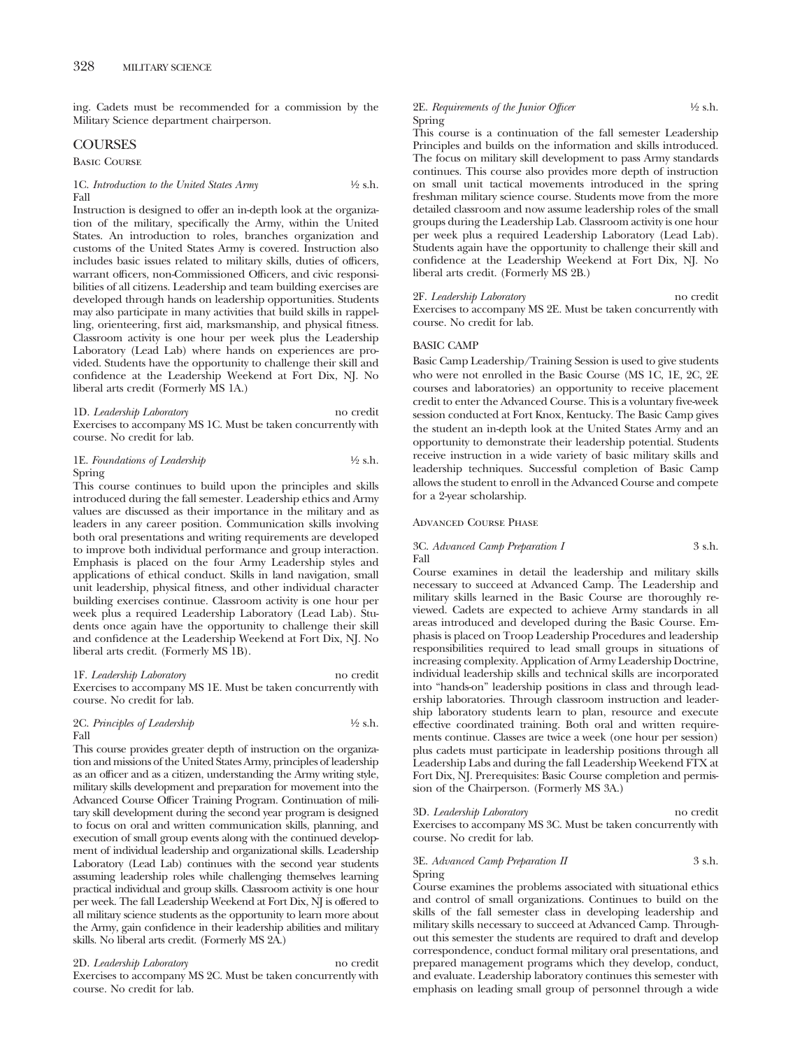ing. Cadets must be recommended for a commission by the Military Science department chairperson.

## COURSES

### Basic Course

1C. *Introduction to the United States Army* ½ s.h.
Fall

Instruction is designed to offer an in-depth look at the organization of the military, specifically the Army, within the United States. An introduction to roles, branches organization and customs of the United States Army is covered. Instruction also includes basic issues related to military skills, duties of officers, warrant officers, non-Commissioned Officers, and civic responsibilities of all citizens. Leadership and team building exercises are developed through hands on leadership opportunities. Students may also participate in many activities that build skills in rappelling, orienteering, first aid, marksmanship, and physical fitness. Classroom activity is one hour per week plus the Leadership Laboratory (Lead Lab) where hands on experiences are provided. Students have the opportunity to challenge their skill and confidence at the Leadership Weekend at Fort Dix, NJ. No liberal arts credit (Formerly MS 1A.)

1D. *Leadership Laboratory* no credit

Exercises to accompany MS 1C. Must be taken concurrently with course. No credit for lab.

1E. *Foundations of Leadership* ½ s.h.
Spring

This course continues to build upon the principles and skills introduced during the fall semester. Leadership ethics and Army values are discussed as their importance in the military and as leaders in any career position. Communication skills involving both oral presentations and writing requirements are developed to improve both individual performance and group interaction. Emphasis is placed on the four Army Leadership styles and applications of ethical conduct. Skills in land navigation, small unit leadership, physical fitness, and other individual character building exercises continue. Classroom activity is one hour per week plus a required Leadership Laboratory (Lead Lab). Students once again have the opportunity to challenge their skill and confidence at the Leadership Weekend at Fort Dix, NJ. No liberal arts credit. (Formerly MS 1B).

1F. *Leadership Laboratory* no credit

Exercises to accompany MS 1E. Must be taken concurrently with course. No credit for lab.

2C. *Principles of Leadership* ½ s.h.
Fall

This course provides greater depth of instruction on the organization and missions of the United States Army, principles of leadership as an officer and as a citizen, understanding the Army writing style, military skills development and preparation for movement into the Advanced Course Officer Training Program. Continuation of military skill development during the second year program is designed to focus on oral and written communication skills, planning, and execution of small group events along with the continued development of individual leadership and organizational skills. Leadership Laboratory (Lead Lab) continues with the second year students assuming leadership roles while challenging themselves learning practical individual and group skills. Classroom activity is one hour per week. The fall Leadership Weekend at Fort Dix, NJ is offered to all military science students as the opportunity to learn more about the Army, gain confidence in their leadership abilities and military skills. No liberal arts credit. (Formerly MS 2A.)

2D. *Leadership Laboratory* no credit

Exercises to accompany MS 2C. Must be taken concurrently with course. No credit for lab.

2E. *Requirements of the Junior Officer* ½ s.h.
Spring

This course is a continuation of the fall semester Leadership Principles and builds on the information and skills introduced. The focus on military skill development to pass Army standards continues. This course also provides more depth of instruction on small unit tactical movements introduced in the spring freshman military science course. Students move from the more detailed classroom and now assume leadership roles of the small groups during the Leadership Lab. Classroom activity is one hour per week plus a required Leadership Laboratory (Lead Lab). Students again have the opportunity to challenge their skill and confidence at the Leadership Weekend at Fort Dix, NJ. No liberal arts credit. (Formerly MS 2B.)

2F. *Leadership Laboratory* no credit

Exercises to accompany MS 2E. Must be taken concurrently with course. No credit for lab.

### BASIC CAMP

Basic Camp Leadership/Training Session is used to give students who were not enrolled in the Basic Course (MS 1C, 1E, 2C, 2E courses and laboratories) an opportunity to receive placement credit to enter the Advanced Course. This is a voluntary five-week session conducted at Fort Knox, Kentucky. The Basic Camp gives the student an in-depth look at the United States Army and an opportunity to demonstrate their leadership potential. Students receive instruction in a wide variety of basic military skills and leadership techniques. Successful completion of Basic Camp allows the student to enroll in the Advanced Course and compete for a 2-year scholarship.

### Advanced Course Phase

3C. *Advanced Camp Preparation I* 3 s.h.
Fall

Course examines in detail the leadership and military skills necessary to succeed at Advanced Camp. The Leadership and military skills learned in the Basic Course are thoroughly reviewed. Cadets are expected to achieve Army standards in all areas introduced and developed during the Basic Course. Emphasis is placed on Troop Leadership Procedures and leadership responsibilities required to lead small groups in situations of increasing complexity. Application of Army Leadership Doctrine, individual leadership skills and technical skills are incorporated into "hands-on" leadership positions in class and through leadership laboratories. Through classroom instruction and leadership laboratory students learn to plan, resource and execute effective coordinated training. Both oral and written requirements continue. Classes are twice a week (one hour per session) plus cadets must participate in leadership positions through all Leadership Labs and during the fall Leadership Weekend FTX at Fort Dix, NJ. Prerequisites: Basic Course completion and permission of the Chairperson. (Formerly MS 3A.)

3D. *Leadership Laboratory* no credit

Exercises to accompany MS 3C. Must be taken concurrently with course. No credit for lab.

3E. *Advanced Camp Preparation II* 3 s.h.
Spring

Course examines the problems associated with situational ethics and control of small organizations. Continues to build on the skills of the fall semester class in developing leadership and military skills necessary to succeed at Advanced Camp. Throughout this semester the students are required to draft and develop correspondence, conduct formal military oral presentations, and prepared management programs which they develop, conduct, and evaluate. Leadership laboratory continues this semester with emphasis on leading small group of personnel through a wide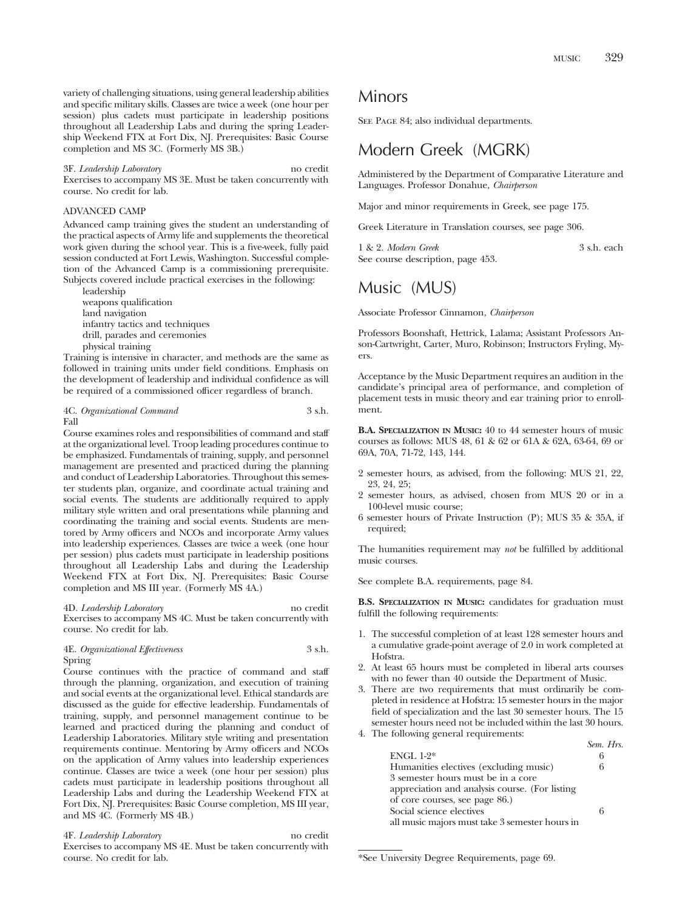variety of challenging situations, using general leadership abilities and specific military skills. Classes are twice a week (one hour per session) plus cadets must participate in leadership positions throughout all Leadership Labs and during the spring Leadership Weekend FTX at Fort Dix, NJ. Prerequisites: Basic Course completion and MS 3C. (Formerly MS 3B.)

3F. *Leadership Laboratory* — no credit
Exercises to accompany MS 3E. Must be taken concurrently with course. No credit for lab.

ADVANCED CAMP

Advanced camp training gives the student an understanding of the practical aspects of Army life and supplements the theoretical work given during the school year. This is a five-week, fully paid session conducted at Fort Lewis, Washington. Successful completion of the Advanced Camp is a commissioning prerequisite. Subjects covered include practical exercises in the following:

- leadership
- weapons qualification
- land navigation
- infantry tactics and techniques
- drill, parades and ceremonies
- physical training

Training is intensive in character, and methods are the same as followed in training units under field conditions. Emphasis on the development of leadership and individual confidence as will be required of a commissioned officer regardless of branch.

4C. *Organizational Command* — 3 s.h.
Fall
Course examines roles and responsibilities of command and staff at the organizational level. Troop leading procedures continue to be emphasized. Fundamentals of training, supply, and personnel management are presented and practiced during the planning and conduct of Leadership Laboratories. Throughout this semester students plan, organize, and coordinate actual training and social events. The students are additionally required to apply military style written and oral presentations while planning and coordinating the training and social events. Students are mentored by Army officers and NCOs and incorporate Army values into leadership experiences. Classes are twice a week (one hour per session) plus cadets must participate in leadership positions throughout all Leadership Labs and during the Leadership Weekend FTX at Fort Dix, NJ. Prerequisites: Basic Course completion and MS III year. (Formerly MS 4A.)

4D. *Leadership Laboratory* — no credit
Exercises to accompany MS 4C. Must be taken concurrently with course. No credit for lab.

4E. *Organizational Effectiveness* — 3 s.h.
Spring
Course continues with the practice of command and staff through the planning, organization, and execution of training and social events at the organizational level. Ethical standards are discussed as the guide for effective leadership. Fundamentals of training, supply, and personnel management continue to be learned and practiced during the planning and conduct of Leadership Laboratories. Military style writing and presentation requirements continue. Mentoring by Army officers and NCOs on the application of Army values into leadership experiences continue. Classes are twice a week (one hour per session) plus cadets must participate in leadership positions throughout all Leadership Labs and during the Leadership Weekend FTX at Fort Dix, NJ. Prerequisites: Basic Course completion, MS III year, and MS 4C. (Formerly MS 4B.)

4F. *Leadership Laboratory* — no credit
Exercises to accompany MS 4E. Must be taken concurrently with course. No credit for lab.

# Minors

See Page 84; also individual departments.

# Modern Greek (MGRK)

Administered by the Department of Comparative Literature and Languages. Professor Donahue, *Chairperson*

Major and minor requirements in Greek, see page 175.

Greek Literature in Translation courses, see page 306.

1 & 2. *Modern Greek* — 3 s.h. each
See course description, page 453.

# Music (MUS)

Associate Professor Cinnamon, *Chairperson*

Professors Boonshaft, Hettrick, Lalama; Assistant Professors Anson-Cartwright, Carter, Muro, Robinson; Instructors Fryling, Myers.

Acceptance by the Music Department requires an audition in the candidate's principal area of performance, and completion of placement tests in music theory and ear training prior to enrollment.

**B.A. Specialization in Music:** 40 to 44 semester hours of music courses as follows: MUS 48, 61 & 62 or 61A & 62A, 63-64, 69 or 69A, 70A, 71-72, 143, 144.

- 2 semester hours, as advised, from the following: MUS 21, 22, 23, 24, 25;
- 2 semester hours, as advised, chosen from MUS 20 or in a 100-level music course;
- 6 semester hours of Private Instruction (P); MUS 35 & 35A, if required;

The humanities requirement may *not* be fulfilled by additional music courses.

See complete B.A. requirements, page 84.

**B.S. Specialization in Music:** candidates for graduation must fulfill the following requirements:

1. The successful completion of at least 128 semester hours and a cumulative grade-point average of 2.0 in work completed at Hofstra.
2. At least 65 hours must be completed in liberal arts courses with no fewer than 40 outside the Department of Music.
3. There are two requirements that must ordinarily be completed in residence at Hofstra: 15 semester hours in the major field of specialization and the last 30 semester hours. The 15 semester hours need not be included within the last 30 hours.
4. The following general requirements:

| | *Sem. Hrs.* |
|---|---|
| ENGL 1-2* | 6 |
| Humanities electives (excluding music) 3 semester hours must be in a core appreciation and analysis course. (For listing of core courses, see page 86.) | 6 |
| Social science electives all music majors must take 3 semester hours in | 6 |

*See University Degree Requirements, page 69.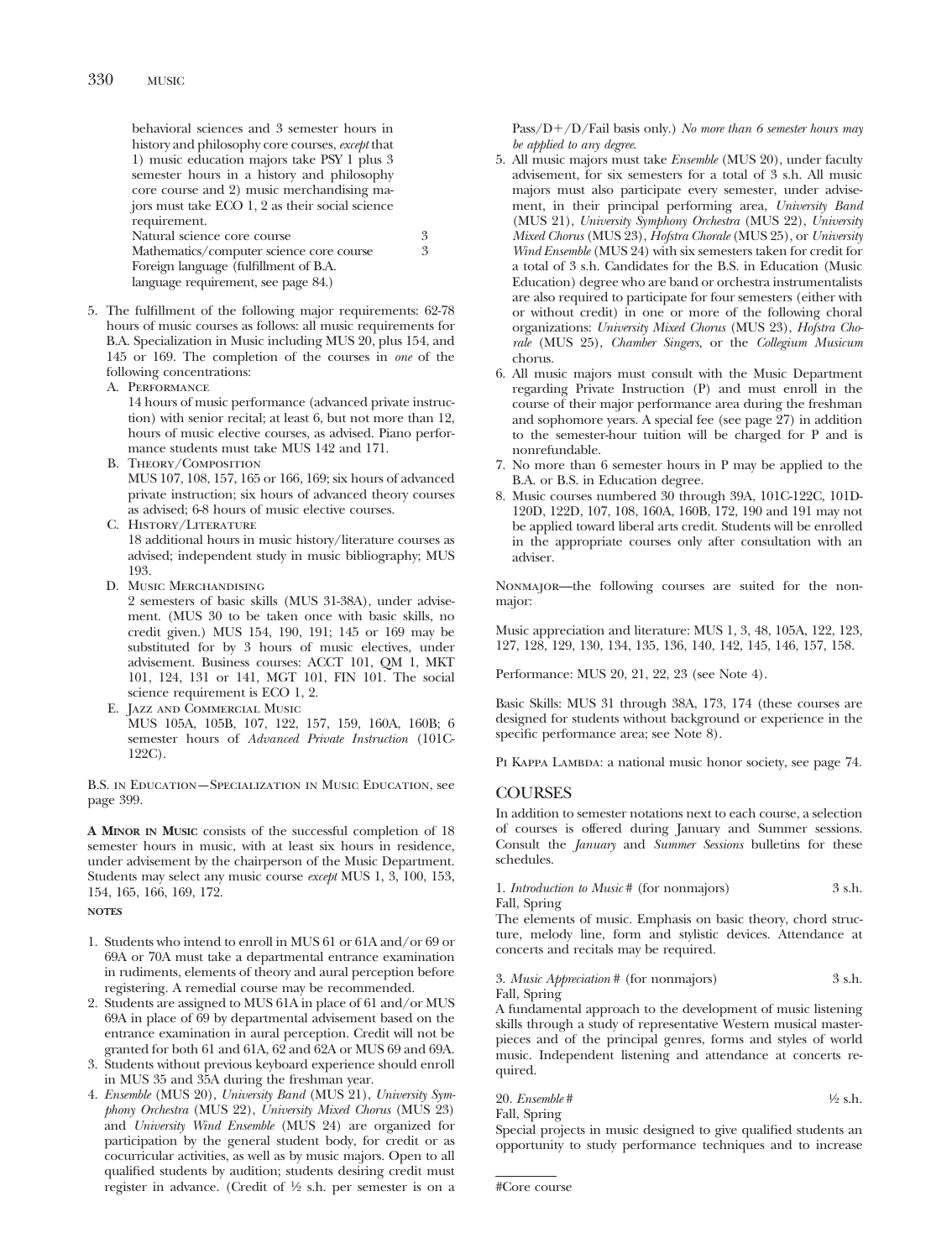behavioral sciences and 3 semester hours in history and philosophy core courses, *except* that 1) music education majors take PSY 1 plus 3 semester hours in a history and philosophy core course and 2) music merchandising majors must take ECO 1, 2 as their social science requirement.

| | |
|---|---|
| Natural science core course | 3 |
| Mathematics/computer science core course | 3 |
| Foreign language (fulfillment of B.A. language requirement, see page 84.) | |

5. The fulfillment of the following major requirements: 62-78 hours of music courses as follows: all music requirements for B.A. Specialization in Music including MUS 20, plus 154, and 145 or 169. The completion of the courses in *one* of the following concentrations:
   A. Performance
   14 hours of music performance (advanced private instruction) with senior recital; at least 6, but not more than 12, hours of music elective courses, as advised. Piano performance students must take MUS 142 and 171.
   B. Theory/Composition
   MUS 107, 108, 157, 165 or 166, 169; six hours of advanced private instruction; six hours of advanced theory courses as advised; 6-8 hours of music elective courses.
   C. History/Literature
   18 additional hours in music history/literature courses as advised; independent study in music bibliography; MUS 193.
   D. Music Merchandising
   2 semesters of basic skills (MUS 31-38A), under advisement. (MUS 30 to be taken once with basic skills, no credit given.) MUS 154, 190, 191; 145 or 169 may be substituted for by 3 hours of music electives, under advisement. Business courses: ACCT 101, QM 1, MKT 101, 124, 131 or 141, MGT 101, FIN 101. The social science requirement is ECO 1, 2.
   E. Jazz and Commercial Music
   MUS 105A, 105B, 107, 122, 157, 159, 160A, 160B; 6 semester hours of *Advanced Private Instruction* (101C-122C).

B.S. in Education—Specialization in Music Education, see page 399.

**A Minor in Music** consists of the successful completion of 18 semester hours in music, with at least six hours in residence, under advisement by the chairperson of the Music Department. Students may select any music course *except* MUS 1, 3, 100, 153, 154, 165, 166, 169, 172.

**NOTES**

1. Students who intend to enroll in MUS 61 or 61A and/or 69 or 69A or 70A must take a departmental entrance examination in rudiments, elements of theory and aural perception before registering. A remedial course may be recommended.
2. Students are assigned to MUS 61A in place of 61 and/or MUS 69A in place of 69 by departmental advisement based on the entrance examination in aural perception. Credit will not be granted for both 61 and 61A, 62 and 62A or MUS 69 and 69A.
3. Students without previous keyboard experience should enroll in MUS 35 and 35A during the freshman year.
4. *Ensemble* (MUS 20), *University Band* (MUS 21), *University Symphony Orchestra* (MUS 22), *University Mixed Chorus* (MUS 23) and *University Wind Ensemble* (MUS 24) are organized for participation by the general student body, for credit or as cocurricular activities, as well as by music majors. Open to all qualified students by audition; students desiring credit must register in advance. (Credit of ½ s.h. per semester is on a Pass/D+/D/Fail basis only.) *No more than 6 semester hours may be applied to any degree.*
5. All music majors must take *Ensemble* (MUS 20), under faculty advisement, for six semesters for a total of 3 s.h. All music majors must also participate every semester, under advisement, in their principal performing area, *University Band* (MUS 21), *University Symphony Orchestra* (MUS 22), *University Mixed Chorus* (MUS 23), *Hofstra Chorale* (MUS 25), or *University Wind Ensemble* (MUS 24) with six semesters taken for credit for a total of 3 s.h. Candidates for the B.S. in Education (Music Education) degree who are band or orchestra instrumentalists are also required to participate for four semesters (either with or without credit) in one or more of the following choral organizations: *University Mixed Chorus* (MUS 23), *Hofstra Chorale* (MUS 25), *Chamber Singers,* or the *Collegium Musicum* chorus.
6. All music majors must consult with the Music Department regarding Private Instruction (P) and must enroll in the course of their major performance area during the freshman and sophomore years. A special fee (see page 27) in addition to the semester-hour tuition will be charged for P and is nonrefundable.
7. No more than 6 semester hours in P may be applied to the B.A. or B.S. in Education degree.
8. Music courses numbered 30 through 39A, 101C-122C, 101D-120D, 122D, 107, 108, 160A, 160B, 172, 190 and 191 may not be applied toward liberal arts credit. Students will be enrolled in the appropriate courses only after consultation with an adviser.

Nonmajor—the following courses are suited for the nonmajor:

Music appreciation and literature: MUS 1, 3, 48, 105A, 122, 123, 127, 128, 129, 130, 134, 135, 136, 140, 142, 145, 146, 157, 158.

Performance: MUS 20, 21, 22, 23 (see Note 4).

Basic Skills: MUS 31 through 38A, 173, 174 (these courses are designed for students without background or experience in the specific performance area; see Note 8).

Pi Kappa Lambda: a national music honor society, see page 74.

## COURSES

In addition to semester notations next to each course, a selection of courses is offered during January and Summer sessions. Consult the *January* and *Summer Sessions* bulletins for these schedules.

1. *Introduction to Music* # (for nonmajors) 3 s.h.
Fall, Spring
The elements of music. Emphasis on basic theory, chord structure, melody line, form and stylistic devices. Attendance at concerts and recitals may be required.

3. *Music Appreciation* # (for nonmajors) 3 s.h.
Fall, Spring
A fundamental approach to the development of music listening skills through a study of representative Western musical masterpieces and of the principal genres, forms and styles of world music. Independent listening and attendance at concerts required.

20. *Ensemble* # ½ s.h.
Fall, Spring
Special projects in music designed to give qualified students an opportunity to study performance techniques and to increase

#Core course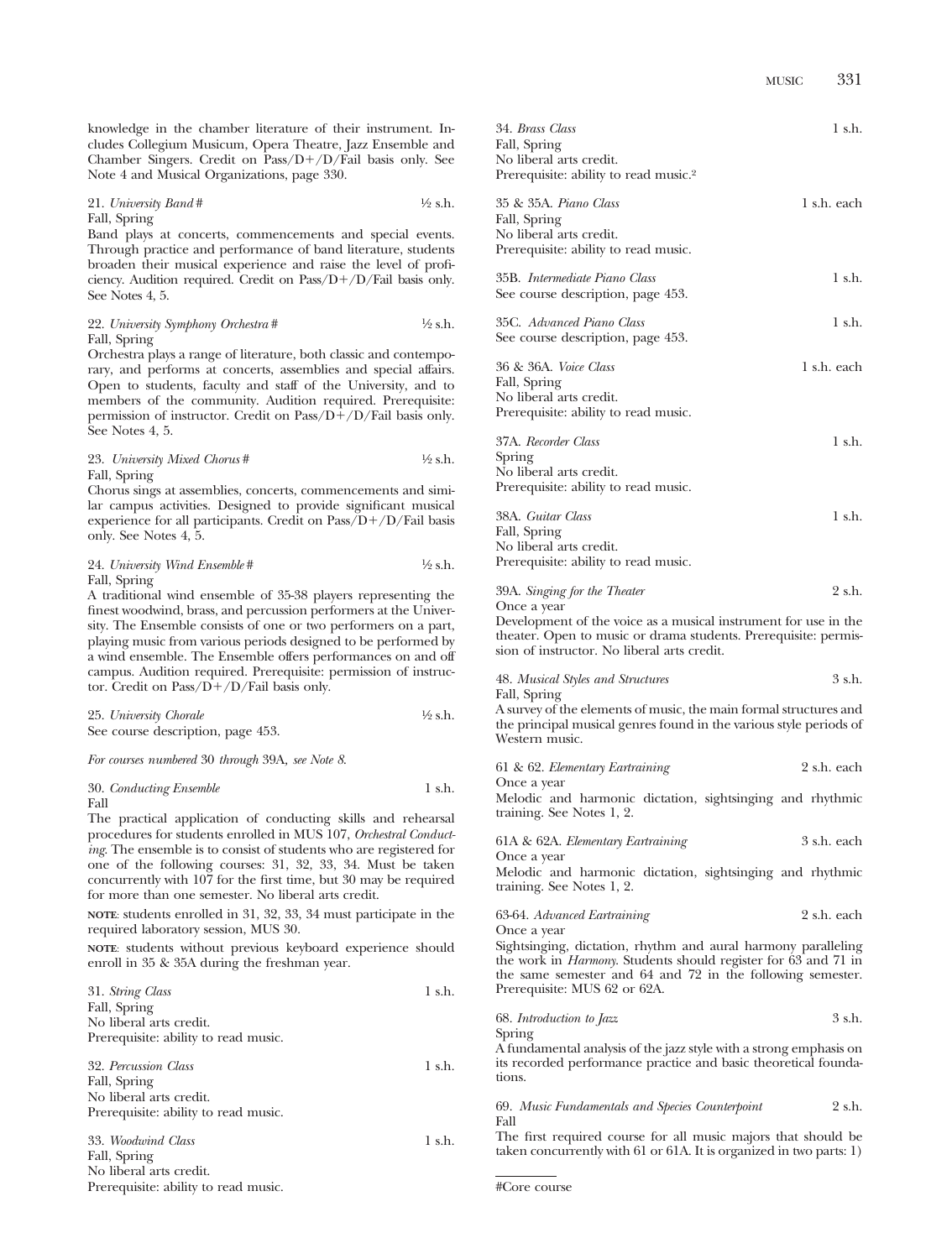knowledge in the chamber literature of their instrument. Includes Collegium Musicum, Opera Theatre, Jazz Ensemble and Chamber Singers. Credit on Pass/D+/D/Fail basis only. See Note 4 and Musical Organizations, page 330.

21. *University Band*# ½ s.h.
Fall, Spring
Band plays at concerts, commencements and special events. Through practice and performance of band literature, students broaden their musical experience and raise the level of proficiency. Audition required. Credit on Pass/D+/D/Fail basis only. See Notes 4, 5.

22. *University Symphony Orchestra*# ½ s.h.
Fall, Spring
Orchestra plays a range of literature, both classic and contemporary, and performs at concerts, assemblies and special affairs. Open to students, faculty and staff of the University, and to members of the community. Audition required. Prerequisite: permission of instructor. Credit on Pass/D+/D/Fail basis only. See Notes 4, 5.

23. *University Mixed Chorus*# ½ s.h.
Fall, Spring
Chorus sings at assemblies, concerts, commencements and similar campus activities. Designed to provide significant musical experience for all participants. Credit on Pass/D+/D/Fail basis only. See Notes 4, 5.

24. *University Wind Ensemble*# ½ s.h.
Fall, Spring
A traditional wind ensemble of 35-38 players representing the finest woodwind, brass, and percussion performers at the University. The Ensemble consists of one or two performers on a part, playing music from various periods designed to be performed by a wind ensemble. The Ensemble offers performances on and off campus. Audition required. Prerequisite: permission of instructor. Credit on Pass/D+/D/Fail basis only.

25. *University Chorale* ½ s.h.
See course description, page 453.

*For courses numbered* 30 *through* 39A, *see Note 8.*

30. *Conducting Ensemble* 1 s.h.
Fall
The practical application of conducting skills and rehearsal procedures for students enrolled in MUS 107, *Orchestral Conducting*. The ensemble is to consist of students who are registered for one of the following courses: 31, 32, 33, 34. Must be taken concurrently with 107 for the first time, but 30 may be required for more than one semester. No liberal arts credit.

**NOTE**: students enrolled in 31, 32, 33, 34 must participate in the required laboratory session, MUS 30.

**NOTE**: students without previous keyboard experience should enroll in 35 & 35A during the freshman year.

31. *String Class* 1 s.h.
Fall, Spring
No liberal arts credit.
Prerequisite: ability to read music.

32. *Percussion Class* 1 s.h.
Fall, Spring
No liberal arts credit.
Prerequisite: ability to read music.

33. *Woodwind Class* 1 s.h.
Fall, Spring
No liberal arts credit.
Prerequisite: ability to read music.

34. *Brass Class* 1 s.h.
Fall, Spring
No liberal arts credit.
Prerequisite: ability to read music.[2]

35 & 35A. *Piano Class* 1 s.h. each
Fall, Spring
No liberal arts credit.
Prerequisite: ability to read music.

35B. *Intermediate Piano Class* 1 s.h.
See course description, page 453.

35C. *Advanced Piano Class* 1 s.h.
See course description, page 453.

36 & 36A. *Voice Class* 1 s.h. each
Fall, Spring
No liberal arts credit.
Prerequisite: ability to read music.

37A. *Recorder Class* 1 s.h.
Spring
No liberal arts credit.
Prerequisite: ability to read music.

38A. *Guitar Class* 1 s.h.
Fall, Spring
No liberal arts credit.
Prerequisite: ability to read music.

39A. *Singing for the Theater* 2 s.h.
Once a year
Development of the voice as a musical instrument for use in the theater. Open to music or drama students. Prerequisite: permission of instructor. No liberal arts credit.

48. *Musical Styles and Structures* 3 s.h.
Fall, Spring
A survey of the elements of music, the main formal structures and the principal musical genres found in the various style periods of Western music.

61 & 62. *Elementary Eartraining* 2 s.h. each
Once a year
Melodic and harmonic dictation, sightsinging and rhythmic training. See Notes 1, 2.

61A & 62A. *Elementary Eartraining* 3 s.h. each
Once a year
Melodic and harmonic dictation, sightsinging and rhythmic training. See Notes 1, 2.

63-64. *Advanced Eartraining* 2 s.h. each
Once a year
Sightsinging, dictation, rhythm and aural harmony paralleling the work in *Harmony*. Students should register for 63 and 71 in the same semester and 64 and 72 in the following semester. Prerequisite: MUS 62 or 62A.

68. *Introduction to Jazz* 3 s.h.
Spring
A fundamental analysis of the jazz style with a strong emphasis on its recorded performance practice and basic theoretical foundations.

69. *Music Fundamentals and Species Counterpoint* 2 s.h.
Fall
The first required course for all music majors that should be taken concurrently with 61 or 61A. It is organized in two parts: 1)

---

#Core course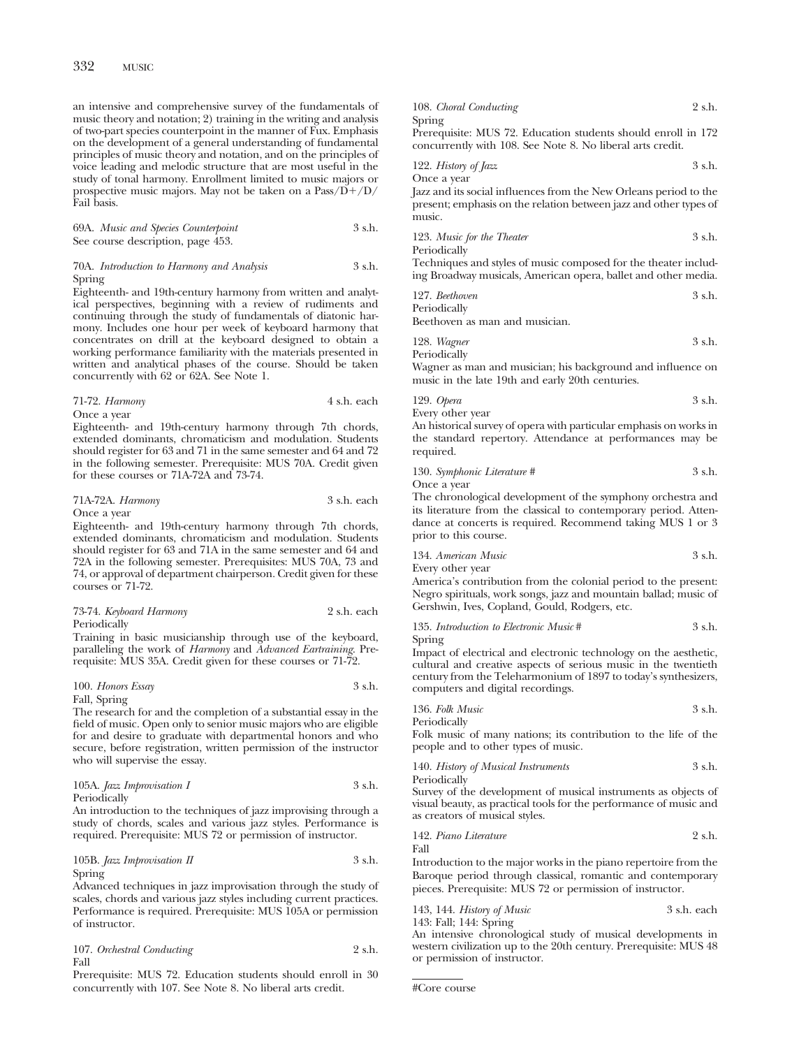an intensive and comprehensive survey of the fundamentals of music theory and notation; 2) training in the writing and analysis of two-part species counterpoint in the manner of Fux. Emphasis on the development of a general understanding of fundamental principles of music theory and notation, and on the principles of voice leading and melodic structure that are most useful in the study of tonal harmony. Enrollment limited to music majors or prospective music majors. May not be taken on a Pass/D+/D/Fail basis.

69A. *Music and Species Counterpoint* 3 s.h.
See course description, page 453.

70A. *Introduction to Harmony and Analysis* 3 s.h.
Spring
Eighteenth- and 19th-century harmony from written and analytical perspectives, beginning with a review of rudiments and continuing through the study of fundamentals of diatonic harmony. Includes one hour per week of keyboard harmony that concentrates on drill at the keyboard designed to obtain a working performance familiarity with the materials presented in written and analytical phases of the course. Should be taken concurrently with 62 or 62A. See Note 1.

71-72. *Harmony* 4 s.h. each
Once a year
Eighteenth- and 19th-century harmony through 7th chords, extended dominants, chromaticism and modulation. Students should register for 63 and 71 in the same semester and 64 and 72 in the following semester. Prerequisite: MUS 70A. Credit given for these courses or 71A-72A and 73-74.

71A-72A. *Harmony* 3 s.h. each
Once a year
Eighteenth- and 19th-century harmony through 7th chords, extended dominants, chromaticism and modulation. Students should register for 63 and 71A in the same semester and 64 and 72A in the following semester. Prerequisites: MUS 70A, 73 and 74, or approval of department chairperson. Credit given for these courses or 71-72.

73-74. *Keyboard Harmony* 2 s.h. each
Periodically
Training in basic musicianship through use of the keyboard, paralleling the work of *Harmony* and *Advanced Eartraining*. Prerequisite: MUS 35A. Credit given for these courses or 71-72.

100. *Honors Essay* 3 s.h.
Fall, Spring
The research for and the completion of a substantial essay in the field of music. Open only to senior music majors who are eligible for and desire to graduate with departmental honors and who secure, before registration, written permission of the instructor who will supervise the essay.

105A. *Jazz Improvisation I* 3 s.h.
Periodically
An introduction to the techniques of jazz improvising through a study of chords, scales and various jazz styles. Performance is required. Prerequisite: MUS 72 or permission of instructor.

105B. *Jazz Improvisation II* 3 s.h.
Spring
Advanced techniques in jazz improvisation through the study of scales, chords and various jazz styles including current practices. Performance is required. Prerequisite: MUS 105A or permission of instructor.

107. *Orchestral Conducting* 2 s.h.
Fall
Prerequisite: MUS 72. Education students should enroll in 30 concurrently with 107. See Note 8. No liberal arts credit.

108. *Choral Conducting* 2 s.h.
Spring
Prerequisite: MUS 72. Education students should enroll in 172 concurrently with 108. See Note 8. No liberal arts credit.

122. *History of Jazz* 3 s.h.
Once a year
Jazz and its social influences from the New Orleans period to the present; emphasis on the relation between jazz and other types of music.

123. *Music for the Theater* 3 s.h.
Periodically
Techniques and styles of music composed for the theater including Broadway musicals, American opera, ballet and other media.

127. *Beethoven* 3 s.h.
Periodically
Beethoven as man and musician.

128. *Wagner* 3 s.h.
Periodically
Wagner as man and musician; his background and influence on music in the late 19th and early 20th centuries.

129. *Opera* 3 s.h.
Every other year
An historical survey of opera with particular emphasis on works in the standard repertory. Attendance at performances may be required.

130. *Symphonic Literature #* 3 s.h.
Once a year
The chronological development of the symphony orchestra and its literature from the classical to contemporary period. Attendance at concerts is required. Recommend taking MUS 1 or 3 prior to this course.

134. *American Music* 3 s.h.
Every other year
America's contribution from the colonial period to the present: Negro spirituals, work songs, jazz and mountain ballad; music of Gershwin, Ives, Copland, Gould, Rodgers, etc.

135. *Introduction to Electronic Music #* 3 s.h.
Spring
Impact of electrical and electronic technology on the aesthetic, cultural and creative aspects of serious music in the twentieth century from the Teleharmonium of 1897 to today's synthesizers, computers and digital recordings.

136. *Folk Music* 3 s.h.
Periodically
Folk music of many nations; its contribution to the life of the people and to other types of music.

140. *History of Musical Instruments* 3 s.h.
Periodically
Survey of the development of musical instruments as objects of visual beauty, as practical tools for the performance of music and as creators of musical styles.

142. *Piano Literature* 2 s.h.
Fall
Introduction to the major works in the piano repertoire from the Baroque period through classical, romantic and contemporary pieces. Prerequisite: MUS 72 or permission of instructor.

143, 144. *History of Music* 3 s.h. each
143: Fall; 144: Spring
An intensive chronological study of musical developments in western civilization up to the 20th century. Prerequisite: MUS 48 or permission of instructor.

#Core course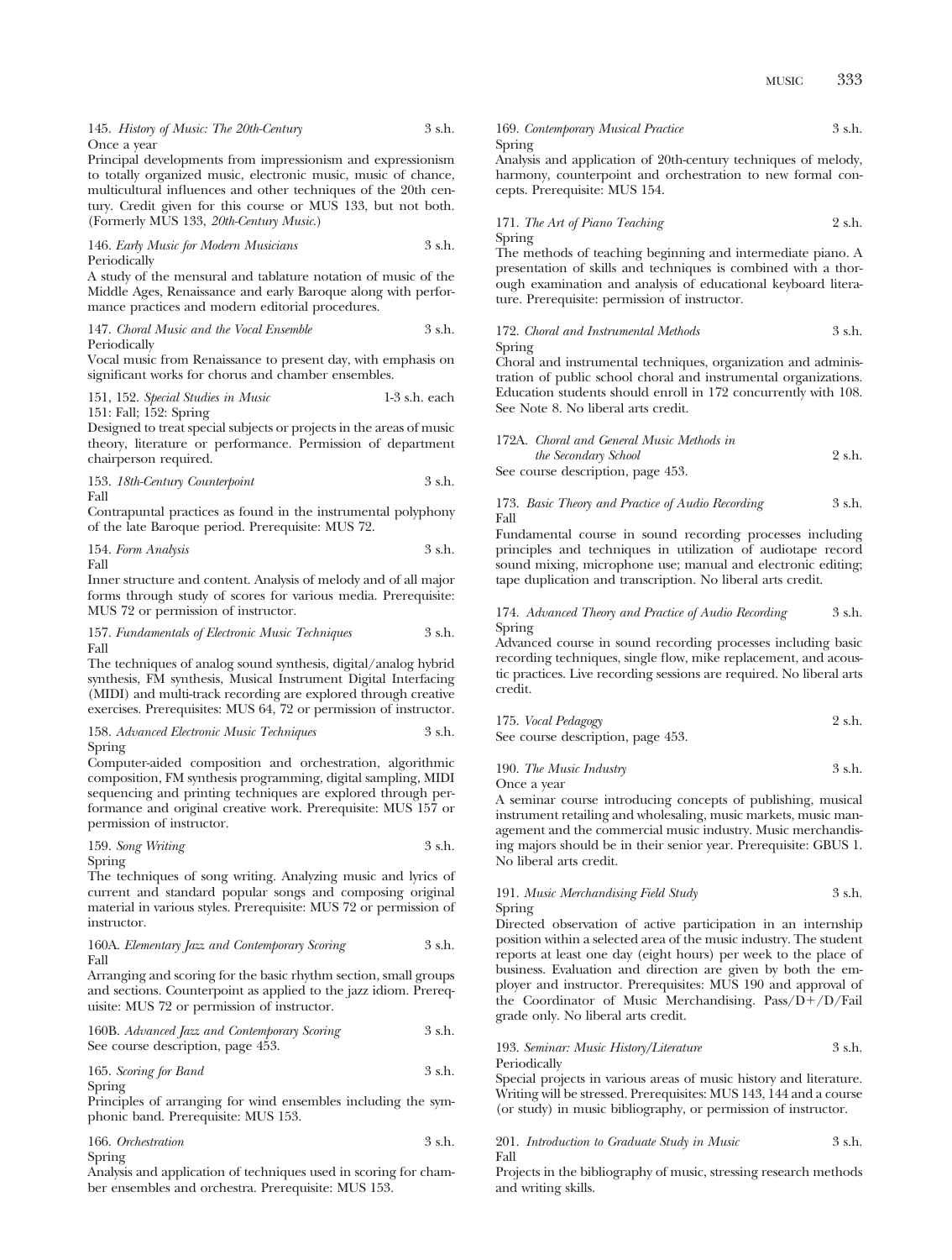145. *History of Music: The 20th-Century* 3 s.h.
Once a year
Principal developments from impressionism and expressionism to totally organized music, electronic music, music of chance, multicultural influences and other techniques of the 20th century. Credit given for this course or MUS 133, but not both. (Formerly MUS 133, *20th-Century Music*.)

146. *Early Music for Modern Musicians* 3 s.h.
Periodically
A study of the mensural and tablature notation of music of the Middle Ages, Renaissance and early Baroque along with performance practices and modern editorial procedures.

147. *Choral Music and the Vocal Ensemble* 3 s.h.
Periodically
Vocal music from Renaissance to present day, with emphasis on significant works for chorus and chamber ensembles.

151, 152. *Special Studies in Music* 1-3 s.h. each
151: Fall; 152: Spring
Designed to treat special subjects or projects in the areas of music theory, literature or performance. Permission of department chairperson required.

153. *18th-Century Counterpoint* 3 s.h.
Fall
Contrapuntal practices as found in the instrumental polyphony of the late Baroque period. Prerequisite: MUS 72.

154. *Form Analysis* 3 s.h.
Fall
Inner structure and content. Analysis of melody and of all major forms through study of scores for various media. Prerequisite: MUS 72 or permission of instructor.

157. *Fundamentals of Electronic Music Techniques* 3 s.h.
Fall
The techniques of analog sound synthesis, digital/analog hybrid synthesis, FM synthesis, Musical Instrument Digital Interfacing (MIDI) and multi-track recording are explored through creative exercises. Prerequisites: MUS 64, 72 or permission of instructor.

158. *Advanced Electronic Music Techniques* 3 s.h.
Spring
Computer-aided composition and orchestration, algorithmic composition, FM synthesis programming, digital sampling, MIDI sequencing and printing techniques are explored through performance and original creative work. Prerequisite: MUS 157 or permission of instructor.

159. *Song Writing* 3 s.h.
Spring
The techniques of song writing. Analyzing music and lyrics of current and standard popular songs and composing original material in various styles. Prerequisite: MUS 72 or permission of instructor.

160A. *Elementary Jazz and Contemporary Scoring* 3 s.h.
Fall
Arranging and scoring for the basic rhythm section, small groups and sections. Counterpoint as applied to the jazz idiom. Prerequisite: MUS 72 or permission of instructor.

160B. *Advanced Jazz and Contemporary Scoring* 3 s.h.
See course description, page 453.

165. *Scoring for Band* 3 s.h.
Spring
Principles of arranging for wind ensembles including the symphonic band. Prerequisite: MUS 153.

166. *Orchestration* 3 s.h.
Spring
Analysis and application of techniques used in scoring for chamber ensembles and orchestra. Prerequisite: MUS 153.

169. *Contemporary Musical Practice* 3 s.h.
Spring
Analysis and application of 20th-century techniques of melody, harmony, counterpoint and orchestration to new formal concepts. Prerequisite: MUS 154.

171. *The Art of Piano Teaching* 2 s.h.
Spring
The methods of teaching beginning and intermediate piano. A presentation of skills and techniques is combined with a thorough examination and analysis of educational keyboard literature. Prerequisite: permission of instructor.

172. *Choral and Instrumental Methods* 3 s.h.
Spring
Choral and instrumental techniques, organization and administration of public school choral and instrumental organizations. Education students should enroll in 172 concurrently with 108. See Note 8. No liberal arts credit.

172A. *Choral and General Music Methods in the Secondary School* 2 s.h.
See course description, page 453.

173. *Basic Theory and Practice of Audio Recording* 3 s.h.
Fall
Fundamental course in sound recording processes including principles and techniques in utilization of audiotape record sound mixing, microphone use; manual and electronic editing; tape duplication and transcription. No liberal arts credit.

174. *Advanced Theory and Practice of Audio Recording* 3 s.h.
Spring
Advanced course in sound recording processes including basic recording techniques, single flow, mike replacement, and acoustic practices. Live recording sessions are required. No liberal arts credit.

175. *Vocal Pedagogy* 2 s.h.
See course description, page 453.

190. *The Music Industry* 3 s.h.
Once a year
A seminar course introducing concepts of publishing, musical instrument retailing and wholesaling, music markets, music management and the commercial music industry. Music merchandising majors should be in their senior year. Prerequisite: GBUS 1. No liberal arts credit.

191. *Music Merchandising Field Study* 3 s.h.
Spring
Directed observation of active participation in an internship position within a selected area of the music industry. The student reports at least one day (eight hours) per week to the place of business. Evaluation and direction are given by both the employer and instructor. Prerequisites: MUS 190 and approval of the Coordinator of Music Merchandising. Pass/D+/D/Fail grade only. No liberal arts credit.

193. *Seminar: Music History/Literature* 3 s.h.
Periodically
Special projects in various areas of music history and literature. Writing will be stressed. Prerequisites: MUS 143, 144 and a course (or study) in music bibliography, or permission of instructor.

201. *Introduction to Graduate Study in Music* 3 s.h.
Fall
Projects in the bibliography of music, stressing research methods and writing skills.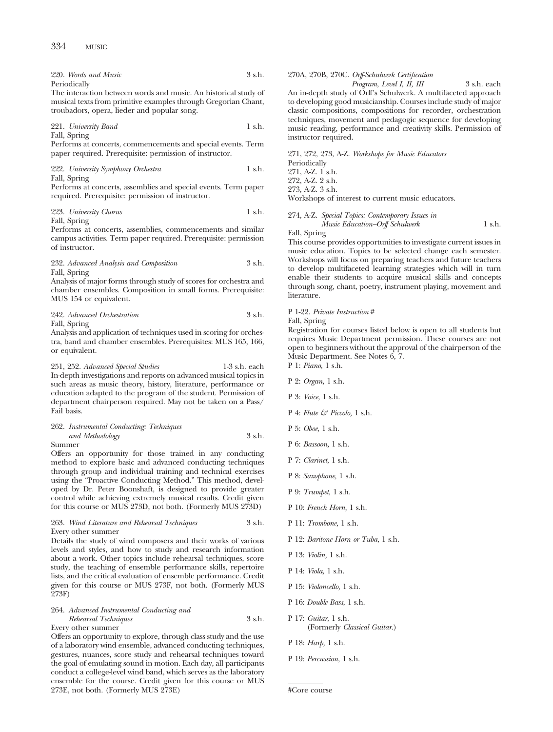220. *Words and Music* 3 s.h.
Periodically
The interaction between words and music. An historical study of musical texts from primitive examples through Gregorian Chant, troubadors, opera, lieder and popular song.

221. *University Band* 1 s.h.
Fall, Spring
Performs at concerts, commencements and special events. Term paper required. Prerequisite: permission of instructor.

222. *University Symphony Orchestra* 1 s.h.
Fall, Spring
Performs at concerts, assemblies and special events. Term paper required. Prerequisite: permission of instructor.

223. *University Chorus* 1 s.h.
Fall, Spring
Performs at concerts, assemblies, commencements and similar campus activities. Term paper required. Prerequisite: permission of instructor.

232. *Advanced Analysis and Composition* 3 s.h.
Fall, Spring
Analysis of major forms through study of scores for orchestra and chamber ensembles. Composition in small forms. Prerequisite: MUS 154 or equivalent.

242. *Advanced Orchestration* 3 s.h.
Fall, Spring
Analysis and application of techniques used in scoring for orchestra, band and chamber ensembles. Prerequisites: MUS 165, 166, or equivalent.

251, 252. *Advanced Special Studies* 1-3 s.h. each
In-depth investigations and reports on advanced musical topics in such areas as music theory, history, literature, performance or education adapted to the program of the student. Permission of department chairperson required. May not be taken on a Pass/Fail basis.

262. *Instrumental Conducting: Techniques and Methodology* 3 s.h.
Summer
Offers an opportunity for those trained in any conducting method to explore basic and advanced conducting techniques through group and individual training and technical exercises using the "Proactive Conducting Method." This method, developed by Dr. Peter Boonshaft, is designed to provide greater control while achieving extremely musical results. Credit given for this course or MUS 273D, not both. (Formerly MUS 273D)

263. *Wind Literature and Rehearsal Techniques* 3 s.h.
Every other summer
Details the study of wind composers and their works of various levels and styles, and how to study and research information about a work. Other topics include rehearsal techniques, score study, the teaching of ensemble performance skills, repertoire lists, and the critical evaluation of ensemble performance. Credit given for this course or MUS 273F, not both. (Formerly MUS 273F)

264. *Advanced Instrumental Conducting and Rehearsal Techniques* 3 s.h.
Every other summer
Offers an opportunity to explore, through class study and the use of a laboratory wind ensemble, advanced conducting techniques, gestures, nuances, score study and rehearsal techniques toward the goal of emulating sound in motion. Each day, all participants conduct a college-level wind band, which serves as the laboratory ensemble for the course. Credit given for this course or MUS 273E, not both. (Formerly MUS 273E)

270A, 270B, 270C. *Orff-Schulwerk Certification Program, Level I, II, III* 3 s.h. each
An in-depth study of Orff's Schulwerk. A multifaceted approach to developing good musicianship. Courses include study of major classic compositions, compositions for recorder, orchestration techniques, movement and pedagogic sequence for developing music reading, performance and creativity skills. Permission of instructor required.

271, 272, 273, A-Z. *Workshops for Music Educators*
Periodically
271, A-Z. 1 s.h.
272, A-Z. 2 s.h.
273, A-Z. 3 s.h.
Workshops of interest to current music educators.

274, A-Z. *Special Topics: Contemporary Issues in Music Education–Orff Schulwerk* 1 s.h.
Fall, Spring
This course provides opportunities to investigate current issues in music education. Topics to be selected change each semester. Workshops will focus on preparing teachers and future teachers to develop multifaceted learning strategies which will in turn enable their students to acquire musical skills and concepts through song, chant, poetry, instrument playing, movement and literature.

P 1-22. *Private Instruction* #
Fall, Spring
Registration for courses listed below is open to all students but requires Music Department permission. These courses are not open to beginners without the approval of the chairperson of the Music Department. See Notes 6, 7.

P 1: *Piano,* 1 s.h.

P 2: *Organ,* 1 s.h.

P 3: *Voice,* 1 s.h.

P 4: *Flute & Piccolo,* 1 s.h.

P 5: *Oboe,* 1 s.h.

P 6: *Bassoon,* 1 s.h.

P 7: *Clarinet,* 1 s.h.

P 8: *Saxophone,* 1 s.h.

P 9: *Trumpet,* 1 s.h.

P 10: *French Horn,* 1 s.h.

P 11: *Trombone,* 1 s.h.

P 12: *Baritone Horn or Tuba,* 1 s.h.

P 13: *Violin,* 1 s.h.

P 14: *Viola,* 1 s.h.

P 15: *Violoncello,* 1 s.h.

P 16: *Double Bass,* 1 s.h.

P 17: *Guitar,* 1 s.h.
(Formerly *Classical Guitar.*)

P 18: *Harp,* 1 s.h.

P 19: *Percussion,* 1 s.h.

---

#Core course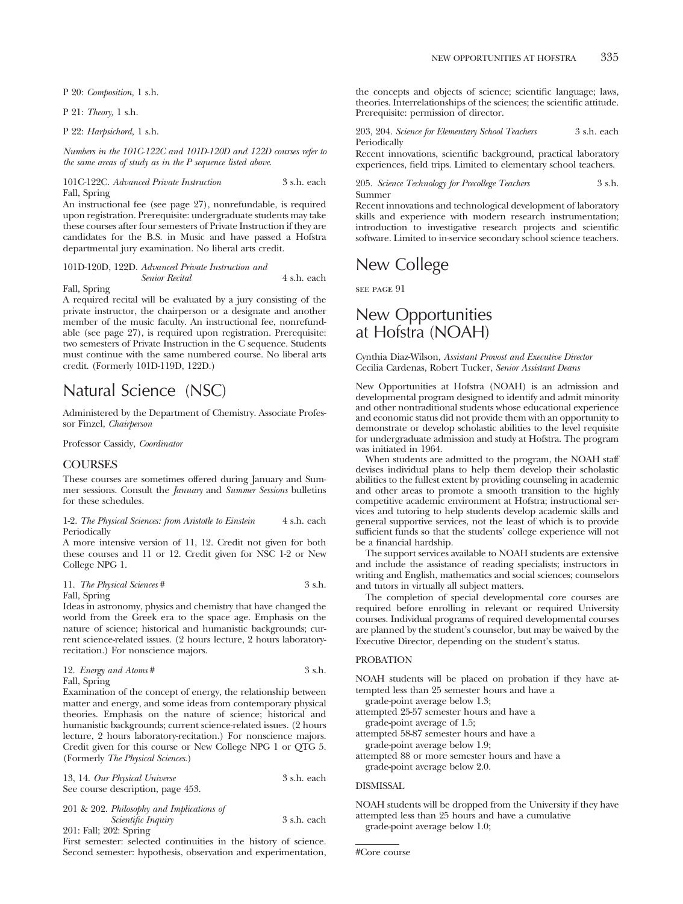P 20: *Composition,* 1 s.h.

P 21: *Theory,* 1 s.h.

P 22: *Harpsichord,* 1 s.h.

*Numbers in the 101C-122C and 101D-120D and 122D courses refer to the same areas of study as in the P sequence listed above.*

101C-122C. *Advanced Private Instruction* 3 s.h. each
Fall, Spring
An instructional fee (see page 27), nonrefundable, is required upon registration. Prerequisite: undergraduate students may take these courses after four semesters of Private Instruction if they are candidates for the B.S. in Music and have passed a Hofstra departmental jury examination. No liberal arts credit.

101D-120D, 122D. *Advanced Private Instruction and Senior Recital* 4 s.h. each
Fall, Spring
A required recital will be evaluated by a jury consisting of the private instructor, the chairperson or a designate and another member of the music faculty. An instructional fee, nonrefundable (see page 27), is required upon registration. Prerequisite: two semesters of Private Instruction in the C sequence. Students must continue with the same numbered course. No liberal arts credit. (Formerly 101D-119D, 122D.)

# Natural Science (NSC)

Administered by the Department of Chemistry. Associate Professor Finzel, *Chairperson*

Professor Cassidy, *Coordinator*

## COURSES

These courses are sometimes offered during January and Summer sessions. Consult the *January* and *Summer Sessions* bulletins for these schedules.

1-2. *The Physical Sciences: from Aristotle to Einstein* 4 s.h. each
Periodically
A more intensive version of 11, 12. Credit not given for both these courses and 11 or 12. Credit given for NSC 1-2 or New College NPG 1.

11. *The Physical Sciences* # 3 s.h.
Fall, Spring
Ideas in astronomy, physics and chemistry that have changed the world from the Greek era to the space age. Emphasis on the nature of science; historical and humanistic backgrounds; current science-related issues. (2 hours lecture, 2 hours laboratory-recitation.) For nonscience majors.

12. *Energy and Atoms* # 3 s.h.
Fall, Spring
Examination of the concept of energy, the relationship between matter and energy, and some ideas from contemporary physical theories. Emphasis on the nature of science; historical and humanistic backgrounds; current science-related issues. (2 hours lecture, 2 hours laboratory-recitation.) For nonscience majors. Credit given for this course or New College NPG 1 or QTG 5. (Formerly *The Physical Sciences.*)

13, 14. *Our Physical Universe* 3 s.h. each
See course description, page 453.

201 & 202. *Philosophy and Implications of Scientific Inquiry* 3 s.h. each
201: Fall; 202: Spring
First semester: selected continuities in the history of science. Second semester: hypothesis, observation and experimentation, the concepts and objects of science; scientific language; laws, theories. Interrelationships of the sciences; the scientific attitude. Prerequisite: permission of director.

203, 204. *Science for Elementary School Teachers* 3 s.h. each
Periodically
Recent innovations, scientific background, practical laboratory experiences, field trips. Limited to elementary school teachers.

205. *Science Technology for Precollege Teachers* 3 s.h.
Summer
Recent innovations and technological development of laboratory skills and experience with modern research instrumentation; introduction to investigative research projects and scientific software. Limited to in-service secondary school science teachers.

# New College

SEE PAGE 91

# New Opportunities at Hofstra (NOAH)

Cynthia Diaz-Wilson, *Assistant Provost and Executive Director*
Cecilia Cardenas, Robert Tucker, *Senior Assistant Deans*

New Opportunities at Hofstra (NOAH) is an admission and developmental program designed to identify and admit minority and other nontraditional students whose educational experience and economic status did not provide them with an opportunity to demonstrate or develop scholastic abilities to the level requisite for undergraduate admission and study at Hofstra. The program was initiated in 1964.

When students are admitted to the program, the NOAH staff devises individual plans to help them develop their scholastic abilities to the fullest extent by providing counseling in academic and other areas to promote a smooth transition to the highly competitive academic environment at Hofstra; instructional services and tutoring to help students develop academic skills and general supportive services, not the least of which is to provide sufficient funds so that the students' college experience will not be a financial hardship.

The support services available to NOAH students are extensive and include the assistance of reading specialists; instructors in writing and English, mathematics and social sciences; counselors and tutors in virtually all subject matters.

The completion of special developmental core courses are required before enrolling in relevant or required University courses. Individual programs of required developmental courses are planned by the student's counselor, but may be waived by the Executive Director, depending on the student's status.

### PROBATION

NOAH students will be placed on probation if they have attempted less than 25 semester hours and have a
grade-point average below 1.3;
attempted 25-57 semester hours and have a
grade-point average of 1.5;
attempted 58-87 semester hours and have a
grade-point average below 1.9;
attempted 88 or more semester hours and have a
grade-point average below 2.0.

### DISMISSAL

NOAH students will be dropped from the University if they have attempted less than 25 hours and have a cumulative
grade-point average below 1.0;

#Core course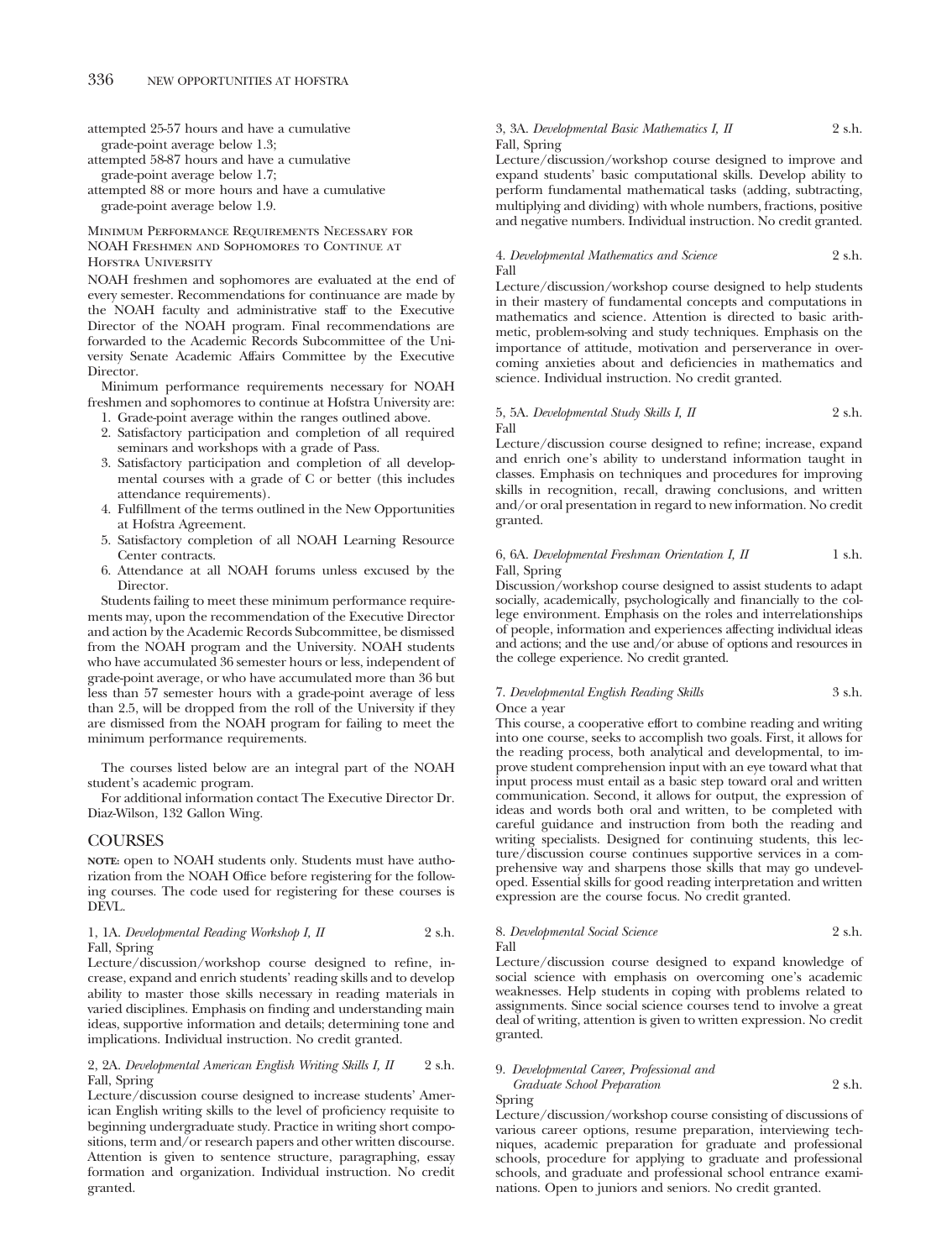attempted 25-57 hours and have a cumulative grade-point average below 1.3;
attempted 58-87 hours and have a cumulative grade-point average below 1.7;
attempted 88 or more hours and have a cumulative grade-point average below 1.9.

### Minimum Performance Requirements Necessary for NOAH Freshmen and Sophomores to Continue at Hofstra University

NOAH freshmen and sophomores are evaluated at the end of every semester. Recommendations for continuance are made by the NOAH faculty and administrative staff to the Executive Director of the NOAH program. Final recommendations are forwarded to the Academic Records Subcommittee of the University Senate Academic Affairs Committee by the Executive Director.

Minimum performance requirements necessary for NOAH freshmen and sophomores to continue at Hofstra University are:

1. Grade-point average within the ranges outlined above.
2. Satisfactory participation and completion of all required seminars and workshops with a grade of Pass.
3. Satisfactory participation and completion of all developmental courses with a grade of C or better (this includes attendance requirements).
4. Fulfillment of the terms outlined in the New Opportunities at Hofstra Agreement.
5. Satisfactory completion of all NOAH Learning Resource Center contracts.
6. Attendance at all NOAH forums unless excused by the Director.

Students failing to meet these minimum performance requirements may, upon the recommendation of the Executive Director and action by the Academic Records Subcommittee, be dismissed from the NOAH program and the University. NOAH students who have accumulated 36 semester hours or less, independent of grade-point average, or who have accumulated more than 36 but less than 57 semester hours with a grade-point average of less than 2.5, will be dropped from the roll of the University if they are dismissed from the NOAH program for failing to meet the minimum performance requirements.

The courses listed below are an integral part of the NOAH student's academic program.

For additional information contact The Executive Director Dr. Diaz-Wilson, 132 Gallon Wing.

## COURSES

**NOTE:** open to NOAH students only. Students must have authorization from the NOAH Office before registering for the following courses. The code used for registering for these courses is DEVL.

1, 1A. *Developmental Reading Workshop I, II* 2 s.h.
Fall, Spring
Lecture/discussion/workshop course designed to refine, increase, expand and enrich students' reading skills and to develop ability to master those skills necessary in reading materials in varied disciplines. Emphasis on finding and understanding main ideas, supportive information and details; determining tone and implications. Individual instruction. No credit granted.

2, 2A. *Developmental American English Writing Skills I, II* 2 s.h.
Fall, Spring
Lecture/discussion course designed to increase students' American English writing skills to the level of proficiency requisite to beginning undergraduate study. Practice in writing short compositions, term and/or research papers and other written discourse. Attention is given to sentence structure, paragraphing, essay formation and organization. Individual instruction. No credit granted.

3, 3A. *Developmental Basic Mathematics I, II* 2 s.h.
Fall, Spring
Lecture/discussion/workshop course designed to improve and expand students' basic computational skills. Develop ability to perform fundamental mathematical tasks (adding, subtracting, multiplying and dividing) with whole numbers, fractions, positive and negative numbers. Individual instruction. No credit granted.

4. *Developmental Mathematics and Science* 2 s.h.
Fall
Lecture/discussion/workshop course designed to help students in their mastery of fundamental concepts and computations in mathematics and science. Attention is directed to basic arithmetic, problem-solving and study techniques. Emphasis on the importance of attitude, motivation and perserverance in overcoming anxieties about and deficiencies in mathematics and science. Individual instruction. No credit granted.

5, 5A. *Developmental Study Skills I, II* 2 s.h.
Fall
Lecture/discussion course designed to refine; increase, expand and enrich one's ability to understand information taught in classes. Emphasis on techniques and procedures for improving skills in recognition, recall, drawing conclusions, and written and/or oral presentation in regard to new information. No credit granted.

6, 6A. *Developmental Freshman Orientation I, II* 1 s.h.
Fall, Spring
Discussion/workshop course designed to assist students to adapt socially, academically, psychologically and financially to the college environment. Emphasis on the roles and interrelationships of people, information and experiences affecting individual ideas and actions; and the use and/or abuse of options and resources in the college experience. No credit granted.

7. *Developmental English Reading Skills* 3 s.h.
Once a year
This course, a cooperative effort to combine reading and writing into one course, seeks to accomplish two goals. First, it allows for the reading process, both analytical and developmental, to improve student comprehension input with an eye toward what that input process must entail as a basic step toward oral and written communication. Second, it allows for output, the expression of ideas and words both oral and written, to be completed with careful guidance and instruction from both the reading and writing specialists. Designed for continuing students, this lecture/discussion course continues supportive services in a comprehensive way and sharpens those skills that may go undeveloped. Essential skills for good reading interpretation and written expression are the course focus. No credit granted.

8. *Developmental Social Science* 2 s.h.
Fall
Lecture/discussion course designed to expand knowledge of social science with emphasis on overcoming one's academic weaknesses. Help students in coping with problems related to assignments. Since social science courses tend to involve a great deal of writing, attention is given to written expression. No credit granted.

9. *Developmental Career, Professional and Graduate School Preparation* 2 s.h.
Spring
Lecture/discussion/workshop course consisting of discussions of various career options, resume preparation, interviewing techniques, academic preparation for graduate and professional schools, procedure for applying to graduate and professional schools, and graduate and professional school entrance examinations. Open to juniors and seniors. No credit granted.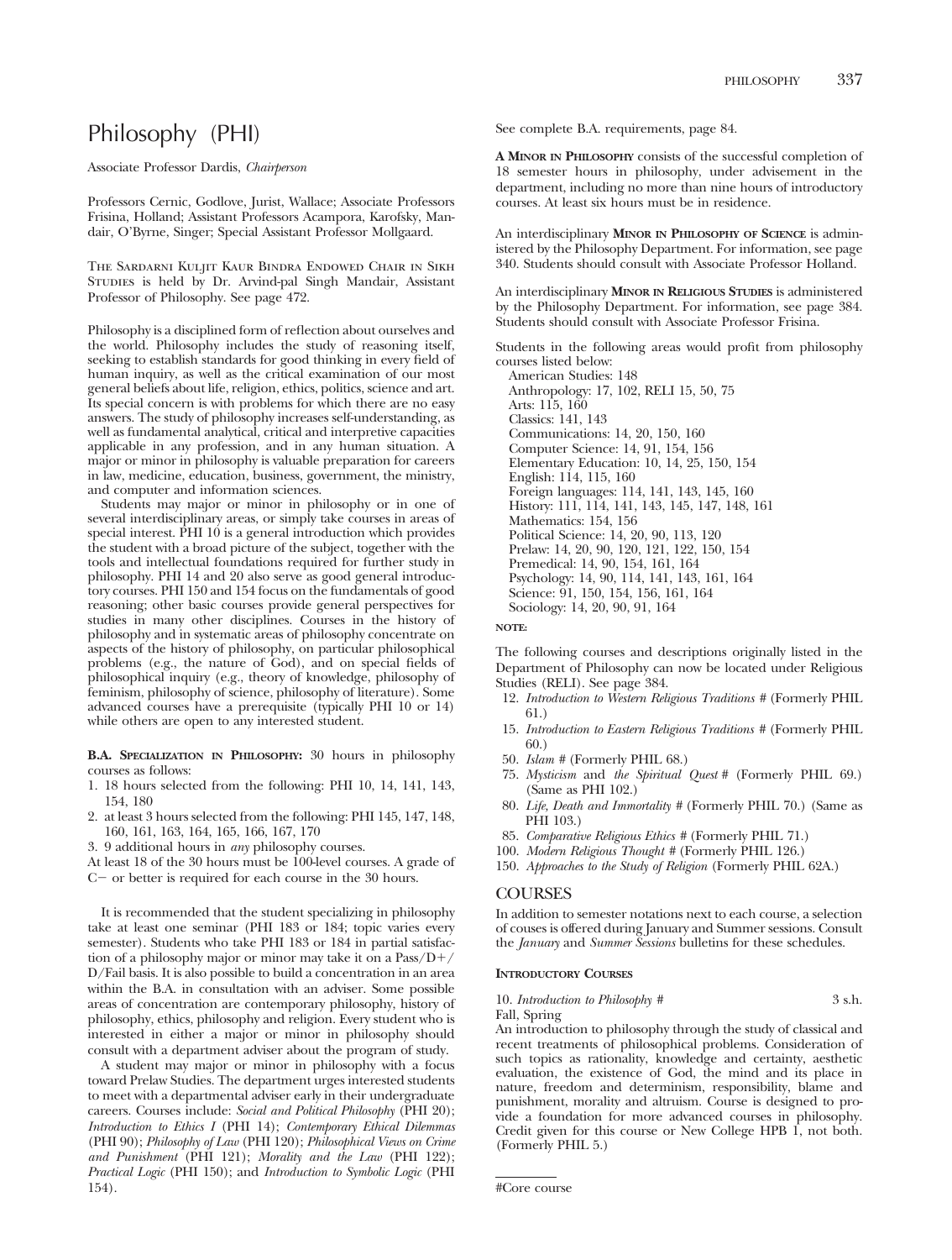# Philosophy (PHI)

Associate Professor Dardis, *Chairperson*

Professors Cernic, Godlove, Jurist, Wallace; Associate Professors Frisina, Holland; Assistant Professors Acampora, Karofsky, Mandair, O'Byrne, Singer; Special Assistant Professor Mollgaard.

The Sardarni Kuljit Kaur Bindra Endowed Chair in Sikh Studies is held by Dr. Arvind-pal Singh Mandair, Assistant Professor of Philosophy. See page 472.

Philosophy is a disciplined form of reflection about ourselves and the world. Philosophy includes the study of reasoning itself, seeking to establish standards for good thinking in every field of human inquiry, as well as the critical examination of our most general beliefs about life, religion, ethics, politics, science and art. Its special concern is with problems for which there are no easy answers. The study of philosophy increases self-understanding, as well as fundamental analytical, critical and interpretive capacities applicable in any profession, and in any human situation. A major or minor in philosophy is valuable preparation for careers in law, medicine, education, business, government, the ministry, and computer and information sciences.

Students may major or minor in philosophy or in one of several interdisciplinary areas, or simply take courses in areas of special interest. PHI 10 is a general introduction which provides the student with a broad picture of the subject, together with the tools and intellectual foundations required for further study in philosophy. PHI 14 and 20 also serve as good general introductory courses. PHI 150 and 154 focus on the fundamentals of good reasoning; other basic courses provide general perspectives for studies in many other disciplines. Courses in the history of philosophy and in systematic areas of philosophy concentrate on aspects of the history of philosophy, on particular philosophical problems (e.g., the nature of God), and on special fields of philosophical inquiry (e.g., theory of knowledge, philosophy of feminism, philosophy of science, philosophy of literature). Some advanced courses have a prerequisite (typically PHI 10 or 14) while others are open to any interested student.

**B.A. Specialization in Philosophy:** 30 hours in philosophy courses as follows:

1. 18 hours selected from the following: PHI 10, 14, 141, 143, 154, 180
2. at least 3 hours selected from the following: PHI 145, 147, 148, 160, 161, 163, 164, 165, 166, 167, 170
3. 9 additional hours in *any* philosophy courses.

At least 18 of the 30 hours must be 100-level courses. A grade of C− or better is required for each course in the 30 hours.

It is recommended that the student specializing in philosophy take at least one seminar (PHI 183 or 184; topic varies every semester). Students who take PHI 183 or 184 in partial satisfaction of a philosophy major or minor may take it on a Pass/D+/D/Fail basis. It is also possible to build a concentration in an area within the B.A. in consultation with an adviser. Some possible areas of concentration are contemporary philosophy, history of philosophy, ethics, philosophy and religion. Every student who is interested in either a major or minor in philosophy should consult with a department adviser about the program of study.

A student may major or minor in philosophy with a focus toward Prelaw Studies. The department urges interested students to meet with a departmental adviser early in their undergraduate careers. Courses include: *Social and Political Philosophy* (PHI 20); *Introduction to Ethics I* (PHI 14); *Contemporary Ethical Dilemmas* (PHI 90); *Philosophy of Law* (PHI 120); *Philosophical Views on Crime and Punishment* (PHI 121); *Morality and the Law* (PHI 122); *Practical Logic* (PHI 150); and *Introduction to Symbolic Logic* (PHI 154).

See complete B.A. requirements, page 84.

**A Minor in Philosophy** consists of the successful completion of 18 semester hours in philosophy, under advisement in the department, including no more than nine hours of introductory courses. At least six hours must be in residence.

An interdisciplinary **Minor in Philosophy of Science** is administered by the Philosophy Department. For information, see page 340. Students should consult with Associate Professor Holland.

An interdisciplinary **Minor in Religious Studies** is administered by the Philosophy Department. For information, see page 384. Students should consult with Associate Professor Frisina.

Students in the following areas would profit from philosophy courses listed below:

American Studies: 148
Anthropology: 17, 102, RELI 15, 50, 75
Arts: 115, 160
Classics: 141, 143
Communications: 14, 20, 150, 160
Computer Science: 14, 91, 154, 156
Elementary Education: 10, 14, 25, 150, 154
English: 114, 115, 160
Foreign languages: 114, 141, 143, 145, 160
History: 111, 114, 141, 143, 145, 147, 148, 161
Mathematics: 154, 156
Political Science: 14, 20, 90, 113, 120
Prelaw: 14, 20, 90, 120, 121, 122, 150, 154
Premedical: 14, 90, 154, 161, 164
Psychology: 14, 90, 114, 141, 143, 161, 164
Science: 91, 150, 154, 156, 161, 164
Sociology: 14, 20, 90, 91, 164

**note:**

The following courses and descriptions originally listed in the Department of Philosophy can now be located under Religious Studies (RELI). See page 384.

12. *Introduction to Western Religious Traditions* # (Formerly PHIL 61.)
15. *Introduction to Eastern Religious Traditions* # (Formerly PHIL 60.)
50. *Islam* # (Formerly PHIL 68.)
75. *Mysticism* and *the Spiritual Quest* # (Formerly PHIL 69.) (Same as PHI 102.)
80. *Life, Death and Immortality* # (Formerly PHIL 70.) (Same as PHI 103.)
85. *Comparative Religious Ethics* # (Formerly PHIL 71.)
100. *Modern Religious Thought* # (Formerly PHIL 126.)
150. *Approaches to the Study of Religion* (Formerly PHIL 62A.)

## COURSES

In addition to semester notations next to each course, a selection of couses is offered during January and Summer sessions. Consult the *January* and *Summer Sessions* bulletins for these schedules.

### Introductory Courses

10. *Introduction to Philosophy* # — 3 s.h.
Fall, Spring
An introduction to philosophy through the study of classical and recent treatments of philosophical problems. Consideration of such topics as rationality, knowledge and certainty, aesthetic evaluation, the existence of God, the mind and its place in nature, freedom and determinism, responsibility, blame and punishment, morality and altruism. Course is designed to provide a foundation for more advanced courses in philosophy. Credit given for this course or New College HPB 1, not both. (Formerly PHIL 5.)

#Core course